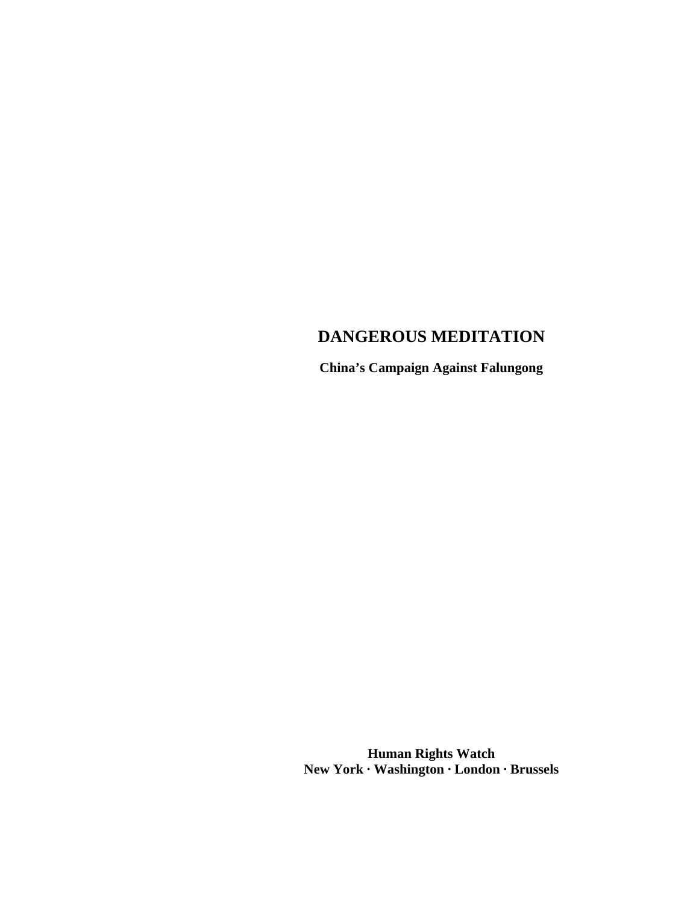# DANGEROUS MEDITATION

**China's Campaign Against Falungong**

**Human Rights Watch**
**New York · Washington · London · Brussels**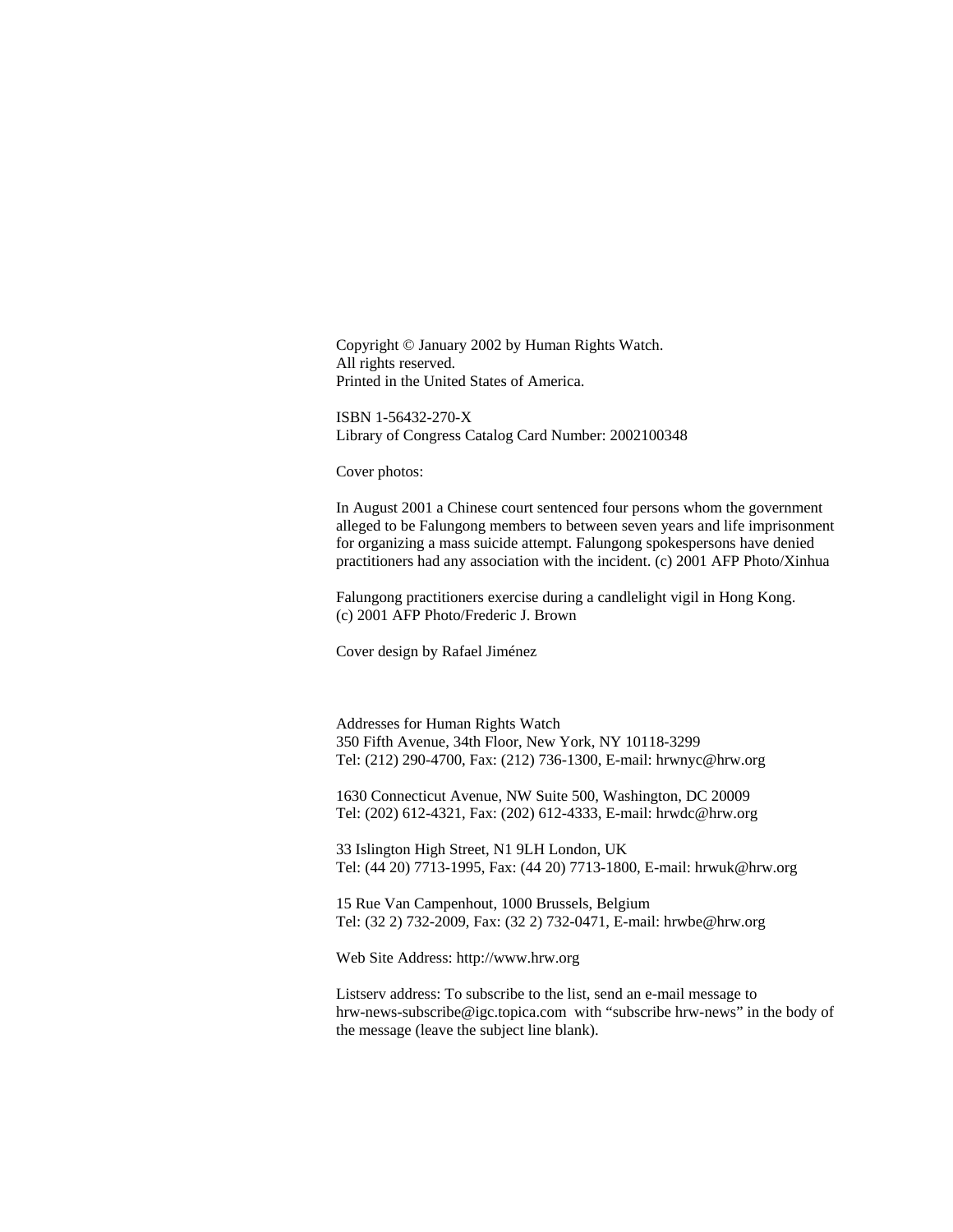Copyright © January 2002 by Human Rights Watch.
All rights reserved.
Printed in the United States of America.

ISBN 1-56432-270-X
Library of Congress Catalog Card Number: 2002100348

Cover photos:

In August 2001 a Chinese court sentenced four persons whom the government alleged to be Falungong members to between seven years and life imprisonment for organizing a mass suicide attempt. Falungong spokespersons have denied practitioners had any association with the incident. (c) 2001 AFP Photo/Xinhua

Falungong practitioners exercise during a candlelight vigil in Hong Kong.
(c) 2001 AFP Photo/Frederic J. Brown

Cover design by Rafael Jiménez

Addresses for Human Rights Watch
350 Fifth Avenue, 34th Floor, New York, NY 10118-3299
Tel: (212) 290-4700, Fax: (212) 736-1300, E-mail: hrwnyc@hrw.org

1630 Connecticut Avenue, NW Suite 500, Washington, DC 20009
Tel: (202) 612-4321, Fax: (202) 612-4333, E-mail: hrwdc@hrw.org

33 Islington High Street, N1 9LH London, UK
Tel: (44 20) 7713-1995, Fax: (44 20) 7713-1800, E-mail: hrwuk@hrw.org

15 Rue Van Campenhout, 1000 Brussels, Belgium
Tel: (32 2) 732-2009, Fax: (32 2) 732-0471, E-mail: hrwbe@hrw.org

Web Site Address: http://www.hrw.org

Listserv address: To subscribe to the list, send an e-mail message to hrw-news-subscribe@igc.topica.com with "subscribe hrw-news" in the body of the message (leave the subject line blank).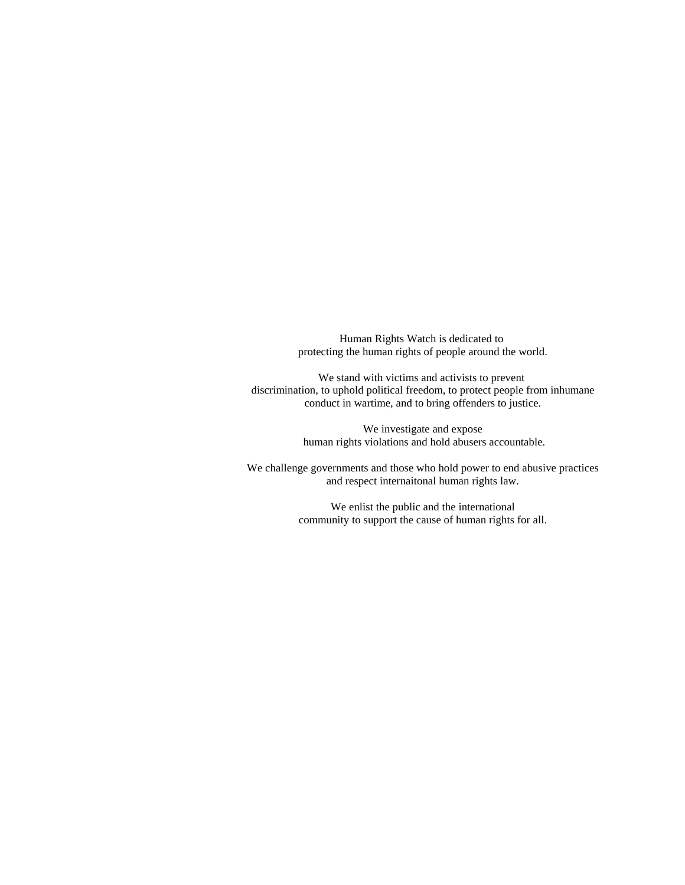Human Rights Watch is dedicated to protecting the human rights of people around the world.

We stand with victims and activists to prevent discrimination, to uphold political freedom, to protect people from inhumane conduct in wartime, and to bring offenders to justice.

We investigate and expose human rights violations and hold abusers accountable.

We challenge governments and those who hold power to end abusive practices and respect internaitonal human rights law.

We enlist the public and the international community to support the cause of human rights for all.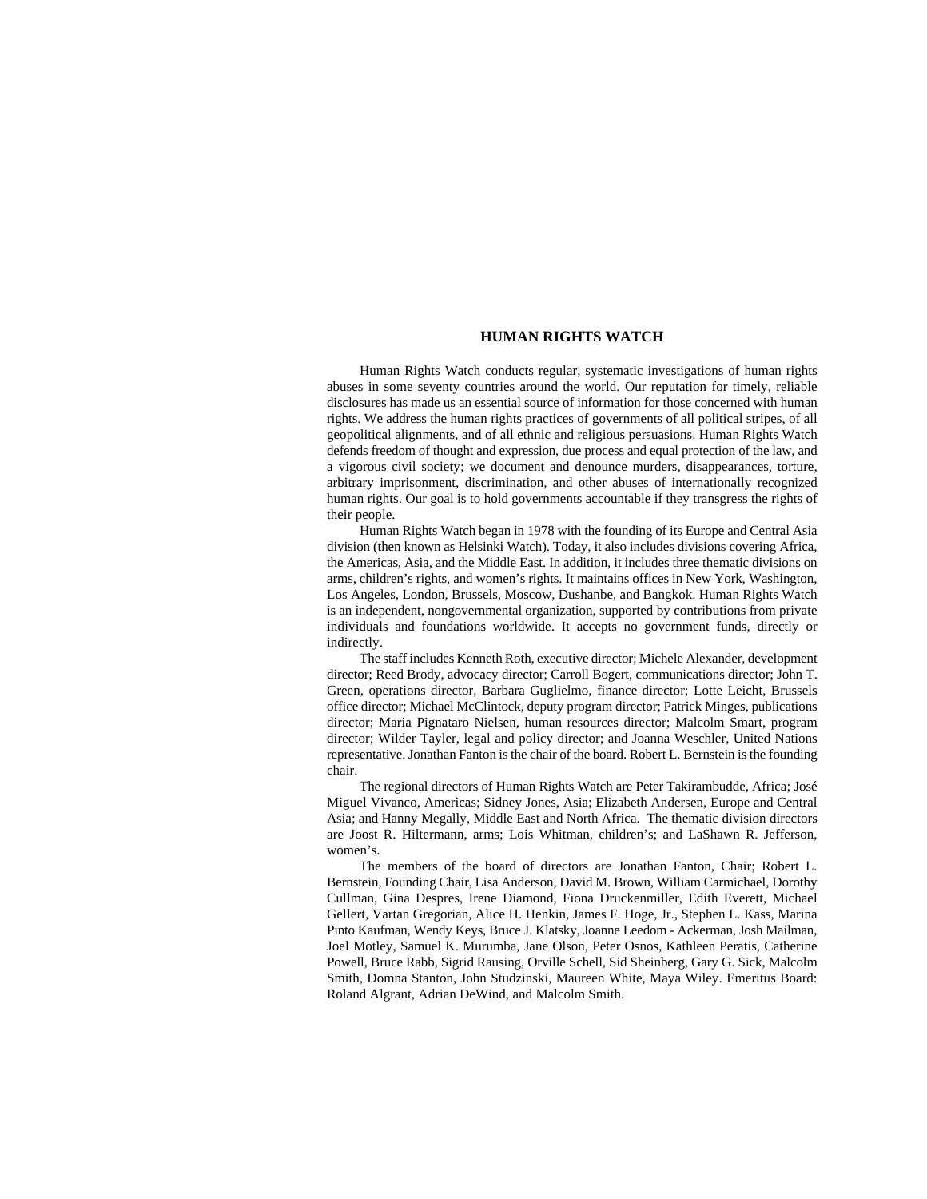# HUMAN RIGHTS WATCH

Human Rights Watch conducts regular, systematic investigations of human rights abuses in some seventy countries around the world. Our reputation for timely, reliable disclosures has made us an essential source of information for those concerned with human rights. We address the human rights practices of governments of all political stripes, of all geopolitical alignments, and of all ethnic and religious persuasions. Human Rights Watch defends freedom of thought and expression, due process and equal protection of the law, and a vigorous civil society; we document and denounce murders, disappearances, torture, arbitrary imprisonment, discrimination, and other abuses of internationally recognized human rights. Our goal is to hold governments accountable if they transgress the rights of their people.

Human Rights Watch began in 1978 with the founding of its Europe and Central Asia division (then known as Helsinki Watch). Today, it also includes divisions covering Africa, the Americas, Asia, and the Middle East. In addition, it includes three thematic divisions on arms, children's rights, and women's rights. It maintains offices in New York, Washington, Los Angeles, London, Brussels, Moscow, Dushanbe, and Bangkok. Human Rights Watch is an independent, nongovernmental organization, supported by contributions from private individuals and foundations worldwide. It accepts no government funds, directly or indirectly.

The staff includes Kenneth Roth, executive director; Michele Alexander, development director; Reed Brody, advocacy director; Carroll Bogert, communications director; John T. Green, operations director, Barbara Guglielmo, finance director; Lotte Leicht, Brussels office director; Michael McClintock, deputy program director; Patrick Minges, publications director; Maria Pignataro Nielsen, human resources director; Malcolm Smart, program director; Wilder Tayler, legal and policy director; and Joanna Weschler, United Nations representative. Jonathan Fanton is the chair of the board. Robert L. Bernstein is the founding chair.

The regional directors of Human Rights Watch are Peter Takirambudde, Africa; José Miguel Vivanco, Americas; Sidney Jones, Asia; Elizabeth Andersen, Europe and Central Asia; and Hanny Megally, Middle East and North Africa. The thematic division directors are Joost R. Hiltermann, arms; Lois Whitman, children's; and LaShawn R. Jefferson, women's.

The members of the board of directors are Jonathan Fanton, Chair; Robert L. Bernstein, Founding Chair, Lisa Anderson, David M. Brown, William Carmichael, Dorothy Cullman, Gina Despres, Irene Diamond, Fiona Druckenmiller, Edith Everett, Michael Gellert, Vartan Gregorian, Alice H. Henkin, James F. Hoge, Jr., Stephen L. Kass, Marina Pinto Kaufman, Wendy Keys, Bruce J. Klatsky, Joanne Leedom - Ackerman, Josh Mailman, Joel Motley, Samuel K. Murumba, Jane Olson, Peter Osnos, Kathleen Peratis, Catherine Powell, Bruce Rabb, Sigrid Rausing, Orville Schell, Sid Sheinberg, Gary G. Sick, Malcolm Smith, Domna Stanton, John Studzinski, Maureen White, Maya Wiley. Emeritus Board: Roland Algrant, Adrian DeWind, and Malcolm Smith.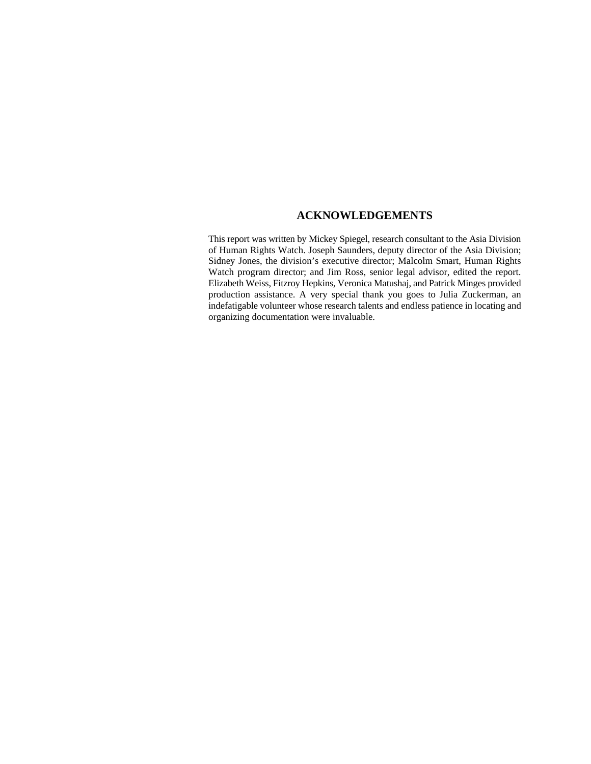## ACKNOWLEDGEMENTS

This report was written by Mickey Spiegel, research consultant to the Asia Division of Human Rights Watch. Joseph Saunders, deputy director of the Asia Division; Sidney Jones, the division's executive director; Malcolm Smart, Human Rights Watch program director; and Jim Ross, senior legal advisor, edited the report. Elizabeth Weiss, Fitzroy Hepkins, Veronica Matushaj, and Patrick Minges provided production assistance. A very special thank you goes to Julia Zuckerman, an indefatigable volunteer whose research talents and endless patience in locating and organizing documentation were invaluable.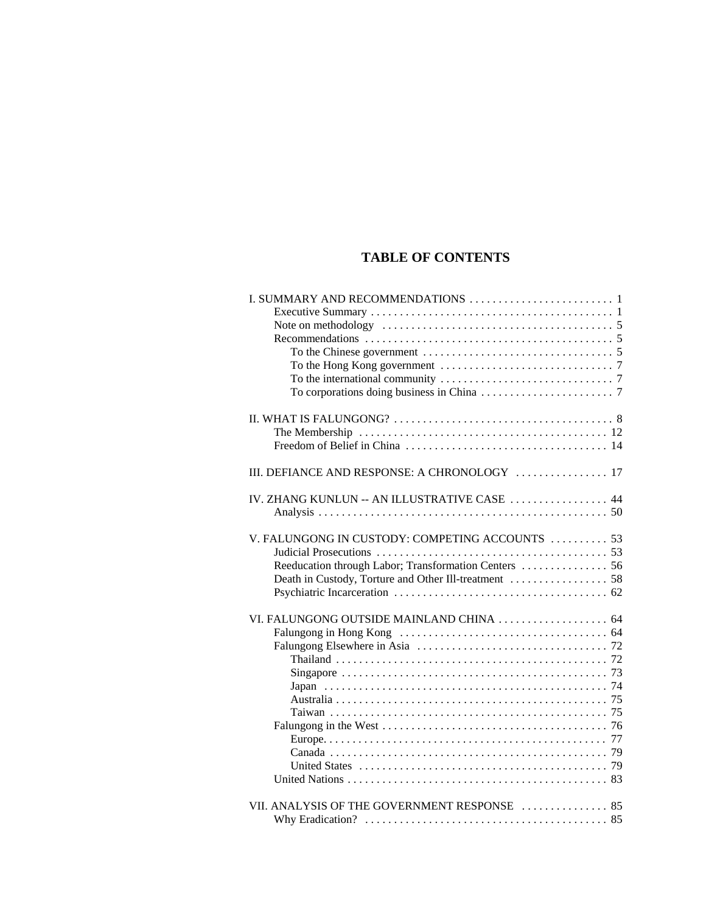# TABLE OF CONTENTS

I. SUMMARY AND RECOMMENDATIONS . . . . . . . . . . . . . . . . . . . . . . . . . 1
- Executive Summary . . . . . . . . . . . . . . . . . . . . . . . . . . . . . . . . . . . . . . . . . 1
- Note on methodology . . . . . . . . . . . . . . . . . . . . . . . . . . . . . . . . . . . . . . . 5
- Recommendations . . . . . . . . . . . . . . . . . . . . . . . . . . . . . . . . . . . . . . . . . 5
  - To the Chinese government . . . . . . . . . . . . . . . . . . . . . . . . . . . . . . . . . 5
  - To the Hong Kong government . . . . . . . . . . . . . . . . . . . . . . . . . . . . . . 7
  - To the international community . . . . . . . . . . . . . . . . . . . . . . . . . . . . . . 7
  - To corporations doing business in China . . . . . . . . . . . . . . . . . . . . . . . 7

II. WHAT IS FALUNGONG? . . . . . . . . . . . . . . . . . . . . . . . . . . . . . . . . . . . . . . 8
- The Membership . . . . . . . . . . . . . . . . . . . . . . . . . . . . . . . . . . . . . . . . . . 12
- Freedom of Belief in China . . . . . . . . . . . . . . . . . . . . . . . . . . . . . . . . . . . 14

III. DEFIANCE AND RESPONSE: A CHRONOLOGY . . . . . . . . . . . . . . . . 17

IV. ZHANG KUNLUN -- AN ILLUSTRATIVE CASE . . . . . . . . . . . . . . . . . 44
- Analysis . . . . . . . . . . . . . . . . . . . . . . . . . . . . . . . . . . . . . . . . . . . . . . . . . . 50

V. FALUNGONG IN CUSTODY: COMPETING ACCOUNTS . . . . . . . . . . 53
- Judicial Prosecutions . . . . . . . . . . . . . . . . . . . . . . . . . . . . . . . . . . . . . . . 53
- Reeducation through Labor; Transformation Centers . . . . . . . . . . . . . . . 56
- Death in Custody, Torture and Other Ill-treatment . . . . . . . . . . . . . . . . . 58
- Psychiatric Incarceration . . . . . . . . . . . . . . . . . . . . . . . . . . . . . . . . . . . . 62

VI. FALUNGONG OUTSIDE MAINLAND CHINA . . . . . . . . . . . . . . . . . . . 64
- Falungong in Hong Kong . . . . . . . . . . . . . . . . . . . . . . . . . . . . . . . . . . . . 64
- Falungong Elsewhere in Asia . . . . . . . . . . . . . . . . . . . . . . . . . . . . . . . . . 72
  - Thailand . . . . . . . . . . . . . . . . . . . . . . . . . . . . . . . . . . . . . . . . . . . . . . . 72
  - Singapore . . . . . . . . . . . . . . . . . . . . . . . . . . . . . . . . . . . . . . . . . . . . . 73
  - Japan . . . . . . . . . . . . . . . . . . . . . . . . . . . . . . . . . . . . . . . . . . . . . . . . . 74
  - Australia . . . . . . . . . . . . . . . . . . . . . . . . . . . . . . . . . . . . . . . . . . . . . . 75
  - Taiwan . . . . . . . . . . . . . . . . . . . . . . . . . . . . . . . . . . . . . . . . . . . . . . . . 75
- Falungong in the West . . . . . . . . . . . . . . . . . . . . . . . . . . . . . . . . . . . . . . 76
  - Europe. . . . . . . . . . . . . . . . . . . . . . . . . . . . . . . . . . . . . . . . . . . . . . . . 77
  - Canada . . . . . . . . . . . . . . . . . . . . . . . . . . . . . . . . . . . . . . . . . . . . . . . 79
  - United States . . . . . . . . . . . . . . . . . . . . . . . . . . . . . . . . . . . . . . . . . . 79
- United Nations . . . . . . . . . . . . . . . . . . . . . . . . . . . . . . . . . . . . . . . . . . . . 83

VII. ANALYSIS OF THE GOVERNMENT RESPONSE . . . . . . . . . . . . . . . 85
- Why Eradication? . . . . . . . . . . . . . . . . . . . . . . . . . . . . . . . . . . . . . . . . . . 85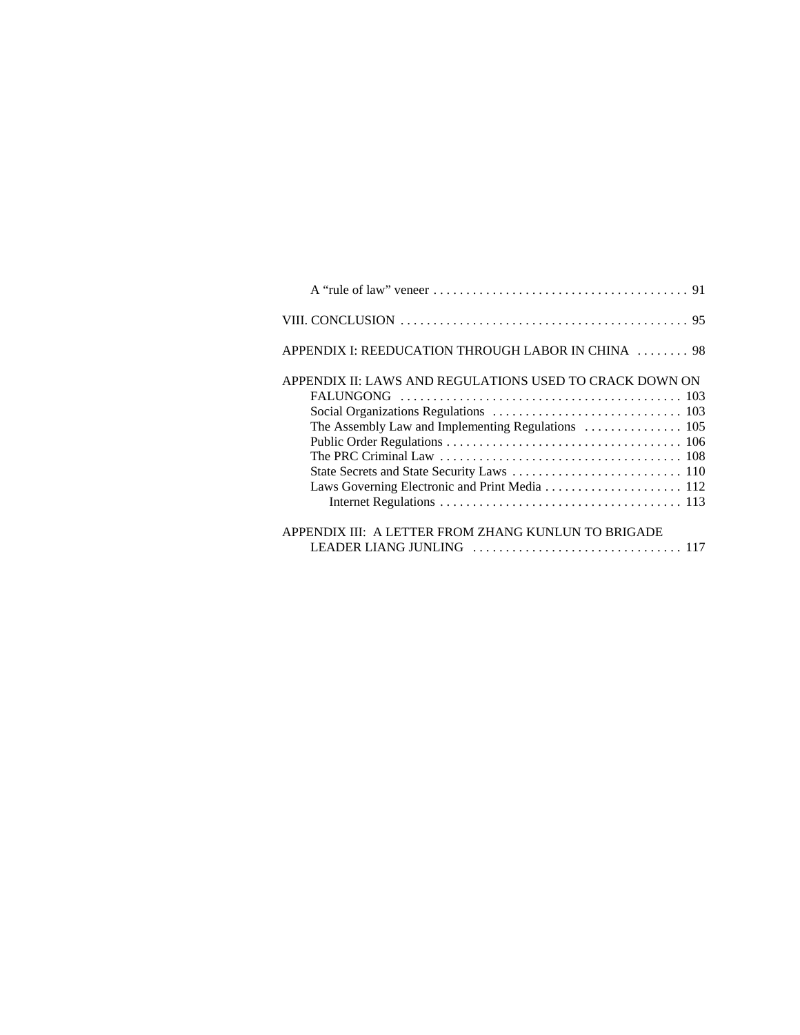A "rule of law" veneer . . . . . . . . . . . . . . . . . . . . . . . . . . . . . . . . . . . . . . 91

VIII. CONCLUSION . . . . . . . . . . . . . . . . . . . . . . . . . . . . . . . . . . . . . . . . . . . 95

APPENDIX I: REEDUCATION THROUGH LABOR IN CHINA . . . . . . . . 98

APPENDIX II: LAWS AND REGULATIONS USED TO CRACK DOWN ON FALUNGONG . . . . . . . . . . . . . . . . . . . . . . . . . . . . . . . . . . . . . . . . . 103

- Social Organizations Regulations . . . . . . . . . . . . . . . . . . . . . . . . . . . . 103
- The Assembly Law and Implementing Regulations . . . . . . . . . . . . . . . 105
- Public Order Regulations . . . . . . . . . . . . . . . . . . . . . . . . . . . . . . . . . . . 106
- The PRC Criminal Law . . . . . . . . . . . . . . . . . . . . . . . . . . . . . . . . . . . . 108
- State Secrets and State Security Laws . . . . . . . . . . . . . . . . . . . . . . . . . 110
- Laws Governing Electronic and Print Media . . . . . . . . . . . . . . . . . . . . 112
  - Internet Regulations . . . . . . . . . . . . . . . . . . . . . . . . . . . . . . . . . . . . 113

APPENDIX III: A LETTER FROM ZHANG KUNLUN TO BRIGADE LEADER LIANG JUNLING . . . . . . . . . . . . . . . . . . . . . . . . . . . . . . . 117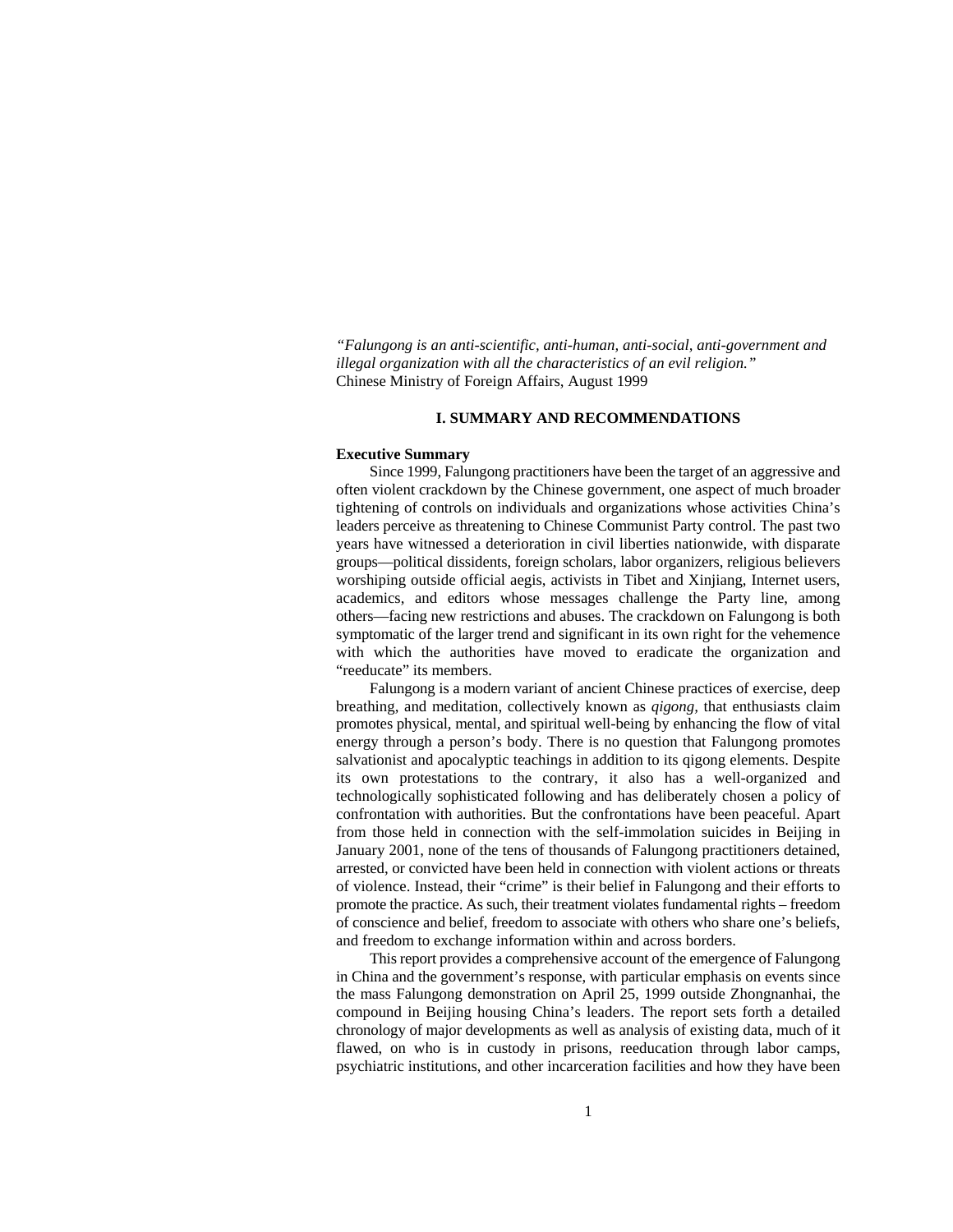*"Falungong is an anti-scientific, anti-human, anti-social, anti-government and illegal organization with all the characteristics of an evil religion."*
Chinese Ministry of Foreign Affairs, August 1999

## I. SUMMARY AND RECOMMENDATIONS

### Executive Summary

Since 1999, Falungong practitioners have been the target of an aggressive and often violent crackdown by the Chinese government, one aspect of much broader tightening of controls on individuals and organizations whose activities China's leaders perceive as threatening to Chinese Communist Party control. The past two years have witnessed a deterioration in civil liberties nationwide, with disparate groups—political dissidents, foreign scholars, labor organizers, religious believers worshiping outside official aegis, activists in Tibet and Xinjiang, Internet users, academics, and editors whose messages challenge the Party line, among others—facing new restrictions and abuses. The crackdown on Falungong is both symptomatic of the larger trend and significant in its own right for the vehemence with which the authorities have moved to eradicate the organization and "reeducate" its members.

Falungong is a modern variant of ancient Chinese practices of exercise, deep breathing, and meditation, collectively known as *qigong*, that enthusiasts claim promotes physical, mental, and spiritual well-being by enhancing the flow of vital energy through a person's body. There is no question that Falungong promotes salvationist and apocalyptic teachings in addition to its qigong elements. Despite its own protestations to the contrary, it also has a well-organized and technologically sophisticated following and has deliberately chosen a policy of confrontation with authorities. But the confrontations have been peaceful. Apart from those held in connection with the self-immolation suicides in Beijing in January 2001, none of the tens of thousands of Falungong practitioners detained, arrested, or convicted have been held in connection with violent actions or threats of violence. Instead, their "crime" is their belief in Falungong and their efforts to promote the practice. As such, their treatment violates fundamental rights – freedom of conscience and belief, freedom to associate with others who share one's beliefs, and freedom to exchange information within and across borders.

This report provides a comprehensive account of the emergence of Falungong in China and the government's response, with particular emphasis on events since the mass Falungong demonstration on April 25, 1999 outside Zhongnanhai, the compound in Beijing housing China's leaders. The report sets forth a detailed chronology of major developments as well as analysis of existing data, much of it flawed, on who is in custody in prisons, reeducation through labor camps, psychiatric institutions, and other incarceration facilities and how they have been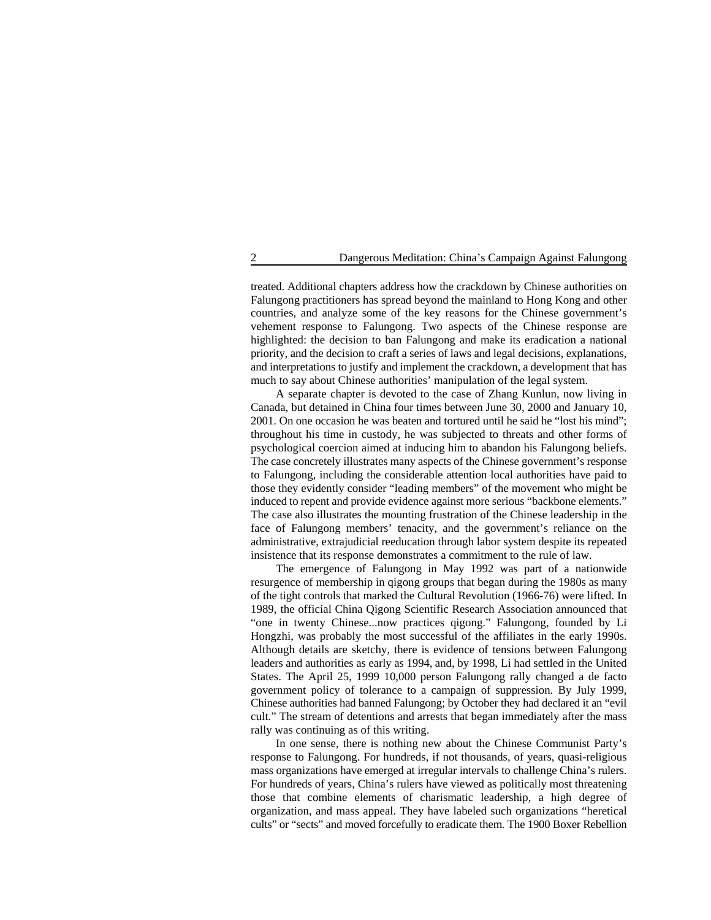treated. Additional chapters address how the crackdown by Chinese authorities on Falungong practitioners has spread beyond the mainland to Hong Kong and other countries, and analyze some of the key reasons for the Chinese government's vehement response to Falungong. Two aspects of the Chinese response are highlighted: the decision to ban Falungong and make its eradication a national priority, and the decision to craft a series of laws and legal decisions, explanations, and interpretations to justify and implement the crackdown, a development that has much to say about Chinese authorities' manipulation of the legal system.

A separate chapter is devoted to the case of Zhang Kunlun, now living in Canada, but detained in China four times between June 30, 2000 and January 10, 2001. On one occasion he was beaten and tortured until he said he "lost his mind"; throughout his time in custody, he was subjected to threats and other forms of psychological coercion aimed at inducing him to abandon his Falungong beliefs. The case concretely illustrates many aspects of the Chinese government's response to Falungong, including the considerable attention local authorities have paid to those they evidently consider "leading members" of the movement who might be induced to repent and provide evidence against more serious "backbone elements." The case also illustrates the mounting frustration of the Chinese leadership in the face of Falungong members' tenacity, and the government's reliance on the administrative, extrajudicial reeducation through labor system despite its repeated insistence that its response demonstrates a commitment to the rule of law.

The emergence of Falungong in May 1992 was part of a nationwide resurgence of membership in qigong groups that began during the 1980s as many of the tight controls that marked the Cultural Revolution (1966-76) were lifted. In 1989, the official China Qigong Scientific Research Association announced that "one in twenty Chinese...now practices qigong." Falungong, founded by Li Hongzhi, was probably the most successful of the affiliates in the early 1990s. Although details are sketchy, there is evidence of tensions between Falungong leaders and authorities as early as 1994, and, by 1998, Li had settled in the United States. The April 25, 1999 10,000 person Falungong rally changed a de facto government policy of tolerance to a campaign of suppression. By July 1999, Chinese authorities had banned Falungong; by October they had declared it an "evil cult." The stream of detentions and arrests that began immediately after the mass rally was continuing as of this writing.

In one sense, there is nothing new about the Chinese Communist Party's response to Falungong. For hundreds, if not thousands, of years, quasi-religious mass organizations have emerged at irregular intervals to challenge China's rulers. For hundreds of years, China's rulers have viewed as politically most threatening those that combine elements of charismatic leadership, a high degree of organization, and mass appeal. They have labeled such organizations "heretical cults" or "sects" and moved forcefully to eradicate them. The 1900 Boxer Rebellion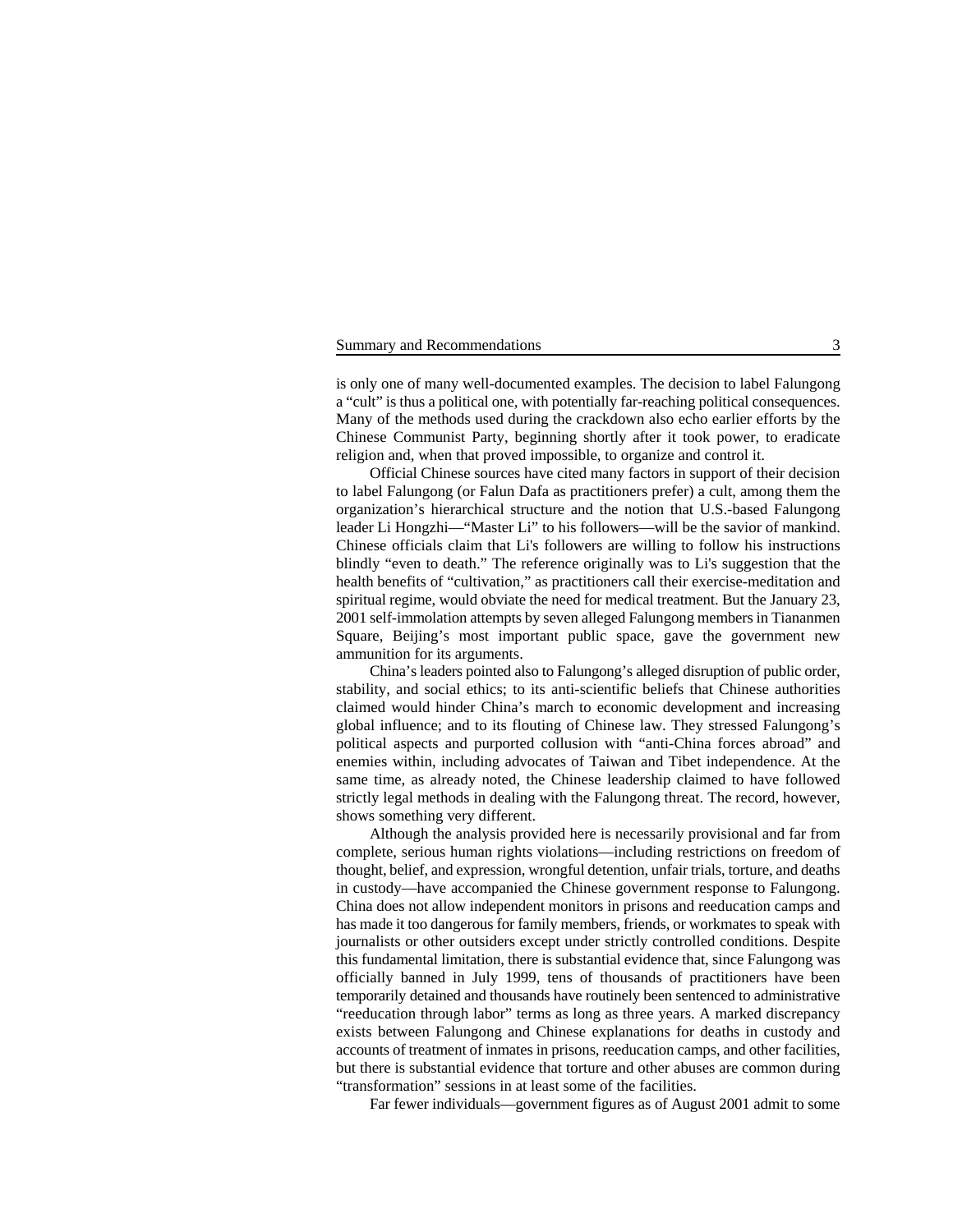is only one of many well-documented examples. The decision to label Falungong a "cult" is thus a political one, with potentially far-reaching political consequences. Many of the methods used during the crackdown also echo earlier efforts by the Chinese Communist Party, beginning shortly after it took power, to eradicate religion and, when that proved impossible, to organize and control it.

Official Chinese sources have cited many factors in support of their decision to label Falungong (or Falun Dafa as practitioners prefer) a cult, among them the organization's hierarchical structure and the notion that U.S.-based Falungong leader Li Hongzhi—"Master Li" to his followers—will be the savior of mankind. Chinese officials claim that Li's followers are willing to follow his instructions blindly "even to death." The reference originally was to Li's suggestion that the health benefits of "cultivation," as practitioners call their exercise-meditation and spiritual regime, would obviate the need for medical treatment. But the January 23, 2001 self-immolation attempts by seven alleged Falungong members in Tiananmen Square, Beijing's most important public space, gave the government new ammunition for its arguments.

China's leaders pointed also to Falungong's alleged disruption of public order, stability, and social ethics; to its anti-scientific beliefs that Chinese authorities claimed would hinder China's march to economic development and increasing global influence; and to its flouting of Chinese law. They stressed Falungong's political aspects and purported collusion with "anti-China forces abroad" and enemies within, including advocates of Taiwan and Tibet independence. At the same time, as already noted, the Chinese leadership claimed to have followed strictly legal methods in dealing with the Falungong threat. The record, however, shows something very different.

Although the analysis provided here is necessarily provisional and far from complete, serious human rights violations—including restrictions on freedom of thought, belief, and expression, wrongful detention, unfair trials, torture, and deaths in custody—have accompanied the Chinese government response to Falungong. China does not allow independent monitors in prisons and reeducation camps and has made it too dangerous for family members, friends, or workmates to speak with journalists or other outsiders except under strictly controlled conditions. Despite this fundamental limitation, there is substantial evidence that, since Falungong was officially banned in July 1999, tens of thousands of practitioners have been temporarily detained and thousands have routinely been sentenced to administrative "reeducation through labor" terms as long as three years. A marked discrepancy exists between Falungong and Chinese explanations for deaths in custody and accounts of treatment of inmates in prisons, reeducation camps, and other facilities, but there is substantial evidence that torture and other abuses are common during "transformation" sessions in at least some of the facilities.

Far fewer individuals—government figures as of August 2001 admit to some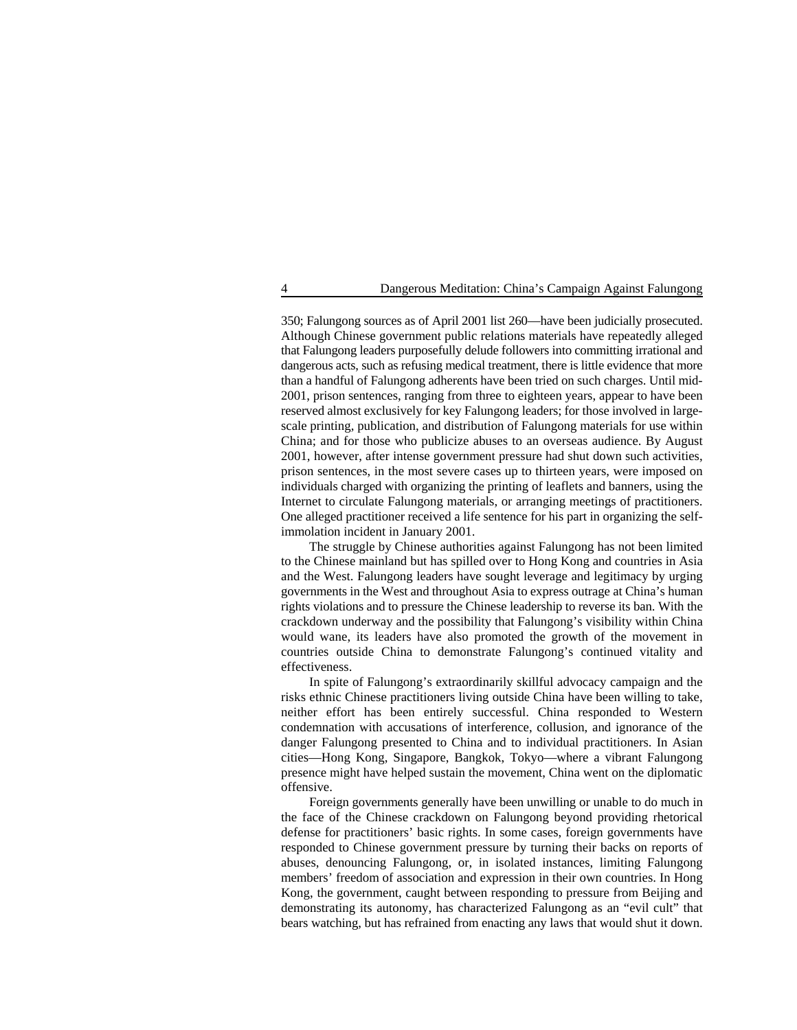350; Falungong sources as of April 2001 list 260—have been judicially prosecuted. Although Chinese government public relations materials have repeatedly alleged that Falungong leaders purposefully delude followers into committing irrational and dangerous acts, such as refusing medical treatment, there is little evidence that more than a handful of Falungong adherents have been tried on such charges. Until mid-2001, prison sentences, ranging from three to eighteen years, appear to have been reserved almost exclusively for key Falungong leaders; for those involved in large-scale printing, publication, and distribution of Falungong materials for use within China; and for those who publicize abuses to an overseas audience. By August 2001, however, after intense government pressure had shut down such activities, prison sentences, in the most severe cases up to thirteen years, were imposed on individuals charged with organizing the printing of leaflets and banners, using the Internet to circulate Falungong materials, or arranging meetings of practitioners. One alleged practitioner received a life sentence for his part in organizing the self-immolation incident in January 2001.

The struggle by Chinese authorities against Falungong has not been limited to the Chinese mainland but has spilled over to Hong Kong and countries in Asia and the West. Falungong leaders have sought leverage and legitimacy by urging governments in the West and throughout Asia to express outrage at China's human rights violations and to pressure the Chinese leadership to reverse its ban. With the crackdown underway and the possibility that Falungong's visibility within China would wane, its leaders have also promoted the growth of the movement in countries outside China to demonstrate Falungong's continued vitality and effectiveness.

In spite of Falungong's extraordinarily skillful advocacy campaign and the risks ethnic Chinese practitioners living outside China have been willing to take, neither effort has been entirely successful. China responded to Western condemnation with accusations of interference, collusion, and ignorance of the danger Falungong presented to China and to individual practitioners. In Asian cities—Hong Kong, Singapore, Bangkok, Tokyo—where a vibrant Falungong presence might have helped sustain the movement, China went on the diplomatic offensive.

Foreign governments generally have been unwilling or unable to do much in the face of the Chinese crackdown on Falungong beyond providing rhetorical defense for practitioners' basic rights. In some cases, foreign governments have responded to Chinese government pressure by turning their backs on reports of abuses, denouncing Falungong, or, in isolated instances, limiting Falungong members' freedom of association and expression in their own countries. In Hong Kong, the government, caught between responding to pressure from Beijing and demonstrating its autonomy, has characterized Falungong as an "evil cult" that bears watching, but has refrained from enacting any laws that would shut it down.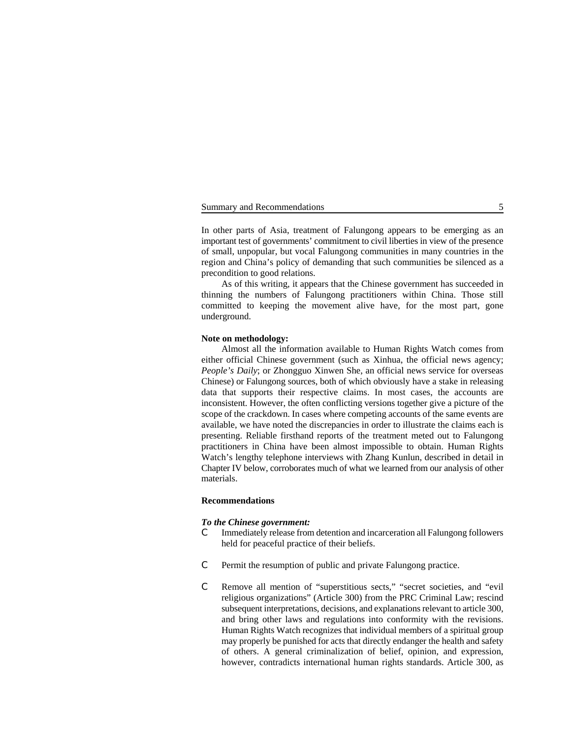In other parts of Asia, treatment of Falungong appears to be emerging as an important test of governments' commitment to civil liberties in view of the presence of small, unpopular, but vocal Falungong communities in many countries in the region and China's policy of demanding that such communities be silenced as a precondition to good relations.

As of this writing, it appears that the Chinese government has succeeded in thinning the numbers of Falungong practitioners within China. Those still committed to keeping the movement alive have, for the most part, gone underground.

**Note on methodology:**

Almost all the information available to Human Rights Watch comes from either official Chinese government (such as Xinhua, the official news agency; *People's Daily*; or Zhongguo Xinwen She, an official news service for overseas Chinese) or Falungong sources, both of which obviously have a stake in releasing data that supports their respective claims. In most cases, the accounts are inconsistent. However, the often conflicting versions together give a picture of the scope of the crackdown. In cases where competing accounts of the same events are available, we have noted the discrepancies in order to illustrate the claims each is presenting. Reliable firsthand reports of the treatment meted out to Falungong practitioners in China have been almost impossible to obtain. Human Rights Watch's lengthy telephone interviews with Zhang Kunlun, described in detail in Chapter IV below, corroborates much of what we learned from our analysis of other materials.

**Recommendations**

***To the Chinese government:***

- Immediately release from detention and incarceration all Falungong followers held for peaceful practice of their beliefs.

- Permit the resumption of public and private Falungong practice.

- Remove all mention of "superstitious sects," "secret societies, and "evil religious organizations" (Article 300) from the PRC Criminal Law; rescind subsequent interpretations, decisions, and explanations relevant to article 300, and bring other laws and regulations into conformity with the revisions. Human Rights Watch recognizes that individual members of a spiritual group may properly be punished for acts that directly endanger the health and safety of others. A general criminalization of belief, opinion, and expression, however, contradicts international human rights standards. Article 300, as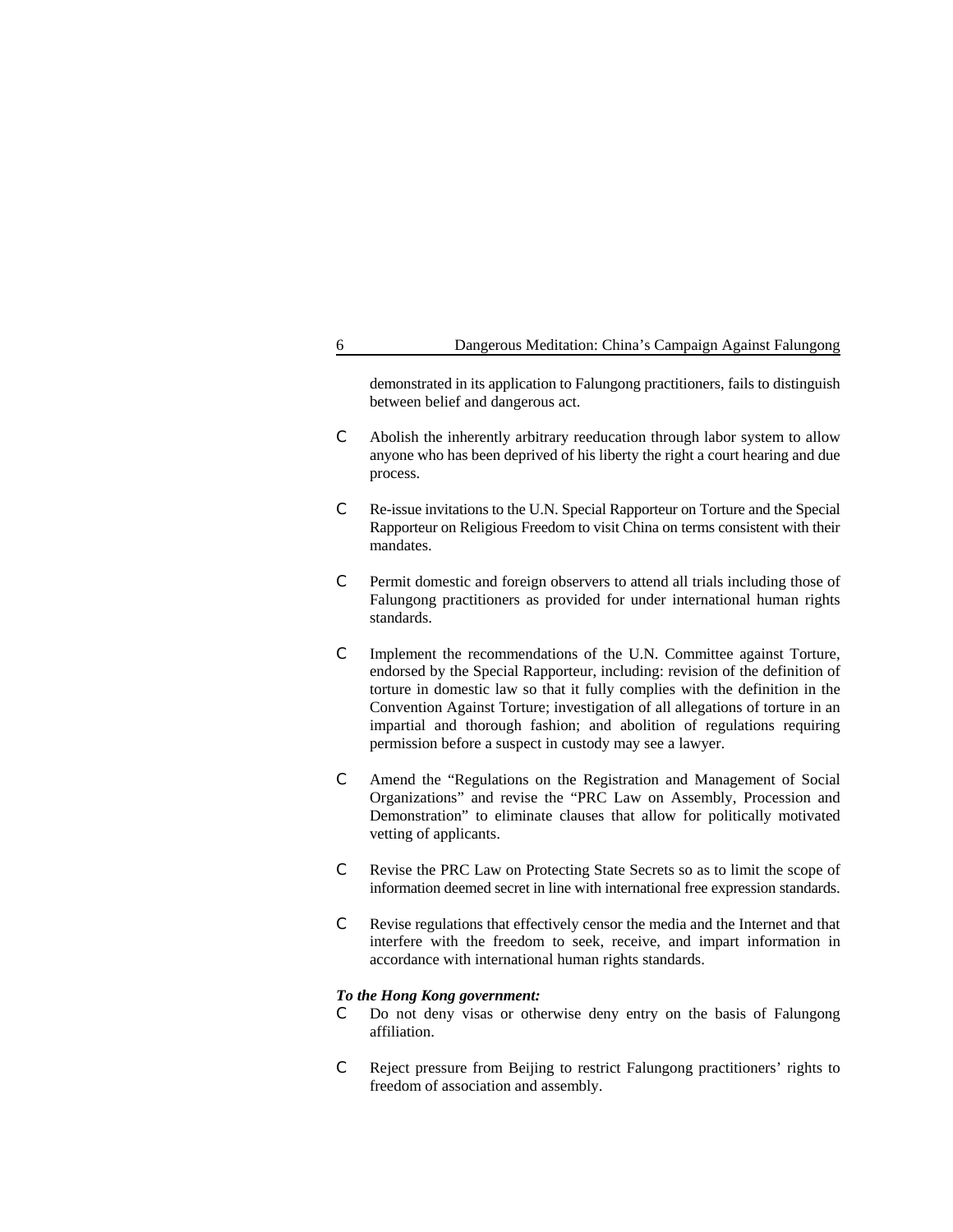demonstrated in its application to Falungong practitioners, fails to distinguish between belief and dangerous act.

- Abolish the inherently arbitrary reeducation through labor system to allow anyone who has been deprived of his liberty the right a court hearing and due process.

- Re-issue invitations to the U.N. Special Rapporteur on Torture and the Special Rapporteur on Religious Freedom to visit China on terms consistent with their mandates.

- Permit domestic and foreign observers to attend all trials including those of Falungong practitioners as provided for under international human rights standards.

- Implement the recommendations of the U.N. Committee against Torture, endorsed by the Special Rapporteur, including: revision of the definition of torture in domestic law so that it fully complies with the definition in the Convention Against Torture; investigation of all allegations of torture in an impartial and thorough fashion; and abolition of regulations requiring permission before a suspect in custody may see a lawyer.

- Amend the "Regulations on the Registration and Management of Social Organizations" and revise the "PRC Law on Assembly, Procession and Demonstration" to eliminate clauses that allow for politically motivated vetting of applicants.

- Revise the PRC Law on Protecting State Secrets so as to limit the scope of information deemed secret in line with international free expression standards.

- Revise regulations that effectively censor the media and the Internet and that interfere with the freedom to seek, receive, and impart information in accordance with international human rights standards.

***To the Hong Kong government:***

- Do not deny visas or otherwise deny entry on the basis of Falungong affiliation.

- Reject pressure from Beijing to restrict Falungong practitioners' rights to freedom of association and assembly.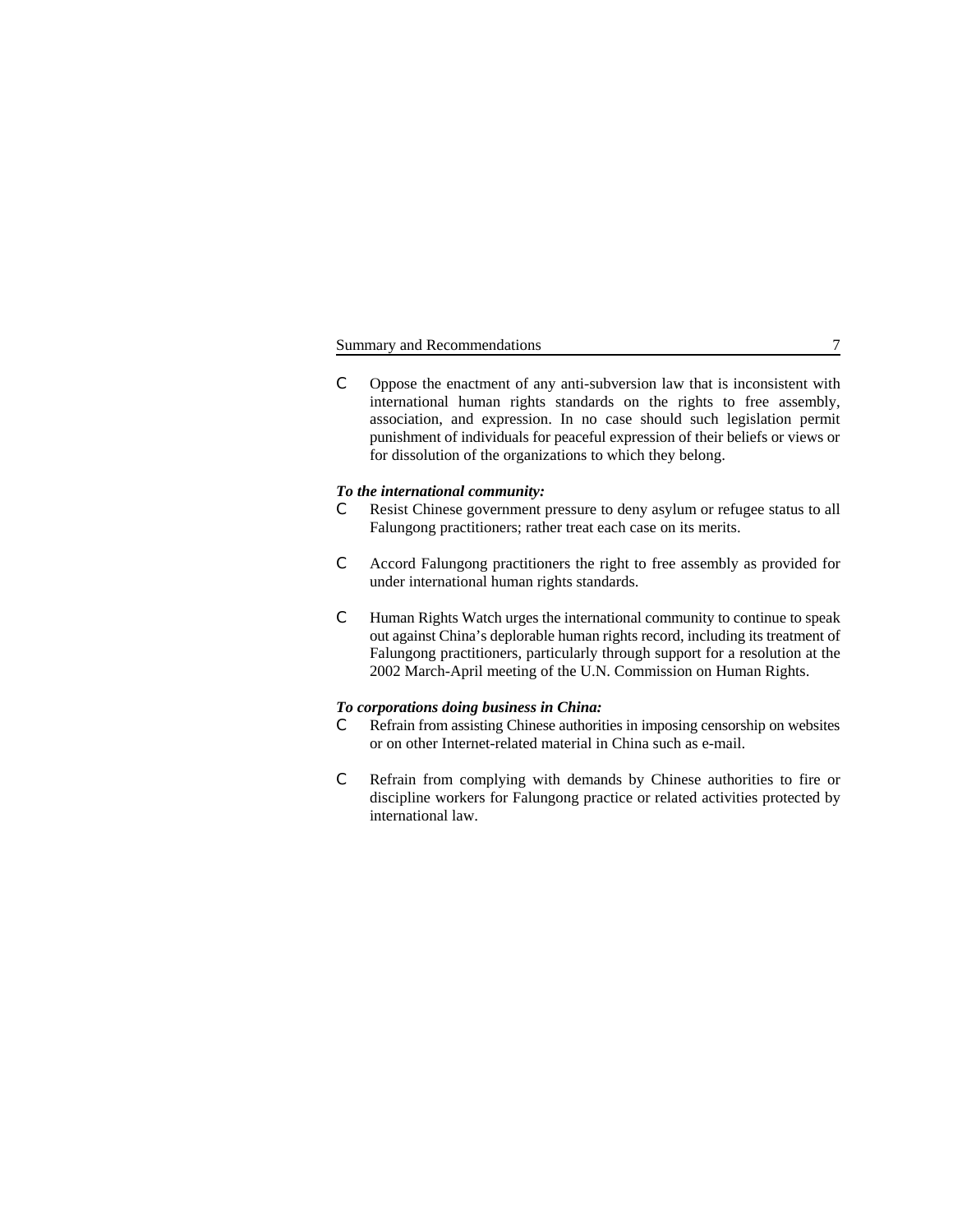- Oppose the enactment of any anti-subversion law that is inconsistent with international human rights standards on the rights to free assembly, association, and expression. In no case should such legislation permit punishment of individuals for peaceful expression of their beliefs or views or for dissolution of the organizations to which they belong.

***To the international community:***

- Resist Chinese government pressure to deny asylum or refugee status to all Falungong practitioners; rather treat each case on its merits.

- Accord Falungong practitioners the right to free assembly as provided for under international human rights standards.

- Human Rights Watch urges the international community to continue to speak out against China's deplorable human rights record, including its treatment of Falungong practitioners, particularly through support for a resolution at the 2002 March-April meeting of the U.N. Commission on Human Rights.

***To corporations doing business in China:***

- Refrain from assisting Chinese authorities in imposing censorship on websites or on other Internet-related material in China such as e-mail.

- Refrain from complying with demands by Chinese authorities to fire or discipline workers for Falungong practice or related activities protected by international law.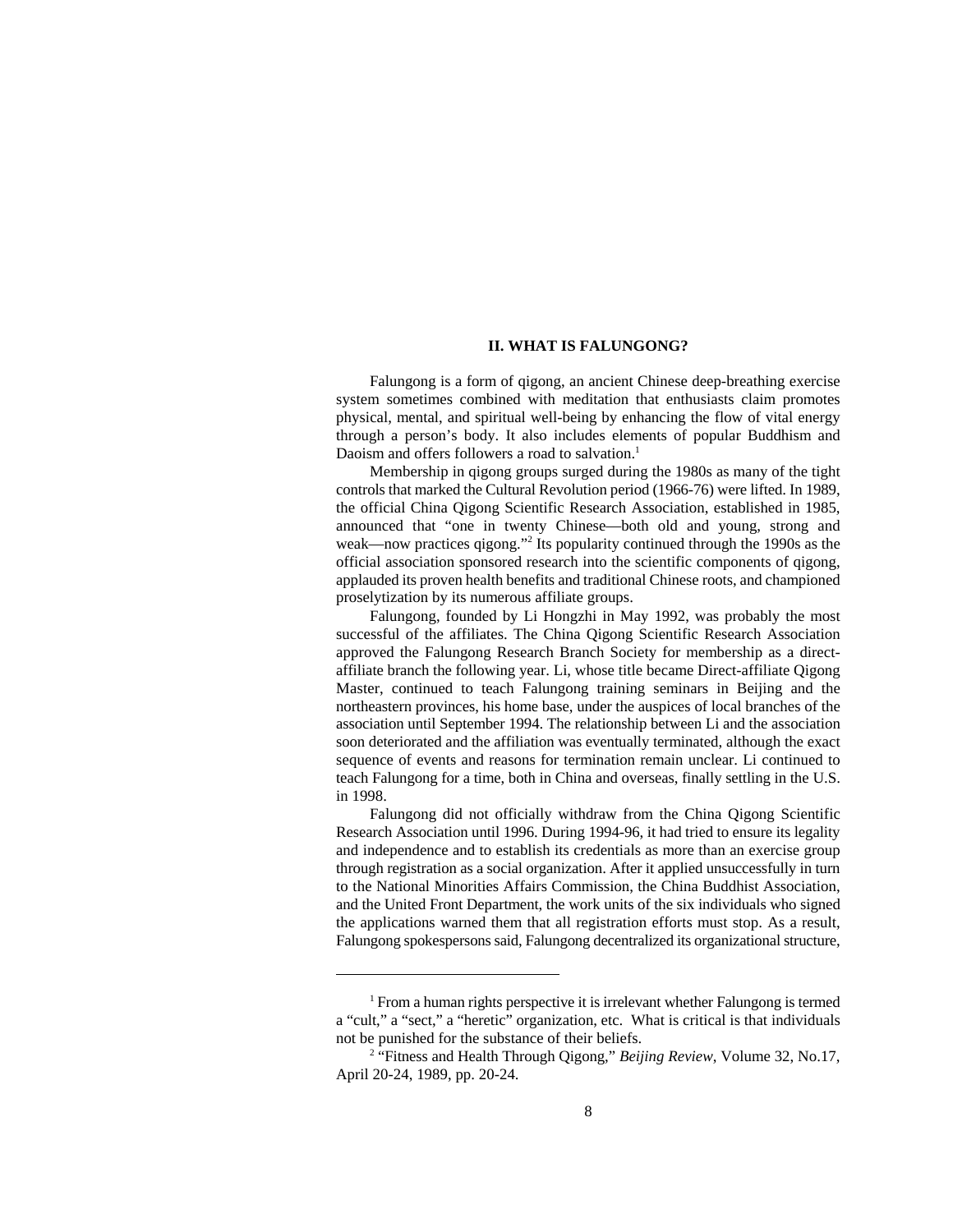## II. WHAT IS FALUNGONG?

Falungong is a form of qigong, an ancient Chinese deep-breathing exercise system sometimes combined with meditation that enthusiasts claim promotes physical, mental, and spiritual well-being by enhancing the flow of vital energy through a person's body. It also includes elements of popular Buddhism and Daoism and offers followers a road to salvation.[1]

Membership in qigong groups surged during the 1980s as many of the tight controls that marked the Cultural Revolution period (1966-76) were lifted. In 1989, the official China Qigong Scientific Research Association, established in 1985, announced that "one in twenty Chinese—both old and young, strong and weak—now practices qigong."[2] Its popularity continued through the 1990s as the official association sponsored research into the scientific components of qigong, applauded its proven health benefits and traditional Chinese roots, and championed proselytization by its numerous affiliate groups.

Falungong, founded by Li Hongzhi in May 1992, was probably the most successful of the affiliates. The China Qigong Scientific Research Association approved the Falungong Research Branch Society for membership as a direct-affiliate branch the following year. Li, whose title became Direct-affiliate Qigong Master, continued to teach Falungong training seminars in Beijing and the northeastern provinces, his home base, under the auspices of local branches of the association until September 1994. The relationship between Li and the association soon deteriorated and the affiliation was eventually terminated, although the exact sequence of events and reasons for termination remain unclear. Li continued to teach Falungong for a time, both in China and overseas, finally settling in the U.S. in 1998.

Falungong did not officially withdraw from the China Qigong Scientific Research Association until 1996. During 1994-96, it had tried to ensure its legality and independence and to establish its credentials as more than an exercise group through registration as a social organization. After it applied unsuccessfully in turn to the National Minorities Affairs Commission, the China Buddhist Association, and the United Front Department, the work units of the six individuals who signed the applications warned them that all registration efforts must stop. As a result, Falungong spokespersons said, Falungong decentralized its organizational structure,

---

[1] From a human rights perspective it is irrelevant whether Falungong is termed a "cult," a "sect," a "heretic" organization, etc. What is critical is that individuals not be punished for the substance of their beliefs.

[2] "Fitness and Health Through Qigong," *Beijing Review*, Volume 32, No.17, April 20-24, 1989, pp. 20-24.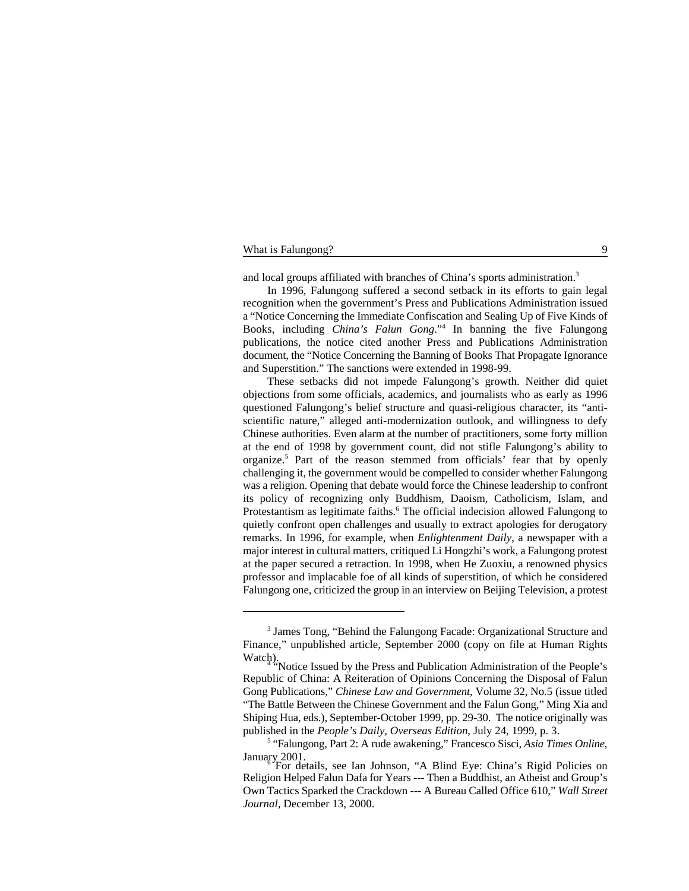and local groups affiliated with branches of China's sports administration.[3]

In 1996, Falungong suffered a second setback in its efforts to gain legal recognition when the government's Press and Publications Administration issued a "Notice Concerning the Immediate Confiscation and Sealing Up of Five Kinds of Books, including *China's Falun Gong*."[4] In banning the five Falungong publications, the notice cited another Press and Publications Administration document, the "Notice Concerning the Banning of Books That Propagate Ignorance and Superstition." The sanctions were extended in 1998-99.

These setbacks did not impede Falungong's growth. Neither did quiet objections from some officials, academics, and journalists who as early as 1996 questioned Falungong's belief structure and quasi-religious character, its "anti-scientific nature," alleged anti-modernization outlook, and willingness to defy Chinese authorities. Even alarm at the number of practitioners, some forty million at the end of 1998 by government count, did not stifle Falungong's ability to organize.[5] Part of the reason stemmed from officials' fear that by openly challenging it, the government would be compelled to consider whether Falungong was a religion. Opening that debate would force the Chinese leadership to confront its policy of recognizing only Buddhism, Daoism, Catholicism, Islam, and Protestantism as legitimate faiths.[6] The official indecision allowed Falungong to quietly confront open challenges and usually to extract apologies for derogatory remarks. In 1996, for example, when *Enlightenment Daily*, a newspaper with a major interest in cultural matters, critiqued Li Hongzhi's work, a Falungong protest at the paper secured a retraction. In 1998, when He Zuoxiu, a renowned physics professor and implacable foe of all kinds of superstition, of which he considered Falungong one, criticized the group in an interview on Beijing Television, a protest

---

[3] James Tong, "Behind the Falungong Facade: Organizational Structure and Finance," unpublished article, September 2000 (copy on file at Human Rights Watch).

[4] "Notice Issued by the Press and Publication Administration of the People's Republic of China: A Reiteration of Opinions Concerning the Disposal of Falun Gong Publications," *Chinese Law and Government*, Volume 32, No.5 (issue titled "The Battle Between the Chinese Government and the Falun Gong," Ming Xia and Shiping Hua, eds.), September-October 1999, pp. 29-30. The notice originally was published in the *People's Daily, Overseas Edition*, July 24, 1999, p. 3.

[5] "Falungong, Part 2: A rude awakening," Francesco Sisci, *Asia Times Online*, January 2001.

[6] For details, see Ian Johnson, "A Blind Eye: China's Rigid Policies on Religion Helped Falun Dafa for Years --- Then a Buddhist, an Atheist and Group's Own Tactics Sparked the Crackdown --- A Bureau Called Office 610," *Wall Street Journal*, December 13, 2000.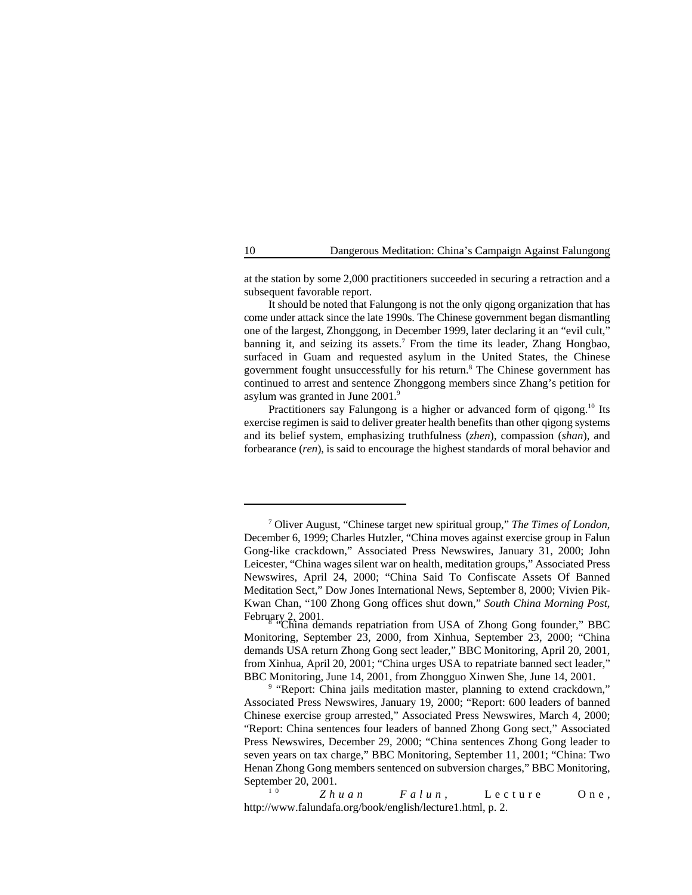at the station by some 2,000 practitioners succeeded in securing a retraction and a subsequent favorable report.

It should be noted that Falungong is not the only qigong organization that has come under attack since the late 1990s. The Chinese government began dismantling one of the largest, Zhonggong, in December 1999, later declaring it an "evil cult," banning it, and seizing its assets.[7] From the time its leader, Zhang Hongbao, surfaced in Guam and requested asylum in the United States, the Chinese government fought unsuccessfully for his return.[8] The Chinese government has continued to arrest and sentence Zhonggong members since Zhang's petition for asylum was granted in June 2001.[9]

Practitioners say Falungong is a higher or advanced form of qigong.[10] Its exercise regimen is said to deliver greater health benefits than other qigong systems and its belief system, emphasizing truthfulness (*zhen*), compassion (*shan*), and forbearance (*ren*), is said to encourage the highest standards of moral behavior and

---

[7] Oliver August, "Chinese target new spiritual group," *The Times of London*, December 6, 1999; Charles Hutzler, "China moves against exercise group in Falun Gong-like crackdown," Associated Press Newswires, January 31, 2000; John Leicester, "China wages silent war on health, meditation groups," Associated Press Newswires, April 24, 2000; "China Said To Confiscate Assets Of Banned Meditation Sect," Dow Jones International News, September 8, 2000; Vivien Pik-Kwan Chan, "100 Zhong Gong offices shut down," *South China Morning Post*, February 2, 2001.

[8] "China demands repatriation from USA of Zhong Gong founder," BBC Monitoring, September 23, 2000, from Xinhua, September 23, 2000; "China demands USA return Zhong Gong sect leader," BBC Monitoring, April 20, 2001, from Xinhua, April 20, 2001; "China urges USA to repatriate banned sect leader," BBC Monitoring, June 14, 2001, from Zhongguo Xinwen She, June 14, 2001.

[9] "Report: China jails meditation master, planning to extend crackdown," Associated Press Newswires, January 19, 2000; "Report: 600 leaders of banned Chinese exercise group arrested," Associated Press Newswires, March 4, 2000; "Report: China sentences four leaders of banned Zhong Gong sect," Associated Press Newswires, December 29, 2000; "China sentences Zhong Gong leader to seven years on tax charge," BBC Monitoring, September 11, 2001; "China: Two Henan Zhong Gong members sentenced on subversion charges," BBC Monitoring, September 20, 2001.

[10] *Zhuan Falun*, Lecture One, http://www.falundafa.org/book/english/lecture1.html, p. 2.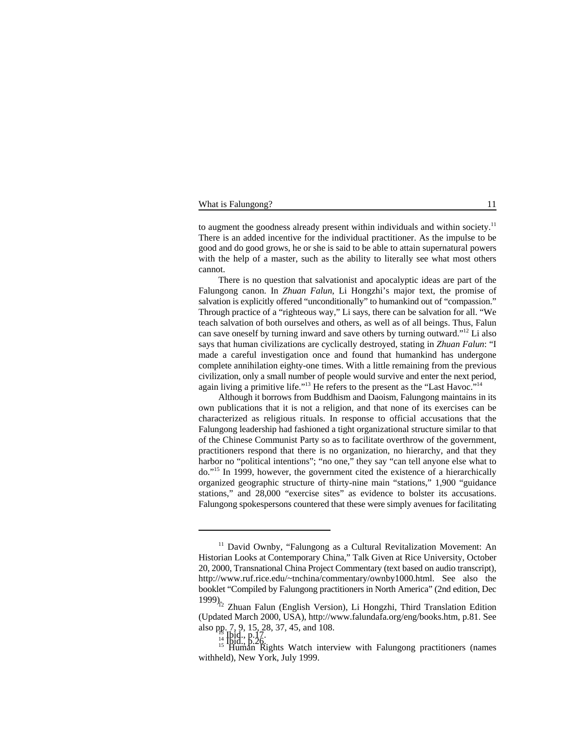to augment the goodness already present within individuals and within society.[11] There is an added incentive for the individual practitioner. As the impulse to be good and do good grows, he or she is said to be able to attain supernatural powers with the help of a master, such as the ability to literally see what most others cannot.

There is no question that salvationist and apocalyptic ideas are part of the Falungong canon. In *Zhuan Falun*, Li Hongzhi's major text, the promise of salvation is explicitly offered "unconditionally" to humankind out of "compassion." Through practice of a "righteous way," Li says, there can be salvation for all. "We teach salvation of both ourselves and others, as well as of all beings. Thus, Falun can save oneself by turning inward and save others by turning outward."[12] Li also says that human civilizations are cyclically destroyed, stating in *Zhuan Falun*: "I made a careful investigation once and found that humankind has undergone complete annihilation eighty-one times. With a little remaining from the previous civilization, only a small number of people would survive and enter the next period, again living a primitive life."[13] He refers to the present as the "Last Havoc."[14]

Although it borrows from Buddhism and Daoism, Falungong maintains in its own publications that it is not a religion, and that none of its exercises can be characterized as religious rituals. In response to official accusations that the Falungong leadership had fashioned a tight organizational structure similar to that of the Chinese Communist Party so as to facilitate overthrow of the government, practitioners respond that there is no organization, no hierarchy, and that they harbor no "political intentions"; "no one," they say "can tell anyone else what to do."[15] In 1999, however, the government cited the existence of a hierarchically organized geographic structure of thirty-nine main "stations," 1,900 "guidance stations," and 28,000 "exercise sites" as evidence to bolster its accusations. Falungong spokespersons countered that these were simply avenues for facilitating

---

[11] David Ownby, "Falungong as a Cultural Revitalization Movement: An Historian Looks at Contemporary China," Talk Given at Rice University, October 20, 2000, Transnational China Project Commentary (text based on audio transcript), http://www.ruf.rice.edu/~tnchina/commentary/ownby1000.html. See also the booklet "Compiled by Falungong practitioners in North America" (2nd edition, Dec 1999).

[12] Zhuan Falun (English Version), Li Hongzhi, Third Translation Edition (Updated March 2000, USA), http://www.falundafa.org/eng/books.htm, p.81. See also pp. 7, 9, 15, 28, 37, 45, and 108.

[13] Ibid., p.17.

[14] Ibid., p.26.

[15] Human Rights Watch interview with Falungong practitioners (names withheld), New York, July 1999.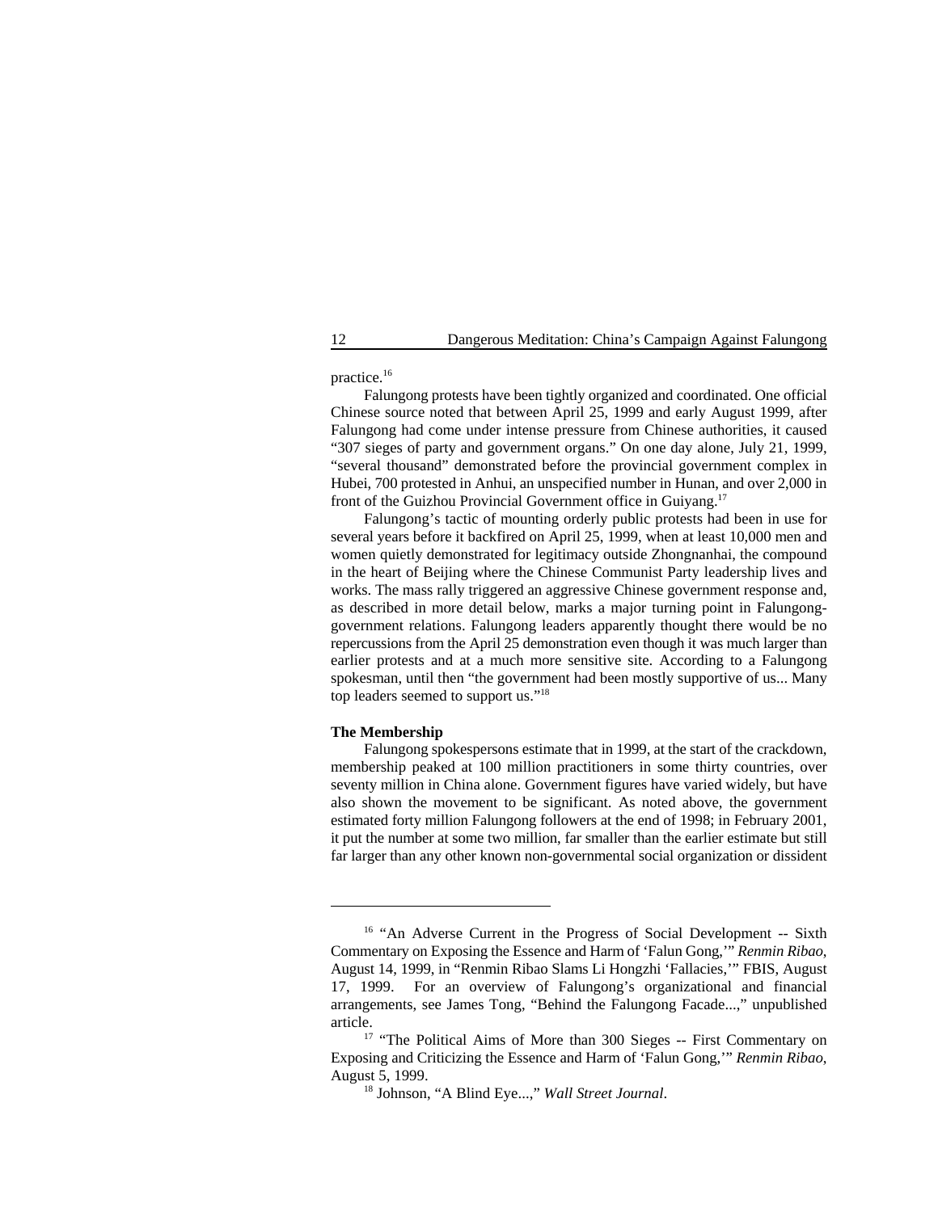practice.[16]

Falungong protests have been tightly organized and coordinated. One official Chinese source noted that between April 25, 1999 and early August 1999, after Falungong had come under intense pressure from Chinese authorities, it caused "307 sieges of party and government organs." On one day alone, July 21, 1999, "several thousand" demonstrated before the provincial government complex in Hubei, 700 protested in Anhui, an unspecified number in Hunan, and over 2,000 in front of the Guizhou Provincial Government office in Guiyang.[17]

Falungong's tactic of mounting orderly public protests had been in use for several years before it backfired on April 25, 1999, when at least 10,000 men and women quietly demonstrated for legitimacy outside Zhongnanhai, the compound in the heart of Beijing where the Chinese Communist Party leadership lives and works. The mass rally triggered an aggressive Chinese government response and, as described in more detail below, marks a major turning point in Falungong-government relations. Falungong leaders apparently thought there would be no repercussions from the April 25 demonstration even though it was much larger than earlier protests and at a much more sensitive site. According to a Falungong spokesman, until then "the government had been mostly supportive of us... Many top leaders seemed to support us."[18]

**The Membership**

Falungong spokespersons estimate that in 1999, at the start of the crackdown, membership peaked at 100 million practitioners in some thirty countries, over seventy million in China alone. Government figures have varied widely, but have also shown the movement to be significant. As noted above, the government estimated forty million Falungong followers at the end of 1998; in February 2001, it put the number at some two million, far smaller than the earlier estimate but still far larger than any other known non-governmental social organization or dissident

---

[16] "An Adverse Current in the Progress of Social Development -- Sixth Commentary on Exposing the Essence and Harm of 'Falun Gong,'" *Renmin Ribao*, August 14, 1999, in "Renmin Ribao Slams Li Hongzhi 'Fallacies,'" FBIS, August 17, 1999. For an overview of Falungong's organizational and financial arrangements, see James Tong, "Behind the Falungong Facade...," unpublished article.

[17] "The Political Aims of More than 300 Sieges -- First Commentary on Exposing and Criticizing the Essence and Harm of 'Falun Gong,'" *Renmin Ribao*, August 5, 1999.

[18] Johnson, "A Blind Eye...," *Wall Street Journal*.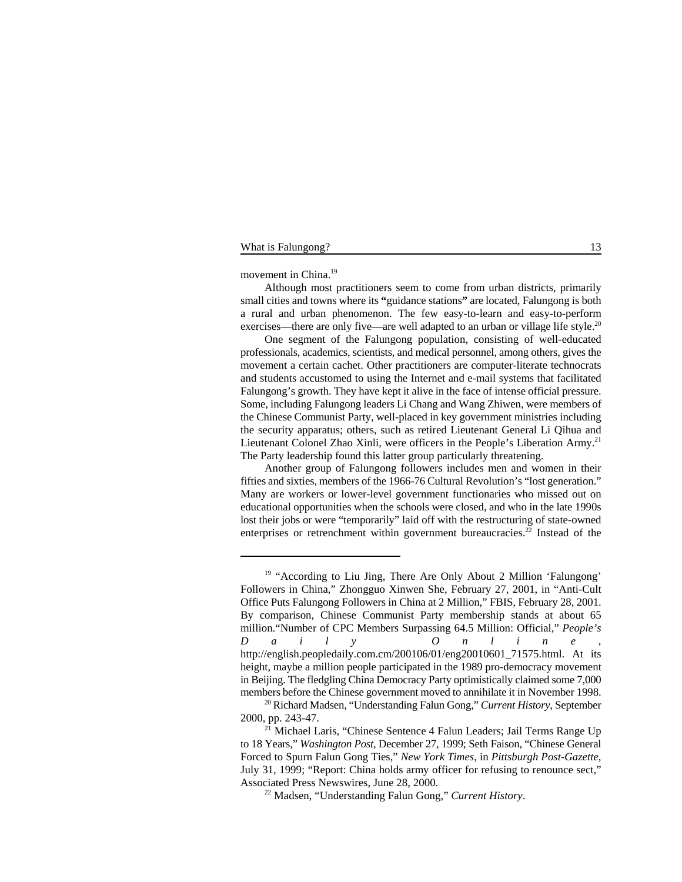movement in China.[19]

Although most practitioners seem to come from urban districts, primarily small cities and towns where its **"**guidance stations**"** are located, Falungong is both a rural and urban phenomenon. The few easy-to-learn and easy-to-perform exercises—there are only five—are well adapted to an urban or village life style.[20]

One segment of the Falungong population, consisting of well-educated professionals, academics, scientists, and medical personnel, among others, gives the movement a certain cachet. Other practitioners are computer-literate technocrats and students accustomed to using the Internet and e-mail systems that facilitated Falungong's growth. They have kept it alive in the face of intense official pressure. Some, including Falungong leaders Li Chang and Wang Zhiwen, were members of the Chinese Communist Party, well-placed in key government ministries including the security apparatus; others, such as retired Lieutenant General Li Qihua and Lieutenant Colonel Zhao Xinli, were officers in the People's Liberation Army.[21] The Party leadership found this latter group particularly threatening.

Another group of Falungong followers includes men and women in their fifties and sixties, members of the 1966-76 Cultural Revolution's "lost generation." Many are workers or lower-level government functionaries who missed out on educational opportunities when the schools were closed, and who in the late 1990s lost their jobs or were "temporarily" laid off with the restructuring of state-owned enterprises or retrenchment within government bureaucracies.[22] Instead of the

---

[19] "According to Liu Jing, There Are Only About 2 Million 'Falungong' Followers in China," Zhongguo Xinwen She, February 27, 2001, in "Anti-Cult Office Puts Falungong Followers in China at 2 Million," FBIS, February 28, 2001. By comparison, Chinese Communist Party membership stands at about 65 million."Number of CPC Members Surpassing 64.5 Million: Official," *People's Daily Online*, http://english.peopledaily.com.cm/200106/01/eng20010601_71575.html. At its height, maybe a million people participated in the 1989 pro-democracy movement in Beijing. The fledgling China Democracy Party optimistically claimed some 7,000 members before the Chinese government moved to annihilate it in November 1998.

[20] Richard Madsen, "Understanding Falun Gong," *Current History*, September 2000, pp. 243-47.

[21] Michael Laris, "Chinese Sentence 4 Falun Leaders; Jail Terms Range Up to 18 Years," *Washington Post*, December 27, 1999; Seth Faison, "Chinese General Forced to Spurn Falun Gong Ties," *New York Times*, in *Pittsburgh Post-Gazette*, July 31, 1999; "Report: China holds army officer for refusing to renounce sect," Associated Press Newswires, June 28, 2000.

[22] Madsen, "Understanding Falun Gong," *Current History*.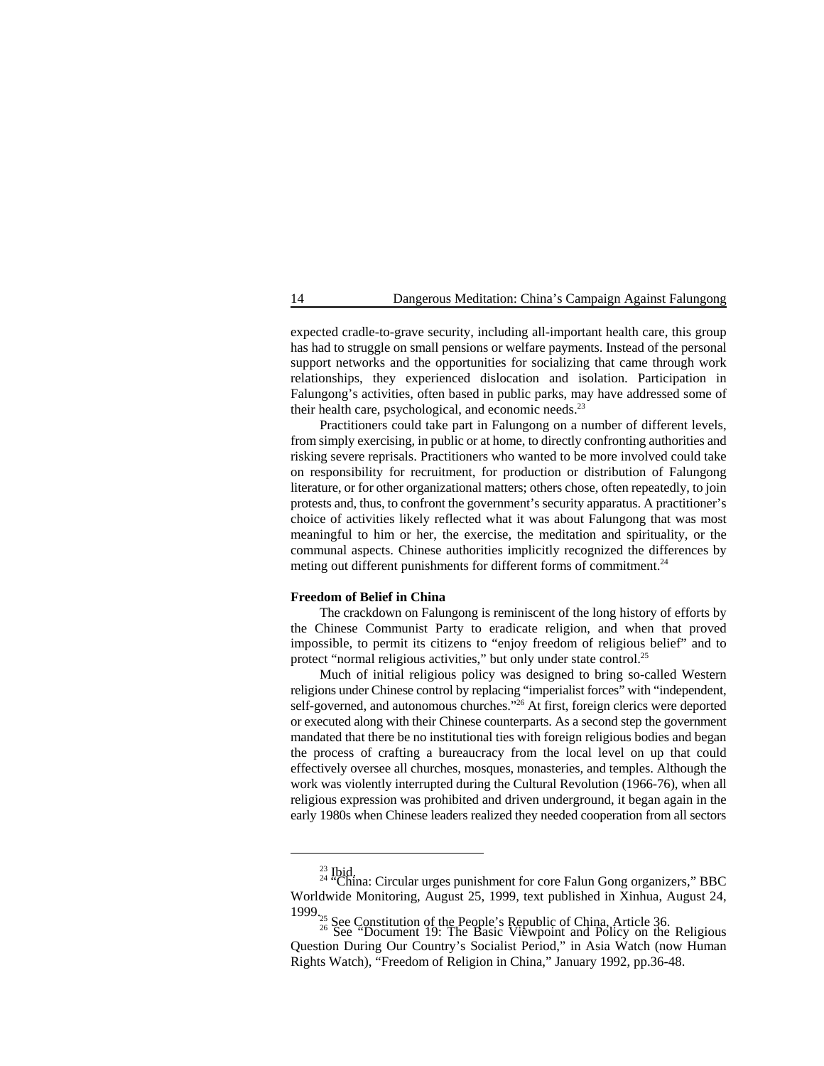expected cradle-to-grave security, including all-important health care, this group has had to struggle on small pensions or welfare payments. Instead of the personal support networks and the opportunities for socializing that came through work relationships, they experienced dislocation and isolation. Participation in Falungong's activities, often based in public parks, may have addressed some of their health care, psychological, and economic needs.[23]

Practitioners could take part in Falungong on a number of different levels, from simply exercising, in public or at home, to directly confronting authorities and risking severe reprisals. Practitioners who wanted to be more involved could take on responsibility for recruitment, for production or distribution of Falungong literature, or for other organizational matters; others chose, often repeatedly, to join protests and, thus, to confront the government's security apparatus. A practitioner's choice of activities likely reflected what it was about Falungong that was most meaningful to him or her, the exercise, the meditation and spirituality, or the communal aspects. Chinese authorities implicitly recognized the differences by meting out different punishments for different forms of commitment.[24]

**Freedom of Belief in China**

The crackdown on Falungong is reminiscent of the long history of efforts by the Chinese Communist Party to eradicate religion, and when that proved impossible, to permit its citizens to "enjoy freedom of religious belief" and to protect "normal religious activities," but only under state control.[25]

Much of initial religious policy was designed to bring so-called Western religions under Chinese control by replacing "imperialist forces" with "independent, self-governed, and autonomous churches."[26] At first, foreign clerics were deported or executed along with their Chinese counterparts. As a second step the government mandated that there be no institutional ties with foreign religious bodies and began the process of crafting a bureaucracy from the local level on up that could effectively oversee all churches, mosques, monasteries, and temples. Although the work was violently interrupted during the Cultural Revolution (1966-76), when all religious expression was prohibited and driven underground, it began again in the early 1980s when Chinese leaders realized they needed cooperation from all sectors

---

[23] Ibid.

[24] "China: Circular urges punishment for core Falun Gong organizers," BBC Worldwide Monitoring, August 25, 1999, text published in Xinhua, August 24, 1999.

[25] See Constitution of the People's Republic of China, Article 36.

[26] See "Document 19: The Basic Viewpoint and Policy on the Religious Question During Our Country's Socialist Period," in Asia Watch (now Human Rights Watch), "Freedom of Religion in China," January 1992, pp.36-48.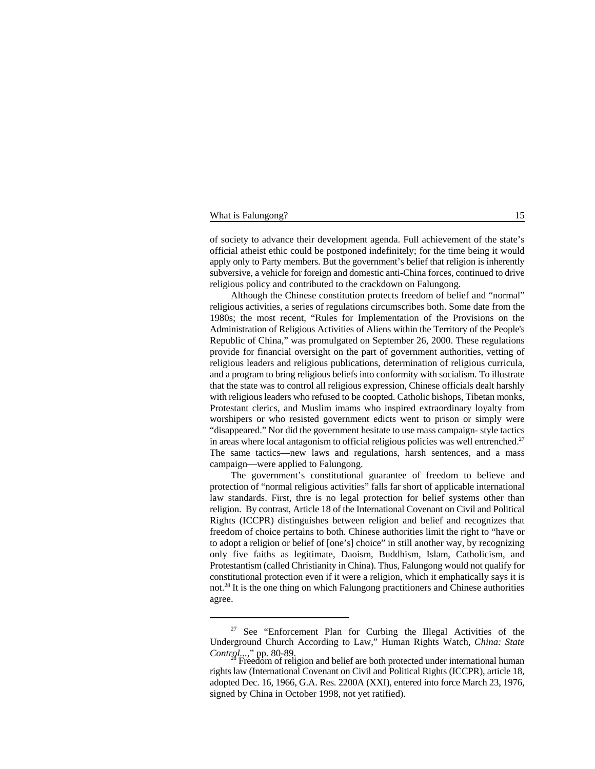of society to advance their development agenda. Full achievement of the state's official atheist ethic could be postponed indefinitely; for the time being it would apply only to Party members. But the government's belief that religion is inherently subversive, a vehicle for foreign and domestic anti-China forces, continued to drive religious policy and contributed to the crackdown on Falungong.

Although the Chinese constitution protects freedom of belief and "normal" religious activities, a series of regulations circumscribes both. Some date from the 1980s; the most recent, "Rules for Implementation of the Provisions on the Administration of Religious Activities of Aliens within the Territory of the People's Republic of China," was promulgated on September 26, 2000. These regulations provide for financial oversight on the part of government authorities, vetting of religious leaders and religious publications, determination of religious curricula, and a program to bring religious beliefs into conformity with socialism. To illustrate that the state was to control all religious expression, Chinese officials dealt harshly with religious leaders who refused to be coopted. Catholic bishops, Tibetan monks, Protestant clerics, and Muslim imams who inspired extraordinary loyalty from worshipers or who resisted government edicts went to prison or simply were "disappeared." Nor did the government hesitate to use mass campaign- style tactics in areas where local antagonism to official religious policies was well entrenched.[27] The same tactics—new laws and regulations, harsh sentences, and a mass campaign—were applied to Falungong.

The government's constitutional guarantee of freedom to believe and protection of "normal religious activities" falls far short of applicable international law standards. First, thre is no legal protection for belief systems other than religion. By contrast, Article 18 of the International Covenant on Civil and Political Rights (ICCPR) distinguishes between religion and belief and recognizes that freedom of choice pertains to both. Chinese authorities limit the right to "have or to adopt a religion or belief of [one's] choice" in still another way, by recognizing only five faiths as legitimate, Daoism, Buddhism, Islam, Catholicism, and Protestantism (called Christianity in China). Thus, Falungong would not qualify for constitutional protection even if it were a religion, which it emphatically says it is not.[28] It is the one thing on which Falungong practitioners and Chinese authorities agree.

---

[27] See "Enforcement Plan for Curbing the Illegal Activities of the Underground Church According to Law," Human Rights Watch, *China: State Control...,*" pp. 80-89.

[28] Freedom of religion and belief are both protected under international human rights law (International Covenant on Civil and Political Rights (ICCPR), article 18, adopted Dec. 16, 1966, G.A. Res. 2200A (XXI), entered into force March 23, 1976, signed by China in October 1998, not yet ratified).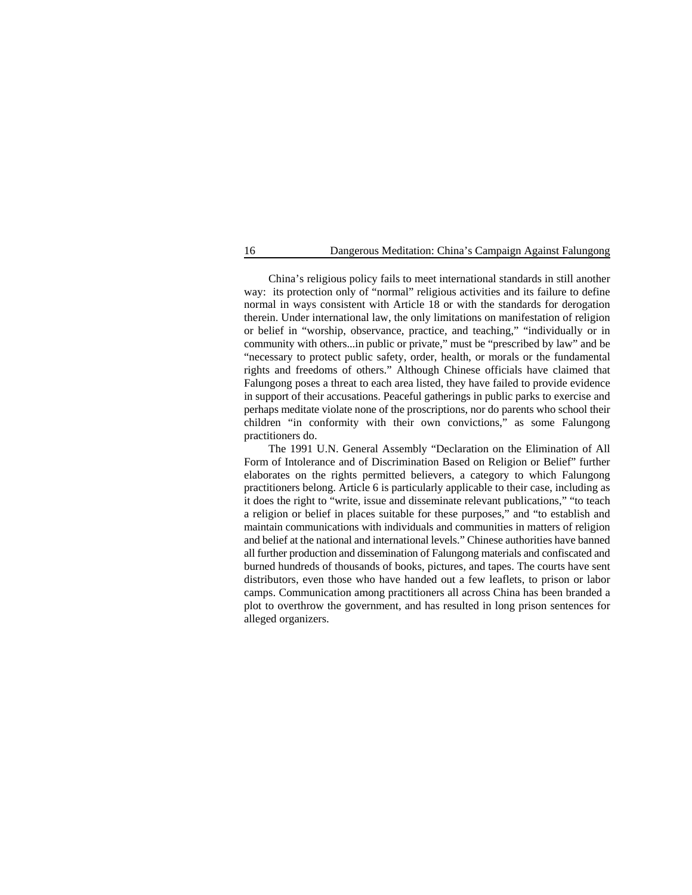China's religious policy fails to meet international standards in still another way: its protection only of "normal" religious activities and its failure to define normal in ways consistent with Article 18 or with the standards for derogation therein. Under international law, the only limitations on manifestation of religion or belief in "worship, observance, practice, and teaching," "individually or in community with others...in public or private," must be "prescribed by law" and be "necessary to protect public safety, order, health, or morals or the fundamental rights and freedoms of others." Although Chinese officials have claimed that Falungong poses a threat to each area listed, they have failed to provide evidence in support of their accusations. Peaceful gatherings in public parks to exercise and perhaps meditate violate none of the proscriptions, nor do parents who school their children "in conformity with their own convictions," as some Falungong practitioners do.

The 1991 U.N. General Assembly "Declaration on the Elimination of All Form of Intolerance and of Discrimination Based on Religion or Belief" further elaborates on the rights permitted believers, a category to which Falungong practitioners belong. Article 6 is particularly applicable to their case, including as it does the right to "write, issue and disseminate relevant publications," "to teach a religion or belief in places suitable for these purposes," and "to establish and maintain communications with individuals and communities in matters of religion and belief at the national and international levels." Chinese authorities have banned all further production and dissemination of Falungong materials and confiscated and burned hundreds of thousands of books, pictures, and tapes. The courts have sent distributors, even those who have handed out a few leaflets, to prison or labor camps. Communication among practitioners all across China has been branded a plot to overthrow the government, and has resulted in long prison sentences for alleged organizers.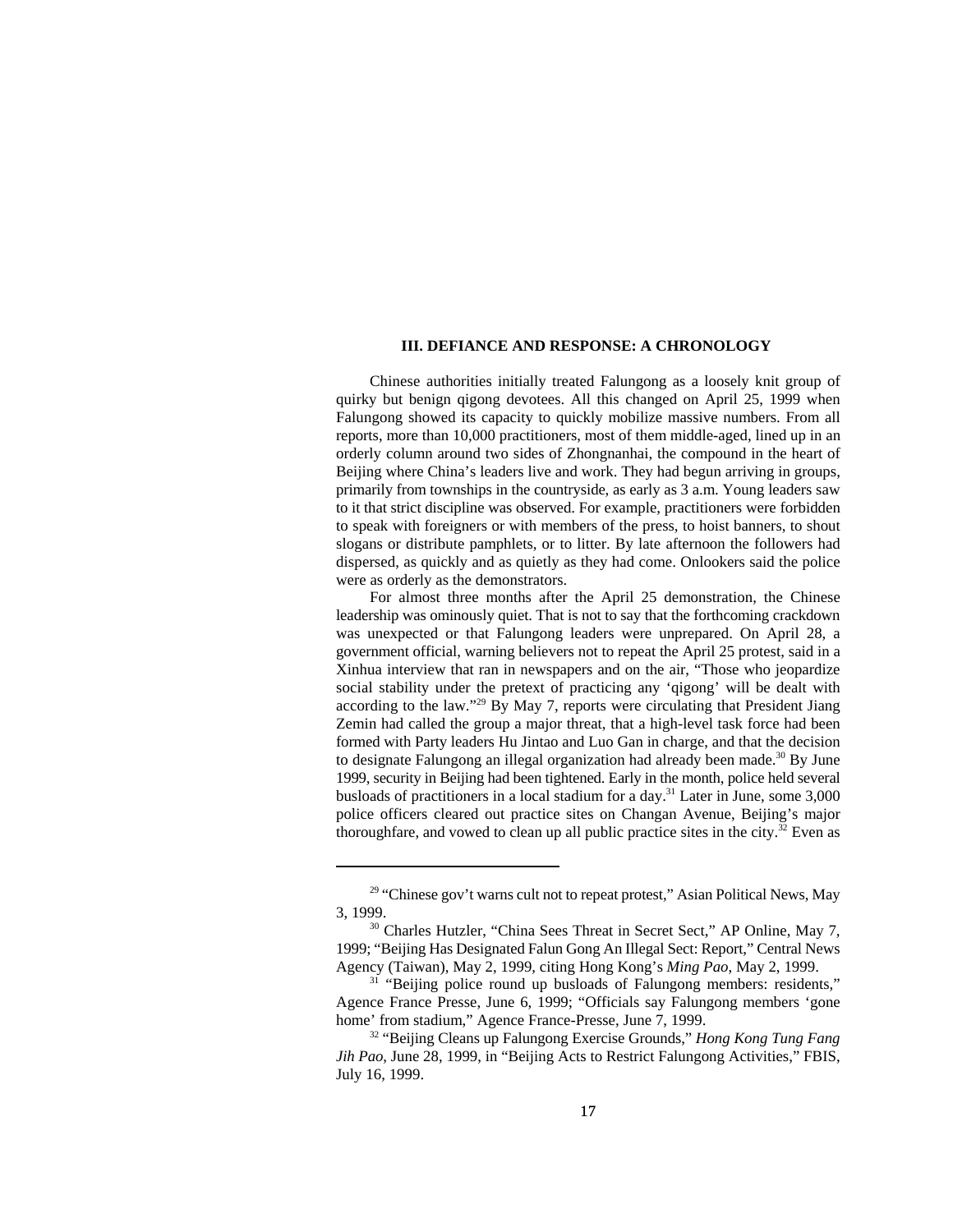## III. DEFIANCE AND RESPONSE: A CHRONOLOGY

Chinese authorities initially treated Falungong as a loosely knit group of quirky but benign qigong devotees. All this changed on April 25, 1999 when Falungong showed its capacity to quickly mobilize massive numbers. From all reports, more than 10,000 practitioners, most of them middle-aged, lined up in an orderly column around two sides of Zhongnanhai, the compound in the heart of Beijing where China's leaders live and work. They had begun arriving in groups, primarily from townships in the countryside, as early as 3 a.m. Young leaders saw to it that strict discipline was observed. For example, practitioners were forbidden to speak with foreigners or with members of the press, to hoist banners, to shout slogans or distribute pamphlets, or to litter. By late afternoon the followers had dispersed, as quickly and as quietly as they had come. Onlookers said the police were as orderly as the demonstrators.

For almost three months after the April 25 demonstration, the Chinese leadership was ominously quiet. That is not to say that the forthcoming crackdown was unexpected or that Falungong leaders were unprepared. On April 28, a government official, warning believers not to repeat the April 25 protest, said in a Xinhua interview that ran in newspapers and on the air, "Those who jeopardize social stability under the pretext of practicing any 'qigong' will be dealt with according to the law."[29] By May 7, reports were circulating that President Jiang Zemin had called the group a major threat, that a high-level task force had been formed with Party leaders Hu Jintao and Luo Gan in charge, and that the decision to designate Falungong an illegal organization had already been made.[30] By June 1999, security in Beijing had been tightened. Early in the month, police held several busloads of practitioners in a local stadium for a day.[31] Later in June, some 3,000 police officers cleared out practice sites on Changan Avenue, Beijing's major thoroughfare, and vowed to clean up all public practice sites in the city.[32] Even as

---

[29] "Chinese gov't warns cult not to repeat protest," Asian Political News, May 3, 1999.

[30] Charles Hutzler, "China Sees Threat in Secret Sect," AP Online, May 7, 1999; "Beijing Has Designated Falun Gong An Illegal Sect: Report," Central News Agency (Taiwan), May 2, 1999, citing Hong Kong's *Ming Pao*, May 2, 1999.

[31] "Beijing police round up busloads of Falungong members: residents," Agence France Presse, June 6, 1999; "Officials say Falungong members 'gone home' from stadium," Agence France-Presse, June 7, 1999.

[32] "Beijing Cleans up Falungong Exercise Grounds," *Hong Kong Tung Fang Jih Pao*, June 28, 1999, in "Beijing Acts to Restrict Falungong Activities," FBIS, July 16, 1999.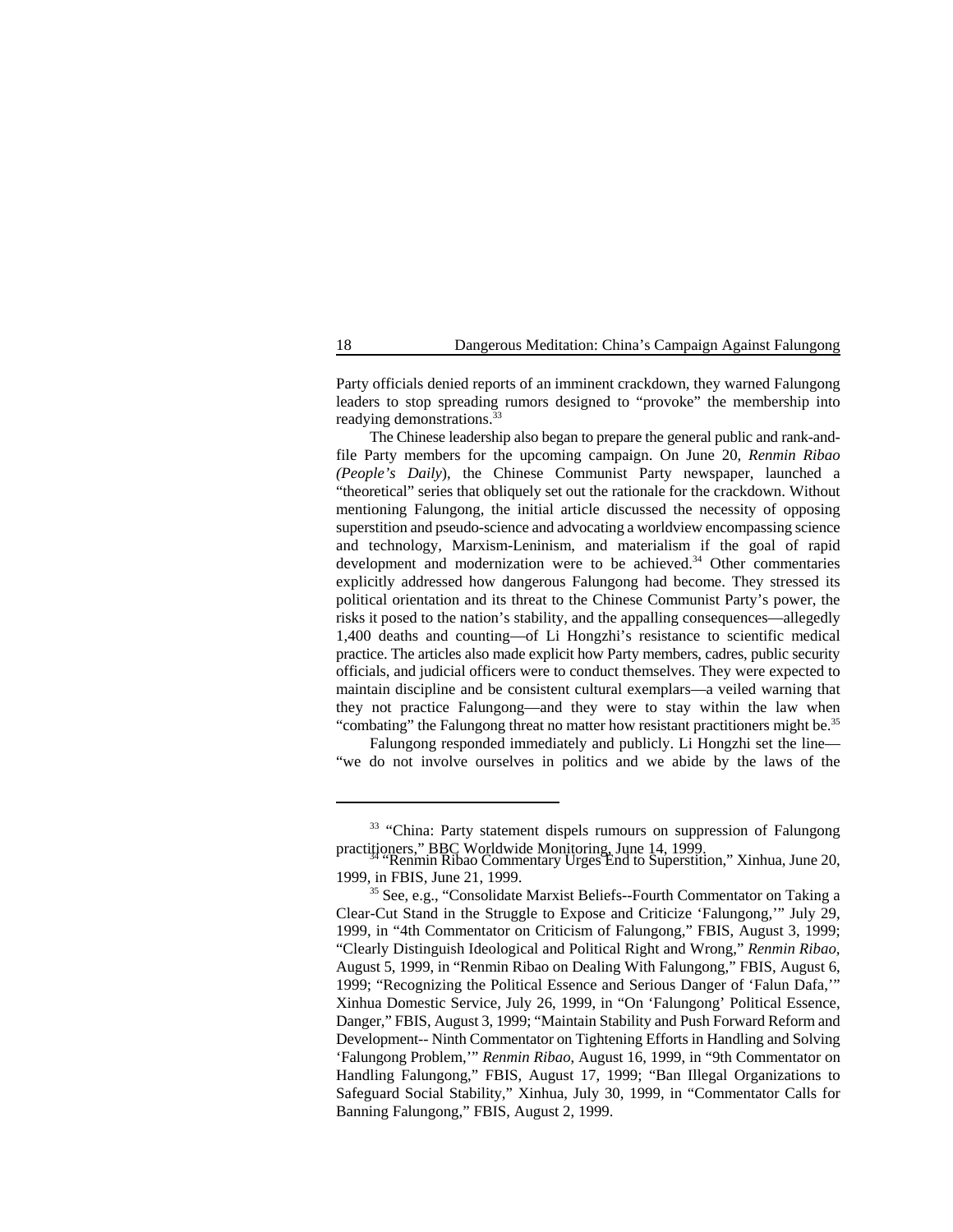Party officials denied reports of an imminent crackdown, they warned Falungong leaders to stop spreading rumors designed to "provoke" the membership into readying demonstrations.[33]

The Chinese leadership also began to prepare the general public and rank-and-file Party members for the upcoming campaign. On June 20, *Renmin Ribao (People's Daily*), the Chinese Communist Party newspaper, launched a "theoretical" series that obliquely set out the rationale for the crackdown. Without mentioning Falungong, the initial article discussed the necessity of opposing superstition and pseudo-science and advocating a worldview encompassing science and technology, Marxism-Leninism, and materialism if the goal of rapid development and modernization were to be achieved.[34] Other commentaries explicitly addressed how dangerous Falungong had become. They stressed its political orientation and its threat to the Chinese Communist Party's power, the risks it posed to the nation's stability, and the appalling consequences—allegedly 1,400 deaths and counting—of Li Hongzhi's resistance to scientific medical practice. The articles also made explicit how Party members, cadres, public security officials, and judicial officers were to conduct themselves. They were expected to maintain discipline and be consistent cultural exemplars—a veiled warning that they not practice Falungong—and they were to stay within the law when "combating" the Falungong threat no matter how resistant practitioners might be.[35]

Falungong responded immediately and publicly. Li Hongzhi set the line—"we do not involve ourselves in politics and we abide by the laws of the

---

[33] "China: Party statement dispels rumours on suppression of Falungong practitioners," BBC Worldwide Monitoring, June 14, 1999.

[34] "Renmin Ribao Commentary Urges End to Superstition," Xinhua, June 20, 1999, in FBIS, June 21, 1999.

[35] See, e.g., "Consolidate Marxist Beliefs--Fourth Commentator on Taking a Clear-Cut Stand in the Struggle to Expose and Criticize 'Falungong,'" July 29, 1999, in "4th Commentator on Criticism of Falungong," FBIS, August 3, 1999; "Clearly Distinguish Ideological and Political Right and Wrong," *Renmin Ribao*, August 5, 1999, in "Renmin Ribao on Dealing With Falungong," FBIS, August 6, 1999; "Recognizing the Political Essence and Serious Danger of 'Falun Dafa,'" Xinhua Domestic Service, July 26, 1999, in "On 'Falungong' Political Essence, Danger," FBIS, August 3, 1999; "Maintain Stability and Push Forward Reform and Development-- Ninth Commentator on Tightening Efforts in Handling and Solving 'Falungong Problem,'" *Renmin Ribao*, August 16, 1999, in "9th Commentator on Handling Falungong," FBIS, August 17, 1999; "Ban Illegal Organizations to Safeguard Social Stability," Xinhua, July 30, 1999, in "Commentator Calls for Banning Falungong," FBIS, August 2, 1999.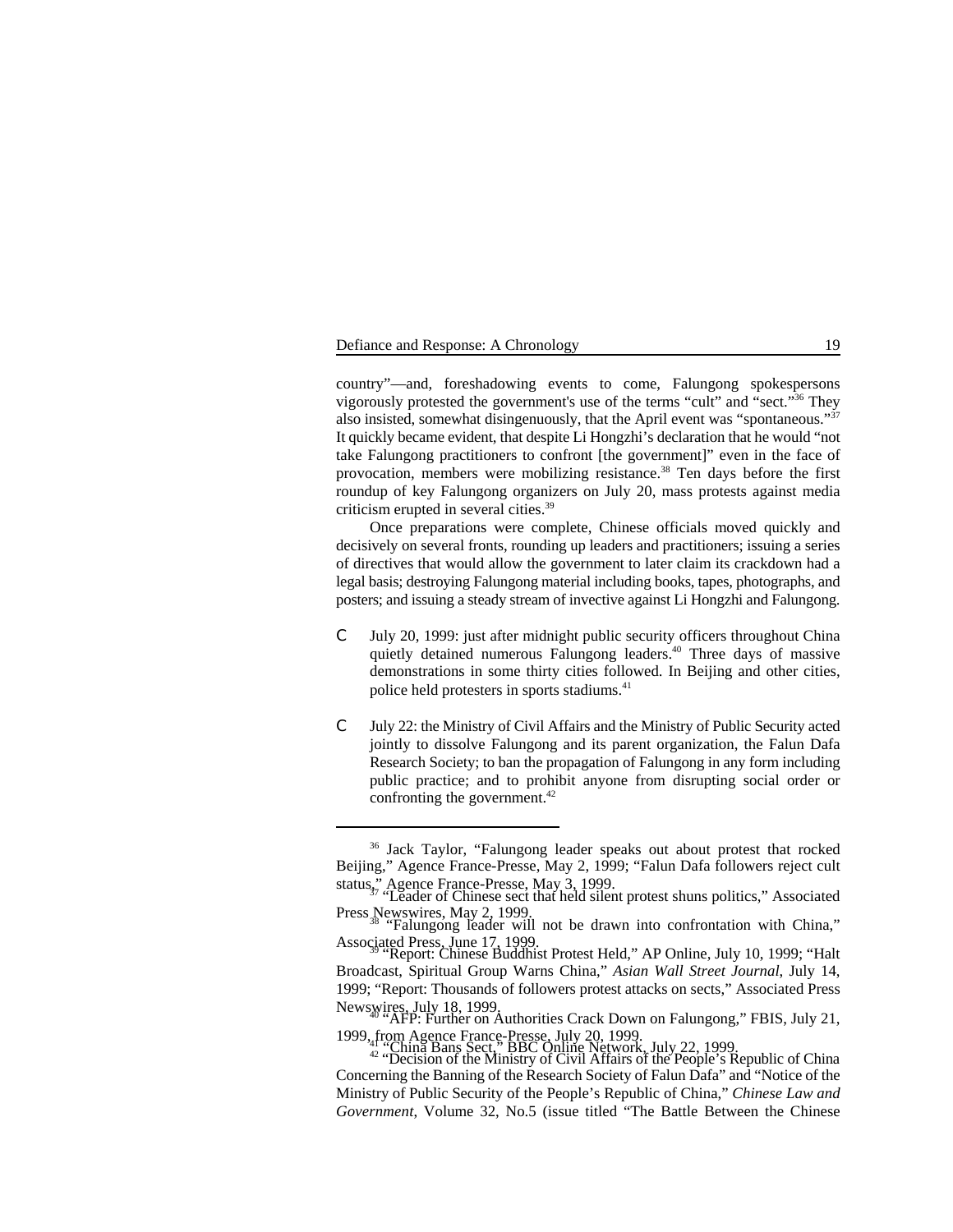country"—and, foreshadowing events to come, Falungong spokespersons vigorously protested the government's use of the terms "cult" and "sect."[36] They also insisted, somewhat disingenuously, that the April event was "spontaneous."[37] It quickly became evident, that despite Li Hongzhi's declaration that he would "not take Falungong practitioners to confront [the government]" even in the face of provocation, members were mobilizing resistance.[38] Ten days before the first roundup of key Falungong organizers on July 20, mass protests against media criticism erupted in several cities.[39]

Once preparations were complete, Chinese officials moved quickly and decisively on several fronts, rounding up leaders and practitioners; issuing a series of directives that would allow the government to later claim its crackdown had a legal basis; destroying Falungong material including books, tapes, photographs, and posters; and issuing a steady stream of invective against Li Hongzhi and Falungong.

- July 20, 1999: just after midnight public security officers throughout China quietly detained numerous Falungong leaders.[40] Three days of massive demonstrations in some thirty cities followed. In Beijing and other cities, police held protesters in sports stadiums.[41]

- July 22: the Ministry of Civil Affairs and the Ministry of Public Security acted jointly to dissolve Falungong and its parent organization, the Falun Dafa Research Society; to ban the propagation of Falungong in any form including public practice; and to prohibit anyone from disrupting social order or confronting the government.[42]

---

[36] Jack Taylor, "Falungong leader speaks out about protest that rocked Beijing," Agence France-Presse, May 2, 1999; "Falun Dafa followers reject cult status," Agence France-Presse, May 3, 1999.

[37] "Leader of Chinese sect that held silent protest shuns politics," Associated Press Newswires, May 2, 1999.

[38] "Falungong leader will not be drawn into confrontation with China," Associated Press, June 17, 1999.

[39] "Report: Chinese Buddhist Protest Held," AP Online, July 10, 1999; "Halt Broadcast, Spiritual Group Warns China," *Asian Wall Street Journal*, July 14, 1999; "Report: Thousands of followers protest attacks on sects," Associated Press Newswires, July 18, 1999.

[40] "AFP: Further on Authorities Crack Down on Falungong," FBIS, July 21, 1999, from Agence France-Presse, July 20, 1999.

[41] "China Bans Sect," BBC Online Network, July 22, 1999.

[42] "Decision of the Ministry of Civil Affairs of the People's Republic of China Concerning the Banning of the Research Society of Falun Dafa" and "Notice of the Ministry of Public Security of the People's Republic of China," *Chinese Law and Government*, Volume 32, No.5 (issue titled "The Battle Between the Chinese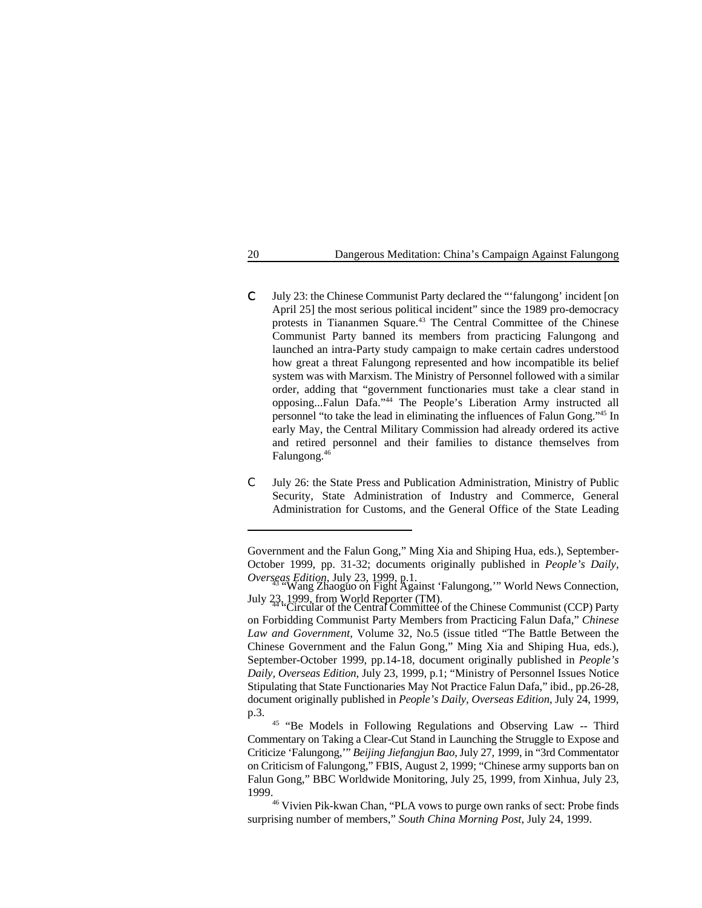- July 23: the Chinese Communist Party declared the "'falungong' incident [on April 25] the most serious political incident" since the 1989 pro-democracy protests in Tiananmen Square.[43] The Central Committee of the Chinese Communist Party banned its members from practicing Falungong and launched an intra-Party study campaign to make certain cadres understood how great a threat Falungong represented and how incompatible its belief system was with Marxism. The Ministry of Personnel followed with a similar order, adding that "government functionaries must take a clear stand in opposing...Falun Dafa."[44] The People's Liberation Army instructed all personnel "to take the lead in eliminating the influences of Falun Gong."[45] In early May, the Central Military Commission had already ordered its active and retired personnel and their families to distance themselves from Falungong.[46]

- July 26: the State Press and Publication Administration, Ministry of Public Security, State Administration of Industry and Commerce, General Administration for Customs, and the General Office of the State Leading

---

Government and the Falun Gong," Ming Xia and Shiping Hua, eds.), September-October 1999, pp. 31-32; documents originally published in *People's Daily, Overseas Edition*, July 23, 1999, p.1.

[43] "Wang Zhaoguo on Fight Against 'Falungong,'" World News Connection, July 23, 1999, from World Reporter (TM).

[44] "Circular of the Central Committee of the Chinese Communist (CCP) Party on Forbidding Communist Party Members from Practicing Falun Dafa," *Chinese Law and Government*, Volume 32, No.5 (issue titled "The Battle Between the Chinese Government and the Falun Gong," Ming Xia and Shiping Hua, eds.), September-October 1999, pp.14-18, document originally published in *People's Daily, Overseas Edition*, July 23, 1999, p.1; "Ministry of Personnel Issues Notice Stipulating that State Functionaries May Not Practice Falun Dafa," ibid., pp.26-28, document originally published in *People's Daily, Overseas Edition*, July 24, 1999, p.3.

[45] "Be Models in Following Regulations and Observing Law -- Third Commentary on Taking a Clear-Cut Stand in Launching the Struggle to Expose and Criticize 'Falungong,'" *Beijing Jiefangjun Bao*, July 27, 1999, in "3rd Commentator on Criticism of Falungong," FBIS, August 2, 1999; "Chinese army supports ban on Falun Gong," BBC Worldwide Monitoring, July 25, 1999, from Xinhua, July 23, 1999.

[46] Vivien Pik-kwan Chan, "PLA vows to purge own ranks of sect: Probe finds surprising number of members," *South China Morning Post*, July 24, 1999.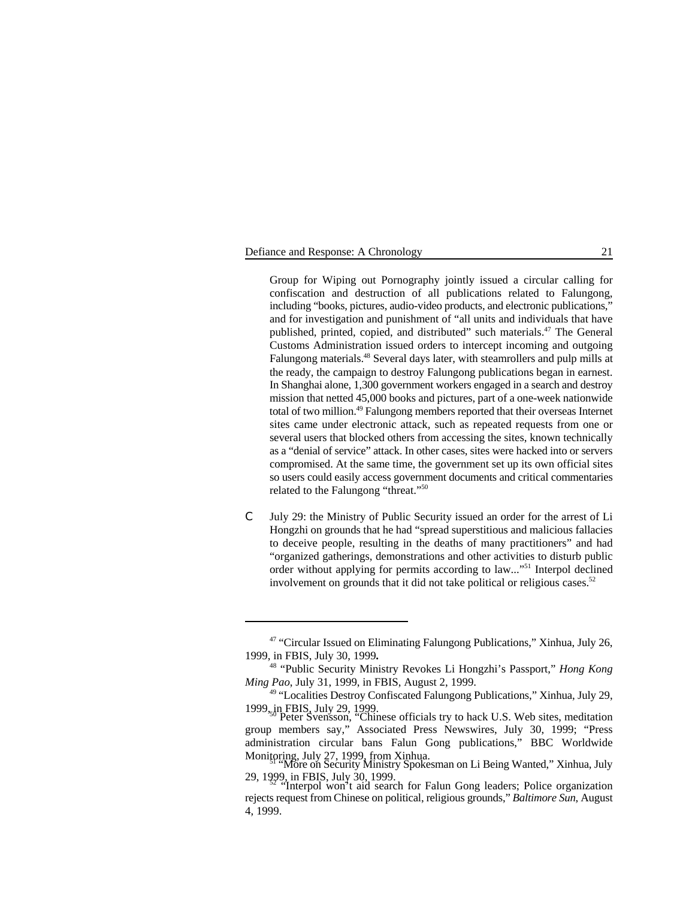Group for Wiping out Pornography jointly issued a circular calling for confiscation and destruction of all publications related to Falungong, including "books, pictures, audio-video products, and electronic publications," and for investigation and punishment of "all units and individuals that have published, printed, copied, and distributed" such materials.[47] The General Customs Administration issued orders to intercept incoming and outgoing Falungong materials.[48] Several days later, with steamrollers and pulp mills at the ready, the campaign to destroy Falungong publications began in earnest. In Shanghai alone, 1,300 government workers engaged in a search and destroy mission that netted 45,000 books and pictures, part of a one-week nationwide total of two million.[49] Falungong members reported that their overseas Internet sites came under electronic attack, such as repeated requests from one or several users that blocked others from accessing the sites, known technically as a "denial of service" attack. In other cases, sites were hacked into or servers compromised. At the same time, the government set up its own official sites so users could easily access government documents and critical commentaries related to the Falungong "threat."[50]

- July 29: the Ministry of Public Security issued an order for the arrest of Li Hongzhi on grounds that he had "spread superstitious and malicious fallacies to deceive people, resulting in the deaths of many practitioners" and had "organized gatherings, demonstrations and other activities to disturb public order without applying for permits according to law..."[51] Interpol declined involvement on grounds that it did not take political or religious cases.[52]

---

[47] "Circular Issued on Eliminating Falungong Publications," Xinhua, July 26, 1999, in FBIS, July 30, 1999**.**

[48] "Public Security Ministry Revokes Li Hongzhi's Passport," *Hong Kong Ming Pao*, July 31, 1999, in FBIS, August 2, 1999.

[49] "Localities Destroy Confiscated Falungong Publications," Xinhua, July 29, 1999, in FBIS, July 29, 1999.

[50] Peter Svensson, "Chinese officials try to hack U.S. Web sites, meditation group members say," Associated Press Newswires, July 30, 1999; "Press administration circular bans Falun Gong publications," BBC Worldwide Monitoring, July 27, 1999, from Xinhua.

[51] "More on Security Ministry Spokesman on Li Being Wanted," Xinhua, July 29, 1999, in FBIS, July 30, 1999.

[52] "Interpol won't aid search for Falun Gong leaders; Police organization rejects request from Chinese on political, religious grounds," *Baltimore Sun*, August 4, 1999.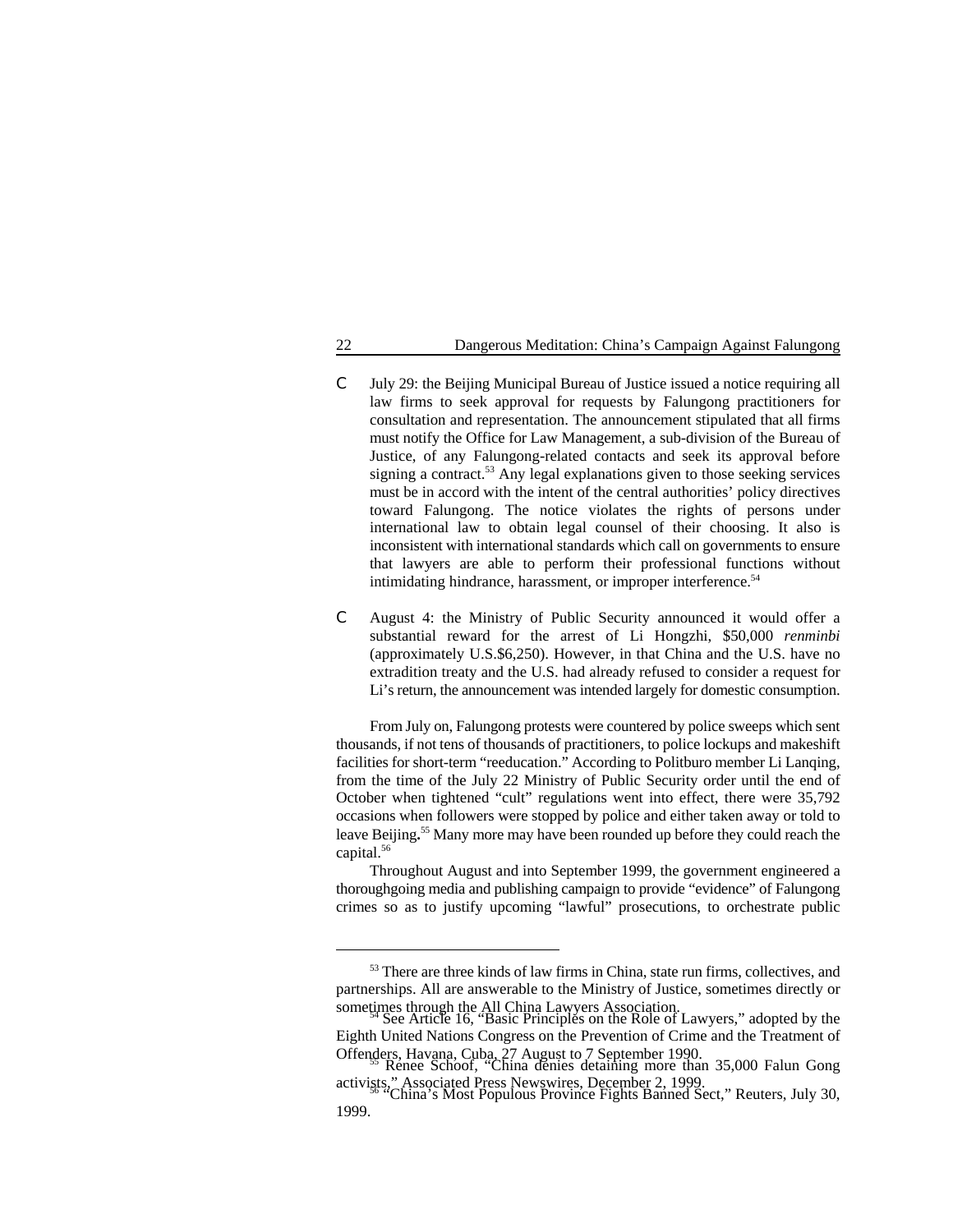- July 29: the Beijing Municipal Bureau of Justice issued a notice requiring all law firms to seek approval for requests by Falungong practitioners for consultation and representation. The announcement stipulated that all firms must notify the Office for Law Management, a sub-division of the Bureau of Justice, of any Falungong-related contacts and seek its approval before signing a contract.[53] Any legal explanations given to those seeking services must be in accord with the intent of the central authorities' policy directives toward Falungong. The notice violates the rights of persons under international law to obtain legal counsel of their choosing. It also is inconsistent with international standards which call on governments to ensure that lawyers are able to perform their professional functions without intimidating hindrance, harassment, or improper interference.[54]

- August 4: the Ministry of Public Security announced it would offer a substantial reward for the arrest of Li Hongzhi, $50,000 *renminbi* (approximately U.S.$6,250). However, in that China and the U.S. have no extradition treaty and the U.S. had already refused to consider a request for Li's return, the announcement was intended largely for domestic consumption.

From July on, Falungong protests were countered by police sweeps which sent thousands, if not tens of thousands of practitioners, to police lockups and makeshift facilities for short-term "reeducation." According to Politburo member Li Lanqing, from the time of the July 22 Ministry of Public Security order until the end of October when tightened "cult" regulations went into effect, there were 35,792 occasions when followers were stopped by police and either taken away or told to leave Beijing**.**[55] Many more may have been rounded up before they could reach the capital.[56]

Throughout August and into September 1999, the government engineered a thoroughgoing media and publishing campaign to provide "evidence" of Falungong crimes so as to justify upcoming "lawful" prosecutions, to orchestrate public

---

[53] There are three kinds of law firms in China, state run firms, collectives, and partnerships. All are answerable to the Ministry of Justice, sometimes directly or sometimes through the All China Lawyers Association.

[54] See Article 16, "Basic Principles on the Role of Lawyers," adopted by the Eighth United Nations Congress on the Prevention of Crime and the Treatment of Offenders, Havana, Cuba, 27 August to 7 September 1990.

[55] Renee Schoof, "China denies detaining more than 35,000 Falun Gong activists," Associated Press Newswires, December 2, 1999.

[56] "China's Most Populous Province Fights Banned Sect," Reuters, July 30, 1999.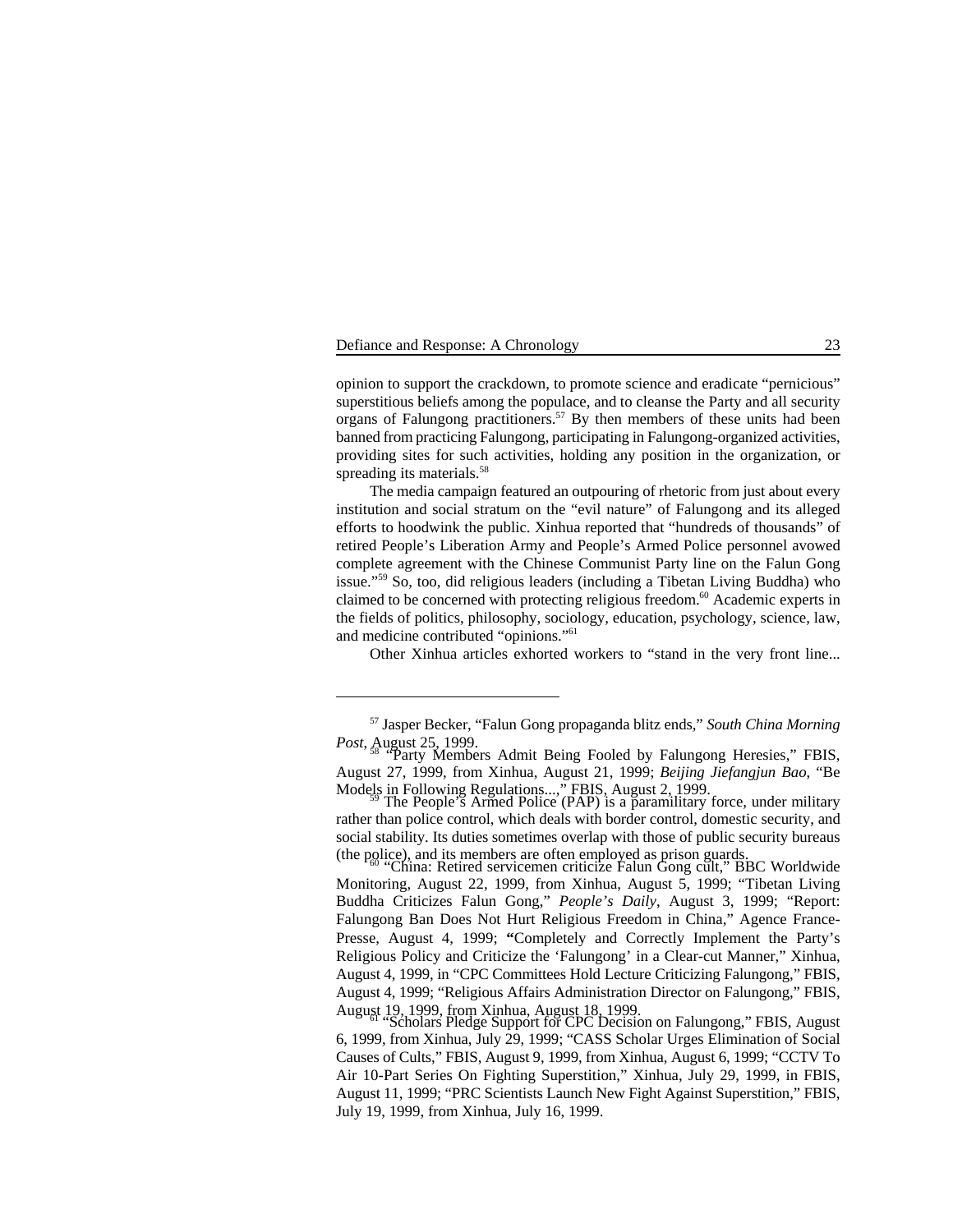opinion to support the crackdown, to promote science and eradicate "pernicious" superstitious beliefs among the populace, and to cleanse the Party and all security organs of Falungong practitioners.[57] By then members of these units had been banned from practicing Falungong, participating in Falungong-organized activities, providing sites for such activities, holding any position in the organization, or spreading its materials.[58]

The media campaign featured an outpouring of rhetoric from just about every institution and social stratum on the "evil nature" of Falungong and its alleged efforts to hoodwink the public. Xinhua reported that "hundreds of thousands" of retired People's Liberation Army and People's Armed Police personnel avowed complete agreement with the Chinese Communist Party line on the Falun Gong issue."[59] So, too, did religious leaders (including a Tibetan Living Buddha) who claimed to be concerned with protecting religious freedom.[60] Academic experts in the fields of politics, philosophy, sociology, education, psychology, science, law, and medicine contributed "opinions."[61]

Other Xinhua articles exhorted workers to "stand in the very front line...

---

[57] Jasper Becker, "Falun Gong propaganda blitz ends," *South China Morning Post*, August 25, 1999.

[58] "Party Members Admit Being Fooled by Falungong Heresies," FBIS, August 27, 1999, from Xinhua, August 21, 1999; *Beijing Jiefangjun Bao*, "Be Models in Following Regulations...," FBIS, August 2, 1999.

[59] The People's Armed Police (PAP) is a paramilitary force, under military rather than police control, which deals with border control, domestic security, and social stability. Its duties sometimes overlap with those of public security bureaus (the police), and its members are often employed as prison guards.

[60] "China: Retired servicemen criticize Falun Gong cult," BBC Worldwide Monitoring, August 22, 1999, from Xinhua, August 5, 1999; "Tibetan Living Buddha Criticizes Falun Gong," *People's Daily*, August 3, 1999; "Report: Falungong Ban Does Not Hurt Religious Freedom in China," Agence France-Presse, August 4, 1999; "Completely and Correctly Implement the Party's Religious Policy and Criticize the 'Falungong' in a Clear-cut Manner," Xinhua, August 4, 1999, in "CPC Committees Hold Lecture Criticizing Falungong," FBIS, August 4, 1999; "Religious Affairs Administration Director on Falungong," FBIS, August 19, 1999, from Xinhua, August 18, 1999.

[61] "Scholars Pledge Support for CPC Decision on Falungong," FBIS, August 6, 1999, from Xinhua, July 29, 1999; "CASS Scholar Urges Elimination of Social Causes of Cults," FBIS, August 9, 1999, from Xinhua, August 6, 1999; "CCTV To Air 10-Part Series On Fighting Superstition," Xinhua, July 29, 1999, in FBIS, August 11, 1999; "PRC Scientists Launch New Fight Against Superstition," FBIS, July 19, 1999, from Xinhua, July 16, 1999.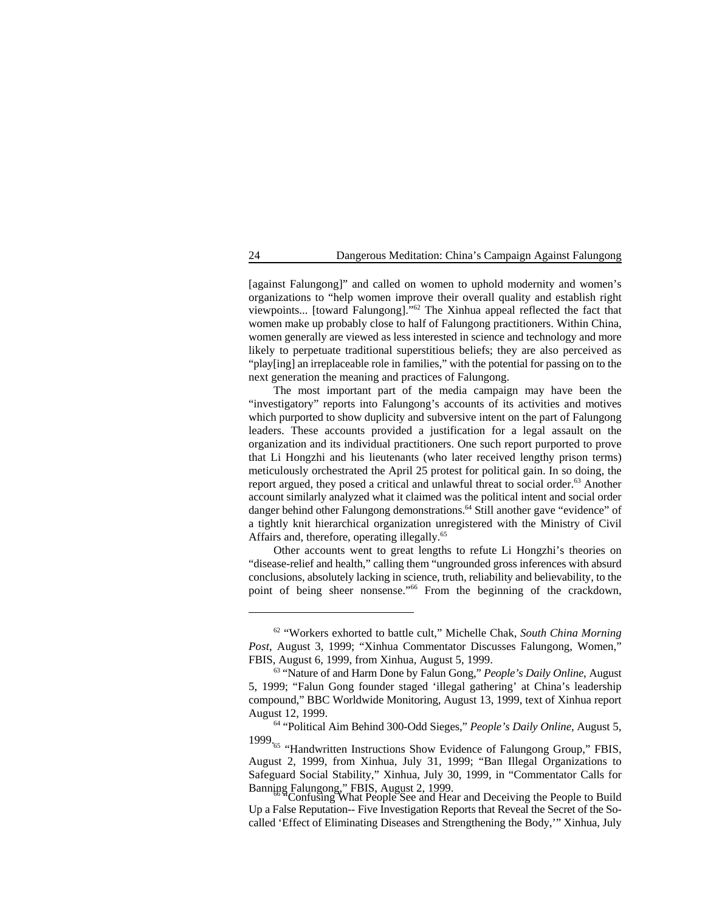[against Falungong]" and called on women to uphold modernity and women's organizations to "help women improve their overall quality and establish right viewpoints... [toward Falungong]."[62] The Xinhua appeal reflected the fact that women make up probably close to half of Falungong practitioners. Within China, women generally are viewed as less interested in science and technology and more likely to perpetuate traditional superstitious beliefs; they are also perceived as "play[ing] an irreplaceable role in families," with the potential for passing on to the next generation the meaning and practices of Falungong.

The most important part of the media campaign may have been the "investigatory" reports into Falungong's accounts of its activities and motives which purported to show duplicity and subversive intent on the part of Falungong leaders. These accounts provided a justification for a legal assault on the organization and its individual practitioners. One such report purported to prove that Li Hongzhi and his lieutenants (who later received lengthy prison terms) meticulously orchestrated the April 25 protest for political gain. In so doing, the report argued, they posed a critical and unlawful threat to social order.[63] Another account similarly analyzed what it claimed was the political intent and social order danger behind other Falungong demonstrations.[64] Still another gave "evidence" of a tightly knit hierarchical organization unregistered with the Ministry of Civil Affairs and, therefore, operating illegally.[65]

Other accounts went to great lengths to refute Li Hongzhi's theories on "disease-relief and health," calling them "ungrounded gross inferences with absurd conclusions, absolutely lacking in science, truth, reliability and believability, to the point of being sheer nonsense."[66] From the beginning of the crackdown,

---

[62] "Workers exhorted to battle cult," Michelle Chak, *South China Morning Post*, August 3, 1999; "Xinhua Commentator Discusses Falungong, Women," FBIS, August 6, 1999, from Xinhua, August 5, 1999.

[63] "Nature of and Harm Done by Falun Gong," *People's Daily Online*, August 5, 1999; "Falun Gong founder staged 'illegal gathering' at China's leadership compound," BBC Worldwide Monitoring, August 13, 1999, text of Xinhua report August 12, 1999.

[64] "Political Aim Behind 300-Odd Sieges," *People's Daily Online*, August 5, 1999.

[65] "Handwritten Instructions Show Evidence of Falungong Group," FBIS, August 2, 1999, from Xinhua, July 31, 1999; "Ban Illegal Organizations to Safeguard Social Stability," Xinhua, July 30, 1999, in "Commentator Calls for Banning Falungong," FBIS, August 2, 1999.

[66] "Confusing What People See and Hear and Deceiving the People to Build Up a False Reputation-- Five Investigation Reports that Reveal the Secret of the So-called 'Effect of Eliminating Diseases and Strengthening the Body,'" Xinhua, July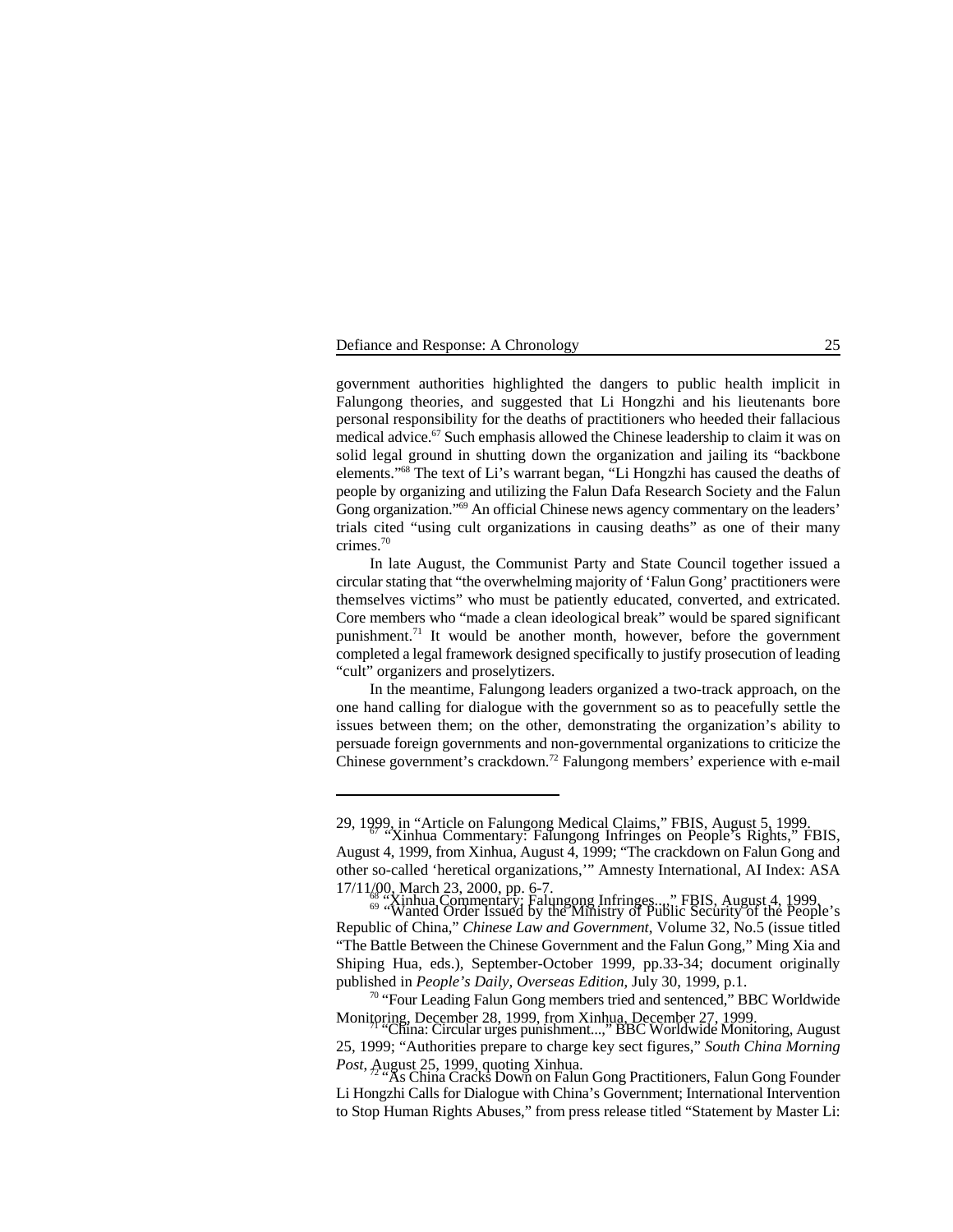government authorities highlighted the dangers to public health implicit in Falungong theories, and suggested that Li Hongzhi and his lieutenants bore personal responsibility for the deaths of practitioners who heeded their fallacious medical advice.[67] Such emphasis allowed the Chinese leadership to claim it was on solid legal ground in shutting down the organization and jailing its "backbone elements."[68] The text of Li's warrant began, "Li Hongzhi has caused the deaths of people by organizing and utilizing the Falun Dafa Research Society and the Falun Gong organization."[69] An official Chinese news agency commentary on the leaders' trials cited "using cult organizations in causing deaths" as one of their many crimes.[70]

In late August, the Communist Party and State Council together issued a circular stating that "the overwhelming majority of 'Falun Gong' practitioners were themselves victims" who must be patiently educated, converted, and extricated. Core members who "made a clean ideological break" would be spared significant punishment.[71] It would be another month, however, before the government completed a legal framework designed specifically to justify prosecution of leading "cult" organizers and proselytizers.

In the meantime, Falungong leaders organized a two-track approach, on the one hand calling for dialogue with the government so as to peacefully settle the issues between them; on the other, demonstrating the organization's ability to persuade foreign governments and non-governmental organizations to criticize the Chinese government's crackdown.[72] Falungong members' experience with e-mail

---

29, 1999, in "Article on Falungong Medical Claims," FBIS, August 5, 1999.

[67] "Xinhua Commentary: Falungong Infringes on People's Rights," FBIS, August 4, 1999, from Xinhua, August 4, 1999; "The crackdown on Falun Gong and other so-called 'heretical organizations,'" Amnesty International, AI Index: ASA 17/11/00, March 23, 2000, pp. 6-7.

[68] "Xinhua Commentary: Falungong Infringes...," FBIS, August 4, 1999.

[69] "Wanted Order Issued by the Ministry of Public Security of the People's Republic of China," *Chinese Law and Government*, Volume 32, No.5 (issue titled "The Battle Between the Chinese Government and the Falun Gong," Ming Xia and Shiping Hua, eds.), September-October 1999, pp.33-34; document originally published in *People's Daily, Overseas Edition*, July 30, 1999, p.1.

[70] "Four Leading Falun Gong members tried and sentenced," BBC Worldwide Monitoring, December 28, 1999, from Xinhua, December 27, 1999.

[71] "China: Circular urges punishment...," BBC Worldwide Monitoring, August 25, 1999; "Authorities prepare to charge key sect figures," *South China Morning Post*, August 25, 1999, quoting Xinhua.

[72] "As China Cracks Down on Falun Gong Practitioners, Falun Gong Founder Li Hongzhi Calls for Dialogue with China's Government; International Intervention to Stop Human Rights Abuses," from press release titled "Statement by Master Li: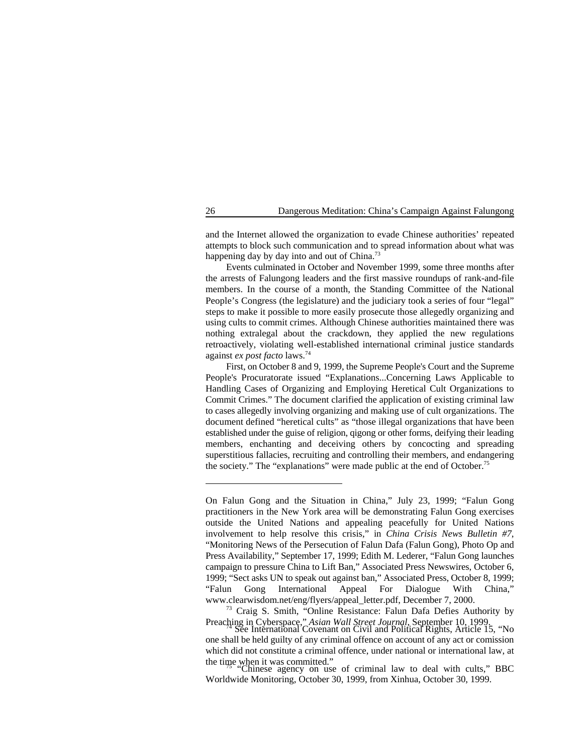and the Internet allowed the organization to evade Chinese authorities' repeated attempts to block such communication and to spread information about what was happening day by day into and out of China.[73]

Events culminated in October and November 1999, some three months after the arrests of Falungong leaders and the first massive roundups of rank-and-file members. In the course of a month, the Standing Committee of the National People's Congress (the legislature) and the judiciary took a series of four "legal" steps to make it possible to more easily prosecute those allegedly organizing and using cults to commit crimes. Although Chinese authorities maintained there was nothing extralegal about the crackdown, they applied the new regulations retroactively, violating well-established international criminal justice standards against *ex post facto* laws.[74]

First, on October 8 and 9, 1999, the Supreme People's Court and the Supreme People's Procuratorate issued "Explanations...Concerning Laws Applicable to Handling Cases of Organizing and Employing Heretical Cult Organizations to Commit Crimes." The document clarified the application of existing criminal law to cases allegedly involving organizing and making use of cult organizations. The document defined "heretical cults" as "those illegal organizations that have been established under the guise of religion, qigong or other forms, deifying their leading members, enchanting and deceiving others by concocting and spreading superstitious fallacies, recruiting and controlling their members, and endangering the society." The "explanations" were made public at the end of October.[75]

---

On Falun Gong and the Situation in China," July 23, 1999; "Falun Gong practitioners in the New York area will be demonstrating Falun Gong exercises outside the United Nations and appealing peacefully for United Nations involvement to help resolve this crisis," in *China Crisis News Bulletin #7*, "Monitoring News of the Persecution of Falun Dafa (Falun Gong), Photo Op and Press Availability," September 17, 1999; Edith M. Lederer, "Falun Gong launches campaign to pressure China to Lift Ban," Associated Press Newswires, October 6, 1999; "Sect asks UN to speak out against ban," Associated Press, October 8, 1999; "Falun Gong International Appeal For Dialogue With China," www.clearwisdom.net/eng/flyers/appeal_letter.pdf, December 7, 2000.

[73] Craig S. Smith, "Online Resistance: Falun Dafa Defies Authority by Preaching in Cyberspace," *Asian Wall Street Journal*, September 10, 1999.

[74] See International Covenant on Civil and Political Rights, Article 15, "No one shall be held guilty of any criminal offence on account of any act or comission which did not constitute a criminal offence, under national or international law, at the time when it was committed."

[75] "Chinese agency on use of criminal law to deal with cults," BBC Worldwide Monitoring, October 30, 1999, from Xinhua, October 30, 1999.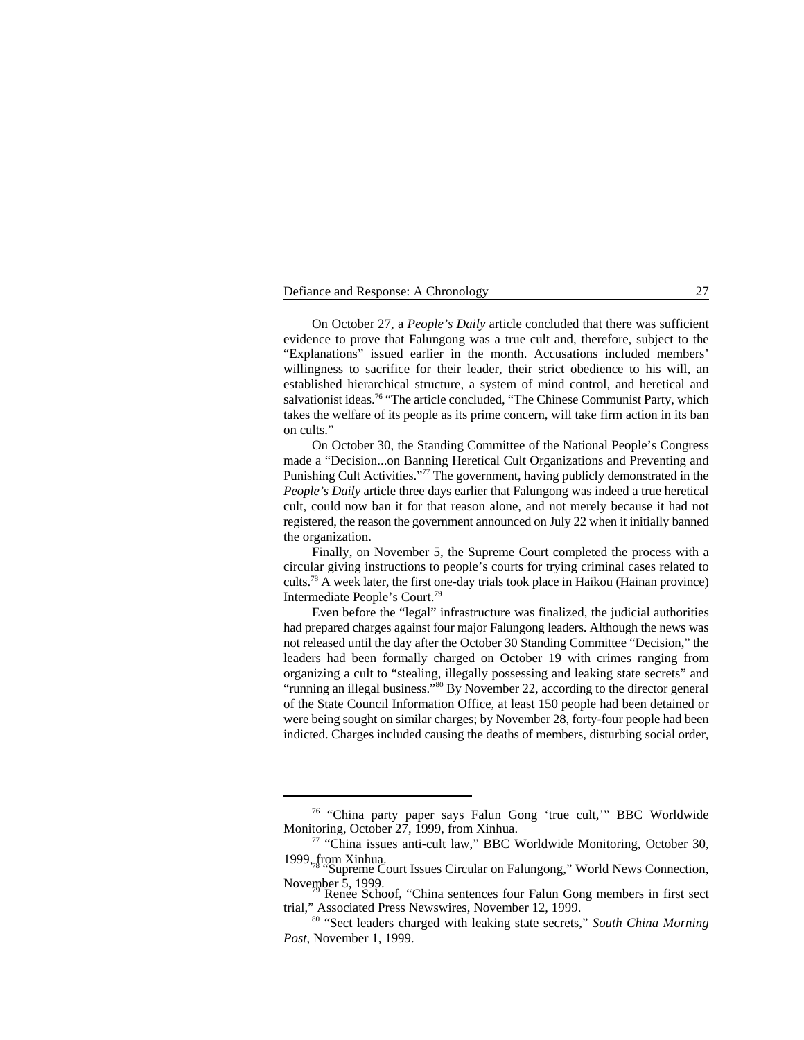On October 27, a *People's Daily* article concluded that there was sufficient evidence to prove that Falungong was a true cult and, therefore, subject to the "Explanations" issued earlier in the month. Accusations included members' willingness to sacrifice for their leader, their strict obedience to his will, an established hierarchical structure, a system of mind control, and heretical and salvationist ideas.[76] "The article concluded, "The Chinese Communist Party, which takes the welfare of its people as its prime concern, will take firm action in its ban on cults."

On October 30, the Standing Committee of the National People's Congress made a "Decision...on Banning Heretical Cult Organizations and Preventing and Punishing Cult Activities."[77] The government, having publicly demonstrated in the *People's Daily* article three days earlier that Falungong was indeed a true heretical cult, could now ban it for that reason alone, and not merely because it had not registered, the reason the government announced on July 22 when it initially banned the organization.

Finally, on November 5, the Supreme Court completed the process with a circular giving instructions to people's courts for trying criminal cases related to cults.[78] A week later, the first one-day trials took place in Haikou (Hainan province) Intermediate People's Court.[79]

Even before the "legal" infrastructure was finalized, the judicial authorities had prepared charges against four major Falungong leaders. Although the news was not released until the day after the October 30 Standing Committee "Decision," the leaders had been formally charged on October 19 with crimes ranging from organizing a cult to "stealing, illegally possessing and leaking state secrets" and "running an illegal business."[80] By November 22, according to the director general of the State Council Information Office, at least 150 people had been detained or were being sought on similar charges; by November 28, forty-four people had been indicted. Charges included causing the deaths of members, disturbing social order,

---

[76] "China party paper says Falun Gong 'true cult,'" BBC Worldwide Monitoring, October 27, 1999, from Xinhua.

[77] "China issues anti-cult law," BBC Worldwide Monitoring, October 30, 1999, from Xinhua.

[78] "Supreme Court Issues Circular on Falungong," World News Connection, November 5, 1999.

[79] Renee Schoof, "China sentences four Falun Gong members in first sect trial," Associated Press Newswires, November 12, 1999.

[80] "Sect leaders charged with leaking state secrets," *South China Morning Post*, November 1, 1999.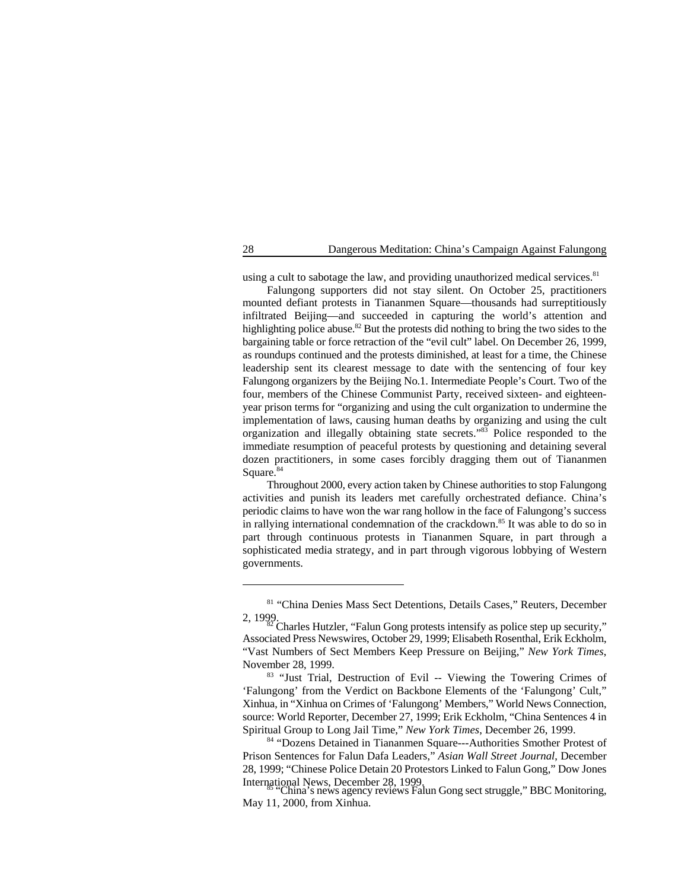using a cult to sabotage the law, and providing unauthorized medical services.[81]

Falungong supporters did not stay silent. On October 25, practitioners mounted defiant protests in Tiananmen Square—thousands had surreptitiously infiltrated Beijing—and succeeded in capturing the world's attention and highlighting police abuse.[82] But the protests did nothing to bring the two sides to the bargaining table or force retraction of the "evil cult" label. On December 26, 1999, as roundups continued and the protests diminished, at least for a time, the Chinese leadership sent its clearest message to date with the sentencing of four key Falungong organizers by the Beijing No.1. Intermediate People's Court. Two of the four, members of the Chinese Communist Party, received sixteen- and eighteen-year prison terms for "organizing and using the cult organization to undermine the implementation of laws, causing human deaths by organizing and using the cult organization and illegally obtaining state secrets."[83] Police responded to the immediate resumption of peaceful protests by questioning and detaining several dozen practitioners, in some cases forcibly dragging them out of Tiananmen Square.[84]

Throughout 2000, every action taken by Chinese authorities to stop Falungong activities and punish its leaders met carefully orchestrated defiance. China's periodic claims to have won the war rang hollow in the face of Falungong's success in rallying international condemnation of the crackdown.[85] It was able to do so in part through continuous protests in Tiananmen Square, in part through a sophisticated media strategy, and in part through vigorous lobbying of Western governments.

---

[81] "China Denies Mass Sect Detentions, Details Cases," Reuters, December 2, 1999.

[82] Charles Hutzler, "Falun Gong protests intensify as police step up security," Associated Press Newswires, October 29, 1999; Elisabeth Rosenthal, Erik Eckholm, "Vast Numbers of Sect Members Keep Pressure on Beijing," *New York Times*, November 28, 1999.

[83] "Just Trial, Destruction of Evil -- Viewing the Towering Crimes of 'Falungong' from the Verdict on Backbone Elements of the 'Falungong' Cult," Xinhua, in "Xinhua on Crimes of 'Falungong' Members," World News Connection, source: World Reporter, December 27, 1999; Erik Eckholm, "China Sentences 4 in Spiritual Group to Long Jail Time," *New York Times*, December 26, 1999.

[84] "Dozens Detained in Tiananmen Square---Authorities Smother Protest of Prison Sentences for Falun Dafa Leaders," *Asian Wall Street Journal*, December 28, 1999; "Chinese Police Detain 20 Protestors Linked to Falun Gong," Dow Jones International News, December 28, 1999.

[85] "China's news agency reviews Falun Gong sect struggle," BBC Monitoring, May 11, 2000, from Xinhua.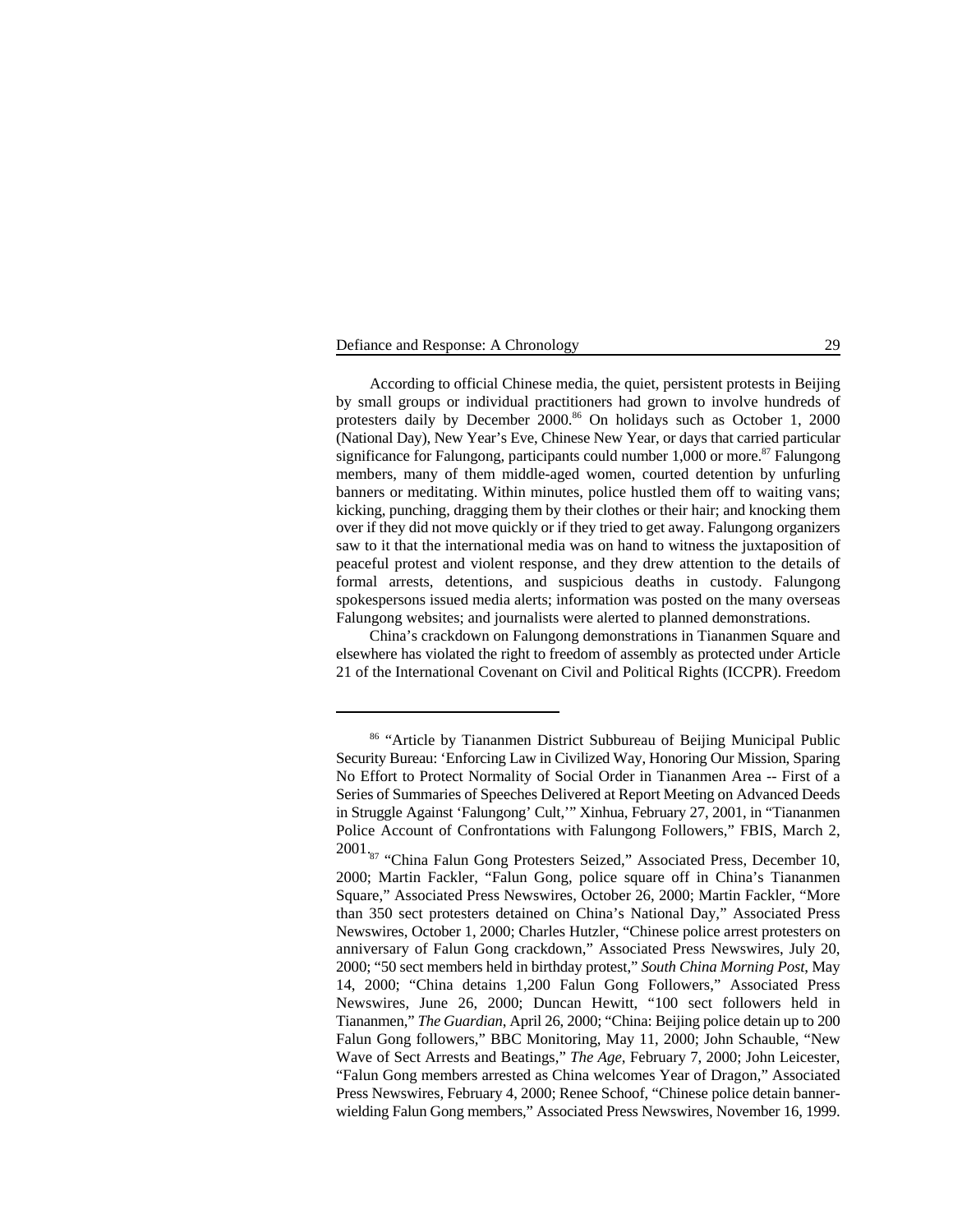According to official Chinese media, the quiet, persistent protests in Beijing by small groups or individual practitioners had grown to involve hundreds of protesters daily by December 2000.[86] On holidays such as October 1, 2000 (National Day), New Year's Eve, Chinese New Year, or days that carried particular significance for Falungong, participants could number 1,000 or more.[87] Falungong members, many of them middle-aged women, courted detention by unfurling banners or meditating. Within minutes, police hustled them off to waiting vans; kicking, punching, dragging them by their clothes or their hair; and knocking them over if they did not move quickly or if they tried to get away. Falungong organizers saw to it that the international media was on hand to witness the juxtaposition of peaceful protest and violent response, and they drew attention to the details of formal arrests, detentions, and suspicious deaths in custody. Falungong spokespersons issued media alerts; information was posted on the many overseas Falungong websites; and journalists were alerted to planned demonstrations.

China's crackdown on Falungong demonstrations in Tiananmen Square and elsewhere has violated the right to freedom of assembly as protected under Article 21 of the International Covenant on Civil and Political Rights (ICCPR). Freedom

---

[86] "Article by Tiananmen District Subbureau of Beijing Municipal Public Security Bureau: 'Enforcing Law in Civilized Way, Honoring Our Mission, Sparing No Effort to Protect Normality of Social Order in Tiananmen Area -- First of a Series of Summaries of Speeches Delivered at Report Meeting on Advanced Deeds in Struggle Against 'Falungong' Cult,'" Xinhua, February 27, 2001, in "Tiananmen Police Account of Confrontations with Falungong Followers," FBIS, March 2, 2001.

[87] "China Falun Gong Protesters Seized," Associated Press, December 10, 2000; Martin Fackler, "Falun Gong, police square off in China's Tiananmen Square," Associated Press Newswires, October 26, 2000; Martin Fackler, "More than 350 sect protesters detained on China's National Day," Associated Press Newswires, October 1, 2000; Charles Hutzler, "Chinese police arrest protesters on anniversary of Falun Gong crackdown," Associated Press Newswires, July 20, 2000; "50 sect members held in birthday protest," *South China Morning Post*, May 14, 2000; "China detains 1,200 Falun Gong Followers," Associated Press Newswires, June 26, 2000; Duncan Hewitt, "100 sect followers held in Tiananmen," *The Guardian*, April 26, 2000; "China: Beijing police detain up to 200 Falun Gong followers," BBC Monitoring, May 11, 2000; John Schauble, "New Wave of Sect Arrests and Beatings," *The Age*, February 7, 2000; John Leicester, "Falun Gong members arrested as China welcomes Year of Dragon," Associated Press Newswires, February 4, 2000; Renee Schoof, "Chinese police detain banner-wielding Falun Gong members," Associated Press Newswires, November 16, 1999.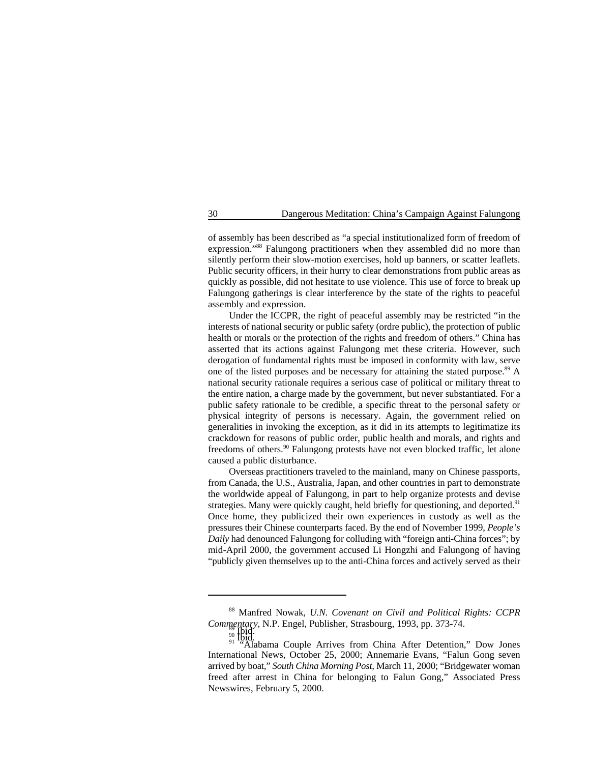of assembly has been described as "a special institutionalized form of freedom of expression."[88] Falungong practitioners when they assembled did no more than silently perform their slow-motion exercises, hold up banners, or scatter leaflets. Public security officers, in their hurry to clear demonstrations from public areas as quickly as possible, did not hesitate to use violence. This use of force to break up Falungong gatherings is clear interference by the state of the rights to peaceful assembly and expression.

Under the ICCPR, the right of peaceful assembly may be restricted "in the interests of national security or public safety (ordre public), the protection of public health or morals or the protection of the rights and freedom of others." China has asserted that its actions against Falungong met these criteria. However, such derogation of fundamental rights must be imposed in conformity with law, serve one of the listed purposes and be necessary for attaining the stated purpose.[89] A national security rationale requires a serious case of political or military threat to the entire nation, a charge made by the government, but never substantiated. For a public safety rationale to be credible, a specific threat to the personal safety or physical integrity of persons is necessary. Again, the government relied on generalities in invoking the exception, as it did in its attempts to legitimatize its crackdown for reasons of public order, public health and morals, and rights and freedoms of others.[90] Falungong protests have not even blocked traffic, let alone caused a public disturbance.

Overseas practitioners traveled to the mainland, many on Chinese passports, from Canada, the U.S., Australia, Japan, and other countries in part to demonstrate the worldwide appeal of Falungong, in part to help organize protests and devise strategies. Many were quickly caught, held briefly for questioning, and deported.[91] Once home, they publicized their own experiences in custody as well as the pressures their Chinese counterparts faced. By the end of November 1999, *People's Daily* had denounced Falungong for colluding with "foreign anti-China forces"; by mid-April 2000, the government accused Li Hongzhi and Falungong of having "publicly given themselves up to the anti-China forces and actively served as their

---

[88] Manfred Nowak, *U.N. Covenant on Civil and Political Rights: CCPR Commentary*, N.P. Engel, Publisher, Strasbourg, 1993, pp. 373-74.

[89] Ibid.

[90] Ibid.

[91] "Alabama Couple Arrives from China After Detention," Dow Jones International News, October 25, 2000; Annemarie Evans, "Falun Gong seven arrived by boat," *South China Morning Post*, March 11, 2000; "Bridgewater woman freed after arrest in China for belonging to Falun Gong," Associated Press Newswires, February 5, 2000.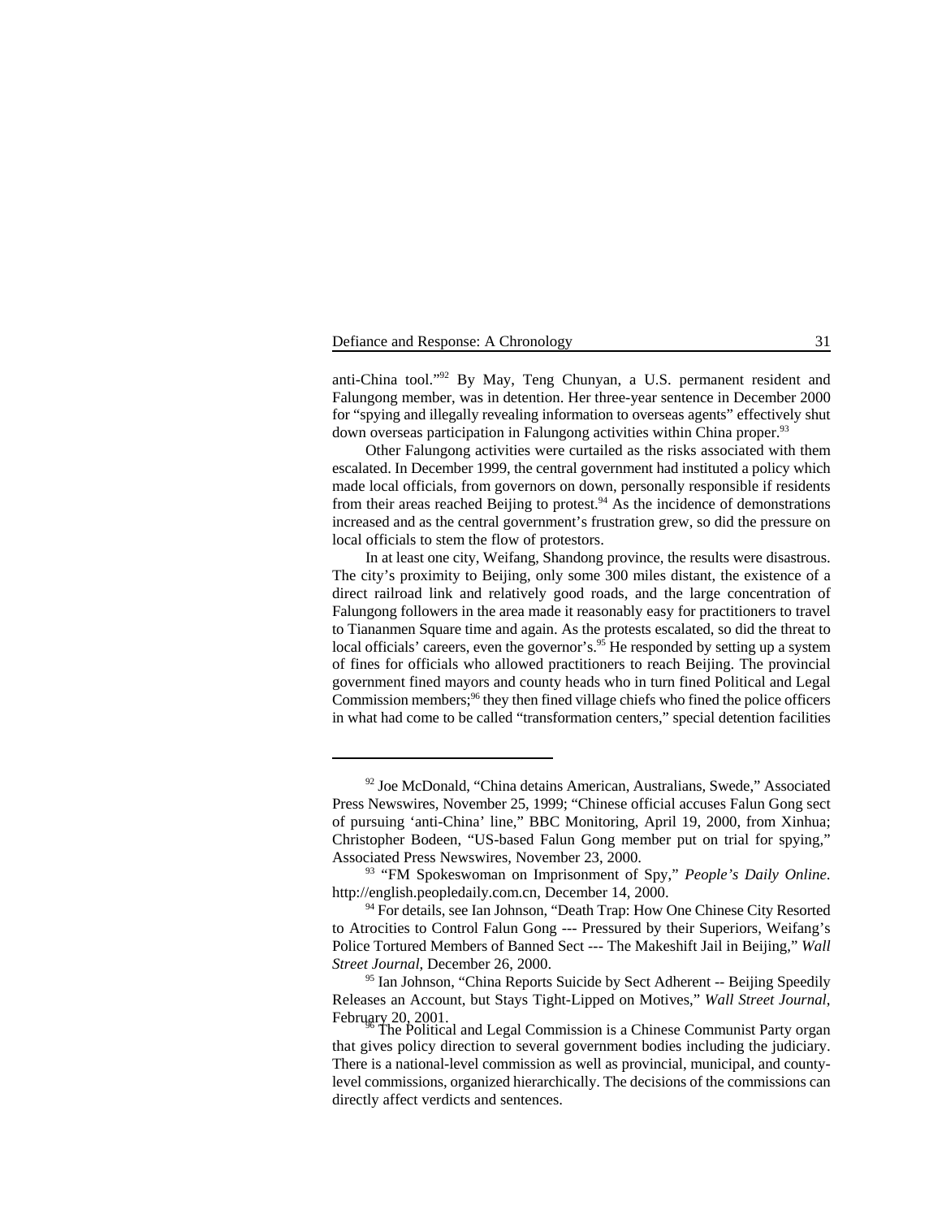anti-China tool."[92] By May, Teng Chunyan, a U.S. permanent resident and Falungong member, was in detention. Her three-year sentence in December 2000 for "spying and illegally revealing information to overseas agents" effectively shut down overseas participation in Falungong activities within China proper.[93]

Other Falungong activities were curtailed as the risks associated with them escalated. In December 1999, the central government had instituted a policy which made local officials, from governors on down, personally responsible if residents from their areas reached Beijing to protest.[94] As the incidence of demonstrations increased and as the central government's frustration grew, so did the pressure on local officials to stem the flow of protestors.

In at least one city, Weifang, Shandong province, the results were disastrous. The city's proximity to Beijing, only some 300 miles distant, the existence of a direct railroad link and relatively good roads, and the large concentration of Falungong followers in the area made it reasonably easy for practitioners to travel to Tiananmen Square time and again. As the protests escalated, so did the threat to local officials' careers, even the governor's.[95] He responded by setting up a system of fines for officials who allowed practitioners to reach Beijing. The provincial government fined mayors and county heads who in turn fined Political and Legal Commission members;[96] they then fined village chiefs who fined the police officers in what had come to be called "transformation centers," special detention facilities

---

[92] Joe McDonald, "China detains American, Australians, Swede," Associated Press Newswires, November 25, 1999; "Chinese official accuses Falun Gong sect of pursuing 'anti-China' line," BBC Monitoring, April 19, 2000, from Xinhua; Christopher Bodeen, "US-based Falun Gong member put on trial for spying," Associated Press Newswires, November 23, 2000.

[93] "FM Spokeswoman on Imprisonment of Spy," *People's Daily Online*. http://english.peopledaily.com.cn, December 14, 2000.

[94] For details, see Ian Johnson, "Death Trap: How One Chinese City Resorted to Atrocities to Control Falun Gong --- Pressured by their Superiors, Weifang's Police Tortured Members of Banned Sect --- The Makeshift Jail in Beijing," *Wall Street Journal*, December 26, 2000.

[95] Ian Johnson, "China Reports Suicide by Sect Adherent -- Beijing Speedily Releases an Account, but Stays Tight-Lipped on Motives," *Wall Street Journal*, February 20, 2001.

[96] The Political and Legal Commission is a Chinese Communist Party organ that gives policy direction to several government bodies including the judiciary. There is a national-level commission as well as provincial, municipal, and county-level commissions, organized hierarchically. The decisions of the commissions can directly affect verdicts and sentences.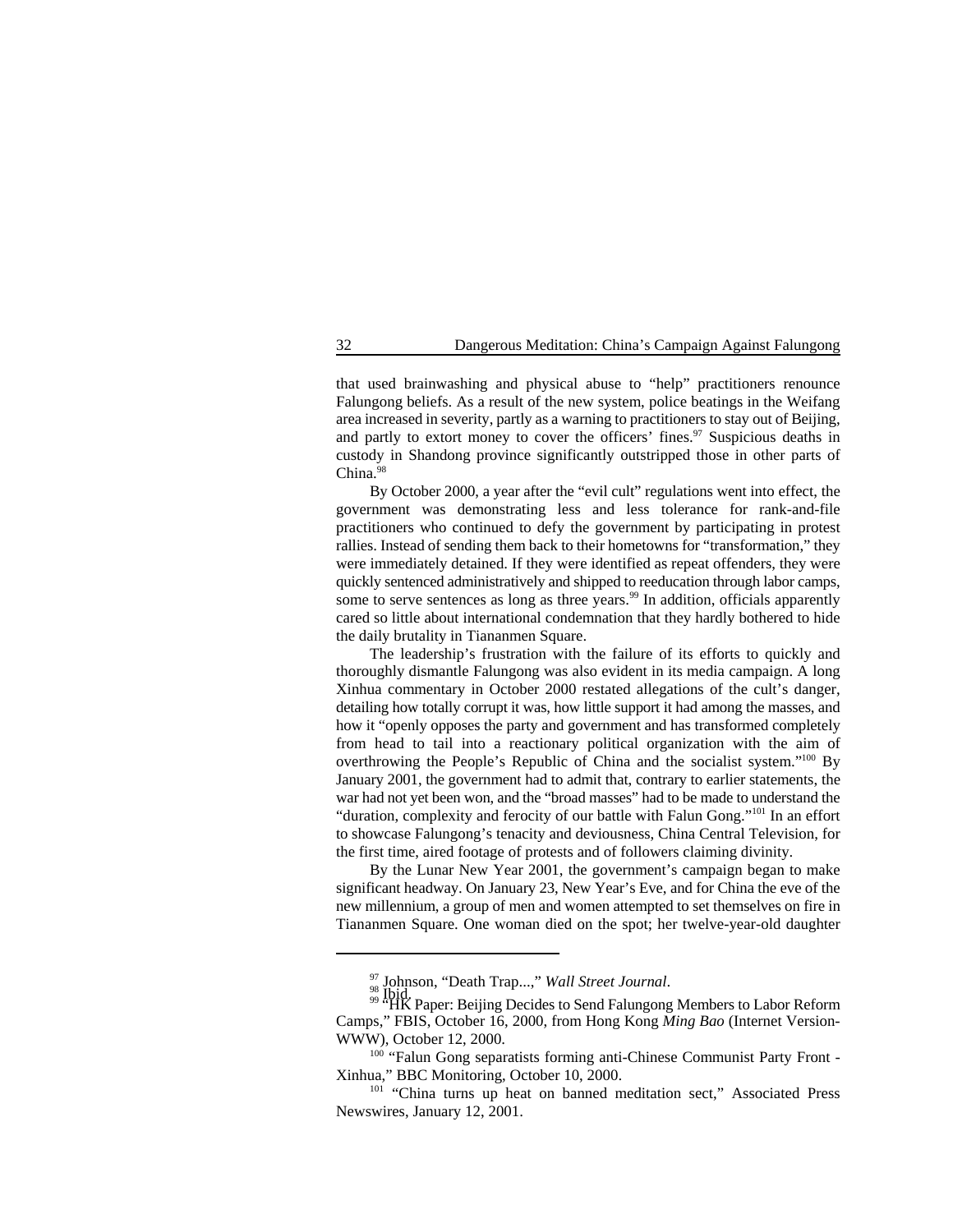that used brainwashing and physical abuse to "help" practitioners renounce Falungong beliefs. As a result of the new system, police beatings in the Weifang area increased in severity, partly as a warning to practitioners to stay out of Beijing, and partly to extort money to cover the officers' fines.[97] Suspicious deaths in custody in Shandong province significantly outstripped those in other parts of China.[98]

By October 2000, a year after the "evil cult" regulations went into effect, the government was demonstrating less and less tolerance for rank-and-file practitioners who continued to defy the government by participating in protest rallies. Instead of sending them back to their hometowns for "transformation," they were immediately detained. If they were identified as repeat offenders, they were quickly sentenced administratively and shipped to reeducation through labor camps, some to serve sentences as long as three years.[99] In addition, officials apparently cared so little about international condemnation that they hardly bothered to hide the daily brutality in Tiananmen Square.

The leadership's frustration with the failure of its efforts to quickly and thoroughly dismantle Falungong was also evident in its media campaign. A long Xinhua commentary in October 2000 restated allegations of the cult's danger, detailing how totally corrupt it was, how little support it had among the masses, and how it "openly opposes the party and government and has transformed completely from head to tail into a reactionary political organization with the aim of overthrowing the People's Republic of China and the socialist system."[100] By January 2001, the government had to admit that, contrary to earlier statements, the war had not yet been won, and the "broad masses" had to be made to understand the "duration, complexity and ferocity of our battle with Falun Gong."[101] In an effort to showcase Falungong's tenacity and deviousness, China Central Television, for the first time, aired footage of protests and of followers claiming divinity.

By the Lunar New Year 2001, the government's campaign began to make significant headway. On January 23, New Year's Eve, and for China the eve of the new millennium, a group of men and women attempted to set themselves on fire in Tiananmen Square. One woman died on the spot; her twelve-year-old daughter

---

[97] Johnson, "Death Trap...," *Wall Street Journal*.

[98] Ibid.

[99] "HK Paper: Beijing Decides to Send Falungong Members to Labor Reform Camps," FBIS, October 16, 2000, from Hong Kong *Ming Bao* (Internet Version-WWW), October 12, 2000.

[100] "Falun Gong separatists forming anti-Chinese Communist Party Front - Xinhua," BBC Monitoring, October 10, 2000.

[101] "China turns up heat on banned meditation sect," Associated Press Newswires, January 12, 2001.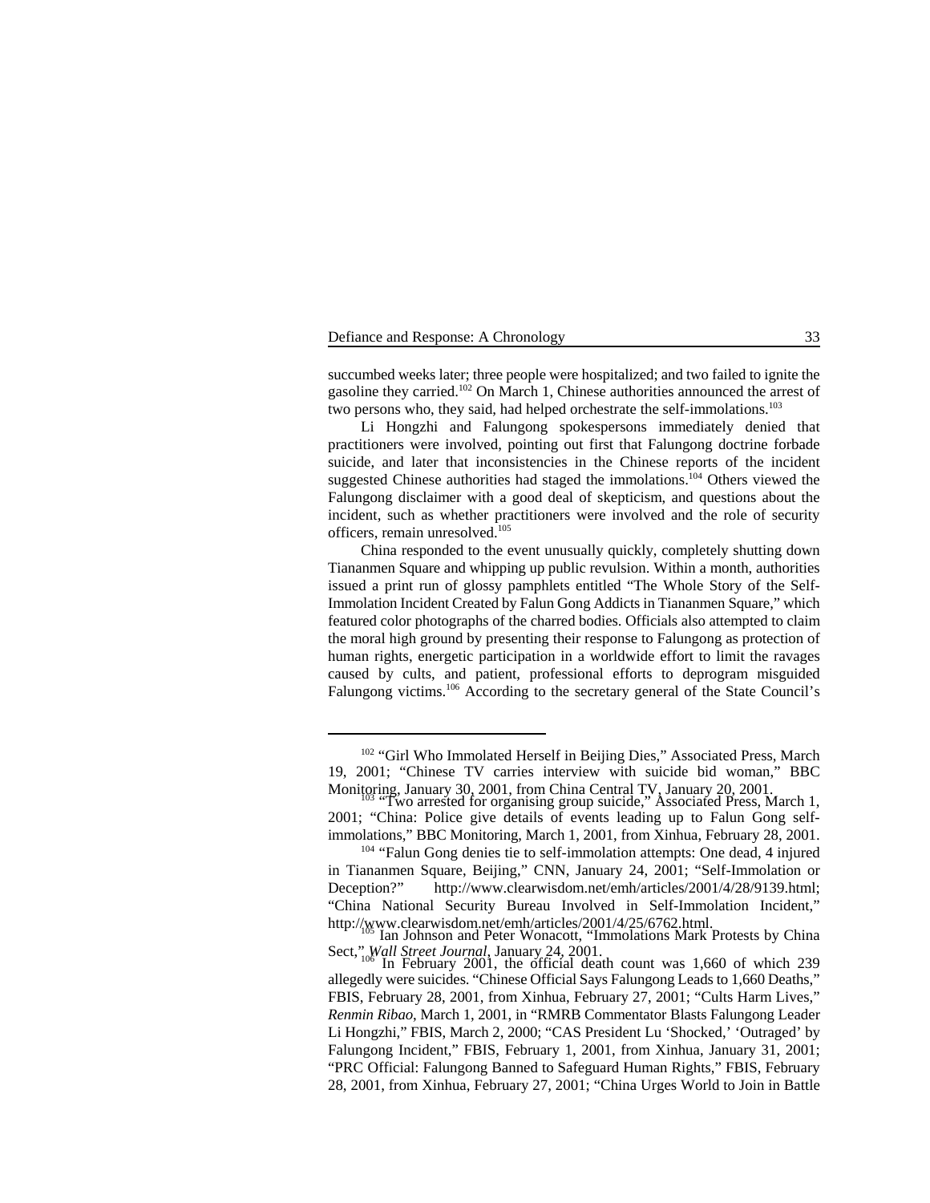succumbed weeks later; three people were hospitalized; and two failed to ignite the gasoline they carried.[102] On March 1, Chinese authorities announced the arrest of two persons who, they said, had helped orchestrate the self-immolations.[103]

Li Hongzhi and Falungong spokespersons immediately denied that practitioners were involved, pointing out first that Falungong doctrine forbade suicide, and later that inconsistencies in the Chinese reports of the incident suggested Chinese authorities had staged the immolations.[104] Others viewed the Falungong disclaimer with a good deal of skepticism, and questions about the incident, such as whether practitioners were involved and the role of security officers, remain unresolved.[105]

China responded to the event unusually quickly, completely shutting down Tiananmen Square and whipping up public revulsion. Within a month, authorities issued a print run of glossy pamphlets entitled "The Whole Story of the Self-Immolation Incident Created by Falun Gong Addicts in Tiananmen Square," which featured color photographs of the charred bodies. Officials also attempted to claim the moral high ground by presenting their response to Falungong as protection of human rights, energetic participation in a worldwide effort to limit the ravages caused by cults, and patient, professional efforts to deprogram misguided Falungong victims.[106] According to the secretary general of the State Council's

---

[102] "Girl Who Immolated Herself in Beijing Dies," Associated Press, March 19, 2001; "Chinese TV carries interview with suicide bid woman," BBC Monitoring, January 30, 2001, from China Central TV, January 20, 2001.

[103] "Two arrested for organising group suicide," Associated Press, March 1, 2001; "China: Police give details of events leading up to Falun Gong self-immolations," BBC Monitoring, March 1, 2001, from Xinhua, February 28, 2001.

[104] "Falun Gong denies tie to self-immolation attempts: One dead, 4 injured in Tiananmen Square, Beijing," CNN, January 24, 2001; "Self-Immolation or Deception?" http://www.clearwisdom.net/emh/articles/2001/4/28/9139.html; "China National Security Bureau Involved in Self-Immolation Incident," http://www.clearwisdom.net/emh/articles/2001/4/25/6762.html.

[105] Ian Johnson and Peter Wonacott, "Immolations Mark Protests by China Sect," *Wall Street Journal*, January 24, 2001.

[106] In February 2001, the official death count was 1,660 of which 239 allegedly were suicides. "Chinese Official Says Falungong Leads to 1,660 Deaths," FBIS, February 28, 2001, from Xinhua, February 27, 2001; "Cults Harm Lives," *Renmin Ribao*, March 1, 2001, in "RMRB Commentator Blasts Falungong Leader Li Hongzhi," FBIS, March 2, 2000; "CAS President Lu 'Shocked,' 'Outraged' by Falungong Incident," FBIS, February 1, 2001, from Xinhua, January 31, 2001; "PRC Official: Falungong Banned to Safeguard Human Rights," FBIS, February 28, 2001, from Xinhua, February 27, 2001; "China Urges World to Join in Battle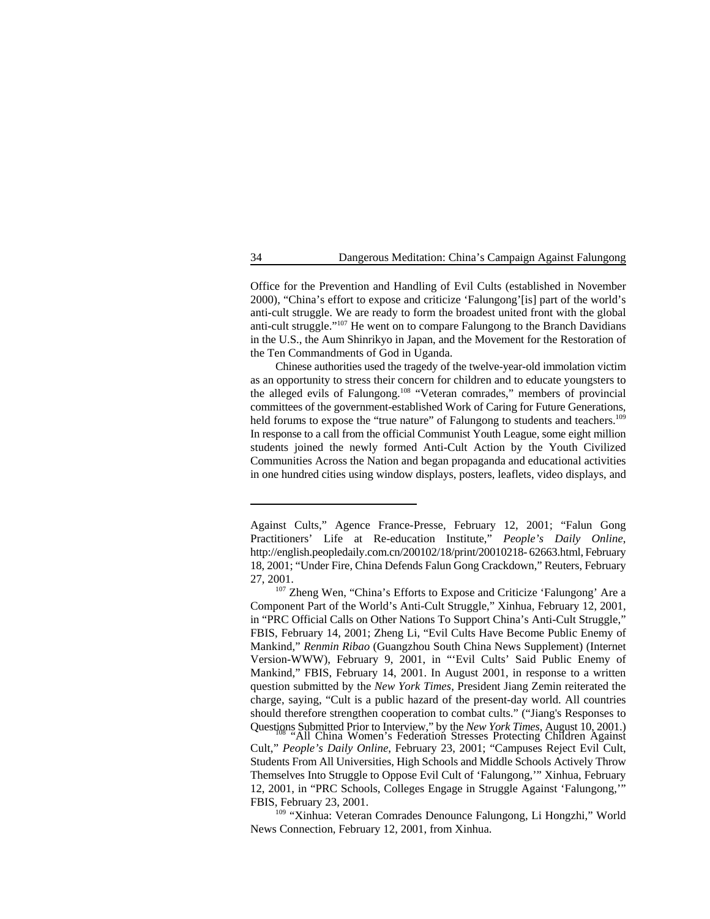Office for the Prevention and Handling of Evil Cults (established in November 2000), "China's effort to expose and criticize 'Falungong'[is] part of the world's anti-cult struggle. We are ready to form the broadest united front with the global anti-cult struggle."[107] He went on to compare Falungong to the Branch Davidians in the U.S., the Aum Shinrikyo in Japan, and the Movement for the Restoration of the Ten Commandments of God in Uganda.

Chinese authorities used the tragedy of the twelve-year-old immolation victim as an opportunity to stress their concern for children and to educate youngsters to the alleged evils of Falungong.[108] "Veteran comrades," members of provincial committees of the government-established Work of Caring for Future Generations, held forums to expose the "true nature" of Falungong to students and teachers.[109] In response to a call from the official Communist Youth League, some eight million students joined the newly formed Anti-Cult Action by the Youth Civilized Communities Across the Nation and began propaganda and educational activities in one hundred cities using window displays, posters, leaflets, video displays, and

---

Against Cults," Agence France-Presse, February 12, 2001; "Falun Gong Practitioners' Life at Re-education Institute," *People's Daily Online*, http://english.peopledaily.com.cn/200102/18/print/20010218- 62663.html, February 18, 2001; "Under Fire, China Defends Falun Gong Crackdown," Reuters, February 27, 2001.

[107] Zheng Wen, "China's Efforts to Expose and Criticize 'Falungong' Are a Component Part of the World's Anti-Cult Struggle," Xinhua, February 12, 2001, in "PRC Official Calls on Other Nations To Support China's Anti-Cult Struggle," FBIS, February 14, 2001; Zheng Li, "Evil Cults Have Become Public Enemy of Mankind," *Renmin Ribao* (Guangzhou South China News Supplement) (Internet Version-WWW), February 9, 2001, in "'Evil Cults' Said Public Enemy of Mankind," FBIS, February 14, 2001. In August 2001, in response to a written question submitted by the *New York Times*, President Jiang Zemin reiterated the charge, saying, "Cult is a public hazard of the present-day world. All countries should therefore strengthen cooperation to combat cults." ("Jiang's Responses to Questions Submitted Prior to Interview," by the *New York Times*, August 10, 2001.)

[108] "All China Women's Federation Stresses Protecting Children Against Cult," *People's Daily Online*, February 23, 2001; "Campuses Reject Evil Cult, Students From All Universities, High Schools and Middle Schools Actively Throw Themselves Into Struggle to Oppose Evil Cult of 'Falungong,'" Xinhua, February 12, 2001, in "PRC Schools, Colleges Engage in Struggle Against 'Falungong,'" FBIS, February 23, 2001.

[109] "Xinhua: Veteran Comrades Denounce Falungong, Li Hongzhi," World News Connection, February 12, 2001, from Xinhua.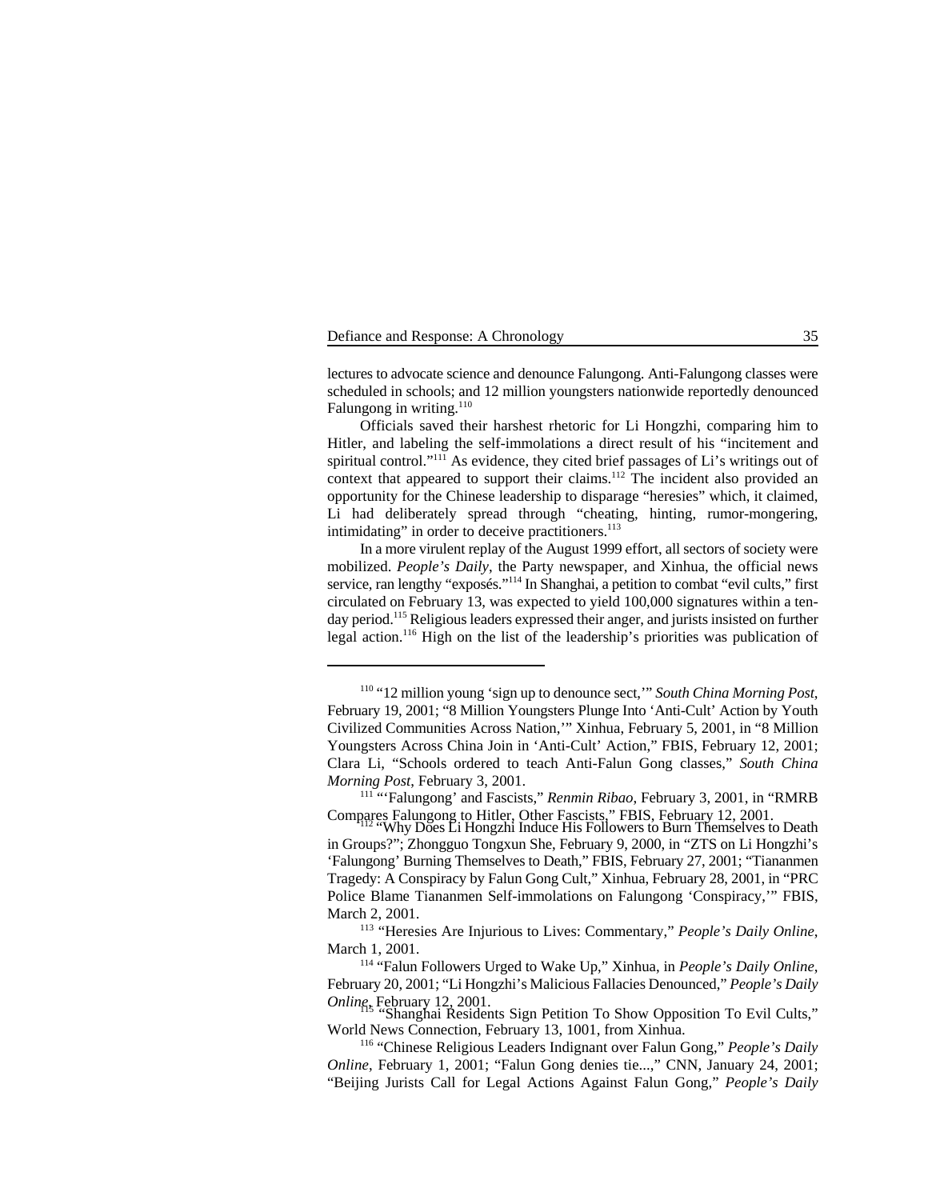lectures to advocate science and denounce Falungong. Anti-Falungong classes were scheduled in schools; and 12 million youngsters nationwide reportedly denounced Falungong in writing.[110]

Officials saved their harshest rhetoric for Li Hongzhi, comparing him to Hitler, and labeling the self-immolations a direct result of his "incitement and spiritual control."[111] As evidence, they cited brief passages of Li's writings out of context that appeared to support their claims.[112] The incident also provided an opportunity for the Chinese leadership to disparage "heresies" which, it claimed, Li had deliberately spread through "cheating, hinting, rumor-mongering, intimidating" in order to deceive practitioners.[113]

In a more virulent replay of the August 1999 effort, all sectors of society were mobilized. *People's Daily*, the Party newspaper, and Xinhua, the official news service, ran lengthy "exposés."[114] In Shanghai, a petition to combat "evil cults," first circulated on February 13, was expected to yield 100,000 signatures within a ten-day period.[115] Religious leaders expressed their anger, and jurists insisted on further legal action.[116] High on the list of the leadership's priorities was publication of

---

[110] "12 million young 'sign up to denounce sect,'" *South China Morning Post*, February 19, 2001; "8 Million Youngsters Plunge Into 'Anti-Cult' Action by Youth Civilized Communities Across Nation,'" Xinhua, February 5, 2001, in "8 Million Youngsters Across China Join in 'Anti-Cult' Action," FBIS, February 12, 2001; Clara Li, "Schools ordered to teach Anti-Falun Gong classes," *South China Morning Post*, February 3, 2001.

[111] "'Falungong' and Fascists," *Renmin Ribao*, February 3, 2001, in "RMRB Compares Falungong to Hitler, Other Fascists," FBIS, February 12, 2001.

[112] "Why Does Li Hongzhi Induce His Followers to Burn Themselves to Death in Groups?"; Zhongguo Tongxun She, February 9, 2000, in "ZTS on Li Hongzhi's 'Falungong' Burning Themselves to Death," FBIS, February 27, 2001; "Tiananmen Tragedy: A Conspiracy by Falun Gong Cult," Xinhua, February 28, 2001, in "PRC Police Blame Tiananmen Self-immolations on Falungong 'Conspiracy,'" FBIS, March 2, 2001.

[113] "Heresies Are Injurious to Lives: Commentary," *People's Daily Online*, March 1, 2001.

[114] "Falun Followers Urged to Wake Up," Xinhua, in *People's Daily Online*, February 20, 2001; "Li Hongzhi's Malicious Fallacies Denounced," *People's Daily Online*, February 12, 2001.

[115] "Shanghai Residents Sign Petition To Show Opposition To Evil Cults," World News Connection, February 13, 1001, from Xinhua.

[116] "Chinese Religious Leaders Indignant over Falun Gong," *People's Daily Online*, February 1, 2001; "Falun Gong denies tie...," CNN, January 24, 2001; "Beijing Jurists Call for Legal Actions Against Falun Gong," *People's Daily*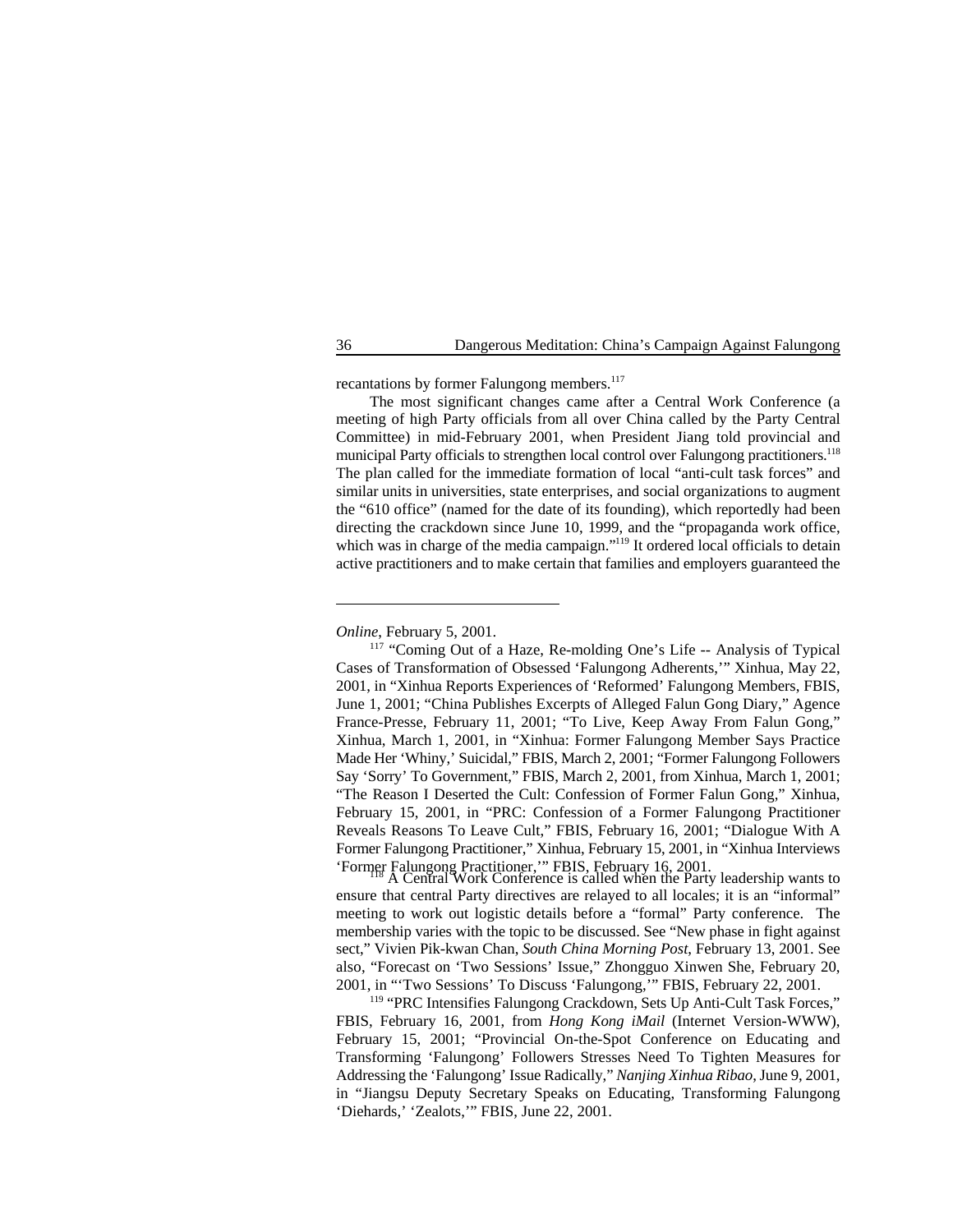recantations by former Falungong members.[117]

The most significant changes came after a Central Work Conference (a meeting of high Party officials from all over China called by the Party Central Committee) in mid-February 2001, when President Jiang told provincial and municipal Party officials to strengthen local control over Falungong practitioners.[118] The plan called for the immediate formation of local "anti-cult task forces" and similar units in universities, state enterprises, and social organizations to augment the "610 office" (named for the date of its founding), which reportedly had been directing the crackdown since June 10, 1999, and the "propaganda work office, which was in charge of the media campaign."[119] It ordered local officials to detain active practitioners and to make certain that families and employers guaranteed the

---

*Online*, February 5, 2001.

[117] "Coming Out of a Haze, Re-molding One's Life -- Analysis of Typical Cases of Transformation of Obsessed 'Falungong Adherents,'" Xinhua, May 22, 2001, in "Xinhua Reports Experiences of 'Reformed' Falungong Members, FBIS, June 1, 2001; "China Publishes Excerpts of Alleged Falun Gong Diary," Agence France-Presse, February 11, 2001; "To Live, Keep Away From Falun Gong," Xinhua, March 1, 2001, in "Xinhua: Former Falungong Member Says Practice Made Her 'Whiny,' Suicidal," FBIS, March 2, 2001; "Former Falungong Followers Say 'Sorry' To Government," FBIS, March 2, 2001, from Xinhua, March 1, 2001; "The Reason I Deserted the Cult: Confession of Former Falun Gong," Xinhua, February 15, 2001, in "PRC: Confession of a Former Falungong Practitioner Reveals Reasons To Leave Cult," FBIS, February 16, 2001; "Dialogue With A Former Falungong Practitioner," Xinhua, February 15, 2001, in "Xinhua Interviews 'Former Falungong Practitioner,'" FBIS, February 16, 2001.

[118] A Central Work Conference is called when the Party leadership wants to ensure that central Party directives are relayed to all locales; it is an "informal" meeting to work out logistic details before a "formal" Party conference. The membership varies with the topic to be discussed. See "New phase in fight against sect," Vivien Pik-kwan Chan, *South China Morning Post*, February 13, 2001. See also, "Forecast on 'Two Sessions' Issue," Zhongguo Xinwen She, February 20, 2001, in "'Two Sessions' To Discuss 'Falungong,'" FBIS, February 22, 2001.

[119] "PRC Intensifies Falungong Crackdown, Sets Up Anti-Cult Task Forces," FBIS, February 16, 2001, from *Hong Kong iMail* (Internet Version-WWW), February 15, 2001; "Provincial On-the-Spot Conference on Educating and Transforming 'Falungong' Followers Stresses Need To Tighten Measures for Addressing the 'Falungong' Issue Radically," *Nanjing Xinhua Ribao*, June 9, 2001, in "Jiangsu Deputy Secretary Speaks on Educating, Transforming Falungong 'Diehards,' 'Zealots,'" FBIS, June 22, 2001.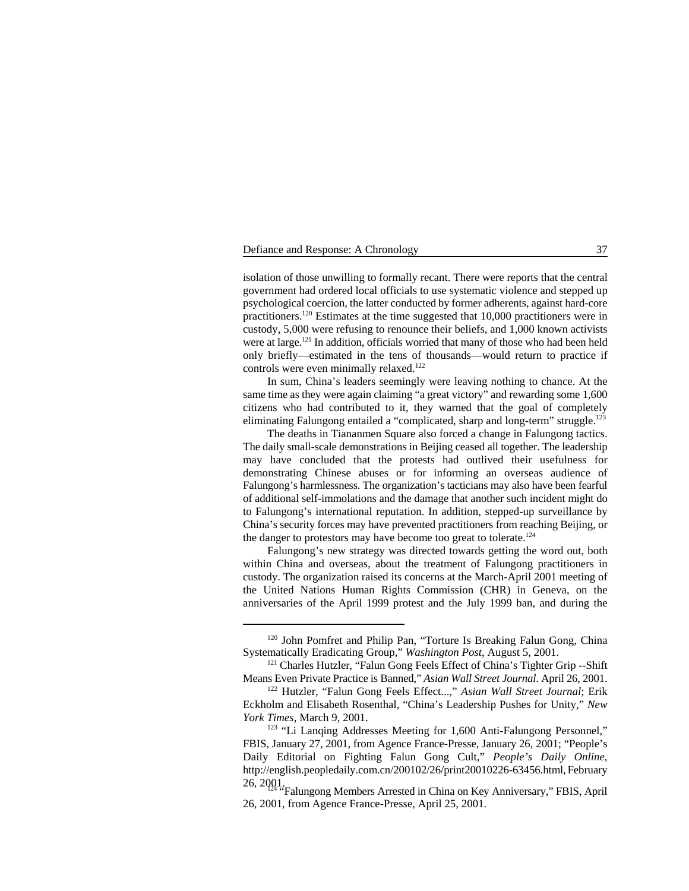isolation of those unwilling to formally recant. There were reports that the central government had ordered local officials to use systematic violence and stepped up psychological coercion, the latter conducted by former adherents, against hard-core practitioners.[120] Estimates at the time suggested that 10,000 practitioners were in custody, 5,000 were refusing to renounce their beliefs, and 1,000 known activists were at large.[121] In addition, officials worried that many of those who had been held only briefly—estimated in the tens of thousands—would return to practice if controls were even minimally relaxed.[122]

In sum, China's leaders seemingly were leaving nothing to chance. At the same time as they were again claiming "a great victory" and rewarding some 1,600 citizens who had contributed to it, they warned that the goal of completely eliminating Falungong entailed a "complicated, sharp and long-term" struggle.[123]

The deaths in Tiananmen Square also forced a change in Falungong tactics. The daily small-scale demonstrations in Beijing ceased all together. The leadership may have concluded that the protests had outlived their usefulness for demonstrating Chinese abuses or for informing an overseas audience of Falungong's harmlessness. The organization's tacticians may also have been fearful of additional self-immolations and the damage that another such incident might do to Falungong's international reputation. In addition, stepped-up surveillance by China's security forces may have prevented practitioners from reaching Beijing, or the danger to protestors may have become too great to tolerate.[124]

Falungong's new strategy was directed towards getting the word out, both within China and overseas, about the treatment of Falungong practitioners in custody. The organization raised its concerns at the March-April 2001 meeting of the United Nations Human Rights Commission (CHR) in Geneva, on the anniversaries of the April 1999 protest and the July 1999 ban, and during the

---

[120] John Pomfret and Philip Pan, "Torture Is Breaking Falun Gong, China Systematically Eradicating Group," *Washington Post*, August 5, 2001.

[121] Charles Hutzler, "Falun Gong Feels Effect of China's Tighter Grip --Shift Means Even Private Practice is Banned," *Asian Wall Street Journal*. April 26, 2001.

[122] Hutzler, "Falun Gong Feels Effect...," *Asian Wall Street Journal*; Erik Eckholm and Elisabeth Rosenthal, "China's Leadership Pushes for Unity," *New York Times*, March 9, 2001.

[123] "Li Lanqing Addresses Meeting for 1,600 Anti-Falungong Personnel," FBIS, January 27, 2001, from Agence France-Presse, January 26, 2001; "People's Daily Editorial on Fighting Falun Gong Cult," *People's Daily Online*, http://english.peopledaily.com.cn/200102/26/print20010226-63456.html, February 26, 2001.

[124] "Falungong Members Arrested in China on Key Anniversary," FBIS, April 26, 2001, from Agence France-Presse, April 25, 2001.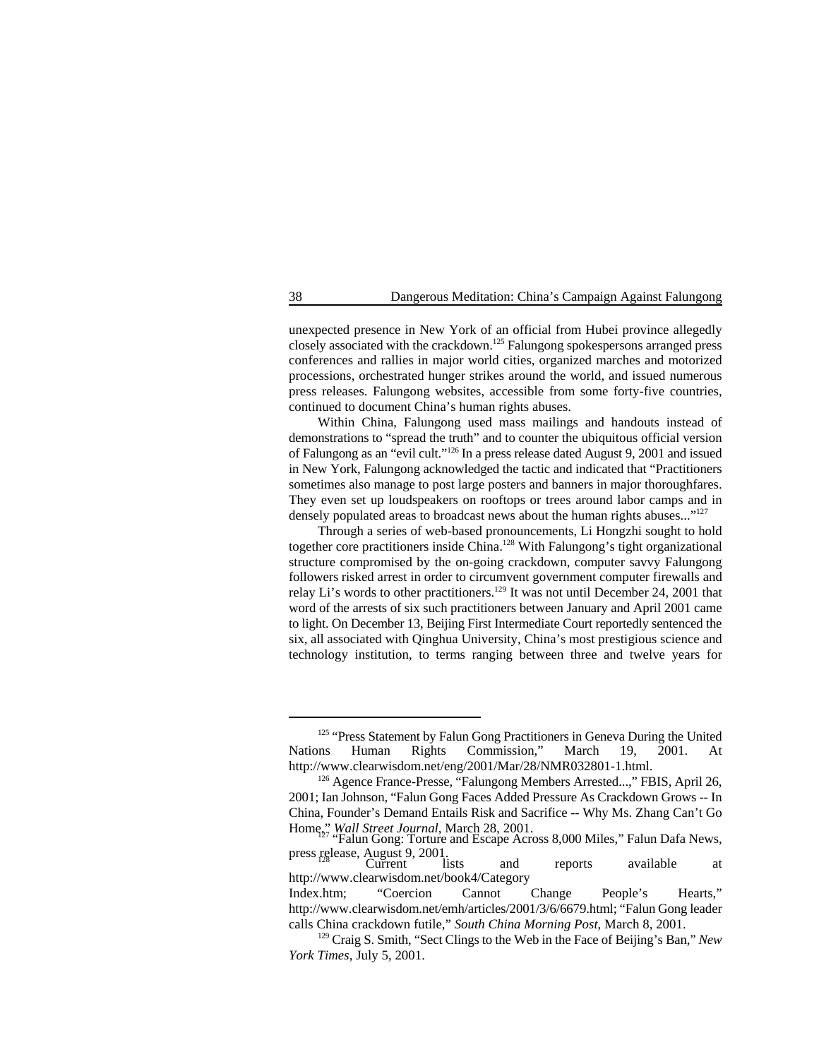unexpected presence in New York of an official from Hubei province allegedly closely associated with the crackdown.[125] Falungong spokespersons arranged press conferences and rallies in major world cities, organized marches and motorized processions, orchestrated hunger strikes around the world, and issued numerous press releases. Falungong websites, accessible from some forty-five countries, continued to document China's human rights abuses.

Within China, Falungong used mass mailings and handouts instead of demonstrations to "spread the truth" and to counter the ubiquitous official version of Falungong as an "evil cult."[126] In a press release dated August 9, 2001 and issued in New York, Falungong acknowledged the tactic and indicated that "Practitioners sometimes also manage to post large posters and banners in major thoroughfares. They even set up loudspeakers on rooftops or trees around labor camps and in densely populated areas to broadcast news about the human rights abuses..."[127]

Through a series of web-based pronouncements, Li Hongzhi sought to hold together core practitioners inside China.[128] With Falungong's tight organizational structure compromised by the on-going crackdown, computer savvy Falungong followers risked arrest in order to circumvent government computer firewalls and relay Li's words to other practitioners.[129] It was not until December 24, 2001 that word of the arrests of six such practitioners between January and April 2001 came to light. On December 13, Beijing First Intermediate Court reportedly sentenced the six, all associated with Qinghua University, China's most prestigious science and technology institution, to terms ranging between three and twelve years for

---

[125] "Press Statement by Falun Gong Practitioners in Geneva During the United Nations Human Rights Commission," March 19, 2001. At http://www.clearwisdom.net/eng/2001/Mar/28/NMR032801-1.html.

[126] Agence France-Presse, "Falungong Members Arrested...," FBIS, April 26, 2001; Ian Johnson, "Falun Gong Faces Added Pressure As Crackdown Grows -- In China, Founder's Demand Entails Risk and Sacrifice -- Why Ms. Zhang Can't Go Home," *Wall Street Journal*, March 28, 2001.

[127] "Falun Gong: Torture and Escape Across 8,000 Miles," Falun Dafa News, press release, August 9, 2001.

[128] Current lists and reports available at http://www.clearwisdom.net/book4/Category Index.htm; "Coercion Cannot Change People's Hearts," http://www.clearwisdom.net/emh/articles/2001/3/6/6679.html; "Falun Gong leader calls China crackdown futile," *South China Morning Post*, March 8, 2001.

[129] Craig S. Smith, "Sect Clings to the Web in the Face of Beijing's Ban," *New York Times*, July 5, 2001.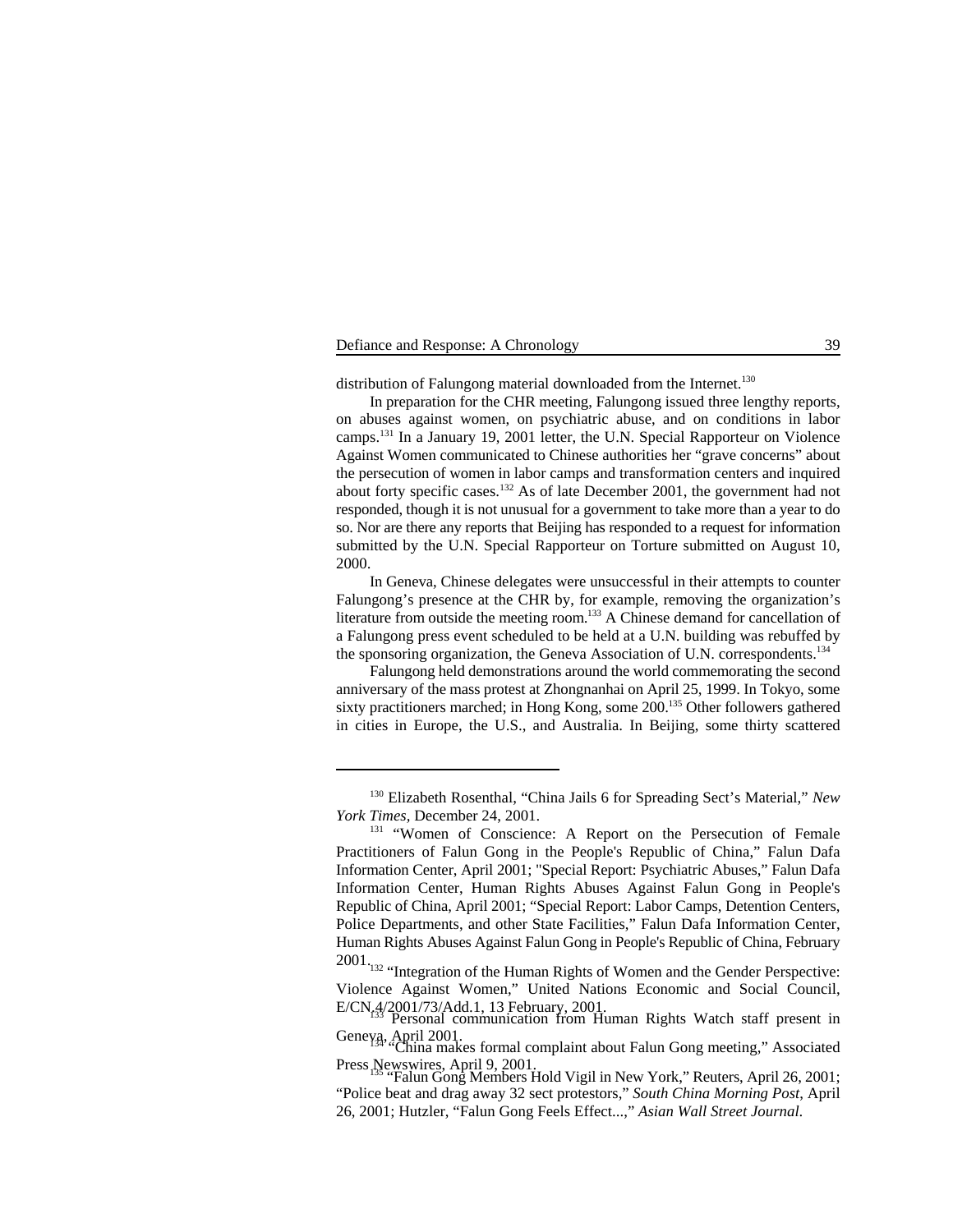distribution of Falungong material downloaded from the Internet.[130]

In preparation for the CHR meeting, Falungong issued three lengthy reports, on abuses against women, on psychiatric abuse, and on conditions in labor camps.[131] In a January 19, 2001 letter, the U.N. Special Rapporteur on Violence Against Women communicated to Chinese authorities her "grave concerns" about the persecution of women in labor camps and transformation centers and inquired about forty specific cases.[132] As of late December 2001, the government had not responded, though it is not unusual for a government to take more than a year to do so. Nor are there any reports that Beijing has responded to a request for information submitted by the U.N. Special Rapporteur on Torture submitted on August 10, 2000.

In Geneva, Chinese delegates were unsuccessful in their attempts to counter Falungong's presence at the CHR by, for example, removing the organization's literature from outside the meeting room.[133] A Chinese demand for cancellation of a Falungong press event scheduled to be held at a U.N. building was rebuffed by the sponsoring organization, the Geneva Association of U.N. correspondents.[134]

Falungong held demonstrations around the world commemorating the second anniversary of the mass protest at Zhongnanhai on April 25, 1999. In Tokyo, some sixty practitioners marched; in Hong Kong, some 200.[135] Other followers gathered in cities in Europe, the U.S., and Australia. In Beijing, some thirty scattered

---

[130] Elizabeth Rosenthal, "China Jails 6 for Spreading Sect's Material," *New York Times*, December 24, 2001.

[131] "Women of Conscience: A Report on the Persecution of Female Practitioners of Falun Gong in the People's Republic of China," Falun Dafa Information Center, April 2001; "Special Report: Psychiatric Abuses," Falun Dafa Information Center, Human Rights Abuses Against Falun Gong in People's Republic of China, April 2001; "Special Report: Labor Camps, Detention Centers, Police Departments, and other State Facilities," Falun Dafa Information Center, Human Rights Abuses Against Falun Gong in People's Republic of China, February 2001.

[132] "Integration of the Human Rights of Women and the Gender Perspective: Violence Against Women," United Nations Economic and Social Council, E/CN.4/2001/73/Add.1, 13 February, 2001.

[133] Personal communication from Human Rights Watch staff present in Geneva, April 2001.

[134] "China makes formal complaint about Falun Gong meeting," Associated Press Newswires, April 9, 2001.

[135] "Falun Gong Members Hold Vigil in New York," Reuters, April 26, 2001; "Police beat and drag away 32 sect protestors," *South China Morning Post*, April 26, 2001; Hutzler, "Falun Gong Feels Effect...," *Asian Wall Street Journal*.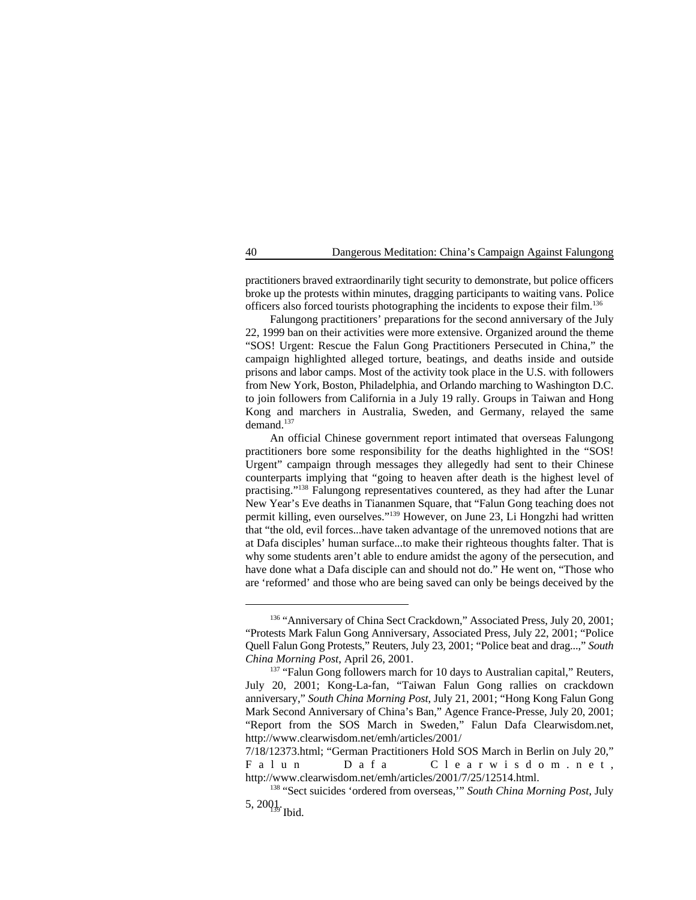practitioners braved extraordinarily tight security to demonstrate, but police officers broke up the protests within minutes, dragging participants to waiting vans. Police officers also forced tourists photographing the incidents to expose their film.[136]

Falungong practitioners' preparations for the second anniversary of the July 22, 1999 ban on their activities were more extensive. Organized around the theme "SOS! Urgent: Rescue the Falun Gong Practitioners Persecuted in China," the campaign highlighted alleged torture, beatings, and deaths inside and outside prisons and labor camps. Most of the activity took place in the U.S. with followers from New York, Boston, Philadelphia, and Orlando marching to Washington D.C. to join followers from California in a July 19 rally. Groups in Taiwan and Hong Kong and marchers in Australia, Sweden, and Germany, relayed the same demand.[137]

An official Chinese government report intimated that overseas Falungong practitioners bore some responsibility for the deaths highlighted in the "SOS! Urgent" campaign through messages they allegedly had sent to their Chinese counterparts implying that "going to heaven after death is the highest level of practising."[138] Falungong representatives countered, as they had after the Lunar New Year's Eve deaths in Tiananmen Square, that "Falun Gong teaching does not permit killing, even ourselves."[139] However, on June 23, Li Hongzhi had written that "the old, evil forces...have taken advantage of the unremoved notions that are at Dafa disciples' human surface...to make their righteous thoughts falter. That is why some students aren't able to endure amidst the agony of the persecution, and have done what a Dafa disciple can and should not do." He went on, "Those who are 'reformed' and those who are being saved can only be beings deceived by the

---

[136] "Anniversary of China Sect Crackdown," Associated Press, July 20, 2001; "Protests Mark Falun Gong Anniversary, Associated Press, July 22, 2001; "Police Quell Falun Gong Protests," Reuters, July 23, 2001; "Police beat and drag...," *South China Morning Post*, April 26, 2001.

[137] "Falun Gong followers march for 10 days to Australian capital," Reuters, July 20, 2001; Kong-La-fan, "Taiwan Falun Gong rallies on crackdown anniversary," *South China Morning Post*, July 21, 2001; "Hong Kong Falun Gong Mark Second Anniversary of China's Ban," Agence France-Presse, July 20, 2001; "Report from the SOS March in Sweden," Falun Dafa Clearwisdom.net, http://www.clearwisdom.net/emh/articles/2001/7/18/12373.html; "German Practitioners Hold SOS March in Berlin on July 20," Falun Dafa Clearwisdom.net, http://www.clearwisdom.net/emh/articles/2001/7/25/12514.html.

[138] "Sect suicides 'ordered from overseas,'" *South China Morning Post*, July 5, 2001.

[139] Ibid.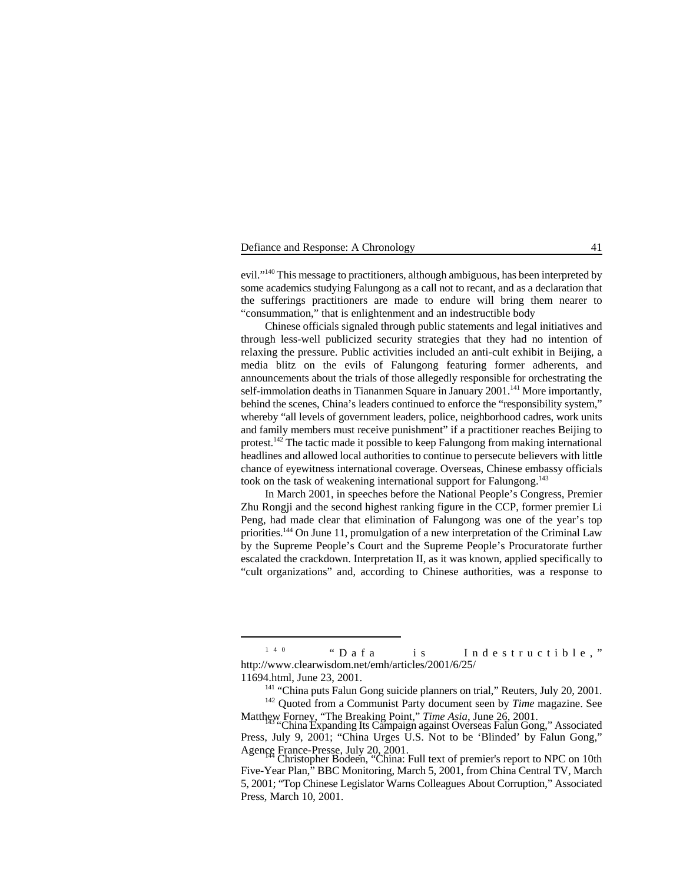evil."[140] This message to practitioners, although ambiguous, has been interpreted by some academics studying Falungong as a call not to recant, and as a declaration that the sufferings practitioners are made to endure will bring them nearer to "consummation," that is enlightenment and an indestructible body

Chinese officials signaled through public statements and legal initiatives and through less-well publicized security strategies that they had no intention of relaxing the pressure. Public activities included an anti-cult exhibit in Beijing, a media blitz on the evils of Falungong featuring former adherents, and announcements about the trials of those allegedly responsible for orchestrating the self-immolation deaths in Tiananmen Square in January 2001.[141] More importantly, behind the scenes, China's leaders continued to enforce the "responsibility system," whereby "all levels of government leaders, police, neighborhood cadres, work units and family members must receive punishment" if a practitioner reaches Beijing to protest.[142] The tactic made it possible to keep Falungong from making international headlines and allowed local authorities to continue to persecute believers with little chance of eyewitness international coverage. Overseas, Chinese embassy officials took on the task of weakening international support for Falungong.[143]

In March 2001, in speeches before the National People's Congress, Premier Zhu Rongji and the second highest ranking figure in the CCP, former premier Li Peng, had made clear that elimination of Falungong was one of the year's top priorities.[144] On June 11, promulgation of a new interpretation of the Criminal Law by the Supreme People's Court and the Supreme People's Procuratorate further escalated the crackdown. Interpretation II, as it was known, applied specifically to "cult organizations" and, according to Chinese authorities, was a response to

---

[140] "Dafa is Indestructible," http://www.clearwisdom.net/emh/articles/2001/6/25/11694.html, June 23, 2001.

[141] "China puts Falun Gong suicide planners on trial," Reuters, July 20, 2001.

[142] Quoted from a Communist Party document seen by *Time* magazine. See Matthew Forney, "The Breaking Point," *Time Asia*, June 26, 2001.

[143] "China Expanding Its Campaign against Overseas Falun Gong," Associated Press, July 9, 2001; "China Urges U.S. Not to be 'Blinded' by Falun Gong," Agence France-Presse, July 20, 2001.

[144] Christopher Bodeen, "China: Full text of premier's report to NPC on 10th Five-Year Plan," BBC Monitoring, March 5, 2001, from China Central TV, March 5, 2001; "Top Chinese Legislator Warns Colleagues About Corruption," Associated Press, March 10, 2001.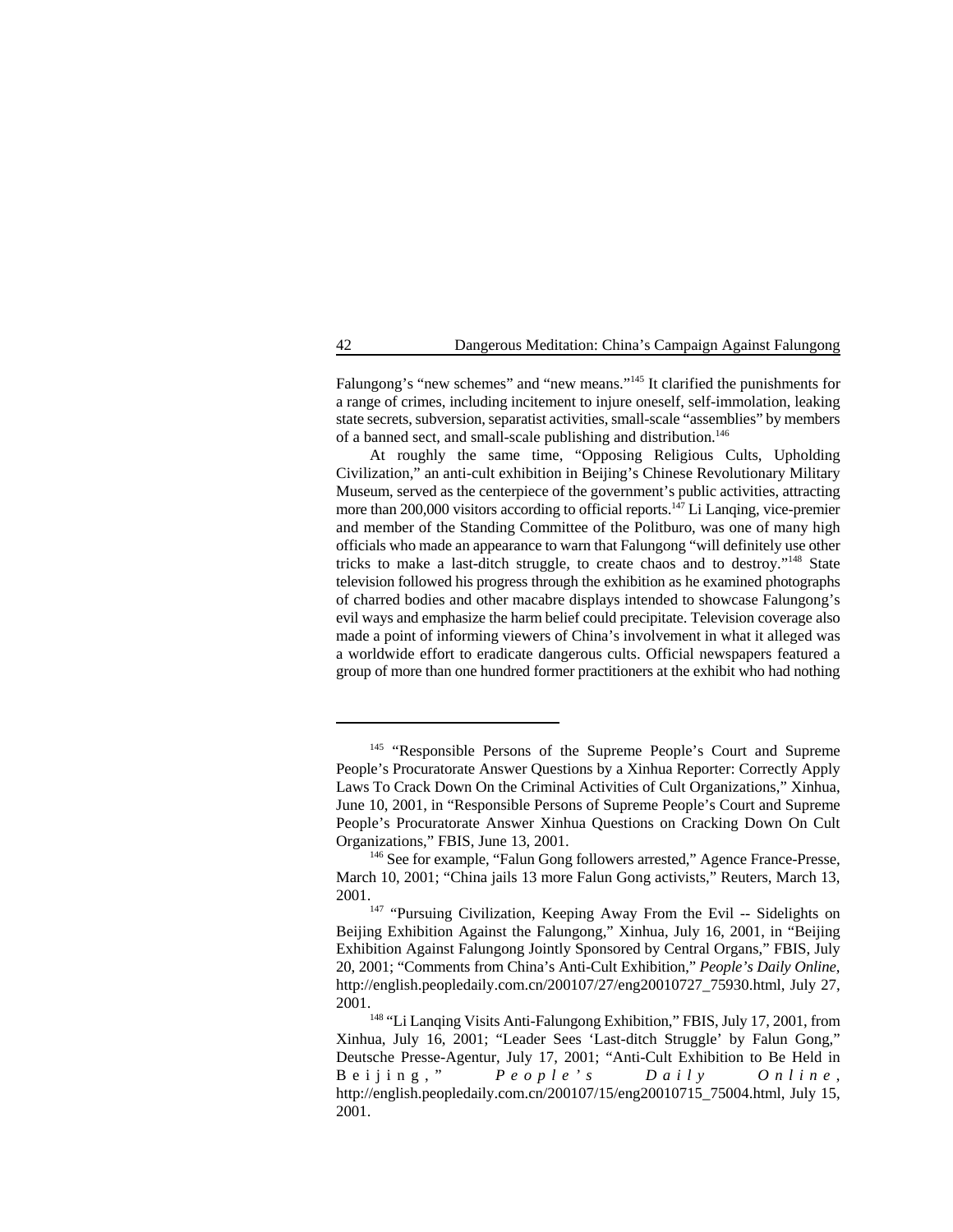Falungong's "new schemes" and "new means."[145] It clarified the punishments for a range of crimes, including incitement to injure oneself, self-immolation, leaking state secrets, subversion, separatist activities, small-scale "assemblies" by members of a banned sect, and small-scale publishing and distribution.[146]

At roughly the same time, "Opposing Religious Cults, Upholding Civilization," an anti-cult exhibition in Beijing's Chinese Revolutionary Military Museum, served as the centerpiece of the government's public activities, attracting more than 200,000 visitors according to official reports.[147] Li Lanqing, vice-premier and member of the Standing Committee of the Politburo, was one of many high officials who made an appearance to warn that Falungong "will definitely use other tricks to make a last-ditch struggle, to create chaos and to destroy."[148] State television followed his progress through the exhibition as he examined photographs of charred bodies and other macabre displays intended to showcase Falungong's evil ways and emphasize the harm belief could precipitate. Television coverage also made a point of informing viewers of China's involvement in what it alleged was a worldwide effort to eradicate dangerous cults. Official newspapers featured a group of more than one hundred former practitioners at the exhibit who had nothing

---

[145] "Responsible Persons of the Supreme People's Court and Supreme People's Procuratorate Answer Questions by a Xinhua Reporter: Correctly Apply Laws To Crack Down On the Criminal Activities of Cult Organizations," Xinhua, June 10, 2001, in "Responsible Persons of Supreme People's Court and Supreme People's Procuratorate Answer Xinhua Questions on Cracking Down On Cult Organizations," FBIS, June 13, 2001.

[146] See for example, "Falun Gong followers arrested," Agence France-Presse, March 10, 2001; "China jails 13 more Falun Gong activists," Reuters, March 13, 2001.

[147] "Pursuing Civilization, Keeping Away From the Evil -- Sidelights on Beijing Exhibition Against the Falungong," Xinhua, July 16, 2001, in "Beijing Exhibition Against Falungong Jointly Sponsored by Central Organs," FBIS, July 20, 2001; "Comments from China's Anti-Cult Exhibition," *People's Daily Online*, http://english.peopledaily.com.cn/200107/27/eng20010727_75930.html, July 27, 2001.

[148] "Li Lanqing Visits Anti-Falungong Exhibition," FBIS, July 17, 2001, from Xinhua, July 16, 2001; "Leader Sees 'Last-ditch Struggle' by Falun Gong," Deutsche Presse-Agentur, July 17, 2001; "Anti-Cult Exhibition to Be Held in Beijing," *People's Daily Online*, http://english.peopledaily.com.cn/200107/15/eng20010715_75004.html, July 15, 2001.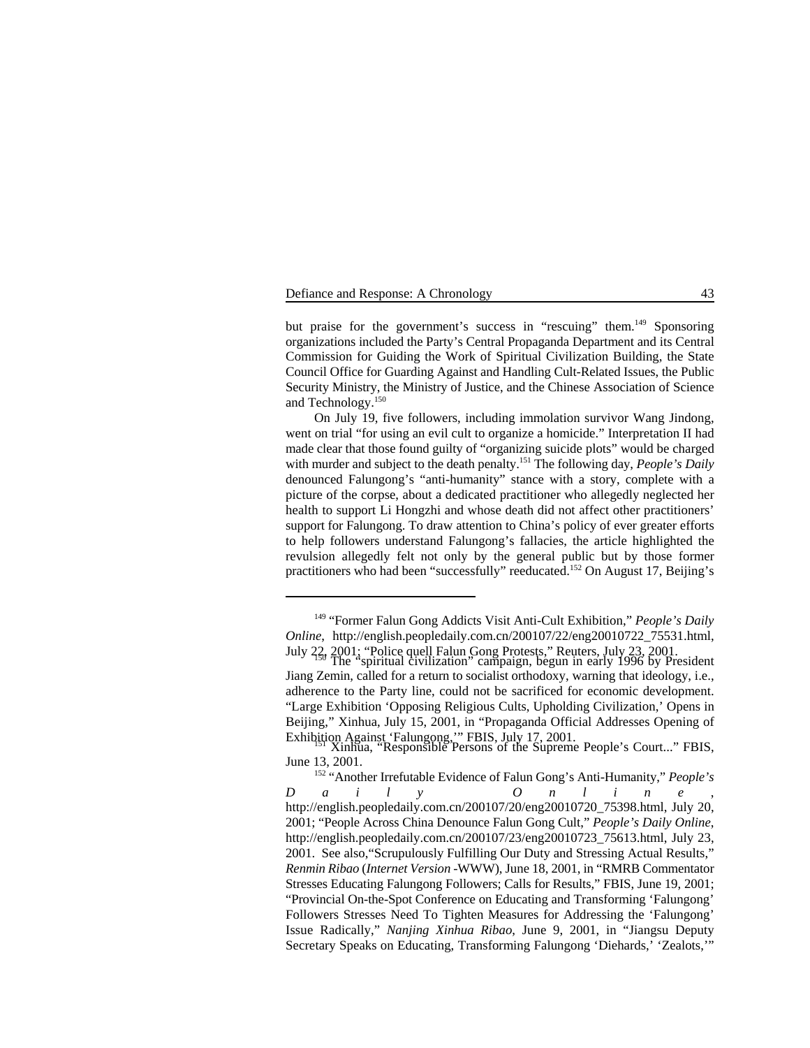but praise for the government's success in "rescuing" them.[149] Sponsoring organizations included the Party's Central Propaganda Department and its Central Commission for Guiding the Work of Spiritual Civilization Building, the State Council Office for Guarding Against and Handling Cult-Related Issues, the Public Security Ministry, the Ministry of Justice, and the Chinese Association of Science and Technology.[150]

On July 19, five followers, including immolation survivor Wang Jindong, went on trial "for using an evil cult to organize a homicide." Interpretation II had made clear that those found guilty of "organizing suicide plots" would be charged with murder and subject to the death penalty.[151] The following day, *People's Daily* denounced Falungong's "anti-humanity" stance with a story, complete with a picture of the corpse, about a dedicated practitioner who allegedly neglected her health to support Li Hongzhi and whose death did not affect other practitioners' support for Falungong. To draw attention to China's policy of ever greater efforts to help followers understand Falungong's fallacies, the article highlighted the revulsion allegedly felt not only by the general public but by those former practitioners who had been "successfully" reeducated.[152] On August 17, Beijing's

---

[149] "Former Falun Gong Addicts Visit Anti-Cult Exhibition," *People's Daily Online*, http://english.peopledaily.com.cn/200107/22/eng20010722_75531.html, July 22, 2001; "Police quell Falun Gong Protests," Reuters, July 23, 2001.

[150] The "spiritual civilization" campaign, begun in early 1996 by President Jiang Zemin, called for a return to socialist orthodoxy, warning that ideology, i.e., adherence to the Party line, could not be sacrificed for economic development. "Large Exhibition 'Opposing Religious Cults, Upholding Civilization,' Opens in Beijing," Xinhua, July 15, 2001, in "Propaganda Official Addresses Opening of Exhibition Against 'Falungong,'" FBIS, July 17, 2001.

[151] Xinhua, "Responsible Persons of the Supreme People's Court..." FBIS, June 13, 2001.

[152] "Another Irrefutable Evidence of Falun Gong's Anti-Humanity," *People's Daily Online*, http://english.peopledaily.com.cn/200107/20/eng20010720_75398.html, July 20, 2001; "People Across China Denounce Falun Gong Cult," *People's Daily Online*, http://english.peopledaily.com.cn/200107/23/eng20010723_75613.html, July 23, 2001. See also,"Scrupulously Fulfilling Our Duty and Stressing Actual Results," *Renmin Ribao* (*Internet Version* -WWW), June 18, 2001, in "RMRB Commentator Stresses Educating Falungong Followers; Calls for Results," FBIS, June 19, 2001; "Provincial On-the-Spot Conference on Educating and Transforming 'Falungong' Followers Stresses Need To Tighten Measures for Addressing the 'Falungong' Issue Radically," *Nanjing Xinhua Ribao*, June 9, 2001, in "Jiangsu Deputy Secretary Speaks on Educating, Transforming Falungong 'Diehards,' 'Zealots,'"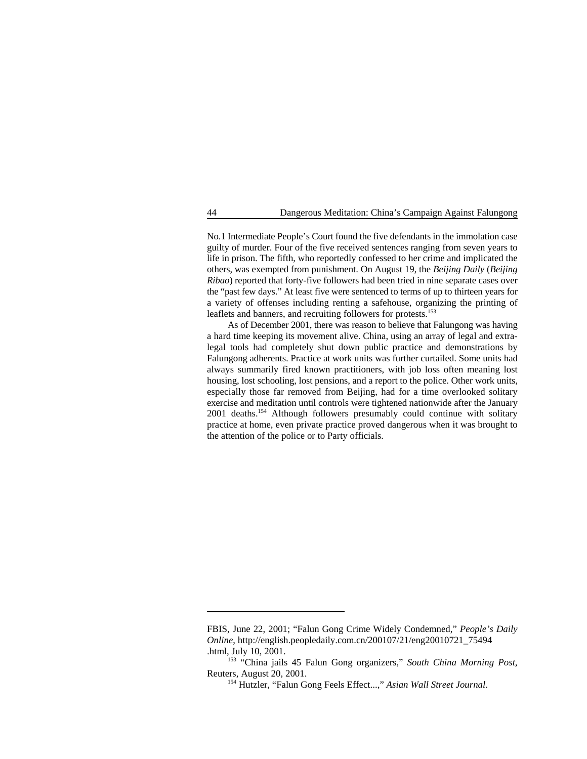No.1 Intermediate People's Court found the five defendants in the immolation case guilty of murder. Four of the five received sentences ranging from seven years to life in prison. The fifth, who reportedly confessed to her crime and implicated the others, was exempted from punishment. On August 19, the *Beijing Daily* (*Beijing Ribao*) reported that forty-five followers had been tried in nine separate cases over the "past few days." At least five were sentenced to terms of up to thirteen years for a variety of offenses including renting a safehouse, organizing the printing of leaflets and banners, and recruiting followers for protests.[153]

As of December 2001, there was reason to believe that Falungong was having a hard time keeping its movement alive. China, using an array of legal and extra-legal tools had completely shut down public practice and demonstrations by Falungong adherents. Practice at work units was further curtailed. Some units had always summarily fired known practitioners, with job loss often meaning lost housing, lost schooling, lost pensions, and a report to the police. Other work units, especially those far removed from Beijing, had for a time overlooked solitary exercise and meditation until controls were tightened nationwide after the January 2001 deaths.[154] Although followers presumably could continue with solitary practice at home, even private practice proved dangerous when it was brought to the attention of the police or to Party officials.

---

FBIS, June 22, 2001; "Falun Gong Crime Widely Condemned," *People's Daily Online*, http://english.peopledaily.com.cn/200107/21/eng20010721_75494.html, July 10, 2001.

[153] "China jails 45 Falun Gong organizers," *South China Morning Post*, Reuters, August 20, 2001.

[154] Hutzler, "Falun Gong Feels Effect...," *Asian Wall Street Journal*.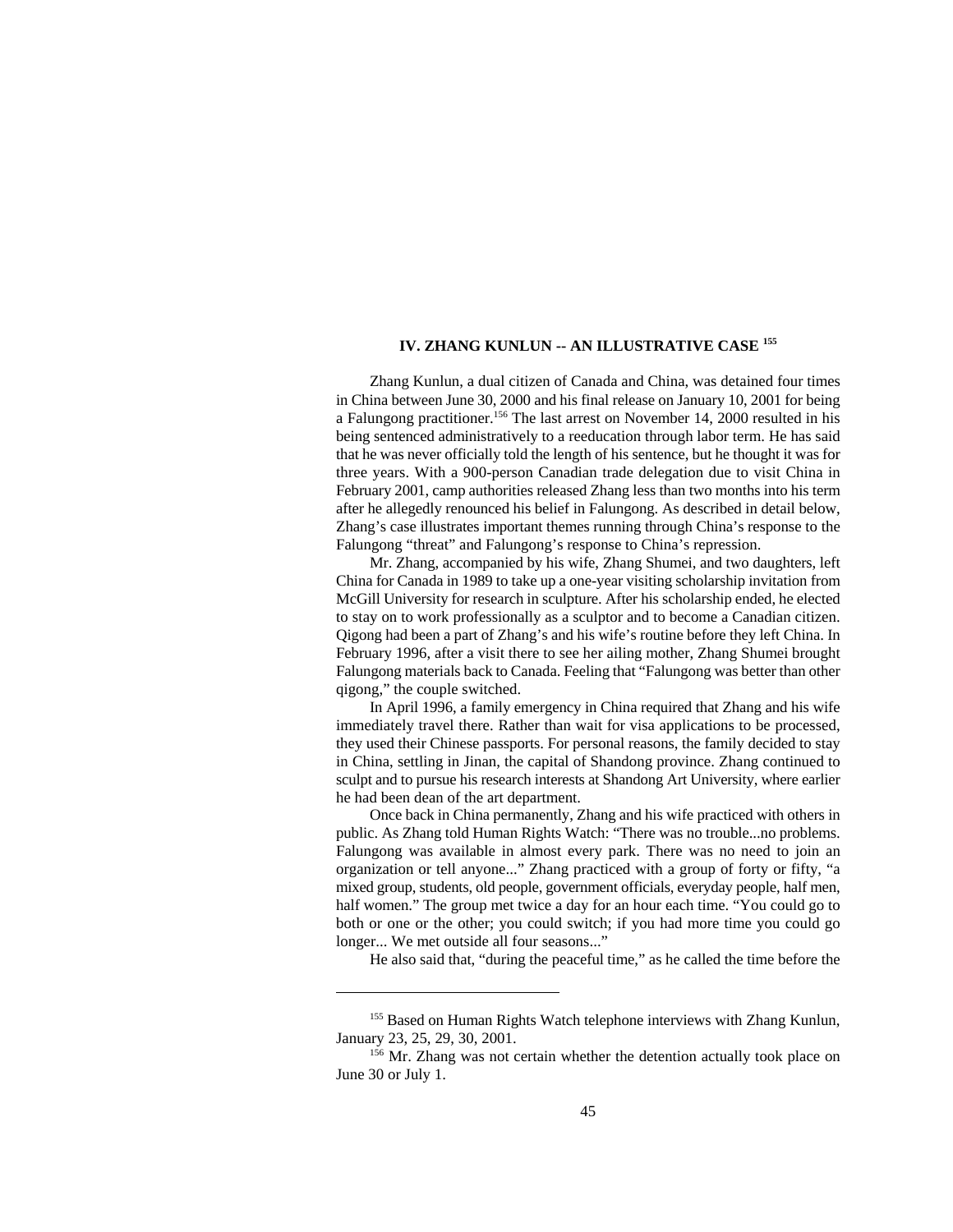## IV. ZHANG KUNLUN -- AN ILLUSTRATIVE CASE [155]

Zhang Kunlun, a dual citizen of Canada and China, was detained four times in China between June 30, 2000 and his final release on January 10, 2001 for being a Falungong practitioner.[156] The last arrest on November 14, 2000 resulted in his being sentenced administratively to a reeducation through labor term. He has said that he was never officially told the length of his sentence, but he thought it was for three years. With a 900-person Canadian trade delegation due to visit China in February 2001, camp authorities released Zhang less than two months into his term after he allegedly renounced his belief in Falungong. As described in detail below, Zhang's case illustrates important themes running through China's response to the Falungong "threat" and Falungong's response to China's repression.

Mr. Zhang, accompanied by his wife, Zhang Shumei, and two daughters, left China for Canada in 1989 to take up a one-year visiting scholarship invitation from McGill University for research in sculpture. After his scholarship ended, he elected to stay on to work professionally as a sculptor and to become a Canadian citizen. Qigong had been a part of Zhang's and his wife's routine before they left China. In February 1996, after a visit there to see her ailing mother, Zhang Shumei brought Falungong materials back to Canada. Feeling that "Falungong was better than other qigong," the couple switched.

In April 1996, a family emergency in China required that Zhang and his wife immediately travel there. Rather than wait for visa applications to be processed, they used their Chinese passports. For personal reasons, the family decided to stay in China, settling in Jinan, the capital of Shandong province. Zhang continued to sculpt and to pursue his research interests at Shandong Art University, where earlier he had been dean of the art department.

Once back in China permanently, Zhang and his wife practiced with others in public. As Zhang told Human Rights Watch: "There was no trouble...no problems. Falungong was available in almost every park. There was no need to join an organization or tell anyone..." Zhang practiced with a group of forty or fifty, "a mixed group, students, old people, government officials, everyday people, half men, half women." The group met twice a day for an hour each time. "You could go to both or one or the other; you could switch; if you had more time you could go longer... We met outside all four seasons..."

He also said that, "during the peaceful time," as he called the time before the

---

[155] Based on Human Rights Watch telephone interviews with Zhang Kunlun, January 23, 25, 29, 30, 2001.

[156] Mr. Zhang was not certain whether the detention actually took place on June 30 or July 1.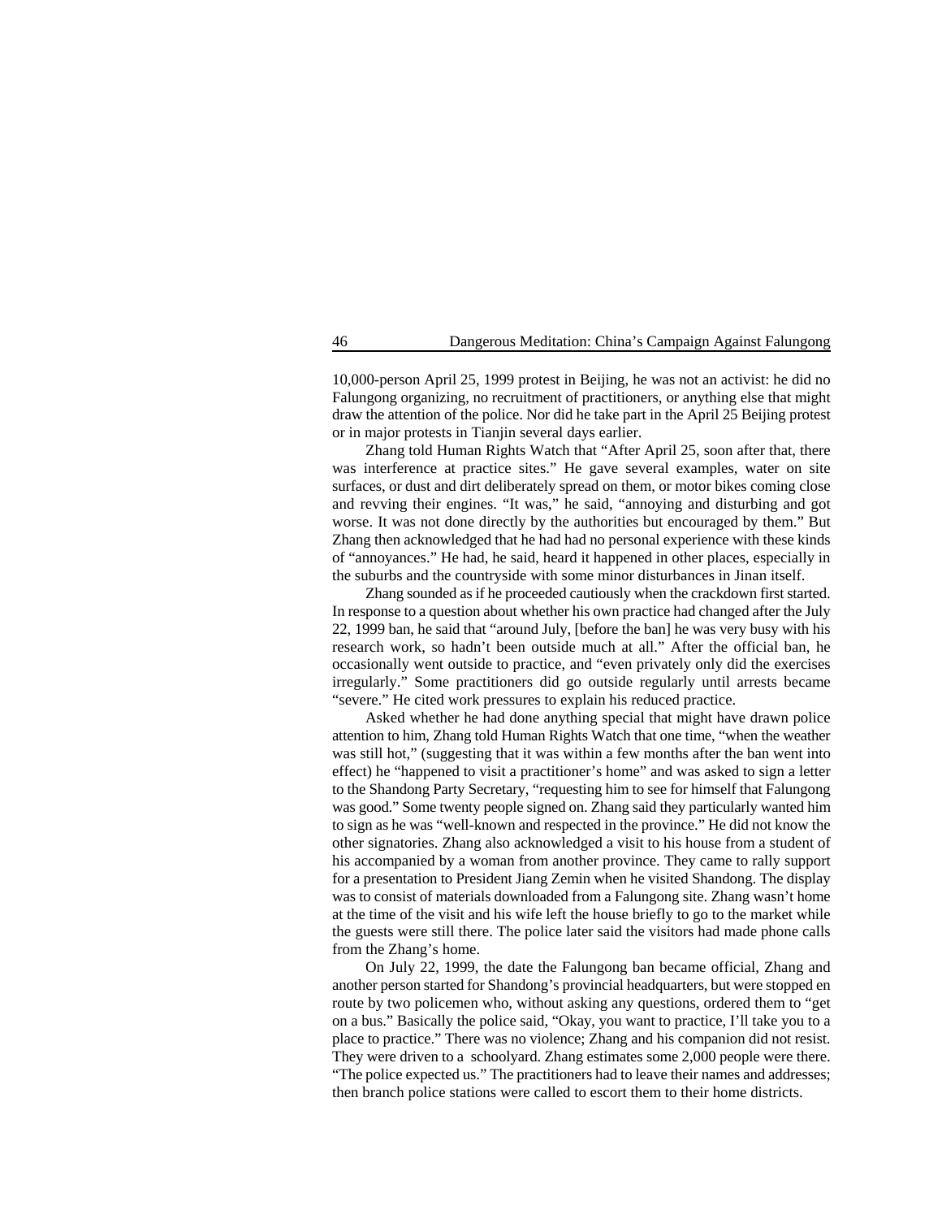10,000-person April 25, 1999 protest in Beijing, he was not an activist: he did no Falungong organizing, no recruitment of practitioners, or anything else that might draw the attention of the police. Nor did he take part in the April 25 Beijing protest or in major protests in Tianjin several days earlier.

Zhang told Human Rights Watch that "After April 25, soon after that, there was interference at practice sites." He gave several examples, water on site surfaces, or dust and dirt deliberately spread on them, or motor bikes coming close and revving their engines. "It was," he said, "annoying and disturbing and got worse. It was not done directly by the authorities but encouraged by them." But Zhang then acknowledged that he had had no personal experience with these kinds of "annoyances." He had, he said, heard it happened in other places, especially in the suburbs and the countryside with some minor disturbances in Jinan itself.

Zhang sounded as if he proceeded cautiously when the crackdown first started. In response to a question about whether his own practice had changed after the July 22, 1999 ban, he said that "around July, [before the ban] he was very busy with his research work, so hadn't been outside much at all." After the official ban, he occasionally went outside to practice, and "even privately only did the exercises irregularly." Some practitioners did go outside regularly until arrests became "severe." He cited work pressures to explain his reduced practice.

Asked whether he had done anything special that might have drawn police attention to him, Zhang told Human Rights Watch that one time, "when the weather was still hot," (suggesting that it was within a few months after the ban went into effect) he "happened to visit a practitioner's home" and was asked to sign a letter to the Shandong Party Secretary, "requesting him to see for himself that Falungong was good." Some twenty people signed on. Zhang said they particularly wanted him to sign as he was "well-known and respected in the province." He did not know the other signatories. Zhang also acknowledged a visit to his house from a student of his accompanied by a woman from another province. They came to rally support for a presentation to President Jiang Zemin when he visited Shandong. The display was to consist of materials downloaded from a Falungong site. Zhang wasn't home at the time of the visit and his wife left the house briefly to go to the market while the guests were still there. The police later said the visitors had made phone calls from the Zhang's home.

On July 22, 1999, the date the Falungong ban became official, Zhang and another person started for Shandong's provincial headquarters, but were stopped en route by two policemen who, without asking any questions, ordered them to "get on a bus." Basically the police said, "Okay, you want to practice, I'll take you to a place to practice." There was no violence; Zhang and his companion did not resist. They were driven to a schoolyard. Zhang estimates some 2,000 people were there. "The police expected us." The practitioners had to leave their names and addresses; then branch police stations were called to escort them to their home districts.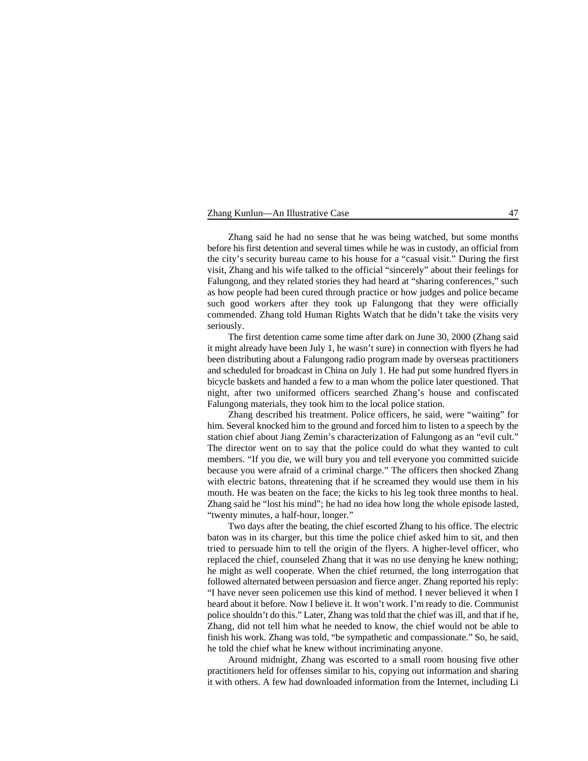Zhang said he had no sense that he was being watched, but some months before his first detention and several times while he was in custody, an official from the city's security bureau came to his house for a "casual visit." During the first visit, Zhang and his wife talked to the official "sincerely" about their feelings for Falungong, and they related stories they had heard at "sharing conferences," such as how people had been cured through practice or how judges and police became such good workers after they took up Falungong that they were officially commended. Zhang told Human Rights Watch that he didn't take the visits very seriously.

The first detention came some time after dark on June 30, 2000 (Zhang said it might already have been July 1, he wasn't sure) in connection with flyers he had been distributing about a Falungong radio program made by overseas practitioners and scheduled for broadcast in China on July 1. He had put some hundred flyers in bicycle baskets and handed a few to a man whom the police later questioned. That night, after two uniformed officers searched Zhang's house and confiscated Falungong materials, they took him to the local police station.

Zhang described his treatment. Police officers, he said, were "waiting" for him. Several knocked him to the ground and forced him to listen to a speech by the station chief about Jiang Zemin's characterization of Falungong as an "evil cult." The director went on to say that the police could do what they wanted to cult members. "If you die, we will bury you and tell everyone you committed suicide because you were afraid of a criminal charge." The officers then shocked Zhang with electric batons, threatening that if he screamed they would use them in his mouth. He was beaten on the face; the kicks to his leg took three months to heal. Zhang said he "lost his mind"; he had no idea how long the whole episode lasted, "twenty minutes, a half-hour, longer."

Two days after the beating, the chief escorted Zhang to his office. The electric baton was in its charger, but this time the police chief asked him to sit, and then tried to persuade him to tell the origin of the flyers. A higher-level officer, who replaced the chief, counseled Zhang that it was no use denying he knew nothing; he might as well cooperate. When the chief returned, the long interrogation that followed alternated between persuasion and fierce anger. Zhang reported his reply: "I have never seen policemen use this kind of method. I never believed it when I heard about it before. Now I believe it. It won't work. I'm ready to die. Communist police shouldn't do this." Later, Zhang was told that the chief was ill, and that if he, Zhang, did not tell him what he needed to know, the chief would not be able to finish his work. Zhang was told, "be sympathetic and compassionate." So, he said, he told the chief what he knew without incriminating anyone.

Around midnight, Zhang was escorted to a small room housing five other practitioners held for offenses similar to his, copying out information and sharing it with others. A few had downloaded information from the Internet, including Li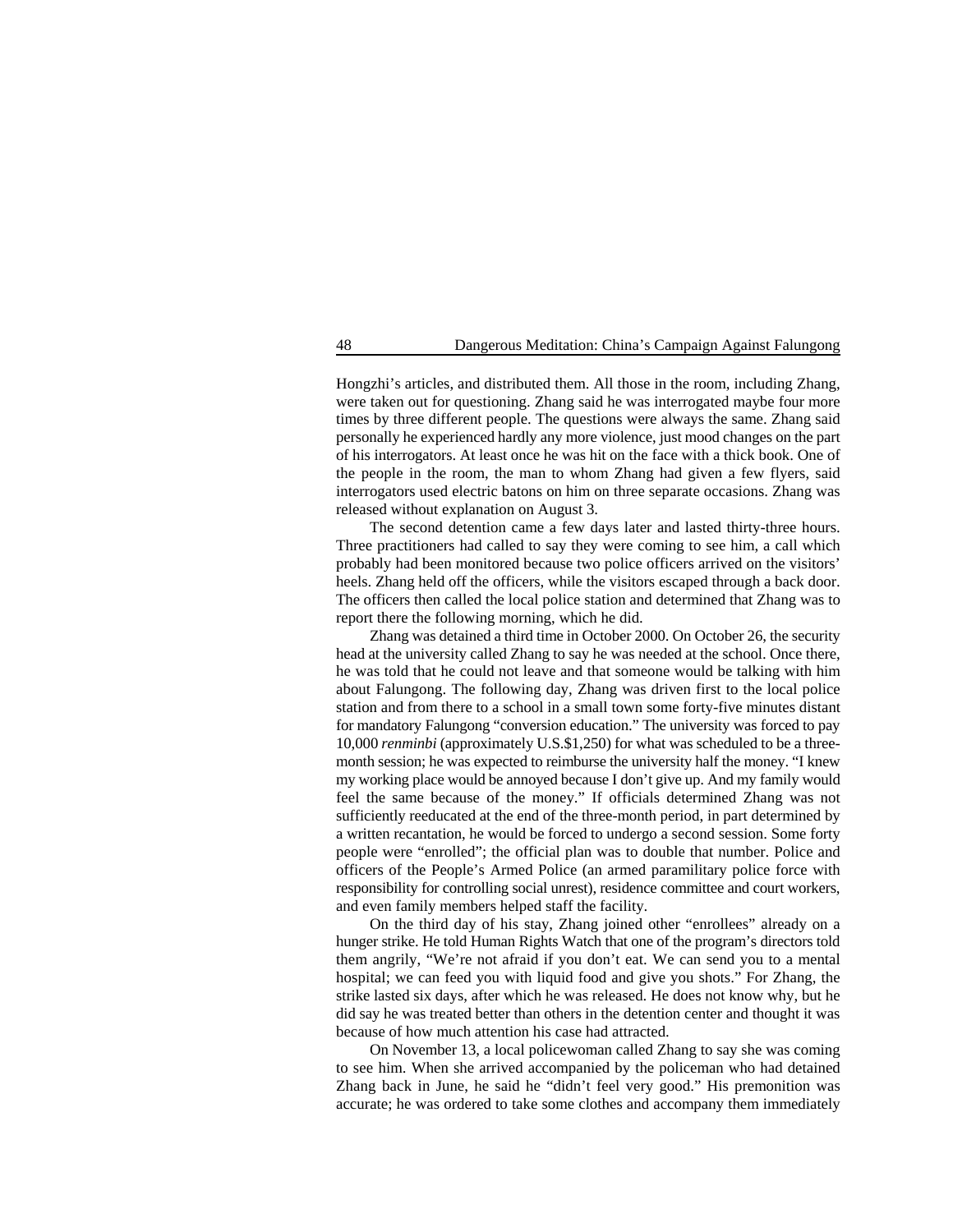Hongzhi's articles, and distributed them. All those in the room, including Zhang, were taken out for questioning. Zhang said he was interrogated maybe four more times by three different people. The questions were always the same. Zhang said personally he experienced hardly any more violence, just mood changes on the part of his interrogators. At least once he was hit on the face with a thick book. One of the people in the room, the man to whom Zhang had given a few flyers, said interrogators used electric batons on him on three separate occasions. Zhang was released without explanation on August 3.

The second detention came a few days later and lasted thirty-three hours. Three practitioners had called to say they were coming to see him, a call which probably had been monitored because two police officers arrived on the visitors' heels. Zhang held off the officers, while the visitors escaped through a back door. The officers then called the local police station and determined that Zhang was to report there the following morning, which he did.

Zhang was detained a third time in October 2000. On October 26, the security head at the university called Zhang to say he was needed at the school. Once there, he was told that he could not leave and that someone would be talking with him about Falungong. The following day, Zhang was driven first to the local police station and from there to a school in a small town some forty-five minutes distant for mandatory Falungong "conversion education." The university was forced to pay 10,000 *renminbi* (approximately U.S.$1,250) for what was scheduled to be a three-month session; he was expected to reimburse the university half the money. "I knew my working place would be annoyed because I don't give up. And my family would feel the same because of the money." If officials determined Zhang was not sufficiently reeducated at the end of the three-month period, in part determined by a written recantation, he would be forced to undergo a second session. Some forty people were "enrolled"; the official plan was to double that number. Police and officers of the People's Armed Police (an armed paramilitary police force with responsibility for controlling social unrest), residence committee and court workers, and even family members helped staff the facility.

On the third day of his stay, Zhang joined other "enrollees" already on a hunger strike. He told Human Rights Watch that one of the program's directors told them angrily, "We're not afraid if you don't eat. We can send you to a mental hospital; we can feed you with liquid food and give you shots." For Zhang, the strike lasted six days, after which he was released. He does not know why, but he did say he was treated better than others in the detention center and thought it was because of how much attention his case had attracted.

On November 13, a local policewoman called Zhang to say she was coming to see him. When she arrived accompanied by the policeman who had detained Zhang back in June, he said he "didn't feel very good." His premonition was accurate; he was ordered to take some clothes and accompany them immediately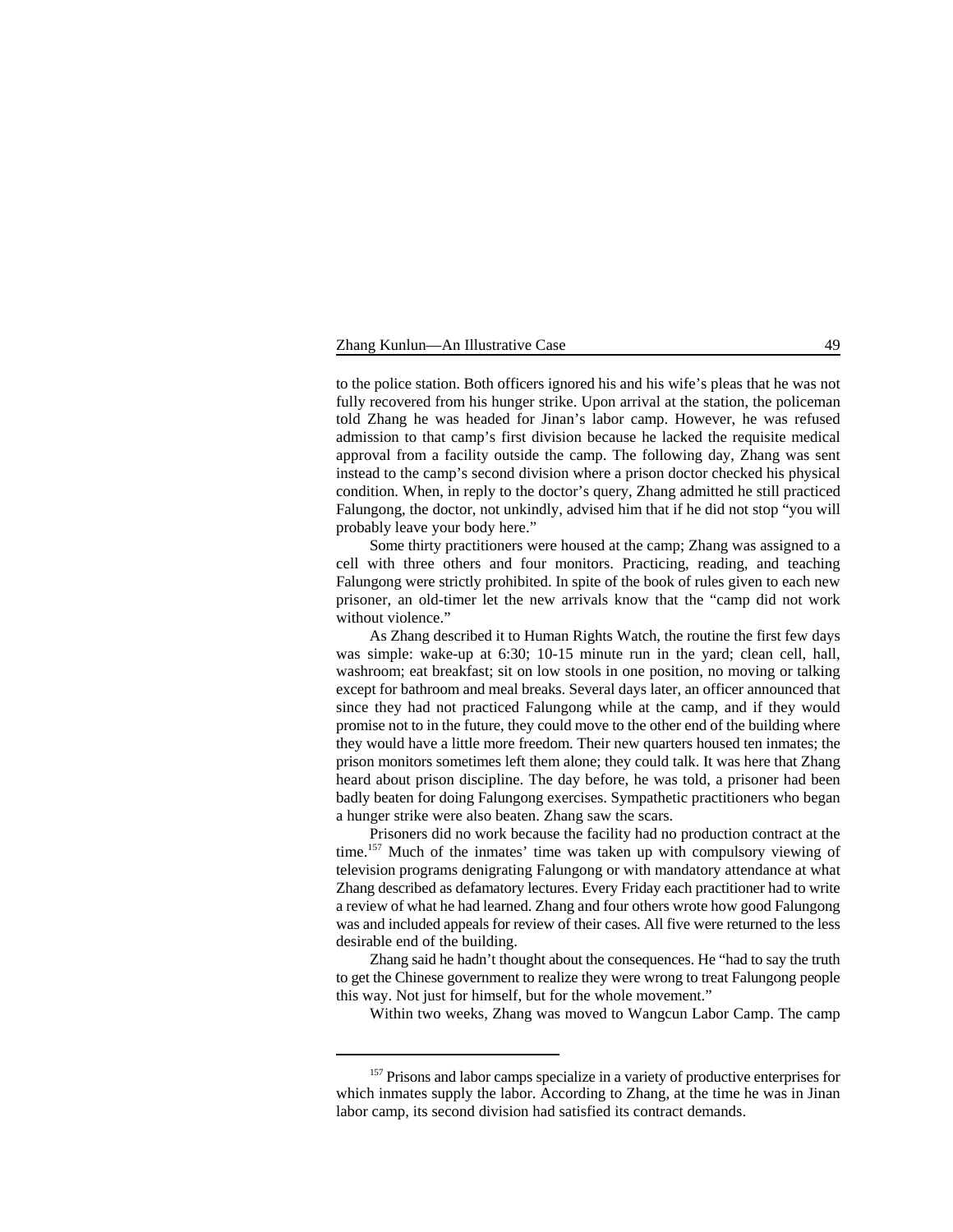to the police station. Both officers ignored his and his wife's pleas that he was not fully recovered from his hunger strike. Upon arrival at the station, the policeman told Zhang he was headed for Jinan's labor camp. However, he was refused admission to that camp's first division because he lacked the requisite medical approval from a facility outside the camp. The following day, Zhang was sent instead to the camp's second division where a prison doctor checked his physical condition. When, in reply to the doctor's query, Zhang admitted he still practiced Falungong, the doctor, not unkindly, advised him that if he did not stop "you will probably leave your body here."

Some thirty practitioners were housed at the camp; Zhang was assigned to a cell with three others and four monitors. Practicing, reading, and teaching Falungong were strictly prohibited. In spite of the book of rules given to each new prisoner, an old-timer let the new arrivals know that the "camp did not work without violence."

As Zhang described it to Human Rights Watch, the routine the first few days was simple: wake-up at 6:30; 10-15 minute run in the yard; clean cell, hall, washroom; eat breakfast; sit on low stools in one position, no moving or talking except for bathroom and meal breaks. Several days later, an officer announced that since they had not practiced Falungong while at the camp, and if they would promise not to in the future, they could move to the other end of the building where they would have a little more freedom. Their new quarters housed ten inmates; the prison monitors sometimes left them alone; they could talk. It was here that Zhang heard about prison discipline. The day before, he was told, a prisoner had been badly beaten for doing Falungong exercises. Sympathetic practitioners who began a hunger strike were also beaten. Zhang saw the scars.

Prisoners did no work because the facility had no production contract at the time.[157] Much of the inmates' time was taken up with compulsory viewing of television programs denigrating Falungong or with mandatory attendance at what Zhang described as defamatory lectures. Every Friday each practitioner had to write a review of what he had learned. Zhang and four others wrote how good Falungong was and included appeals for review of their cases. All five were returned to the less desirable end of the building.

Zhang said he hadn't thought about the consequences. He "had to say the truth to get the Chinese government to realize they were wrong to treat Falungong people this way. Not just for himself, but for the whole movement."

Within two weeks, Zhang was moved to Wangcun Labor Camp. The camp

---

[157] Prisons and labor camps specialize in a variety of productive enterprises for which inmates supply the labor. According to Zhang, at the time he was in Jinan labor camp, its second division had satisfied its contract demands.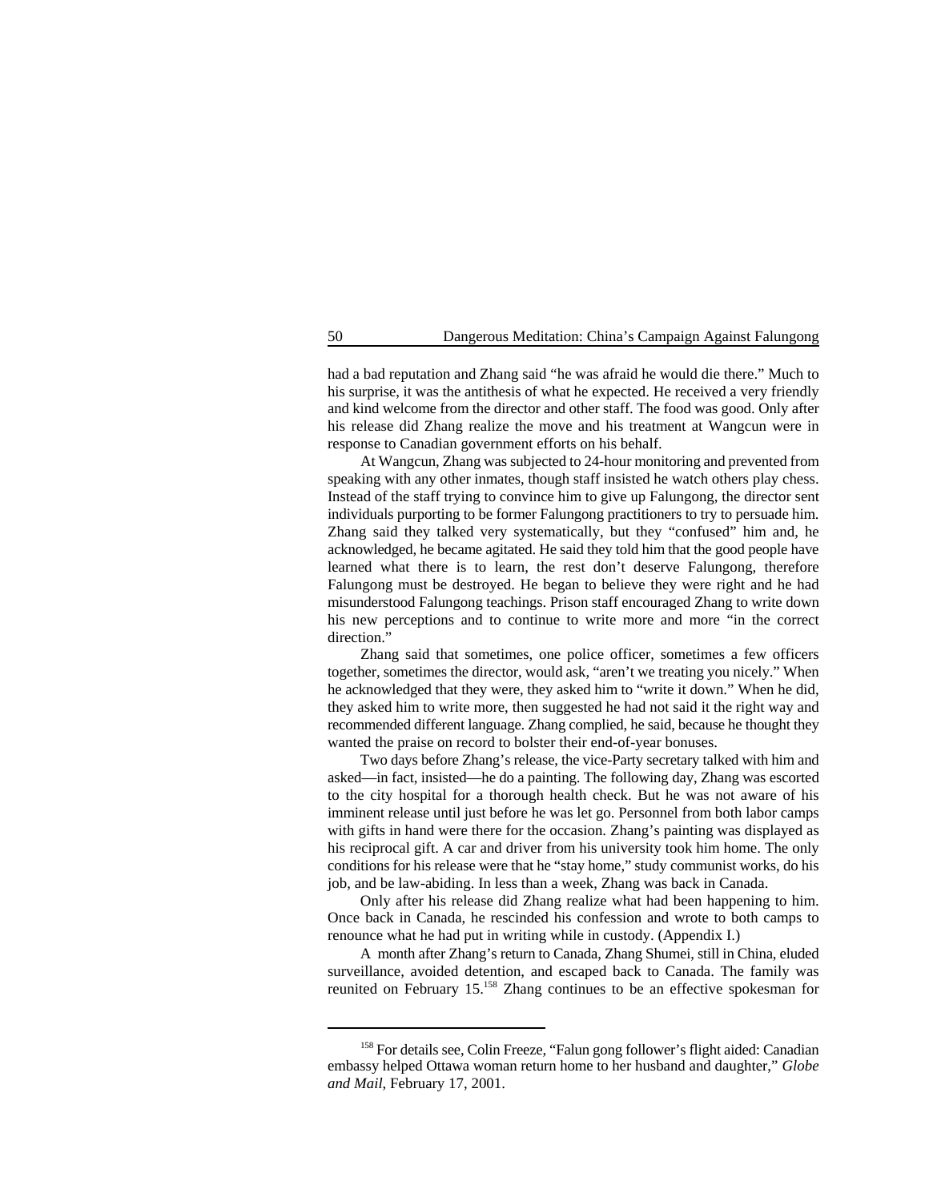had a bad reputation and Zhang said "he was afraid he would die there." Much to his surprise, it was the antithesis of what he expected. He received a very friendly and kind welcome from the director and other staff. The food was good. Only after his release did Zhang realize the move and his treatment at Wangcun were in response to Canadian government efforts on his behalf.

At Wangcun, Zhang was subjected to 24-hour monitoring and prevented from speaking with any other inmates, though staff insisted he watch others play chess. Instead of the staff trying to convince him to give up Falungong, the director sent individuals purporting to be former Falungong practitioners to try to persuade him. Zhang said they talked very systematically, but they "confused" him and, he acknowledged, he became agitated. He said they told him that the good people have learned what there is to learn, the rest don't deserve Falungong, therefore Falungong must be destroyed. He began to believe they were right and he had misunderstood Falungong teachings. Prison staff encouraged Zhang to write down his new perceptions and to continue to write more and more "in the correct direction."

Zhang said that sometimes, one police officer, sometimes a few officers together, sometimes the director, would ask, "aren't we treating you nicely." When he acknowledged that they were, they asked him to "write it down." When he did, they asked him to write more, then suggested he had not said it the right way and recommended different language. Zhang complied, he said, because he thought they wanted the praise on record to bolster their end-of-year bonuses.

Two days before Zhang's release, the vice-Party secretary talked with him and asked—in fact, insisted—he do a painting. The following day, Zhang was escorted to the city hospital for a thorough health check. But he was not aware of his imminent release until just before he was let go. Personnel from both labor camps with gifts in hand were there for the occasion. Zhang's painting was displayed as his reciprocal gift. A car and driver from his university took him home. The only conditions for his release were that he "stay home," study communist works, do his job, and be law-abiding. In less than a week, Zhang was back in Canada.

Only after his release did Zhang realize what had been happening to him. Once back in Canada, he rescinded his confession and wrote to both camps to renounce what he had put in writing while in custody. (Appendix I.)

A month after Zhang's return to Canada, Zhang Shumei, still in China, eluded surveillance, avoided detention, and escaped back to Canada. The family was reunited on February 15.[158] Zhang continues to be an effective spokesman for

[158] For details see, Colin Freeze, "Falun gong follower's flight aided: Canadian embassy helped Ottawa woman return home to her husband and daughter," *Globe and Mail*, February 17, 2001.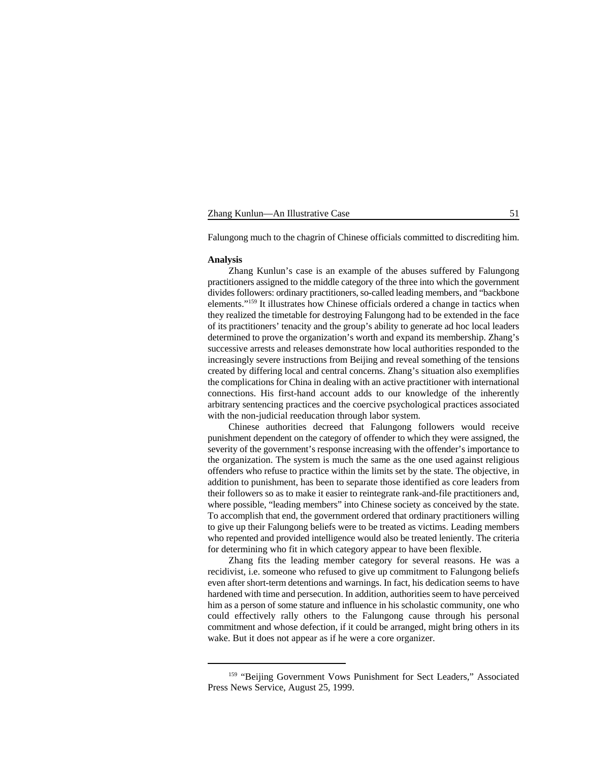Falungong much to the chagrin of Chinese officials committed to discrediting him.

**Analysis**

Zhang Kunlun's case is an example of the abuses suffered by Falungong practitioners assigned to the middle category of the three into which the government divides followers: ordinary practitioners, so-called leading members, and "backbone elements."[159] It illustrates how Chinese officials ordered a change in tactics when they realized the timetable for destroying Falungong had to be extended in the face of its practitioners' tenacity and the group's ability to generate ad hoc local leaders determined to prove the organization's worth and expand its membership. Zhang's successive arrests and releases demonstrate how local authorities responded to the increasingly severe instructions from Beijing and reveal something of the tensions created by differing local and central concerns. Zhang's situation also exemplifies the complications for China in dealing with an active practitioner with international connections. His first-hand account adds to our knowledge of the inherently arbitrary sentencing practices and the coercive psychological practices associated with the non-judicial reeducation through labor system.

Chinese authorities decreed that Falungong followers would receive punishment dependent on the category of offender to which they were assigned, the severity of the government's response increasing with the offender's importance to the organization. The system is much the same as the one used against religious offenders who refuse to practice within the limits set by the state. The objective, in addition to punishment, has been to separate those identified as core leaders from their followers so as to make it easier to reintegrate rank-and-file practitioners and, where possible, "leading members" into Chinese society as conceived by the state. To accomplish that end, the government ordered that ordinary practitioners willing to give up their Falungong beliefs were to be treated as victims. Leading members who repented and provided intelligence would also be treated leniently. The criteria for determining who fit in which category appear to have been flexible.

Zhang fits the leading member category for several reasons. He was a recidivist, i.e. someone who refused to give up commitment to Falungong beliefs even after short-term detentions and warnings. In fact, his dedication seems to have hardened with time and persecution. In addition, authorities seem to have perceived him as a person of some stature and influence in his scholastic community, one who could effectively rally others to the Falungong cause through his personal commitment and whose defection, if it could be arranged, might bring others in its wake. But it does not appear as if he were a core organizer.

---

[159] "Beijing Government Vows Punishment for Sect Leaders," Associated Press News Service, August 25, 1999.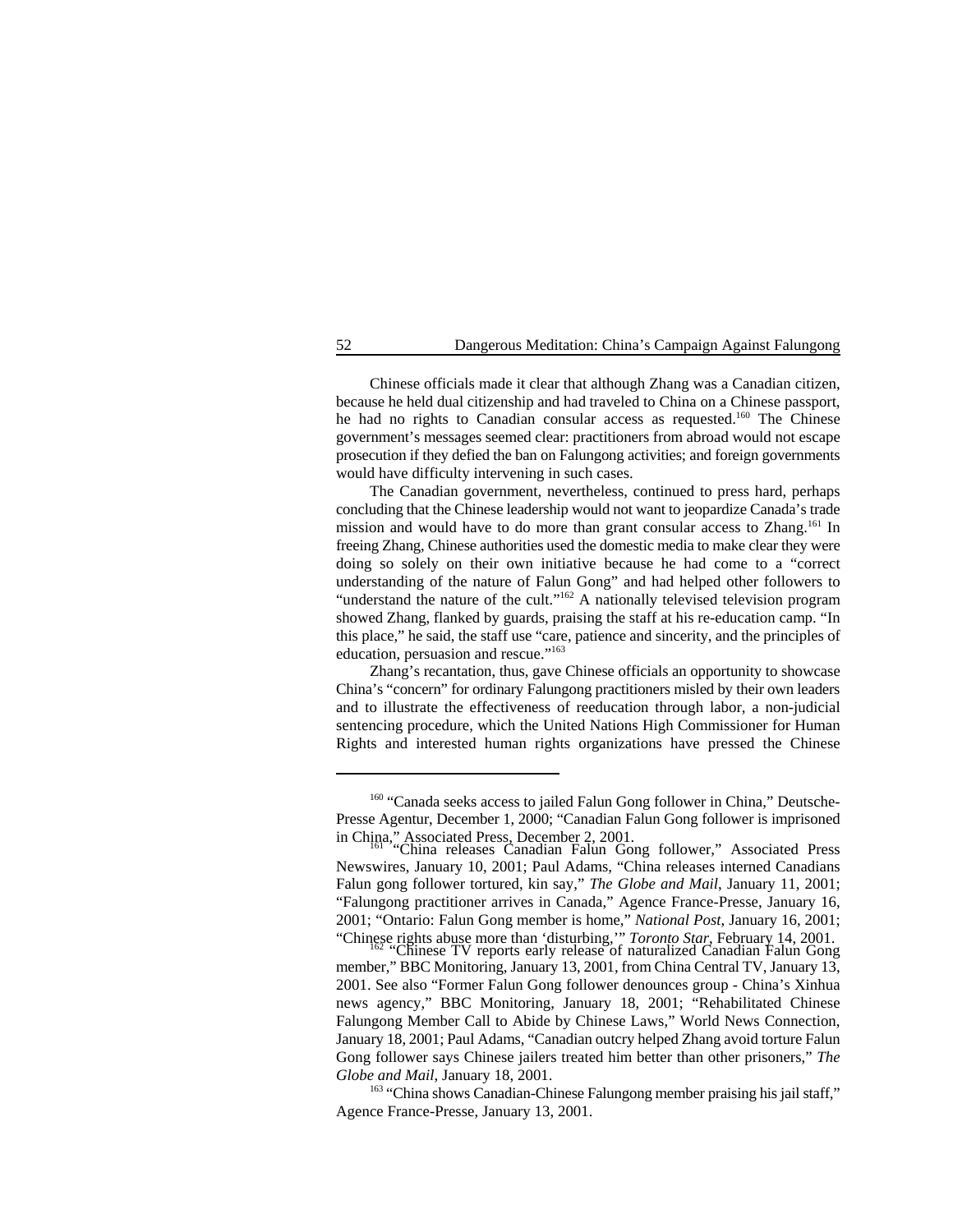Chinese officials made it clear that although Zhang was a Canadian citizen, because he held dual citizenship and had traveled to China on a Chinese passport, he had no rights to Canadian consular access as requested.[160] The Chinese government's messages seemed clear: practitioners from abroad would not escape prosecution if they defied the ban on Falungong activities; and foreign governments would have difficulty intervening in such cases.

The Canadian government, nevertheless, continued to press hard, perhaps concluding that the Chinese leadership would not want to jeopardize Canada's trade mission and would have to do more than grant consular access to Zhang.[161] In freeing Zhang, Chinese authorities used the domestic media to make clear they were doing so solely on their own initiative because he had come to a "correct understanding of the nature of Falun Gong" and had helped other followers to "understand the nature of the cult."[162] A nationally televised television program showed Zhang, flanked by guards, praising the staff at his re-education camp. "In this place," he said, the staff use "care, patience and sincerity, and the principles of education, persuasion and rescue."[163]

Zhang's recantation, thus, gave Chinese officials an opportunity to showcase China's "concern" for ordinary Falungong practitioners misled by their own leaders and to illustrate the effectiveness of reeducation through labor, a non-judicial sentencing procedure, which the United Nations High Commissioner for Human Rights and interested human rights organizations have pressed the Chinese

---

[160] "Canada seeks access to jailed Falun Gong follower in China," Deutsche-Presse Agentur, December 1, 2000; "Canadian Falun Gong follower is imprisoned in China," Associated Press, December 2, 2001.

[161] "China releases Canadian Falun Gong follower," Associated Press Newswires, January 10, 2001; Paul Adams, "China releases interned Canadians Falun gong follower tortured, kin say," *The Globe and Mail*, January 11, 2001; "Falungong practitioner arrives in Canada," Agence France-Presse, January 16, 2001; "Ontario: Falun Gong member is home," *National Post*, January 16, 2001; "Chinese rights abuse more than 'disturbing,'" *Toronto Star*, February 14, 2001.

[162] "Chinese TV reports early release of naturalized Canadian Falun Gong member," BBC Monitoring, January 13, 2001, from China Central TV, January 13, 2001. See also "Former Falun Gong follower denounces group - China's Xinhua news agency," BBC Monitoring, January 18, 2001; "Rehabilitated Chinese Falungong Member Call to Abide by Chinese Laws," World News Connection, January 18, 2001; Paul Adams, "Canadian outcry helped Zhang avoid torture Falun Gong follower says Chinese jailers treated him better than other prisoners," *The Globe and Mail*, January 18, 2001.

[163] "China shows Canadian-Chinese Falungong member praising his jail staff," Agence France-Presse, January 13, 2001.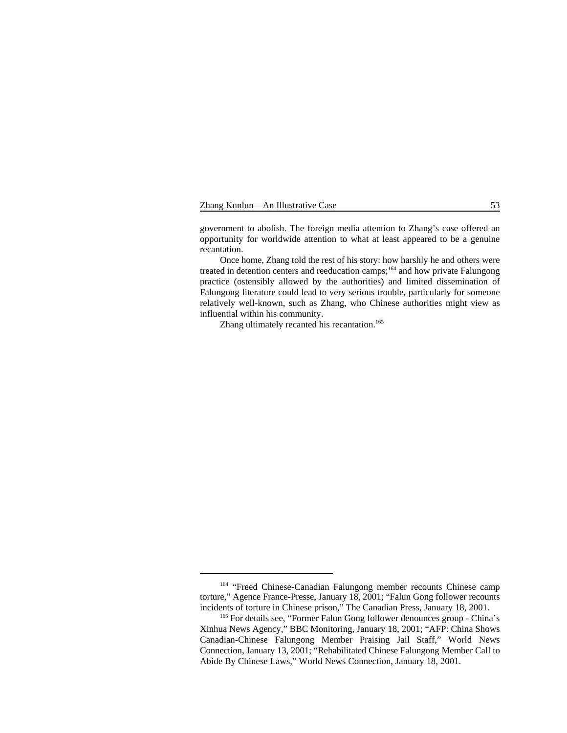government to abolish. The foreign media attention to Zhang's case offered an opportunity for worldwide attention to what at least appeared to be a genuine recantation.

Once home, Zhang told the rest of his story: how harshly he and others were treated in detention centers and reeducation camps;[164] and how private Falungong practice (ostensibly allowed by the authorities) and limited dissemination of Falungong literature could lead to very serious trouble, particularly for someone relatively well-known, such as Zhang, who Chinese authorities might view as influential within his community.

Zhang ultimately recanted his recantation.[165]

---

[164] "Freed Chinese-Canadian Falungong member recounts Chinese camp torture," Agence France-Presse, January 18, 2001; "Falun Gong follower recounts incidents of torture in Chinese prison," The Canadian Press, January 18, 2001.

[165] For details see, "Former Falun Gong follower denounces group - China's Xinhua News Agency," BBC Monitoring, January 18, 2001; "AFP: China Shows Canadian-Chinese Falungong Member Praising Jail Staff," World News Connection, January 13, 2001; "Rehabilitated Chinese Falungong Member Call to Abide By Chinese Laws," World News Connection, January 18, 2001.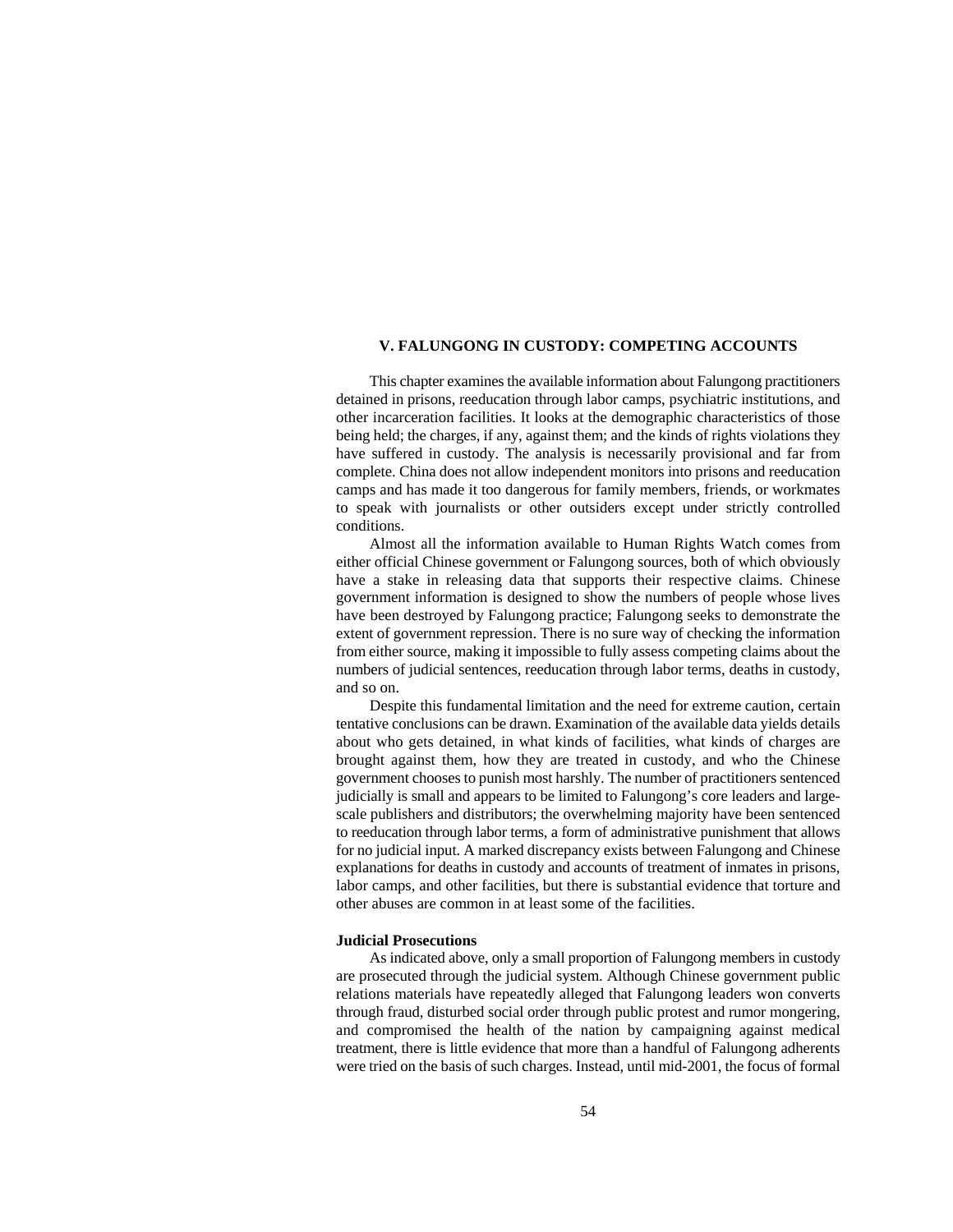## V. FALUNGONG IN CUSTODY: COMPETING ACCOUNTS

This chapter examines the available information about Falungong practitioners detained in prisons, reeducation through labor camps, psychiatric institutions, and other incarceration facilities. It looks at the demographic characteristics of those being held; the charges, if any, against them; and the kinds of rights violations they have suffered in custody. The analysis is necessarily provisional and far from complete. China does not allow independent monitors into prisons and reeducation camps and has made it too dangerous for family members, friends, or workmates to speak with journalists or other outsiders except under strictly controlled conditions.

Almost all the information available to Human Rights Watch comes from either official Chinese government or Falungong sources, both of which obviously have a stake in releasing data that supports their respective claims. Chinese government information is designed to show the numbers of people whose lives have been destroyed by Falungong practice; Falungong seeks to demonstrate the extent of government repression. There is no sure way of checking the information from either source, making it impossible to fully assess competing claims about the numbers of judicial sentences, reeducation through labor terms, deaths in custody, and so on.

Despite this fundamental limitation and the need for extreme caution, certain tentative conclusions can be drawn. Examination of the available data yields details about who gets detained, in what kinds of facilities, what kinds of charges are brought against them, how they are treated in custody, and who the Chinese government chooses to punish most harshly. The number of practitioners sentenced judicially is small and appears to be limited to Falungong's core leaders and large-scale publishers and distributors; the overwhelming majority have been sentenced to reeducation through labor terms, a form of administrative punishment that allows for no judicial input. A marked discrepancy exists between Falungong and Chinese explanations for deaths in custody and accounts of treatment of inmates in prisons, labor camps, and other facilities, but there is substantial evidence that torture and other abuses are common in at least some of the facilities.

### Judicial Prosecutions

As indicated above, only a small proportion of Falungong members in custody are prosecuted through the judicial system. Although Chinese government public relations materials have repeatedly alleged that Falungong leaders won converts through fraud, disturbed social order through public protest and rumor mongering, and compromised the health of the nation by campaigning against medical treatment, there is little evidence that more than a handful of Falungong adherents were tried on the basis of such charges. Instead, until mid-2001, the focus of formal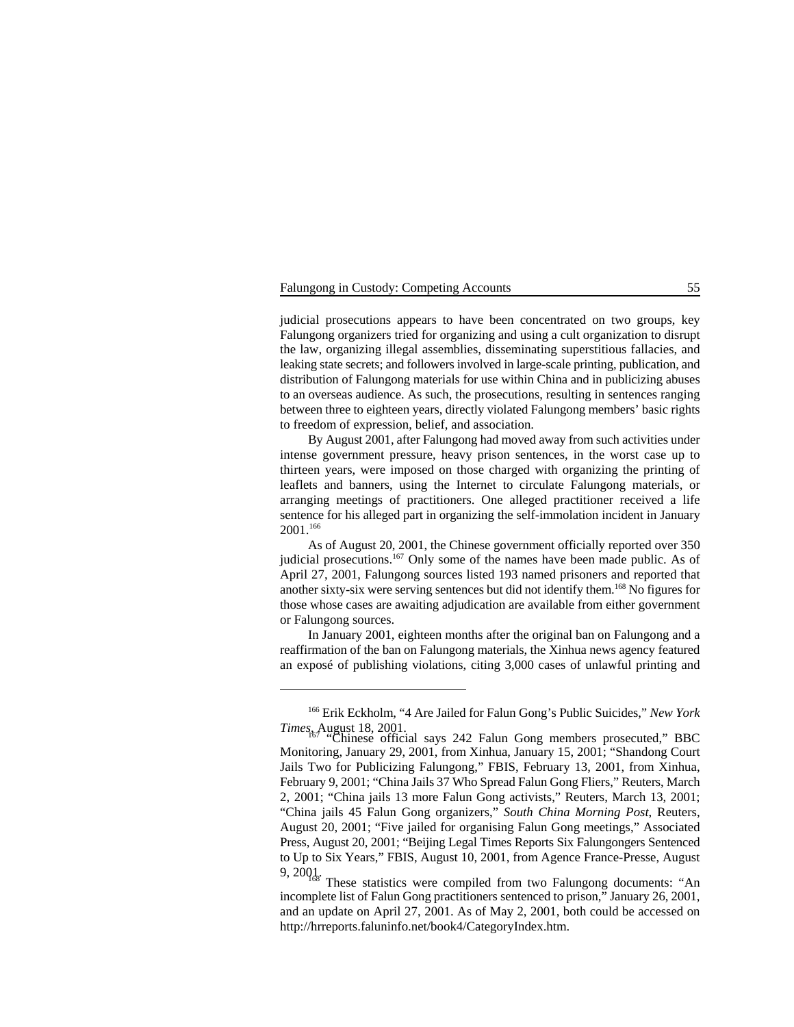judicial prosecutions appears to have been concentrated on two groups, key Falungong organizers tried for organizing and using a cult organization to disrupt the law, organizing illegal assemblies, disseminating superstitious fallacies, and leaking state secrets; and followers involved in large-scale printing, publication, and distribution of Falungong materials for use within China and in publicizing abuses to an overseas audience. As such, the prosecutions, resulting in sentences ranging between three to eighteen years, directly violated Falungong members' basic rights to freedom of expression, belief, and association.

By August 2001, after Falungong had moved away from such activities under intense government pressure, heavy prison sentences, in the worst case up to thirteen years, were imposed on those charged with organizing the printing of leaflets and banners, using the Internet to circulate Falungong materials, or arranging meetings of practitioners. One alleged practitioner received a life sentence for his alleged part in organizing the self-immolation incident in January 2001.[166]

As of August 20, 2001, the Chinese government officially reported over 350 judicial prosecutions.[167] Only some of the names have been made public. As of April 27, 2001, Falungong sources listed 193 named prisoners and reported that another sixty-six were serving sentences but did not identify them.[168] No figures for those whose cases are awaiting adjudication are available from either government or Falungong sources.

In January 2001, eighteen months after the original ban on Falungong and a reaffirmation of the ban on Falungong materials, the Xinhua news agency featured an exposé of publishing violations, citing 3,000 cases of unlawful printing and

---

[166] Erik Eckholm, "4 Are Jailed for Falun Gong's Public Suicides," *New York Times*, August 18, 2001.

[167] "Chinese official says 242 Falun Gong members prosecuted," BBC Monitoring, January 29, 2001, from Xinhua, January 15, 2001; "Shandong Court Jails Two for Publicizing Falungong," FBIS, February 13, 2001, from Xinhua, February 9, 2001; "China Jails 37 Who Spread Falun Gong Fliers," Reuters, March 2, 2001; "China jails 13 more Falun Gong activists," Reuters, March 13, 2001; "China jails 45 Falun Gong organizers," *South China Morning Post*, Reuters, August 20, 2001; "Five jailed for organising Falun Gong meetings," Associated Press, August 20, 2001; "Beijing Legal Times Reports Six Falungongers Sentenced to Up to Six Years," FBIS, August 10, 2001, from Agence France-Presse, August 9, 2001.

[168] These statistics were compiled from two Falungong documents: "An incomplete list of Falun Gong practitioners sentenced to prison," January 26, 2001, and an update on April 27, 2001. As of May 2, 2001, both could be accessed on http://hrreports.faluninfo.net/book4/CategoryIndex.htm.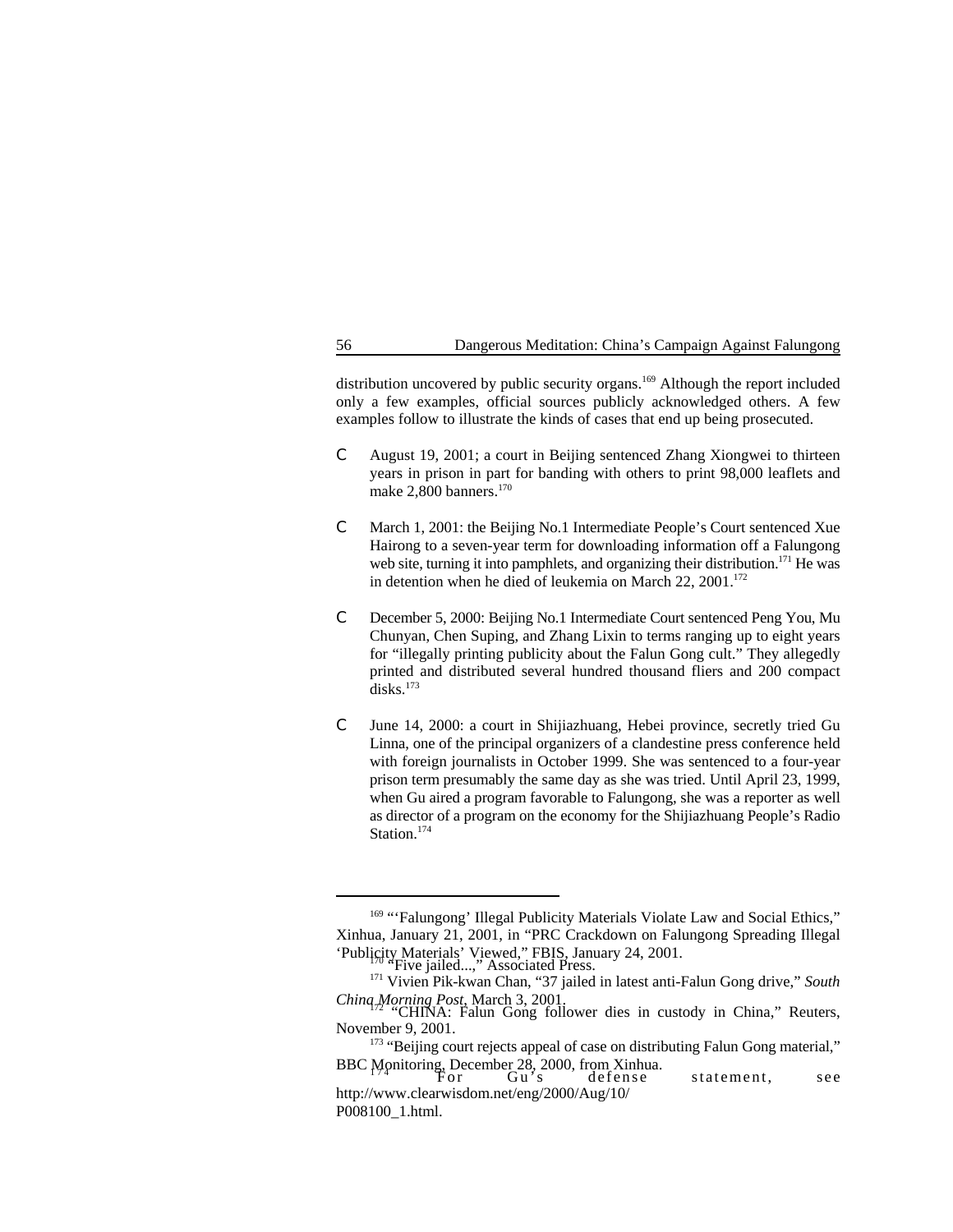distribution uncovered by public security organs.[169] Although the report included only a few examples, official sources publicly acknowledged others. A few examples follow to illustrate the kinds of cases that end up being prosecuted.

- August 19, 2001; a court in Beijing sentenced Zhang Xiongwei to thirteen years in prison in part for banding with others to print 98,000 leaflets and make 2,800 banners.[170]

- March 1, 2001: the Beijing No.1 Intermediate People's Court sentenced Xue Hairong to a seven-year term for downloading information off a Falungong web site, turning it into pamphlets, and organizing their distribution.[171] He was in detention when he died of leukemia on March 22, 2001.[172]

- December 5, 2000: Beijing No.1 Intermediate Court sentenced Peng You, Mu Chunyan, Chen Suping, and Zhang Lixin to terms ranging up to eight years for "illegally printing publicity about the Falun Gong cult." They allegedly printed and distributed several hundred thousand fliers and 200 compact disks.[173]

- June 14, 2000: a court in Shijiazhuang, Hebei province, secretly tried Gu Linna, one of the principal organizers of a clandestine press conference held with foreign journalists in October 1999. She was sentenced to a four-year prison term presumably the same day as she was tried. Until April 23, 1999, when Gu aired a program favorable to Falungong, she was a reporter as well as director of a program on the economy for the Shijiazhuang People's Radio Station.[174]

---

[169] "'Falungong' Illegal Publicity Materials Violate Law and Social Ethics," Xinhua, January 21, 2001, in "PRC Crackdown on Falungong Spreading Illegal 'Publicity Materials' Viewed," FBIS, January 24, 2001.

[170] "Five jailed...," Associated Press.

[171] Vivien Pik-kwan Chan, "37 jailed in latest anti-Falun Gong drive," *South China Morning Post*, March 3, 2001.

[172] "CHINA: Falun Gong follower dies in custody in China," Reuters, November 9, 2001.

[173] "Beijing court rejects appeal of case on distributing Falun Gong material," BBC Monitoring, December 28, 2000, from Xinhua.

[174] For Gu's defense statement, see http://www.clearwisdom.net/eng/2000/Aug/10/P008100_1.html.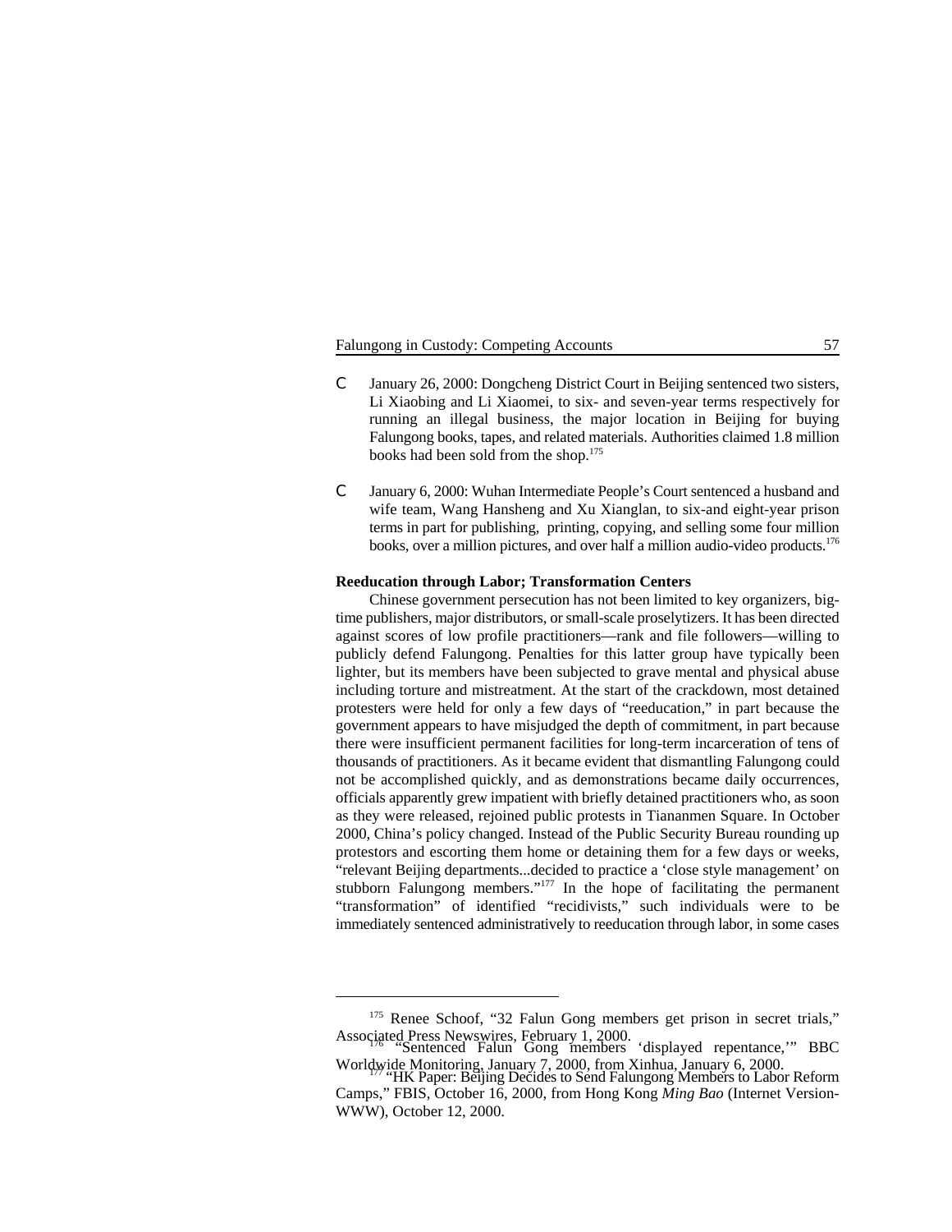- January 26, 2000: Dongcheng District Court in Beijing sentenced two sisters, Li Xiaobing and Li Xiaomei, to six- and seven-year terms respectively for running an illegal business, the major location in Beijing for buying Falungong books, tapes, and related materials. Authorities claimed 1.8 million books had been sold from the shop.[175]

- January 6, 2000: Wuhan Intermediate People's Court sentenced a husband and wife team, Wang Hansheng and Xu Xianglan, to six-and eight-year prison terms in part for publishing, printing, copying, and selling some four million books, over a million pictures, and over half a million audio-video products.[176]

**Reeducation through Labor; Transformation Centers**

Chinese government persecution has not been limited to key organizers, big-time publishers, major distributors, or small-scale proselytizers. It has been directed against scores of low profile practitioners—rank and file followers—willing to publicly defend Falungong. Penalties for this latter group have typically been lighter, but its members have been subjected to grave mental and physical abuse including torture and mistreatment. At the start of the crackdown, most detained protesters were held for only a few days of "reeducation," in part because the government appears to have misjudged the depth of commitment, in part because there were insufficient permanent facilities for long-term incarceration of tens of thousands of practitioners. As it became evident that dismantling Falungong could not be accomplished quickly, and as demonstrations became daily occurrences, officials apparently grew impatient with briefly detained practitioners who, as soon as they were released, rejoined public protests in Tiananmen Square. In October 2000, China's policy changed. Instead of the Public Security Bureau rounding up protestors and escorting them home or detaining them for a few days or weeks, "relevant Beijing departments...decided to practice a 'close style management' on stubborn Falungong members."[177] In the hope of facilitating the permanent "transformation" of identified "recidivists," such individuals were to be immediately sentenced administratively to reeducation through labor, in some cases

---

[175] Renee Schoof, "32 Falun Gong members get prison in secret trials," Associated Press Newswires, February 1, 2000.

[176] "Sentenced Falun Gong members 'displayed repentance,'" BBC Worldwide Monitoring, January 7, 2000, from Xinhua, January 6, 2000.

[177] "HK Paper: Beijing Decides to Send Falungong Members to Labor Reform Camps," FBIS, October 16, 2000, from Hong Kong *Ming Bao* (Internet Version-WWW), October 12, 2000.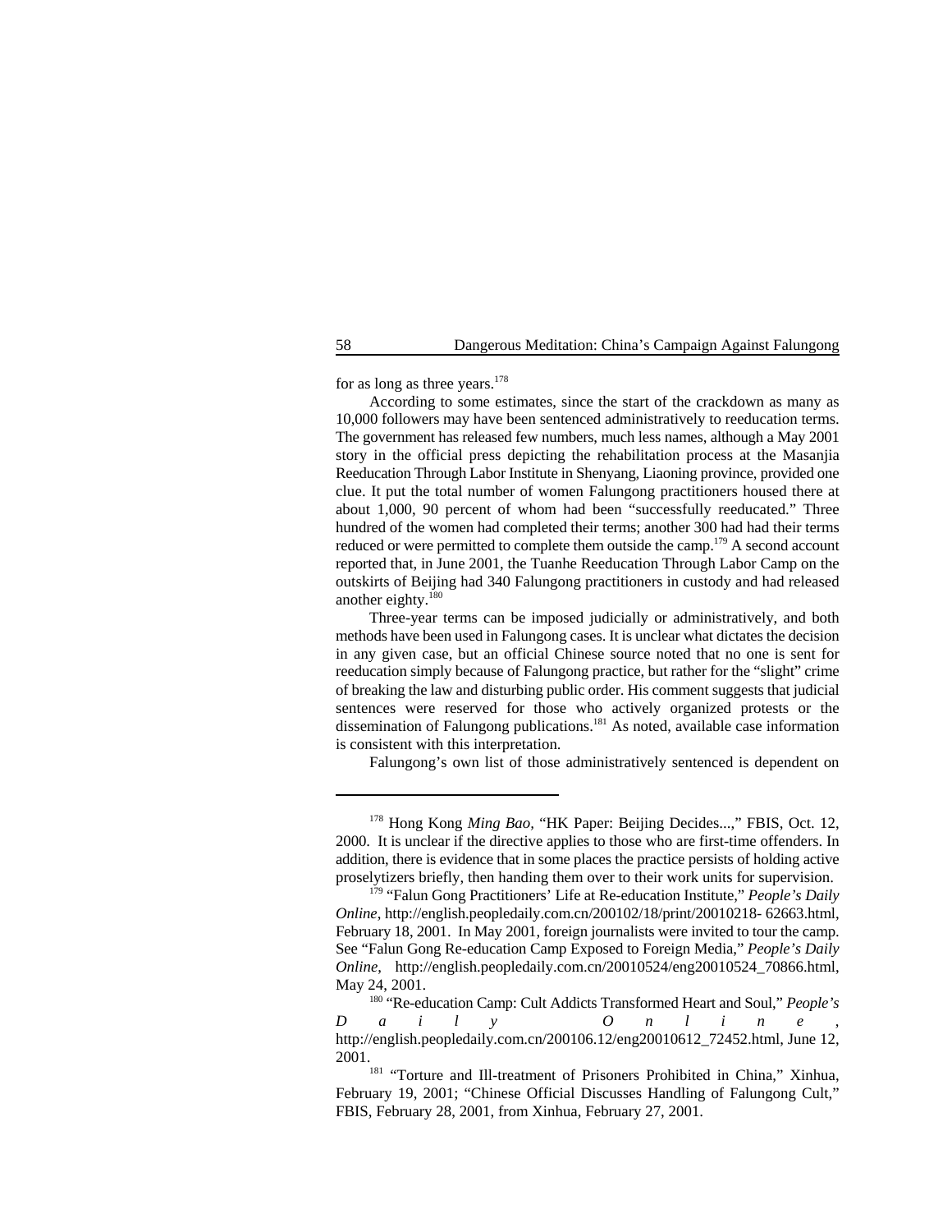for as long as three years.[178]

According to some estimates, since the start of the crackdown as many as 10,000 followers may have been sentenced administratively to reeducation terms. The government has released few numbers, much less names, although a May 2001 story in the official press depicting the rehabilitation process at the Masanjia Reeducation Through Labor Institute in Shenyang, Liaoning province, provided one clue. It put the total number of women Falungong practitioners housed there at about 1,000, 90 percent of whom had been "successfully reeducated." Three hundred of the women had completed their terms; another 300 had had their terms reduced or were permitted to complete them outside the camp.[179] A second account reported that, in June 2001, the Tuanhe Reeducation Through Labor Camp on the outskirts of Beijing had 340 Falungong practitioners in custody and had released another eighty.[180]

Three-year terms can be imposed judicially or administratively, and both methods have been used in Falungong cases. It is unclear what dictates the decision in any given case, but an official Chinese source noted that no one is sent for reeducation simply because of Falungong practice, but rather for the "slight" crime of breaking the law and disturbing public order. His comment suggests that judicial sentences were reserved for those who actively organized protests or the dissemination of Falungong publications.[181] As noted, available case information is consistent with this interpretation.

Falungong's own list of those administratively sentenced is dependent on

---

[178] Hong Kong *Ming Bao*, "HK Paper: Beijing Decides...," FBIS, Oct. 12, 2000. It is unclear if the directive applies to those who are first-time offenders. In addition, there is evidence that in some places the practice persists of holding active proselytizers briefly, then handing them over to their work units for supervision.

[179] "Falun Gong Practitioners' Life at Re-education Institute," *People's Daily Online*, http://english.peopledaily.com.cn/200102/18/print/20010218- 62663.html, February 18, 2001. In May 2001, foreign journalists were invited to tour the camp. See "Falun Gong Re-education Camp Exposed to Foreign Media," *People's Daily Online*, http://english.peopledaily.com.cn/20010524/eng20010524_70866.html, May 24, 2001.

[180] "Re-education Camp: Cult Addicts Transformed Heart and Soul," *People's Daily Online*, http://english.peopledaily.com.cn/200106.12/eng20010612_72452.html, June 12, 2001.

[181] "Torture and Ill-treatment of Prisoners Prohibited in China," Xinhua, February 19, 2001; "Chinese Official Discusses Handling of Falungong Cult," FBIS, February 28, 2001, from Xinhua, February 27, 2001.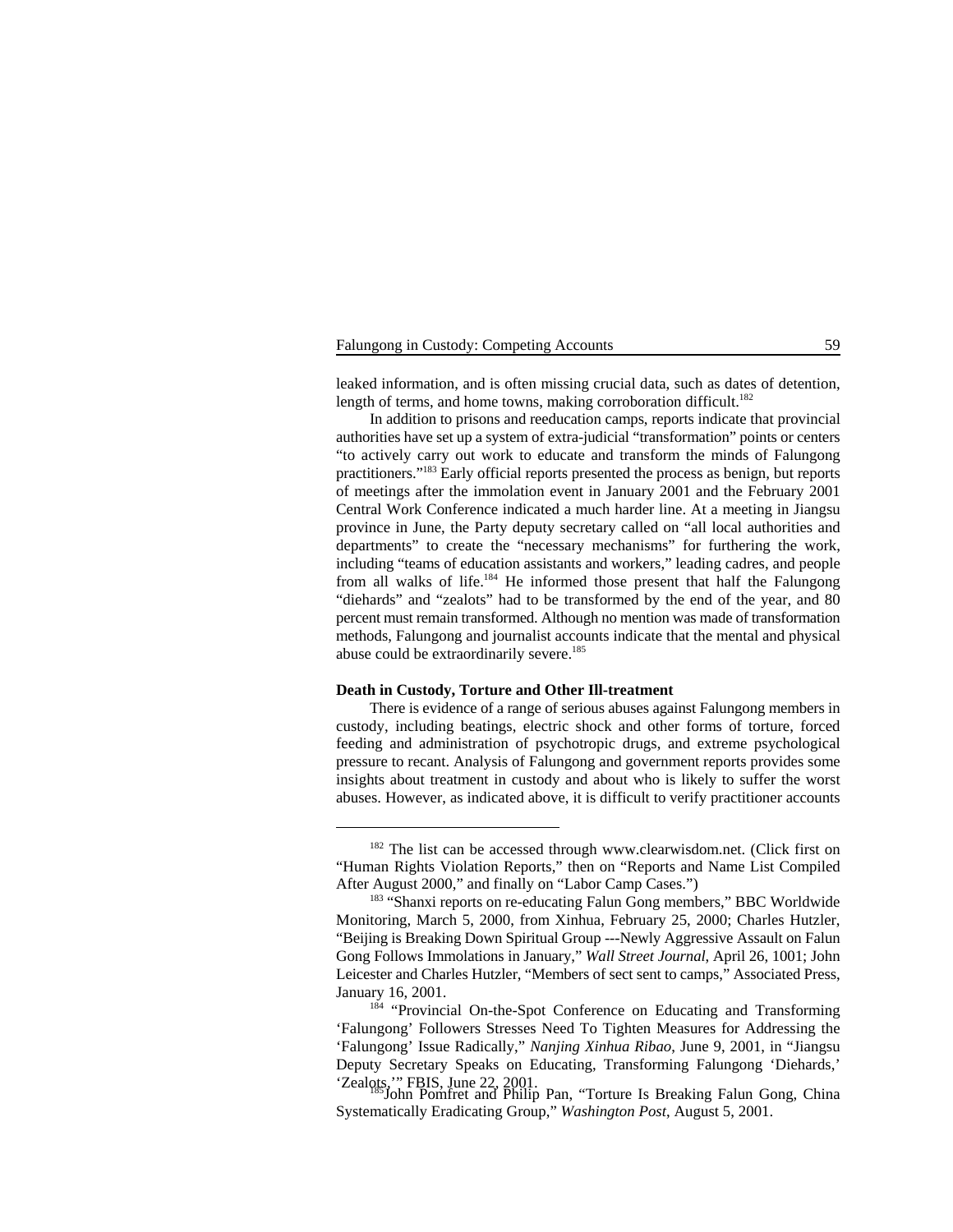leaked information, and is often missing crucial data, such as dates of detention, length of terms, and home towns, making corroboration difficult.[182]

In addition to prisons and reeducation camps, reports indicate that provincial authorities have set up a system of extra-judicial "transformation" points or centers "to actively carry out work to educate and transform the minds of Falungong practitioners."[183] Early official reports presented the process as benign, but reports of meetings after the immolation event in January 2001 and the February 2001 Central Work Conference indicated a much harder line. At a meeting in Jiangsu province in June, the Party deputy secretary called on "all local authorities and departments" to create the "necessary mechanisms" for furthering the work, including "teams of education assistants and workers," leading cadres, and people from all walks of life.[184] He informed those present that half the Falungong "diehards" and "zealots" had to be transformed by the end of the year, and 80 percent must remain transformed. Although no mention was made of transformation methods, Falungong and journalist accounts indicate that the mental and physical abuse could be extraordinarily severe.[185]

**Death in Custody, Torture and Other Ill-treatment**

There is evidence of a range of serious abuses against Falungong members in custody, including beatings, electric shock and other forms of torture, forced feeding and administration of psychotropic drugs, and extreme psychological pressure to recant. Analysis of Falungong and government reports provides some insights about treatment in custody and about who is likely to suffer the worst abuses. However, as indicated above, it is difficult to verify practitioner accounts

---

[182] The list can be accessed through www.clearwisdom.net. (Click first on "Human Rights Violation Reports," then on "Reports and Name List Compiled After August 2000," and finally on "Labor Camp Cases.")

[183] "Shanxi reports on re-educating Falun Gong members," BBC Worldwide Monitoring, March 5, 2000, from Xinhua, February 25, 2000; Charles Hutzler, "Beijing is Breaking Down Spiritual Group ---Newly Aggressive Assault on Falun Gong Follows Immolations in January," *Wall Street Journal*, April 26, 1001; John Leicester and Charles Hutzler, "Members of sect sent to camps," Associated Press, January 16, 2001.

[184] "Provincial On-the-Spot Conference on Educating and Transforming 'Falungong' Followers Stresses Need To Tighten Measures for Addressing the 'Falungong' Issue Radically," *Nanjing Xinhua Ribao*, June 9, 2001, in "Jiangsu Deputy Secretary Speaks on Educating, Transforming Falungong 'Diehards,' 'Zealots,'" FBIS, June 22, 2001.

[185] John Pomfret and Philip Pan, "Torture Is Breaking Falun Gong, China Systematically Eradicating Group," *Washington Post*, August 5, 2001.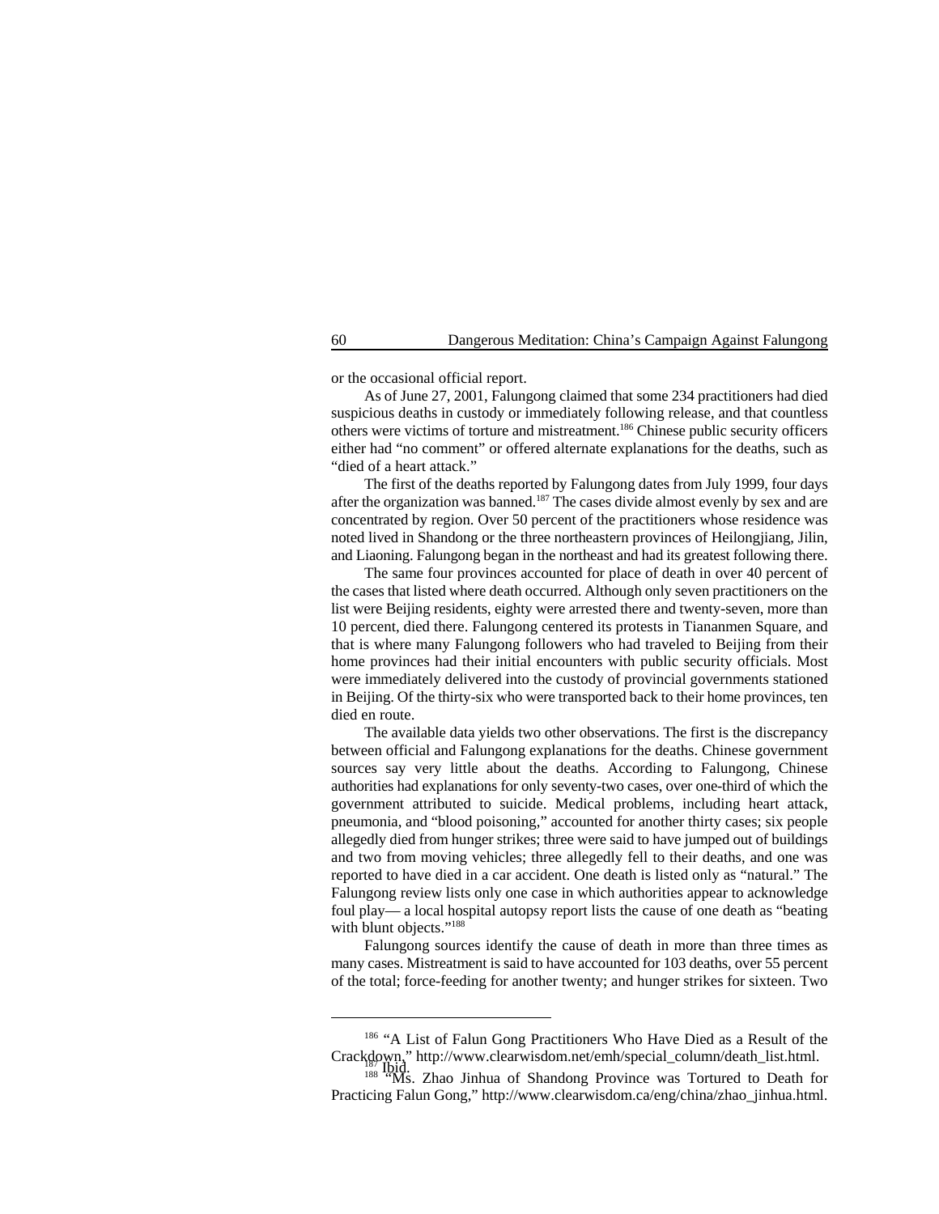or the occasional official report.

As of June 27, 2001, Falungong claimed that some 234 practitioners had died suspicious deaths in custody or immediately following release, and that countless others were victims of torture and mistreatment.[186] Chinese public security officers either had "no comment" or offered alternate explanations for the deaths, such as "died of a heart attack."

The first of the deaths reported by Falungong dates from July 1999, four days after the organization was banned.[187] The cases divide almost evenly by sex and are concentrated by region. Over 50 percent of the practitioners whose residence was noted lived in Shandong or the three northeastern provinces of Heilongjiang, Jilin, and Liaoning. Falungong began in the northeast and had its greatest following there.

The same four provinces accounted for place of death in over 40 percent of the cases that listed where death occurred. Although only seven practitioners on the list were Beijing residents, eighty were arrested there and twenty-seven, more than 10 percent, died there. Falungong centered its protests in Tiananmen Square, and that is where many Falungong followers who had traveled to Beijing from their home provinces had their initial encounters with public security officials. Most were immediately delivered into the custody of provincial governments stationed in Beijing. Of the thirty-six who were transported back to their home provinces, ten died en route.

The available data yields two other observations. The first is the discrepancy between official and Falungong explanations for the deaths. Chinese government sources say very little about the deaths. According to Falungong, Chinese authorities had explanations for only seventy-two cases, over one-third of which the government attributed to suicide. Medical problems, including heart attack, pneumonia, and "blood poisoning," accounted for another thirty cases; six people allegedly died from hunger strikes; three were said to have jumped out of buildings and two from moving vehicles; three allegedly fell to their deaths, and one was reported to have died in a car accident. One death is listed only as "natural." The Falungong review lists only one case in which authorities appear to acknowledge foul play— a local hospital autopsy report lists the cause of one death as "beating with blunt objects."[188]

Falungong sources identify the cause of death in more than three times as many cases. Mistreatment is said to have accounted for 103 deaths, over 55 percent of the total; force-feeding for another twenty; and hunger strikes for sixteen. Two

---

[186] "A List of Falun Gong Practitioners Who Have Died as a Result of the Crackdown," http://www.clearwisdom.net/emh/special_column/death_list.html.

[187] Ibid.

[188] "Ms. Zhao Jinhua of Shandong Province was Tortured to Death for Practicing Falun Gong," http://www.clearwisdom.ca/eng/china/zhao_jinhua.html.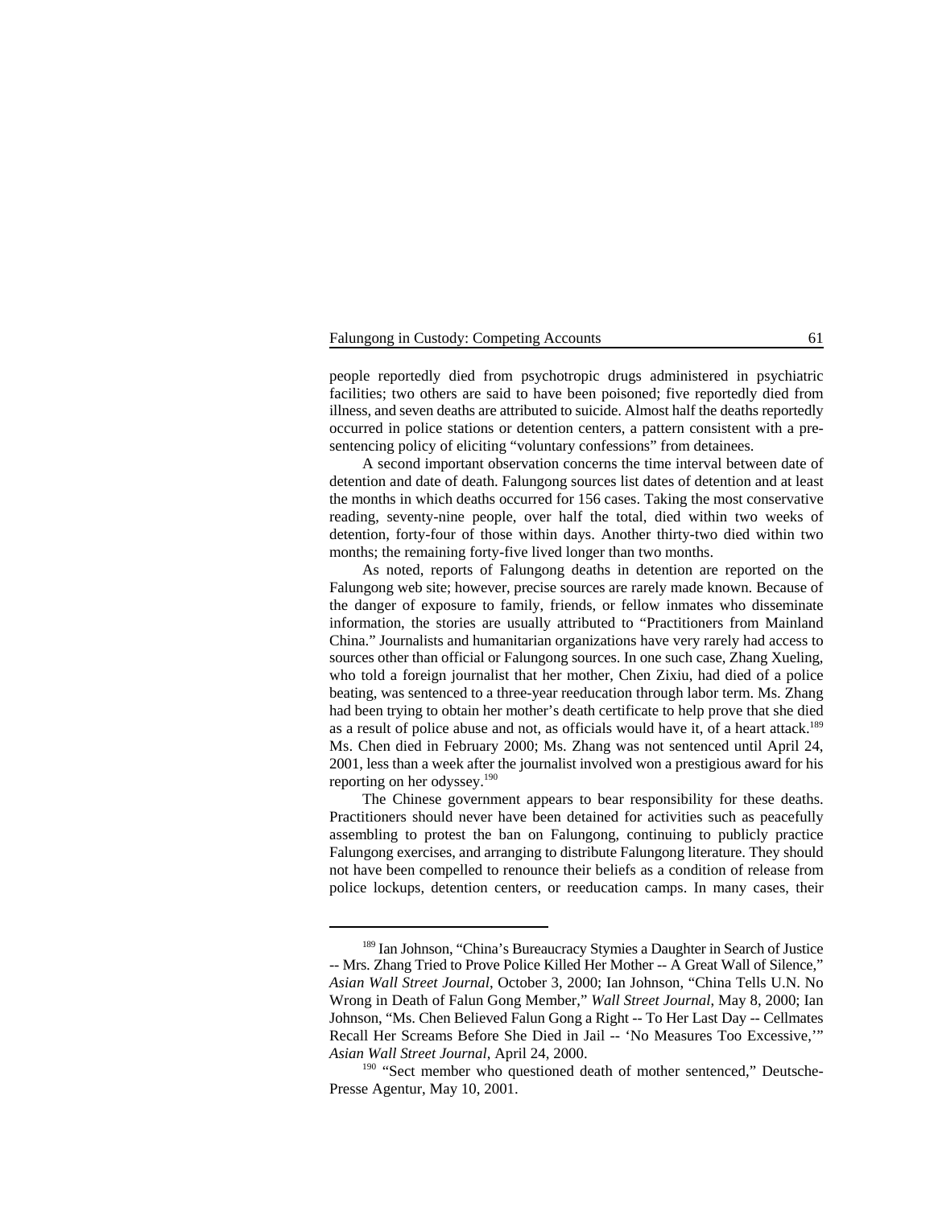people reportedly died from psychotropic drugs administered in psychiatric facilities; two others are said to have been poisoned; five reportedly died from illness, and seven deaths are attributed to suicide. Almost half the deaths reportedly occurred in police stations or detention centers, a pattern consistent with a pre-sentencing policy of eliciting "voluntary confessions" from detainees.

A second important observation concerns the time interval between date of detention and date of death. Falungong sources list dates of detention and at least the months in which deaths occurred for 156 cases. Taking the most conservative reading, seventy-nine people, over half the total, died within two weeks of detention, forty-four of those within days. Another thirty-two died within two months; the remaining forty-five lived longer than two months.

As noted, reports of Falungong deaths in detention are reported on the Falungong web site; however, precise sources are rarely made known. Because of the danger of exposure to family, friends, or fellow inmates who disseminate information, the stories are usually attributed to "Practitioners from Mainland China." Journalists and humanitarian organizations have very rarely had access to sources other than official or Falungong sources. In one such case, Zhang Xueling, who told a foreign journalist that her mother, Chen Zixiu, had died of a police beating, was sentenced to a three-year reeducation through labor term. Ms. Zhang had been trying to obtain her mother's death certificate to help prove that she died as a result of police abuse and not, as officials would have it, of a heart attack.[189] Ms. Chen died in February 2000; Ms. Zhang was not sentenced until April 24, 2001, less than a week after the journalist involved won a prestigious award for his reporting on her odyssey.[190]

The Chinese government appears to bear responsibility for these deaths. Practitioners should never have been detained for activities such as peacefully assembling to protest the ban on Falungong, continuing to publicly practice Falungong exercises, and arranging to distribute Falungong literature. They should not have been compelled to renounce their beliefs as a condition of release from police lockups, detention centers, or reeducation camps. In many cases, their

---

[189] Ian Johnson, "China's Bureaucracy Stymies a Daughter in Search of Justice -- Mrs. Zhang Tried to Prove Police Killed Her Mother -- A Great Wall of Silence," *Asian Wall Street Journal*, October 3, 2000; Ian Johnson, "China Tells U.N. No Wrong in Death of Falun Gong Member," *Wall Street Journal*, May 8, 2000; Ian Johnson, "Ms. Chen Believed Falun Gong a Right -- To Her Last Day -- Cellmates Recall Her Screams Before She Died in Jail -- 'No Measures Too Excessive,'" *Asian Wall Street Journal*, April 24, 2000.

[190] "Sect member who questioned death of mother sentenced," Deutsche-Presse Agentur, May 10, 2001.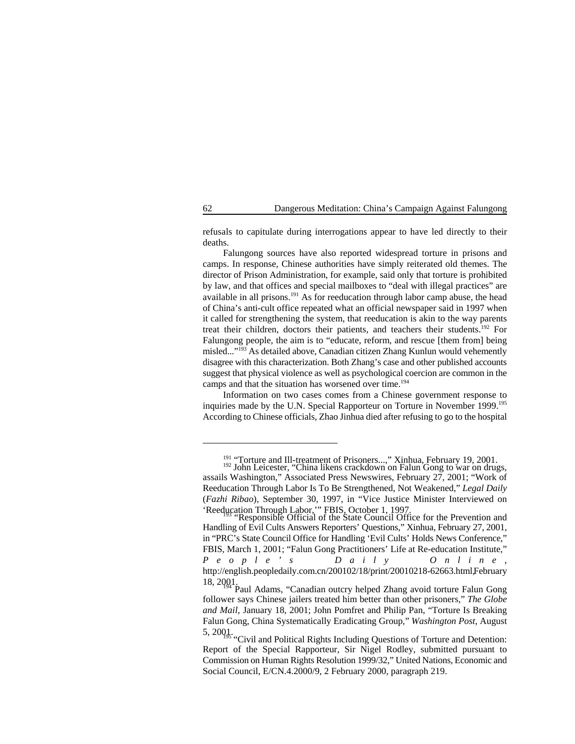refusals to capitulate during interrogations appear to have led directly to their deaths.

Falungong sources have also reported widespread torture in prisons and camps. In response, Chinese authorities have simply reiterated old themes. The director of Prison Administration, for example, said only that torture is prohibited by law, and that offices and special mailboxes to "deal with illegal practices" are available in all prisons.[191] As for reeducation through labor camp abuse, the head of China's anti-cult office repeated what an official newspaper said in 1997 when it called for strengthening the system, that reeducation is akin to the way parents treat their children, doctors their patients, and teachers their students.[192] For Falungong people, the aim is to "educate, reform, and rescue [them from] being misled..."[193] As detailed above, Canadian citizen Zhang Kunlun would vehemently disagree with this characterization. Both Zhang's case and other published accounts suggest that physical violence as well as psychological coercion are common in the camps and that the situation has worsened over time.[194]

Information on two cases comes from a Chinese government response to inquiries made by the U.N. Special Rapporteur on Torture in November 1999.[195] According to Chinese officials, Zhao Jinhua died after refusing to go to the hospital

---

[191] "Torture and Ill-treatment of Prisoners...," Xinhua, February 19, 2001.

[192] John Leicester, "China likens crackdown on Falun Gong to war on drugs, assails Washington," Associated Press Newswires, February 27, 2001; "Work of Reeducation Through Labor Is To Be Strengthened, Not Weakened," *Legal Daily* (*Fazhi Ribao*), September 30, 1997, in "Vice Justice Minister Interviewed on 'Reeducation Through Labor,'" FBIS, October 1, 1997.

[193] "Responsible Official of the State Council Office for the Prevention and Handling of Evil Cults Answers Reporters' Questions," Xinhua, February 27, 2001, in "PRC's State Council Office for Handling 'Evil Cults' Holds News Conference," FBIS, March 1, 2001; "Falun Gong Practitioners' Life at Re-education Institute," *People's Daily Online*, http://english.peopledaily.com.cn/200102/18/print/20010218-62663.html, February 18, 2001.

[194] Paul Adams, "Canadian outcry helped Zhang avoid torture Falun Gong follower says Chinese jailers treated him better than other prisoners," *The Globe and Mail*, January 18, 2001; John Pomfret and Philip Pan, "Torture Is Breaking Falun Gong, China Systematically Eradicating Group," *Washington Post*, August 5, 2001.

[195] "Civil and Political Rights Including Questions of Torture and Detention: Report of the Special Rapporteur, Sir Nigel Rodley, submitted pursuant to Commission on Human Rights Resolution 1999/32," United Nations, Economic and Social Council, E/CN.4.2000/9, 2 February 2000, paragraph 219.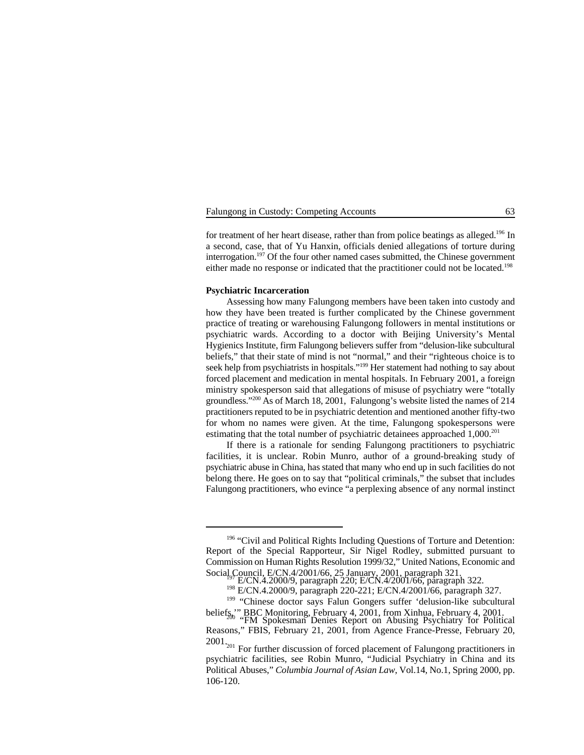for treatment of her heart disease, rather than from police beatings as alleged.[196] In a second, case, that of Yu Hanxin, officials denied allegations of torture during interrogation.[197] Of the four other named cases submitted, the Chinese government either made no response or indicated that the practitioner could not be located.[198]

**Psychiatric Incarceration**

Assessing how many Falungong members have been taken into custody and how they have been treated is further complicated by the Chinese government practice of treating or warehousing Falungong followers in mental institutions or psychiatric wards. According to a doctor with Beijing University's Mental Hygienics Institute, firm Falungong believers suffer from "delusion-like subcultural beliefs," that their state of mind is not "normal," and their "righteous choice is to seek help from psychiatrists in hospitals."[199] Her statement had nothing to say about forced placement and medication in mental hospitals. In February 2001, a foreign ministry spokesperson said that allegations of misuse of psychiatry were "totally groundless."[200] As of March 18, 2001, Falungong's website listed the names of 214 practitioners reputed to be in psychiatric detention and mentioned another fifty-two for whom no names were given. At the time, Falungong spokespersons were estimating that the total number of psychiatric detainees approached 1,000.[201]

If there is a rationale for sending Falungong practitioners to psychiatric facilities, it is unclear. Robin Munro, author of a ground-breaking study of psychiatric abuse in China, has stated that many who end up in such facilities do not belong there. He goes on to say that "political criminals," the subset that includes Falungong practitioners, who evince "a perplexing absence of any normal instinct

---

[196] "Civil and Political Rights Including Questions of Torture and Detention: Report of the Special Rapporteur, Sir Nigel Rodley, submitted pursuant to Commission on Human Rights Resolution 1999/32," United Nations, Economic and Social Council, E/CN.4/2001/66, 25 January, 2001, paragraph 321.

[197] E/CN.4.2000/9, paragraph 220; E/CN.4/2001/66, paragraph 322.

[198] E/CN.4/2000/9, paragraph 220-221; E/CN.4/2001/66, paragraph 327.

[199] "Chinese doctor says Falun Gongers suffer 'delusion-like subcultural beliefs,'" BBC Monitoring, February 4, 2001, from Xinhua, February 4, 2001.

[200] "FM Spokesman Denies Report on Abusing Psychiatry for Political Reasons," FBIS, February 21, 2001, from Agence France-Presse, February 20, 2001.

[201] For further discussion of forced placement of Falungong practitioners in psychiatric facilities, see Robin Munro, "Judicial Psychiatry in China and its Political Abuses," *Columbia Journal of Asian Law*, Vol.14, No.1, Spring 2000, pp. 106-120.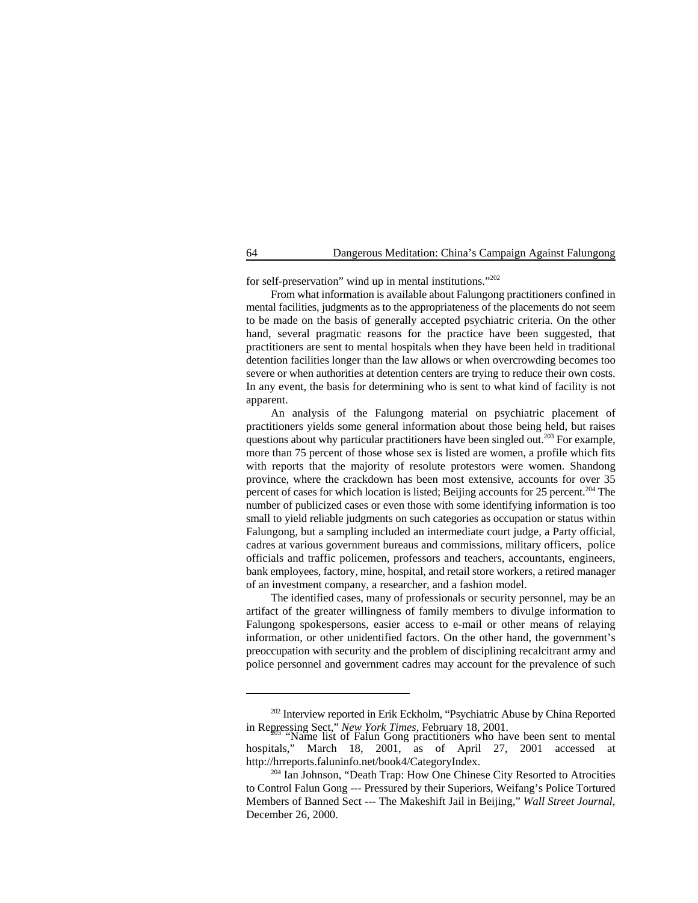for self-preservation" wind up in mental institutions."[202]

From what information is available about Falungong practitioners confined in mental facilities, judgments as to the appropriateness of the placements do not seem to be made on the basis of generally accepted psychiatric criteria. On the other hand, several pragmatic reasons for the practice have been suggested, that practitioners are sent to mental hospitals when they have been held in traditional detention facilities longer than the law allows or when overcrowding becomes too severe or when authorities at detention centers are trying to reduce their own costs. In any event, the basis for determining who is sent to what kind of facility is not apparent.

An analysis of the Falungong material on psychiatric placement of practitioners yields some general information about those being held, but raises questions about why particular practitioners have been singled out.[203] For example, more than 75 percent of those whose sex is listed are women, a profile which fits with reports that the majority of resolute protestors were women. Shandong province, where the crackdown has been most extensive, accounts for over 35 percent of cases for which location is listed; Beijing accounts for 25 percent.[204] The number of publicized cases or even those with some identifying information is too small to yield reliable judgments on such categories as occupation or status within Falungong, but a sampling included an intermediate court judge, a Party official, cadres at various government bureaus and commissions, military officers, police officials and traffic policemen, professors and teachers, accountants, engineers, bank employees, factory, mine, hospital, and retail store workers, a retired manager of an investment company, a researcher, and a fashion model.

The identified cases, many of professionals or security personnel, may be an artifact of the greater willingness of family members to divulge information to Falungong spokespersons, easier access to e-mail or other means of relaying information, or other unidentified factors. On the other hand, the government's preoccupation with security and the problem of disciplining recalcitrant army and police personnel and government cadres may account for the prevalence of such

---

[202] Interview reported in Erik Eckholm, "Psychiatric Abuse by China Reported in Repressing Sect," *New York Times*, February 18, 2001.

[203] "Name list of Falun Gong practitioners who have been sent to mental hospitals," March 18, 2001, as of April 27, 2001 accessed at http://hrreports.faluninfo.net/book4/CategoryIndex.

[204] Ian Johnson, "Death Trap: How One Chinese City Resorted to Atrocities to Control Falun Gong --- Pressured by their Superiors, Weifang's Police Tortured Members of Banned Sect --- The Makeshift Jail in Beijing," *Wall Street Journal*, December 26, 2000.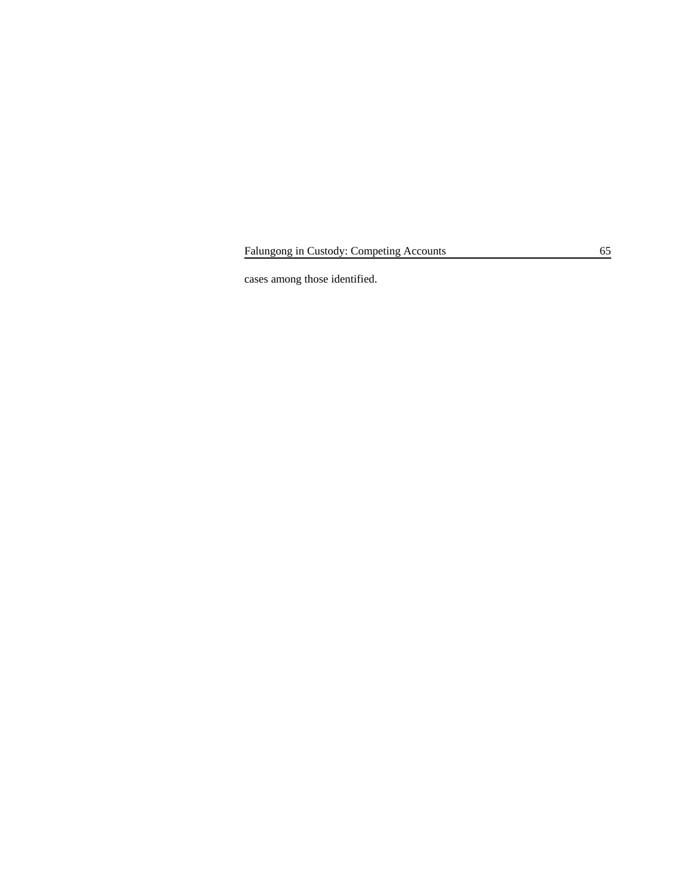cases among those identified.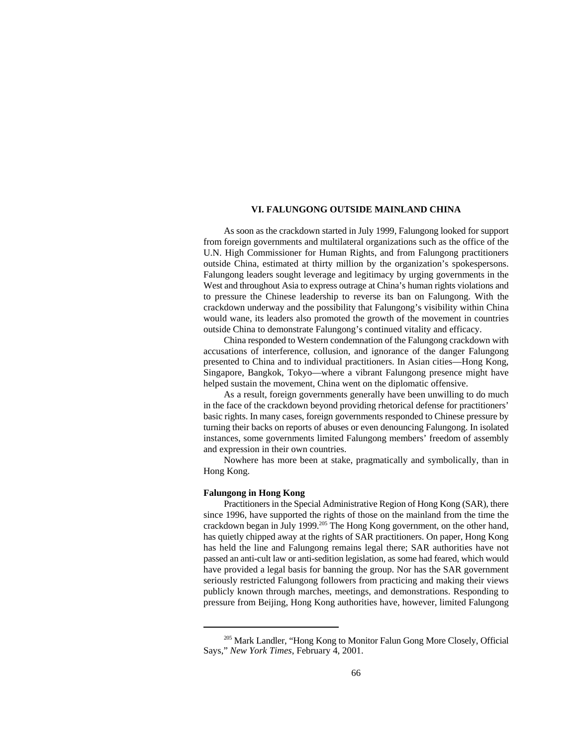## VI. FALUNGONG OUTSIDE MAINLAND CHINA

As soon as the crackdown started in July 1999, Falungong looked for support from foreign governments and multilateral organizations such as the office of the U.N. High Commissioner for Human Rights, and from Falungong practitioners outside China, estimated at thirty million by the organization's spokespersons. Falungong leaders sought leverage and legitimacy by urging governments in the West and throughout Asia to express outrage at China's human rights violations and to pressure the Chinese leadership to reverse its ban on Falungong. With the crackdown underway and the possibility that Falungong's visibility within China would wane, its leaders also promoted the growth of the movement in countries outside China to demonstrate Falungong's continued vitality and efficacy.

China responded to Western condemnation of the Falungong crackdown with accusations of interference, collusion, and ignorance of the danger Falungong presented to China and to individual practitioners. In Asian cities—Hong Kong, Singapore, Bangkok, Tokyo—where a vibrant Falungong presence might have helped sustain the movement, China went on the diplomatic offensive.

As a result, foreign governments generally have been unwilling to do much in the face of the crackdown beyond providing rhetorical defense for practitioners' basic rights. In many cases, foreign governments responded to Chinese pressure by turning their backs on reports of abuses or even denouncing Falungong. In isolated instances, some governments limited Falungong members' freedom of assembly and expression in their own countries.

Nowhere has more been at stake, pragmatically and symbolically, than in Hong Kong.

### Falungong in Hong Kong

Practitioners in the Special Administrative Region of Hong Kong (SAR), there since 1996, have supported the rights of those on the mainland from the time the crackdown began in July 1999.[205] The Hong Kong government, on the other hand, has quietly chipped away at the rights of SAR practitioners. On paper, Hong Kong has held the line and Falungong remains legal there; SAR authorities have not passed an anti-cult law or anti-sedition legislation, as some had feared, which would have provided a legal basis for banning the group. Nor has the SAR government seriously restricted Falungong followers from practicing and making their views publicly known through marches, meetings, and demonstrations. Responding to pressure from Beijing, Hong Kong authorities have, however, limited Falungong

---

[205] Mark Landler, "Hong Kong to Monitor Falun Gong More Closely, Official Says," *New York Times*, February 4, 2001.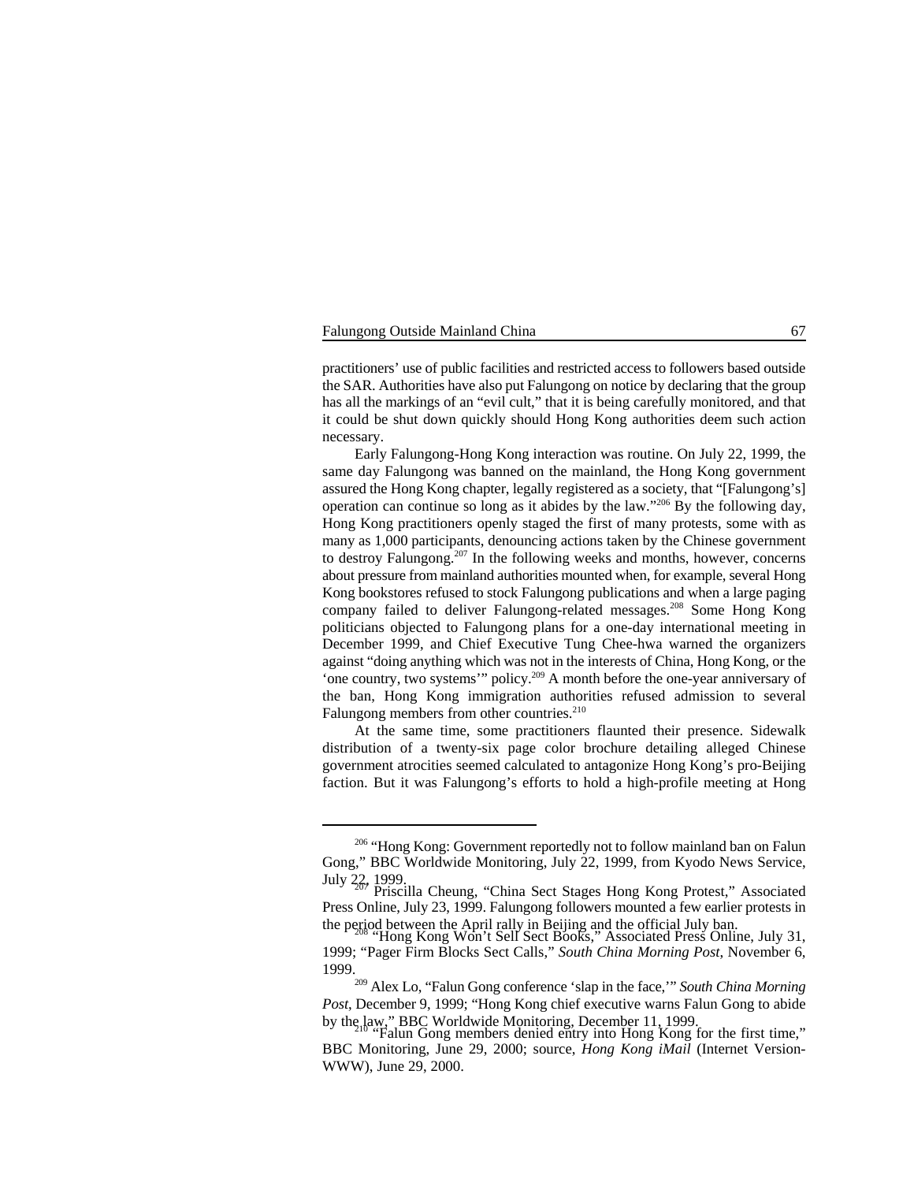practitioners' use of public facilities and restricted access to followers based outside the SAR. Authorities have also put Falungong on notice by declaring that the group has all the markings of an "evil cult," that it is being carefully monitored, and that it could be shut down quickly should Hong Kong authorities deem such action necessary.

Early Falungong-Hong Kong interaction was routine. On July 22, 1999, the same day Falungong was banned on the mainland, the Hong Kong government assured the Hong Kong chapter, legally registered as a society, that "[Falungong's] operation can continue so long as it abides by the law."[206] By the following day, Hong Kong practitioners openly staged the first of many protests, some with as many as 1,000 participants, denouncing actions taken by the Chinese government to destroy Falungong.[207] In the following weeks and months, however, concerns about pressure from mainland authorities mounted when, for example, several Hong Kong bookstores refused to stock Falungong publications and when a large paging company failed to deliver Falungong-related messages.[208] Some Hong Kong politicians objected to Falungong plans for a one-day international meeting in December 1999, and Chief Executive Tung Chee-hwa warned the organizers against "doing anything which was not in the interests of China, Hong Kong, or the 'one country, two systems'" policy.[209] A month before the one-year anniversary of the ban, Hong Kong immigration authorities refused admission to several Falungong members from other countries.[210]

At the same time, some practitioners flaunted their presence. Sidewalk distribution of a twenty-six page color brochure detailing alleged Chinese government atrocities seemed calculated to antagonize Hong Kong's pro-Beijing faction. But it was Falungong's efforts to hold a high-profile meeting at Hong

---

[206] "Hong Kong: Government reportedly not to follow mainland ban on Falun Gong," BBC Worldwide Monitoring, July 22, 1999, from Kyodo News Service, July 22, 1999.

[207] Priscilla Cheung, "China Sect Stages Hong Kong Protest," Associated Press Online, July 23, 1999. Falungong followers mounted a few earlier protests in the period between the April rally in Beijing and the official July ban.

[208] "Hong Kong Won't Sell Sect Books," Associated Press Online, July 31, 1999; "Pager Firm Blocks Sect Calls," *South China Morning Post*, November 6, 1999.

[209] Alex Lo, "Falun Gong conference 'slap in the face,'" *South China Morning Post*, December 9, 1999; "Hong Kong chief executive warns Falun Gong to abide by the law," BBC Worldwide Monitoring, December 11, 1999.

[210] "Falun Gong members denied entry into Hong Kong for the first time," BBC Monitoring, June 29, 2000; source, *Hong Kong iMail* (Internet Version-WWW), June 29, 2000.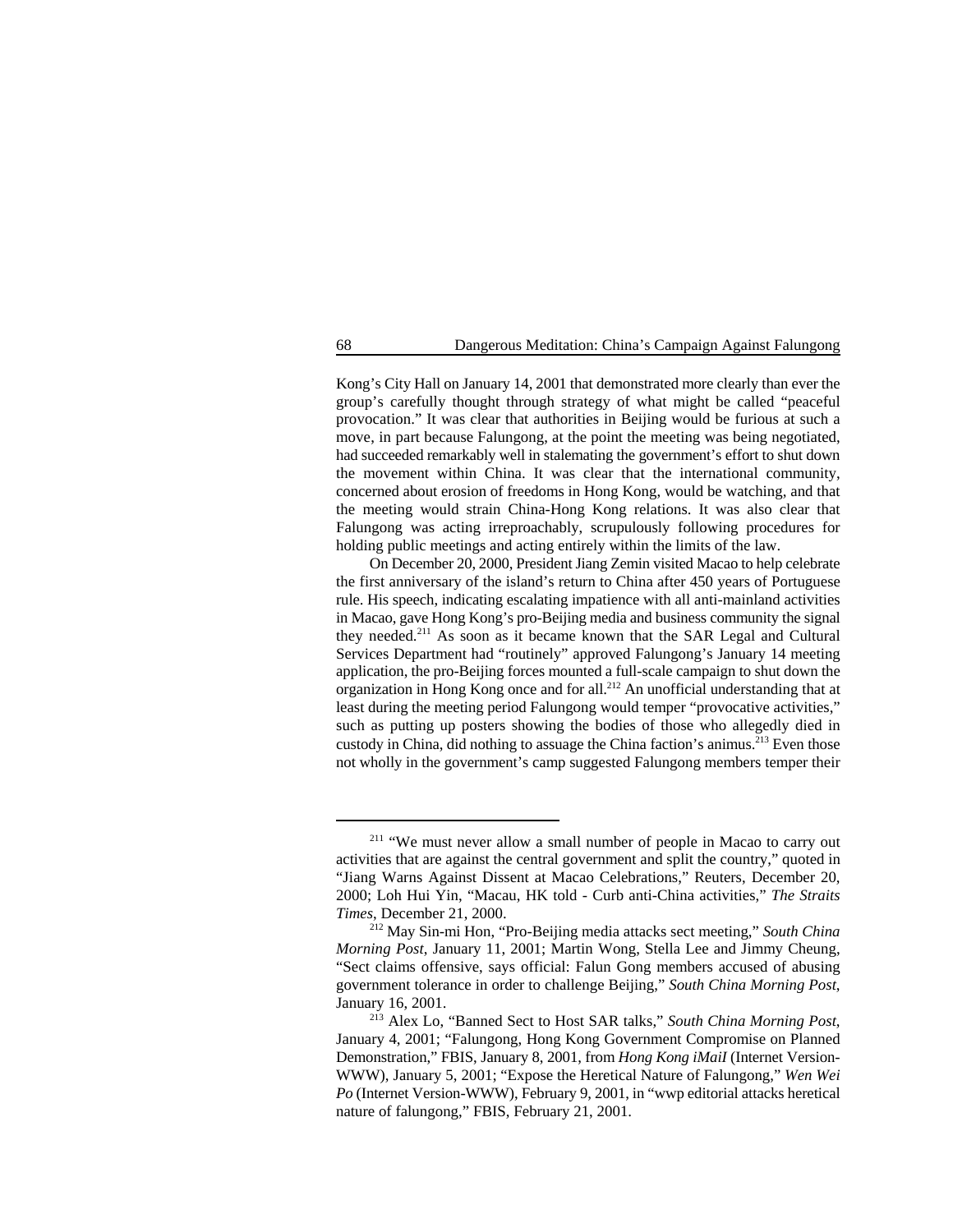Kong's City Hall on January 14, 2001 that demonstrated more clearly than ever the group's carefully thought through strategy of what might be called "peaceful provocation." It was clear that authorities in Beijing would be furious at such a move, in part because Falungong, at the point the meeting was being negotiated, had succeeded remarkably well in stalemating the government's effort to shut down the movement within China. It was clear that the international community, concerned about erosion of freedoms in Hong Kong, would be watching, and that the meeting would strain China-Hong Kong relations. It was also clear that Falungong was acting irreproachably, scrupulously following procedures for holding public meetings and acting entirely within the limits of the law.

On December 20, 2000, President Jiang Zemin visited Macao to help celebrate the first anniversary of the island's return to China after 450 years of Portuguese rule. His speech, indicating escalating impatience with all anti-mainland activities in Macao, gave Hong Kong's pro-Beijing media and business community the signal they needed.[211] As soon as it became known that the SAR Legal and Cultural Services Department had "routinely" approved Falungong's January 14 meeting application, the pro-Beijing forces mounted a full-scale campaign to shut down the organization in Hong Kong once and for all.[212] An unofficial understanding that at least during the meeting period Falungong would temper "provocative activities," such as putting up posters showing the bodies of those who allegedly died in custody in China, did nothing to assuage the China faction's animus.[213] Even those not wholly in the government's camp suggested Falungong members temper their

---

[211] "We must never allow a small number of people in Macao to carry out activities that are against the central government and split the country," quoted in "Jiang Warns Against Dissent at Macao Celebrations," Reuters, December 20, 2000; Loh Hui Yin, "Macau, HK told - Curb anti-China activities," *The Straits Times*, December 21, 2000.

[212] May Sin-mi Hon, "Pro-Beijing media attacks sect meeting," *South China Morning Post*, January 11, 2001; Martin Wong, Stella Lee and Jimmy Cheung, "Sect claims offensive, says official: Falun Gong members accused of abusing government tolerance in order to challenge Beijing," *South China Morning Post*, January 16, 2001.

[213] Alex Lo, "Banned Sect to Host SAR talks," *South China Morning Post*, January 4, 2001; "Falungong, Hong Kong Government Compromise on Planned Demonstration," FBIS, January 8, 2001, from *Hong Kong iMail* (Internet Version-WWW), January 5, 2001; "Expose the Heretical Nature of Falungong," *Wen Wei Po* (Internet Version-WWW), February 9, 2001, in "wwp editorial attacks heretical nature of falungong," FBIS, February 21, 2001.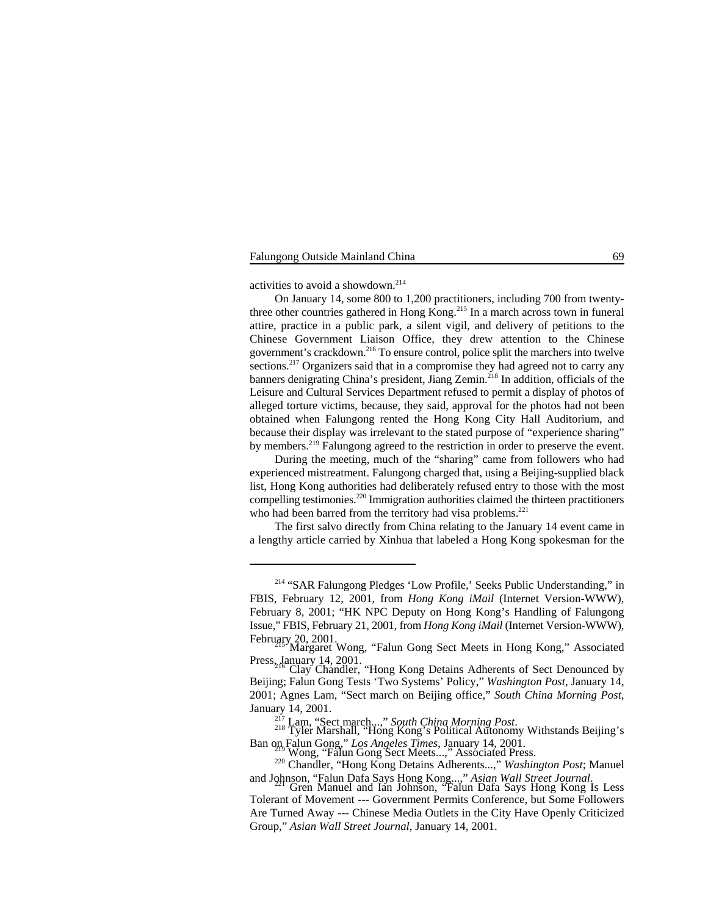activities to avoid a showdown.[214]

On January 14, some 800 to 1,200 practitioners, including 700 from twenty-three other countries gathered in Hong Kong.[215] In a march across town in funeral attire, practice in a public park, a silent vigil, and delivery of petitions to the Chinese Government Liaison Office, they drew attention to the Chinese government's crackdown.[216] To ensure control, police split the marchers into twelve sections.[217] Organizers said that in a compromise they had agreed not to carry any banners denigrating China's president, Jiang Zemin.[218] In addition, officials of the Leisure and Cultural Services Department refused to permit a display of photos of alleged torture victims, because, they said, approval for the photos had not been obtained when Falungong rented the Hong Kong City Hall Auditorium, and because their display was irrelevant to the stated purpose of "experience sharing" by members.[219] Falungong agreed to the restriction in order to preserve the event.

During the meeting, much of the "sharing" came from followers who had experienced mistreatment. Falungong charged that, using a Beijing-supplied black list, Hong Kong authorities had deliberately refused entry to those with the most compelling testimonies.[220] Immigration authorities claimed the thirteen practitioners who had been barred from the territory had visa problems.[221]

The first salvo directly from China relating to the January 14 event came in a lengthy article carried by Xinhua that labeled a Hong Kong spokesman for the

---

[214] "SAR Falungong Pledges 'Low Profile,' Seeks Public Understanding," in FBIS, February 12, 2001, from *Hong Kong iMail* (Internet Version-WWW), February 8, 2001; "HK NPC Deputy on Hong Kong's Handling of Falungong Issue," FBIS, February 21, 2001, from *Hong Kong iMail* (Internet Version-WWW), February 20, 2001.

[215] Margaret Wong, "Falun Gong Sect Meets in Hong Kong," Associated Press, January 14, 2001.

[216] Clay Chandler, "Hong Kong Detains Adherents of Sect Denounced by Beijing; Falun Gong Tests 'Two Systems' Policy," *Washington Post*, January 14, 2001; Agnes Lam, "Sect march on Beijing office," *South China Morning Post*, January 14, 2001.

[217] Lam, "Sect march...," *South China Morning Post*.

[218] Tyler Marshall, "Hong Kong's Political Autonomy Withstands Beijing's Ban on Falun Gong," *Los Angeles Times*, January 14, 2001.

[219] Wong, "Falun Gong Sect Meets...," Associated Press.

[220] Chandler, "Hong Kong Detains Adherents...," *Washington Post*; Manuel and Johnson, "Falun Dafa Says Hong Kong...," *Asian Wall Street Journal*.

[221] Gren Manuel and Ian Johnson, "Falun Dafa Says Hong Kong Is Less Tolerant of Movement --- Government Permits Conference, but Some Followers Are Turned Away --- Chinese Media Outlets in the City Have Openly Criticized Group," *Asian Wall Street Journal*, January 14, 2001.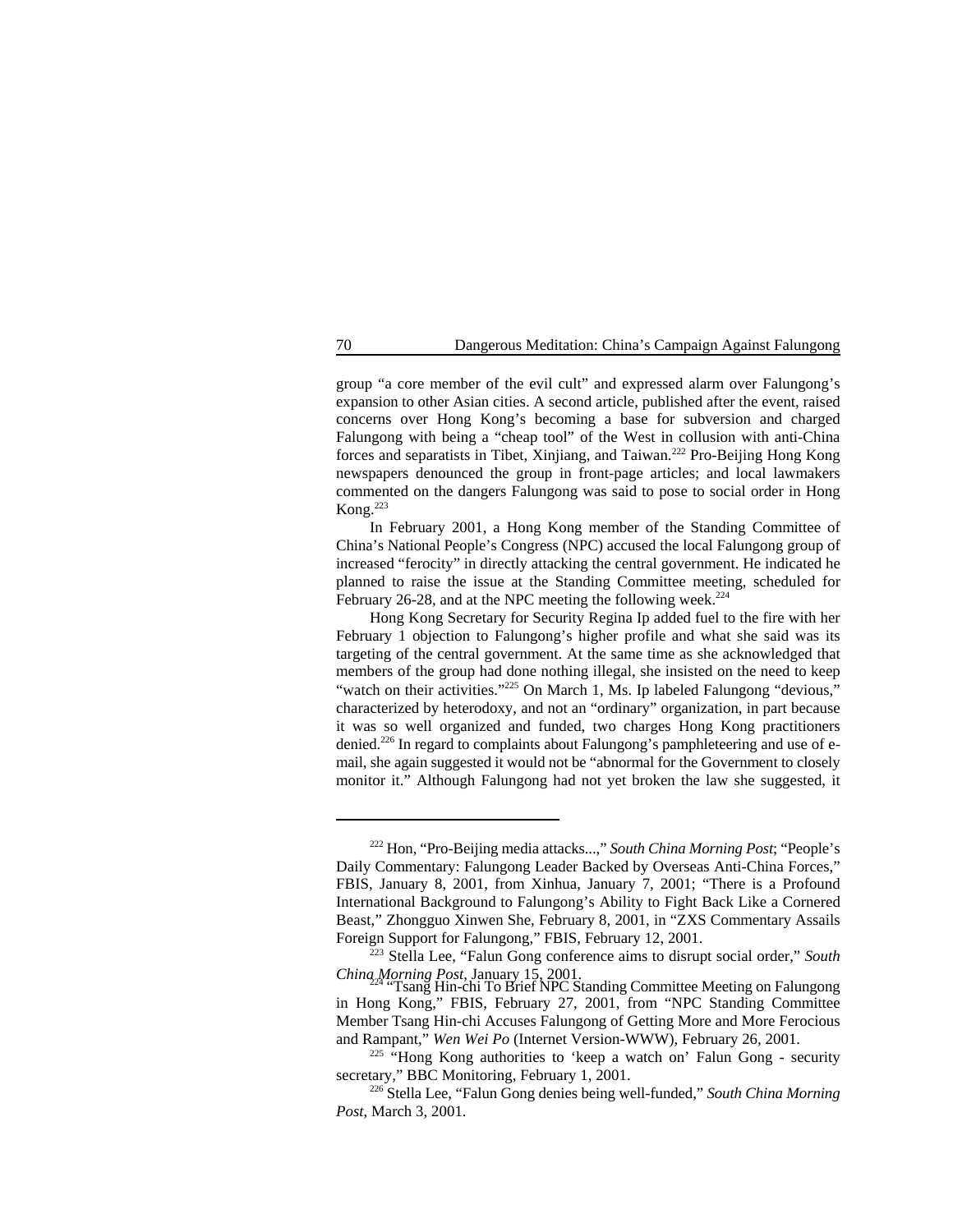group "a core member of the evil cult" and expressed alarm over Falungong's expansion to other Asian cities. A second article, published after the event, raised concerns over Hong Kong's becoming a base for subversion and charged Falungong with being a "cheap tool" of the West in collusion with anti-China forces and separatists in Tibet, Xinjiang, and Taiwan.[222] Pro-Beijing Hong Kong newspapers denounced the group in front-page articles; and local lawmakers commented on the dangers Falungong was said to pose to social order in Hong Kong.[223]

In February 2001, a Hong Kong member of the Standing Committee of China's National People's Congress (NPC) accused the local Falungong group of increased "ferocity" in directly attacking the central government. He indicated he planned to raise the issue at the Standing Committee meeting, scheduled for February 26-28, and at the NPC meeting the following week.[224]

Hong Kong Secretary for Security Regina Ip added fuel to the fire with her February 1 objection to Falungong's higher profile and what she said was its targeting of the central government. At the same time as she acknowledged that members of the group had done nothing illegal, she insisted on the need to keep "watch on their activities."[225] On March 1, Ms. Ip labeled Falungong "devious," characterized by heterodoxy, and not an "ordinary" organization, in part because it was so well organized and funded, two charges Hong Kong practitioners denied.[226] In regard to complaints about Falungong's pamphleteering and use of e-mail, she again suggested it would not be "abnormal for the Government to closely monitor it." Although Falungong had not yet broken the law she suggested, it

---

[222] Hon, "Pro-Beijing media attacks...," *South China Morning Post*; "People's Daily Commentary: Falungong Leader Backed by Overseas Anti-China Forces," FBIS, January 8, 2001, from Xinhua, January 7, 2001; "There is a Profound International Background to Falungong's Ability to Fight Back Like a Cornered Beast," Zhongguo Xinwen She, February 8, 2001, in "ZXS Commentary Assails Foreign Support for Falungong," FBIS, February 12, 2001.

[223] Stella Lee, "Falun Gong conference aims to disrupt social order," *South China Morning Post*, January 15, 2001.

[224] "Tsang Hin-chi To Brief NPC Standing Committee Meeting on Falungong in Hong Kong," FBIS, February 27, 2001, from "NPC Standing Committee Member Tsang Hin-chi Accuses Falungong of Getting More and More Ferocious and Rampant," *Wen Wei Po* (Internet Version-WWW), February 26, 2001.

[225] "Hong Kong authorities to 'keep a watch on' Falun Gong - security secretary," BBC Monitoring, February 1, 2001.

[226] Stella Lee, "Falun Gong denies being well-funded," *South China Morning Post*, March 3, 2001.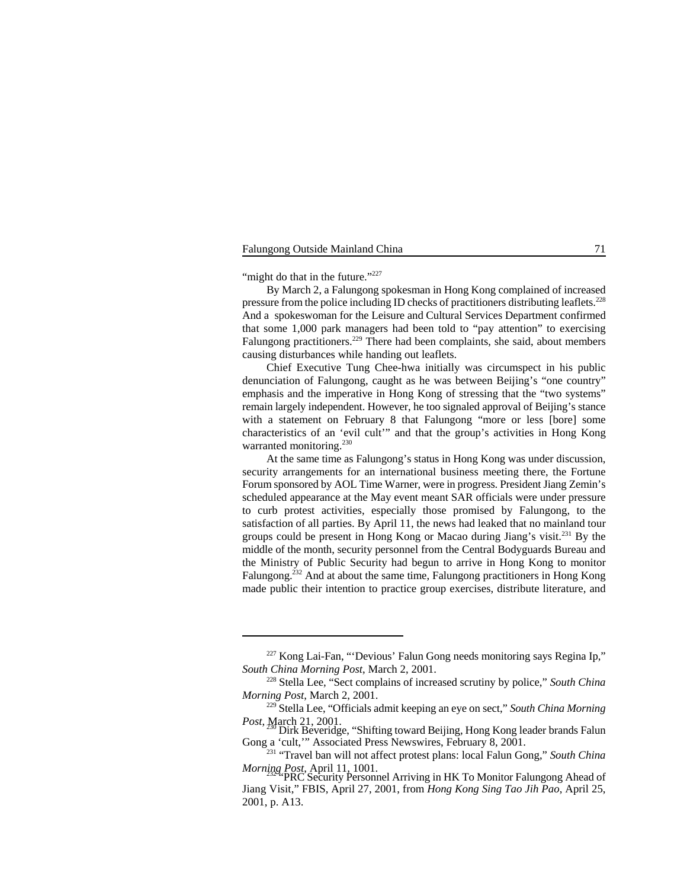"might do that in the future."[227]

By March 2, a Falungong spokesman in Hong Kong complained of increased pressure from the police including ID checks of practitioners distributing leaflets.[228] And a spokeswoman for the Leisure and Cultural Services Department confirmed that some 1,000 park managers had been told to "pay attention" to exercising Falungong practitioners.[229] There had been complaints, she said, about members causing disturbances while handing out leaflets.

Chief Executive Tung Chee-hwa initially was circumspect in his public denunciation of Falungong, caught as he was between Beijing's "one country" emphasis and the imperative in Hong Kong of stressing that the "two systems" remain largely independent. However, he too signaled approval of Beijing's stance with a statement on February 8 that Falungong "more or less [bore] some characteristics of an 'evil cult'" and that the group's activities in Hong Kong warranted monitoring.[230]

At the same time as Falungong's status in Hong Kong was under discussion, security arrangements for an international business meeting there, the Fortune Forum sponsored by AOL Time Warner, were in progress. President Jiang Zemin's scheduled appearance at the May event meant SAR officials were under pressure to curb protest activities, especially those promised by Falungong, to the satisfaction of all parties. By April 11, the news had leaked that no mainland tour groups could be present in Hong Kong or Macao during Jiang's visit.[231] By the middle of the month, security personnel from the Central Bodyguards Bureau and the Ministry of Public Security had begun to arrive in Hong Kong to monitor Falungong.[232] And at about the same time, Falungong practitioners in Hong Kong made public their intention to practice group exercises, distribute literature, and

---

[227] Kong Lai-Fan, "'Devious' Falun Gong needs monitoring says Regina Ip," *South China Morning Post*, March 2, 2001.

[228] Stella Lee, "Sect complains of increased scrutiny by police," *South China Morning Post*, March 2, 2001.

[229] Stella Lee, "Officials admit keeping an eye on sect," *South China Morning Post*, March 21, 2001.

[230] Dirk Beveridge, "Shifting toward Beijing, Hong Kong leader brands Falun Gong a 'cult,'" Associated Press Newswires, February 8, 2001.

[231] "Travel ban will not affect protest plans: local Falun Gong," *South China Morning Post*, April 11, 1001.

[232] "PRC Security Personnel Arriving in HK To Monitor Falungong Ahead of Jiang Visit," FBIS, April 27, 2001, from *Hong Kong Sing Tao Jih Pao*, April 25, 2001, p. A13.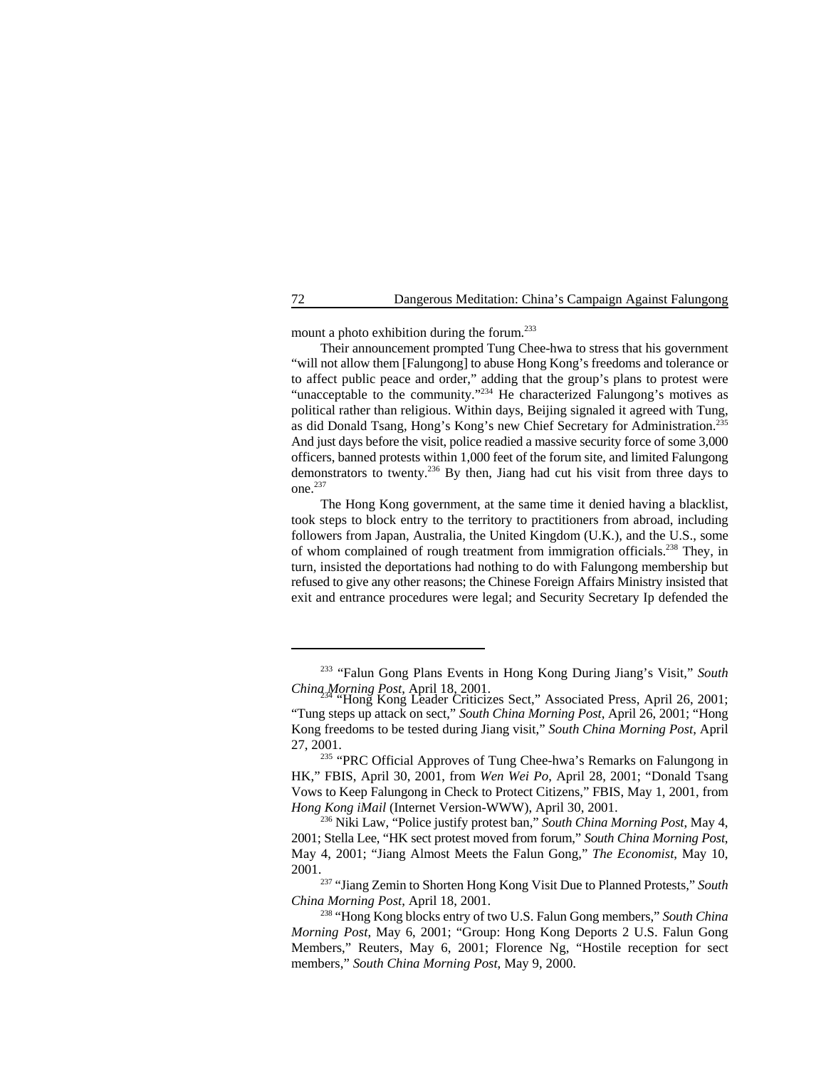mount a photo exhibition during the forum.[233]

Their announcement prompted Tung Chee-hwa to stress that his government "will not allow them [Falungong] to abuse Hong Kong's freedoms and tolerance or to affect public peace and order," adding that the group's plans to protest were "unacceptable to the community."[234] He characterized Falungong's motives as political rather than religious. Within days, Beijing signaled it agreed with Tung, as did Donald Tsang, Hong's Kong's new Chief Secretary for Administration.[235] And just days before the visit, police readied a massive security force of some 3,000 officers, banned protests within 1,000 feet of the forum site, and limited Falungong demonstrators to twenty.[236] By then, Jiang had cut his visit from three days to one.[237]

The Hong Kong government, at the same time it denied having a blacklist, took steps to block entry to the territory to practitioners from abroad, including followers from Japan, Australia, the United Kingdom (U.K.), and the U.S., some of whom complained of rough treatment from immigration officials.[238] They, in turn, insisted the deportations had nothing to do with Falungong membership but refused to give any other reasons; the Chinese Foreign Affairs Ministry insisted that exit and entrance procedures were legal; and Security Secretary Ip defended the

---

[233] "Falun Gong Plans Events in Hong Kong During Jiang's Visit," *South China Morning Post*, April 18, 2001.

[234] "Hong Kong Leader Criticizes Sect," Associated Press, April 26, 2001; "Tung steps up attack on sect," *South China Morning Post*, April 26, 2001; "Hong Kong freedoms to be tested during Jiang visit," *South China Morning Post*, April 27, 2001.

[235] "PRC Official Approves of Tung Chee-hwa's Remarks on Falungong in HK," FBIS, April 30, 2001, from *Wen Wei Po*, April 28, 2001; "Donald Tsang Vows to Keep Falungong in Check to Protect Citizens," FBIS, May 1, 2001, from *Hong Kong iMail* (Internet Version-WWW), April 30, 2001.

[236] Niki Law, "Police justify protest ban," *South China Morning Post*, May 4, 2001; Stella Lee, "HK sect protest moved from forum," *South China Morning Post*, May 4, 2001; "Jiang Almost Meets the Falun Gong," *The Economist*, May 10, 2001.

[237] "Jiang Zemin to Shorten Hong Kong Visit Due to Planned Protests," *South China Morning Post*, April 18, 2001.

[238] "Hong Kong blocks entry of two U.S. Falun Gong members," *South China Morning Post*, May 6, 2001; "Group: Hong Kong Deports 2 U.S. Falun Gong Members," Reuters, May 6, 2001; Florence Ng, "Hostile reception for sect members," *South China Morning Post*, May 9, 2000.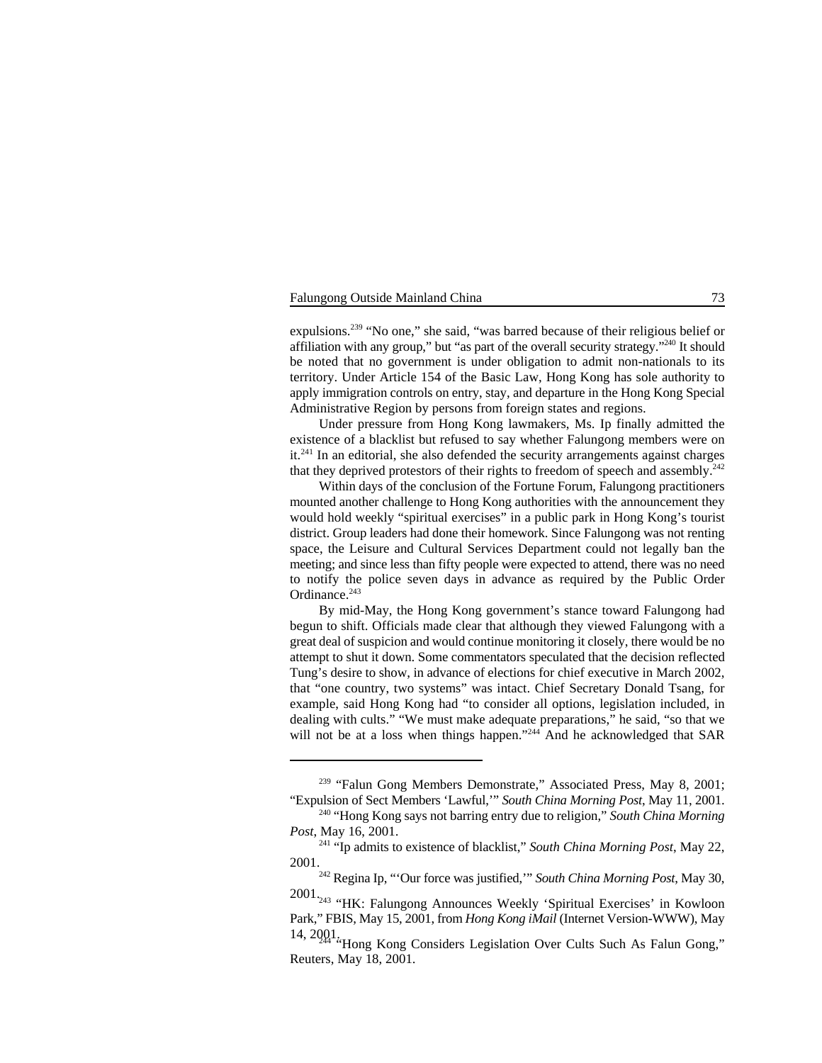expulsions.[239] "No one," she said, "was barred because of their religious belief or affiliation with any group," but "as part of the overall security strategy."[240] It should be noted that no government is under obligation to admit non-nationals to its territory. Under Article 154 of the Basic Law, Hong Kong has sole authority to apply immigration controls on entry, stay, and departure in the Hong Kong Special Administrative Region by persons from foreign states and regions.

Under pressure from Hong Kong lawmakers, Ms. Ip finally admitted the existence of a blacklist but refused to say whether Falungong members were on it.[241] In an editorial, she also defended the security arrangements against charges that they deprived protestors of their rights to freedom of speech and assembly.[242]

Within days of the conclusion of the Fortune Forum, Falungong practitioners mounted another challenge to Hong Kong authorities with the announcement they would hold weekly "spiritual exercises" in a public park in Hong Kong's tourist district. Group leaders had done their homework. Since Falungong was not renting space, the Leisure and Cultural Services Department could not legally ban the meeting; and since less than fifty people were expected to attend, there was no need to notify the police seven days in advance as required by the Public Order Ordinance.[243]

By mid-May, the Hong Kong government's stance toward Falungong had begun to shift. Officials made clear that although they viewed Falungong with a great deal of suspicion and would continue monitoring it closely, there would be no attempt to shut it down. Some commentators speculated that the decision reflected Tung's desire to show, in advance of elections for chief executive in March 2002, that "one country, two systems" was intact. Chief Secretary Donald Tsang, for example, said Hong Kong had "to consider all options, legislation included, in dealing with cults." "We must make adequate preparations," he said, "so that we will not be at a loss when things happen."[244] And he acknowledged that SAR

---

[239] "Falun Gong Members Demonstrate," Associated Press, May 8, 2001; "Expulsion of Sect Members 'Lawful,'" *South China Morning Post*, May 11, 2001.

[240] "Hong Kong says not barring entry due to religion," *South China Morning Post*, May 16, 2001.

[241] "Ip admits to existence of blacklist," *South China Morning Post*, May 22, 2001.

[242] Regina Ip, "'Our force was justified,'" *South China Morning Post*, May 30, 2001.

[243] "HK: Falungong Announces Weekly 'Spiritual Exercises' in Kowloon Park," FBIS, May 15, 2001, from *Hong Kong iMail* (Internet Version-WWW), May 14, 2001.

[244] "Hong Kong Considers Legislation Over Cults Such As Falun Gong," Reuters, May 18, 2001.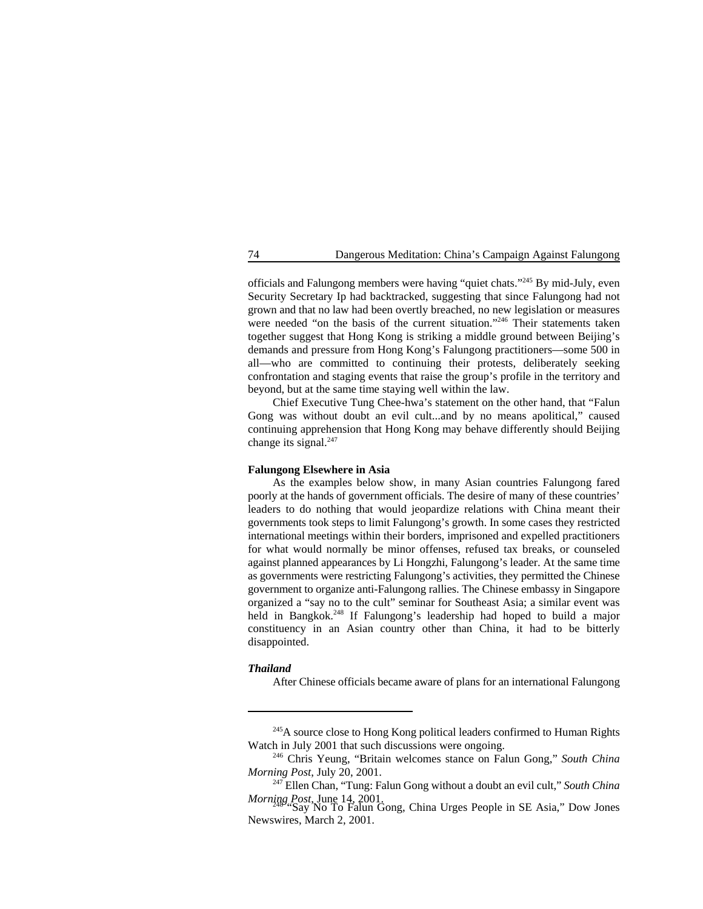officials and Falungong members were having "quiet chats."[245] By mid-July, even Security Secretary Ip had backtracked, suggesting that since Falungong had not grown and that no law had been overtly breached, no new legislation or measures were needed "on the basis of the current situation."[246] Their statements taken together suggest that Hong Kong is striking a middle ground between Beijing's demands and pressure from Hong Kong's Falungong practitioners—some 500 in all—who are committed to continuing their protests, deliberately seeking confrontation and staging events that raise the group's profile in the territory and beyond, but at the same time staying well within the law.

Chief Executive Tung Chee-hwa's statement on the other hand, that "Falun Gong was without doubt an evil cult...and by no means apolitical," caused continuing apprehension that Hong Kong may behave differently should Beijing change its signal.[247]

**Falungong Elsewhere in Asia**

As the examples below show, in many Asian countries Falungong fared poorly at the hands of government officials. The desire of many of these countries' leaders to do nothing that would jeopardize relations with China meant their governments took steps to limit Falungong's growth. In some cases they restricted international meetings within their borders, imprisoned and expelled practitioners for what would normally be minor offenses, refused tax breaks, or counseled against planned appearances by Li Hongzhi, Falungong's leader. At the same time as governments were restricting Falungong's activities, they permitted the Chinese government to organize anti-Falungong rallies. The Chinese embassy in Singapore organized a "say no to the cult" seminar for Southeast Asia; a similar event was held in Bangkok.[248] If Falungong's leadership had hoped to build a major constituency in an Asian country other than China, it had to be bitterly disappointed.

***Thailand***

After Chinese officials became aware of plans for an international Falungong

---

[245] A source close to Hong Kong political leaders confirmed to Human Rights Watch in July 2001 that such discussions were ongoing.

[246] Chris Yeung, "Britain welcomes stance on Falun Gong," *South China Morning Post*, July 20, 2001.

[247] Ellen Chan, "Tung: Falun Gong without a doubt an evil cult," *South China Morning Post*, June 14, 2001.

[248] "Say No To Falun Gong, China Urges People in SE Asia," Dow Jones Newswires, March 2, 2001.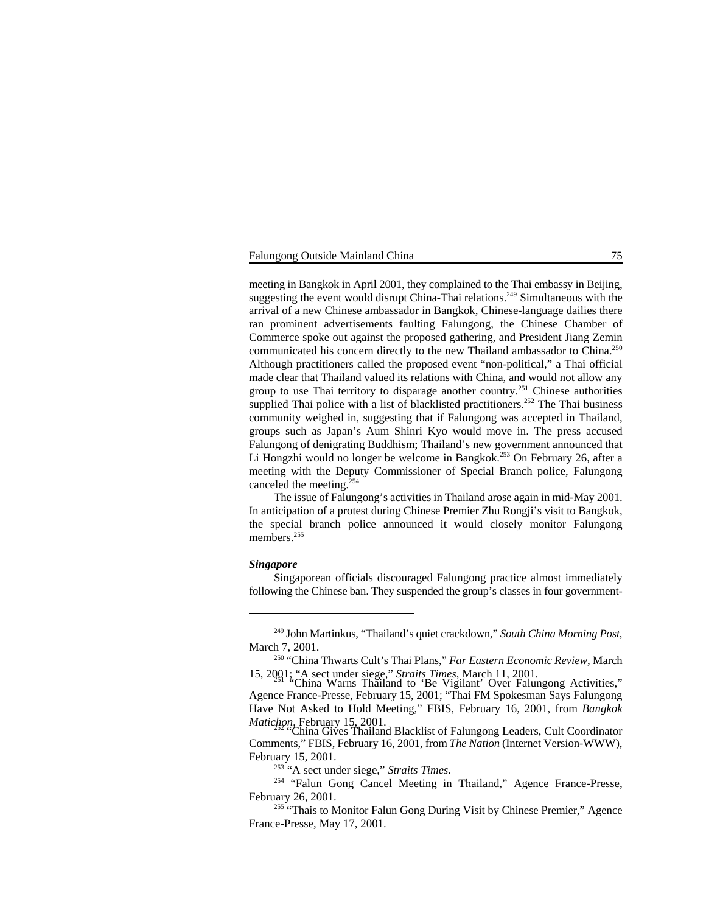meeting in Bangkok in April 2001, they complained to the Thai embassy in Beijing, suggesting the event would disrupt China-Thai relations.[249] Simultaneous with the arrival of a new Chinese ambassador in Bangkok, Chinese-language dailies there ran prominent advertisements faulting Falungong, the Chinese Chamber of Commerce spoke out against the proposed gathering, and President Jiang Zemin communicated his concern directly to the new Thailand ambassador to China.[250] Although practitioners called the proposed event "non-political," a Thai official made clear that Thailand valued its relations with China, and would not allow any group to use Thai territory to disparage another country.[251] Chinese authorities supplied Thai police with a list of blacklisted practitioners.[252] The Thai business community weighed in, suggesting that if Falungong was accepted in Thailand, groups such as Japan's Aum Shinri Kyo would move in. The press accused Falungong of denigrating Buddhism; Thailand's new government announced that Li Hongzhi would no longer be welcome in Bangkok.[253] On February 26, after a meeting with the Deputy Commissioner of Special Branch police, Falungong canceled the meeting.[254]

The issue of Falungong's activities in Thailand arose again in mid-May 2001. In anticipation of a protest during Chinese Premier Zhu Rongji's visit to Bangkok, the special branch police announced it would closely monitor Falungong members.[255]

***Singapore***

Singaporean officials discouraged Falungong practice almost immediately following the Chinese ban. They suspended the group's classes in four government-

---

[249] John Martinkus, "Thailand's quiet crackdown," *South China Morning Post*, March 7, 2001.

[250] "China Thwarts Cult's Thai Plans," *Far Eastern Economic Review*, March 15, 2001; "A sect under siege," *Straits Times*, March 11, 2001.

[251] "China Warns Thailand to 'Be Vigilant' Over Falungong Activities," Agence France-Presse, February 15, 2001; "Thai FM Spokesman Says Falungong Have Not Asked to Hold Meeting," FBIS, February 16, 2001, from *Bangkok Matichon*, February 15, 2001.

[252] "China Gives Thailand Blacklist of Falungong Leaders, Cult Coordinator Comments," FBIS, February 16, 2001, from *The Nation* (Internet Version-WWW), February 15, 2001.

[253] "A sect under siege," *Straits Times*.

[254] "Falun Gong Cancel Meeting in Thailand," Agence France-Presse, February 26, 2001.

[255] "Thais to Monitor Falun Gong During Visit by Chinese Premier," Agence France-Presse, May 17, 2001.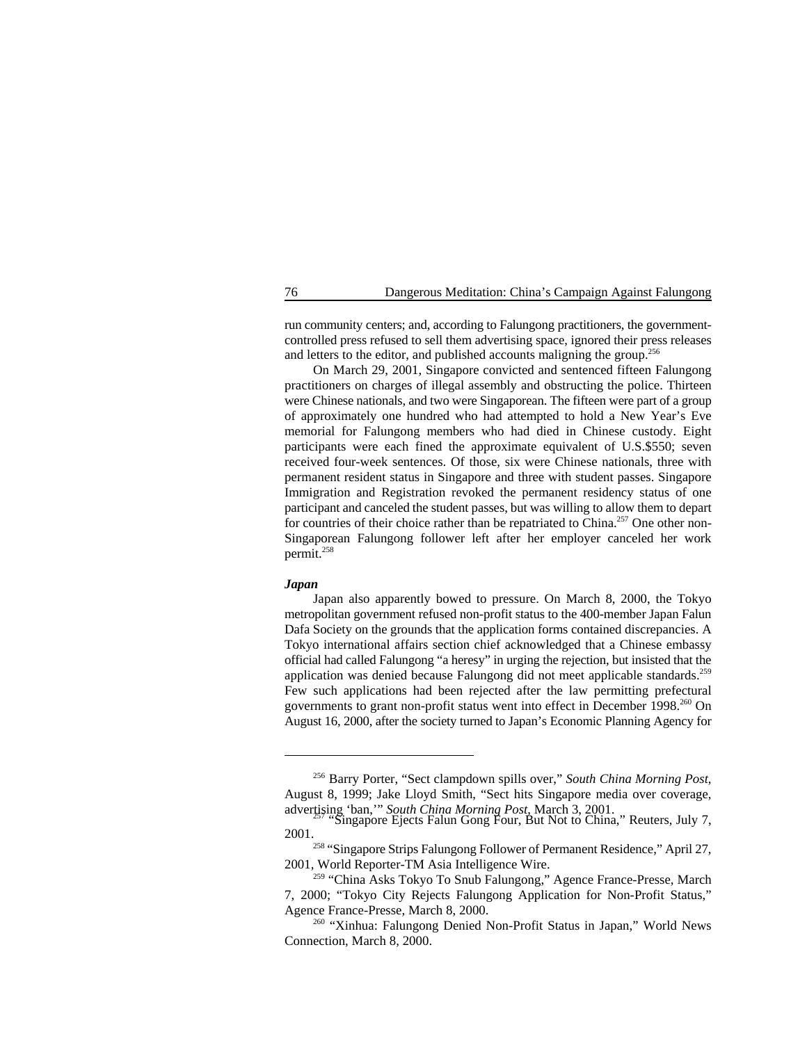run community centers; and, according to Falungong practitioners, the government-controlled press refused to sell them advertising space, ignored their press releases and letters to the editor, and published accounts maligning the group.[256]

On March 29, 2001, Singapore convicted and sentenced fifteen Falungong practitioners on charges of illegal assembly and obstructing the police. Thirteen were Chinese nationals, and two were Singaporean. The fifteen were part of a group of approximately one hundred who had attempted to hold a New Year's Eve memorial for Falungong members who had died in Chinese custody. Eight participants were each fined the approximate equivalent of U.S.$550; seven received four-week sentences. Of those, six were Chinese nationals, three with permanent resident status in Singapore and three with student passes. Singapore Immigration and Registration revoked the permanent residency status of one participant and canceled the student passes, but was willing to allow them to depart for countries of their choice rather than be repatriated to China.[257] One other non-Singaporean Falungong follower left after her employer canceled her work permit.[258]

***Japan***

Japan also apparently bowed to pressure. On March 8, 2000, the Tokyo metropolitan government refused non-profit status to the 400-member Japan Falun Dafa Society on the grounds that the application forms contained discrepancies. A Tokyo international affairs section chief acknowledged that a Chinese embassy official had called Falungong "a heresy" in urging the rejection, but insisted that the application was denied because Falungong did not meet applicable standards.[259] Few such applications had been rejected after the law permitting prefectural governments to grant non-profit status went into effect in December 1998.[260] On August 16, 2000, after the society turned to Japan's Economic Planning Agency for

---

[256] Barry Porter, "Sect clampdown spills over," *South China Morning Post*, August 8, 1999; Jake Lloyd Smith, "Sect hits Singapore media over coverage, advertising 'ban,'" *South China Morning Post*, March 3, 2001.

[257] "Singapore Ejects Falun Gong Four, But Not to China," Reuters, July 7, 2001.

[258] "Singapore Strips Falungong Follower of Permanent Residence," April 27, 2001, World Reporter-TM Asia Intelligence Wire.

[259] "China Asks Tokyo To Snub Falungong," Agence France-Presse, March 7, 2000; "Tokyo City Rejects Falungong Application for Non-Profit Status," Agence France-Presse, March 8, 2000.

[260] "Xinhua: Falungong Denied Non-Profit Status in Japan," World News Connection, March 8, 2000.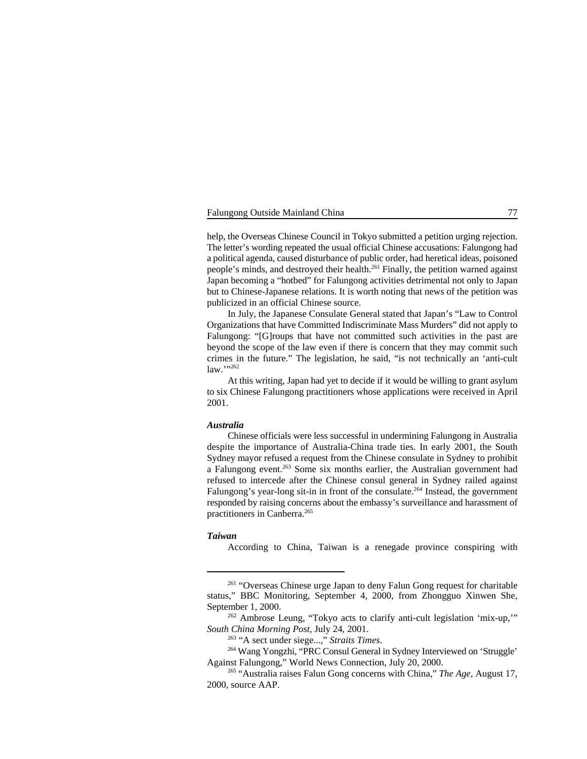help, the Overseas Chinese Council in Tokyo submitted a petition urging rejection. The letter's wording repeated the usual official Chinese accusations: Falungong had a political agenda, caused disturbance of public order, had heretical ideas, poisoned people's minds, and destroyed their health.[261] Finally, the petition warned against Japan becoming a "hotbed" for Falungong activities detrimental not only to Japan but to Chinese-Japanese relations. It is worth noting that news of the petition was publicized in an official Chinese source.

In July, the Japanese Consulate General stated that Japan's "Law to Control Organizations that have Committed Indiscriminate Mass Murders" did not apply to Falungong: "[G]roups that have not committed such activities in the past are beyond the scope of the law even if there is concern that they may commit such crimes in the future." The legislation, he said, "is not technically an 'anti-cult law.'"[262]

At this writing, Japan had yet to decide if it would be willing to grant asylum to six Chinese Falungong practitioners whose applications were received in April 2001.

***Australia***

Chinese officials were less successful in undermining Falungong in Australia despite the importance of Australia-China trade ties. In early 2001, the South Sydney mayor refused a request from the Chinese consulate in Sydney to prohibit a Falungong event.[263] Some six months earlier, the Australian government had refused to intercede after the Chinese consul general in Sydney railed against Falungong's year-long sit-in in front of the consulate.[264] Instead, the government responded by raising concerns about the embassy's surveillance and harassment of practitioners in Canberra.[265]

***Taiwan***

According to China, Taiwan is a renegade province conspiring with

---

[261] "Overseas Chinese urge Japan to deny Falun Gong request for charitable status," BBC Monitoring, September 4, 2000, from Zhongguo Xinwen She, September 1, 2000.

[262] Ambrose Leung, "Tokyo acts to clarify anti-cult legislation 'mix-up,'" *South China Morning Post*, July 24, 2001.

[263] "A sect under siege...," *Straits Times*.

[264] Wang Yongzhi, "PRC Consul General in Sydney Interviewed on 'Struggle' Against Falungong," World News Connection, July 20, 2000.

[265] "Australia raises Falun Gong concerns with China," *The Age*, August 17, 2000, source AAP.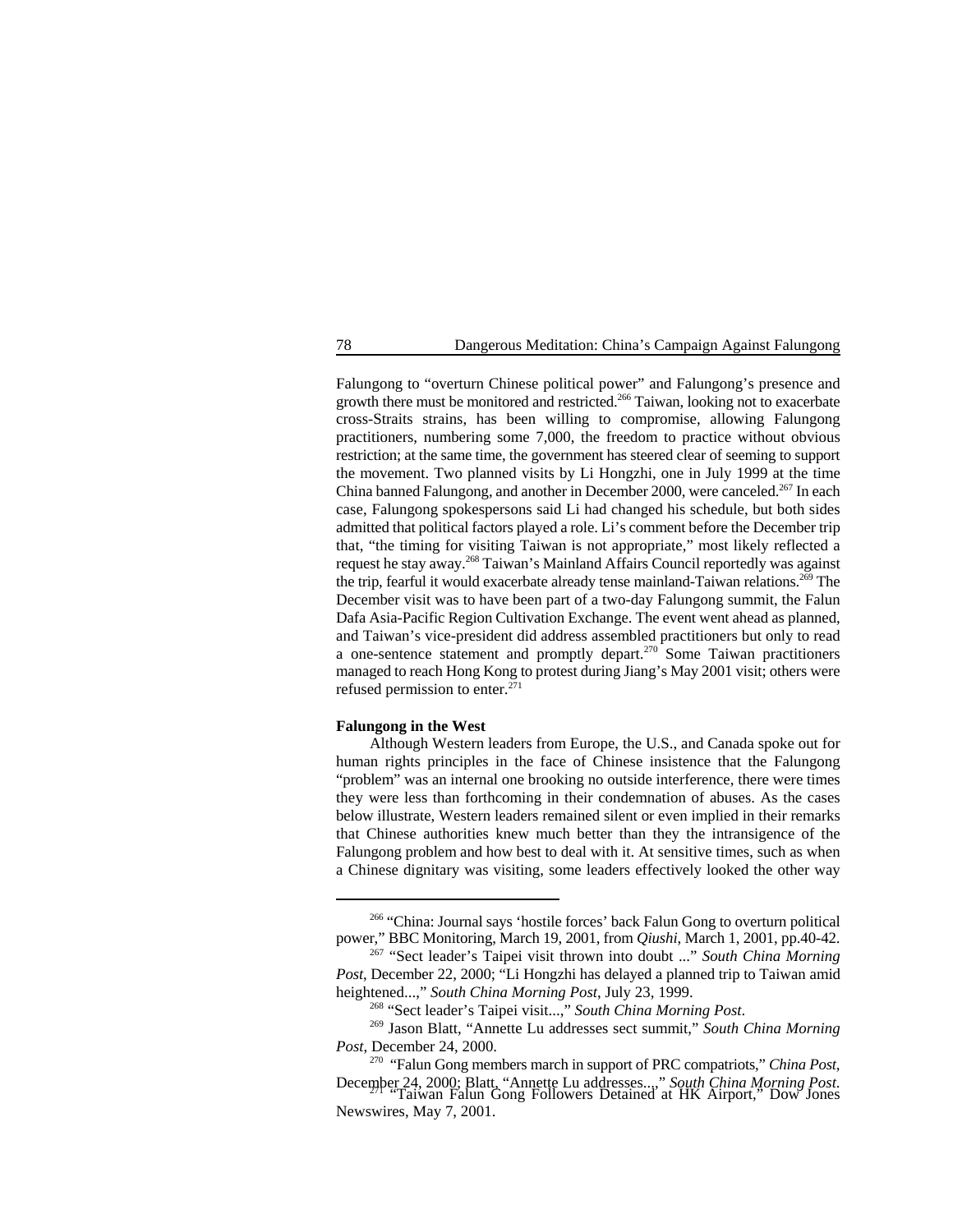Falungong to "overturn Chinese political power" and Falungong's presence and growth there must be monitored and restricted.[266] Taiwan, looking not to exacerbate cross-Straits strains, has been willing to compromise, allowing Falungong practitioners, numbering some 7,000, the freedom to practice without obvious restriction; at the same time, the government has steered clear of seeming to support the movement. Two planned visits by Li Hongzhi, one in July 1999 at the time China banned Falungong, and another in December 2000, were canceled.[267] In each case, Falungong spokespersons said Li had changed his schedule, but both sides admitted that political factors played a role. Li's comment before the December trip that, "the timing for visiting Taiwan is not appropriate," most likely reflected a request he stay away.[268] Taiwan's Mainland Affairs Council reportedly was against the trip, fearful it would exacerbate already tense mainland-Taiwan relations.[269] The December visit was to have been part of a two-day Falungong summit, the Falun Dafa Asia-Pacific Region Cultivation Exchange. The event went ahead as planned, and Taiwan's vice-president did address assembled practitioners but only to read a one-sentence statement and promptly depart.[270] Some Taiwan practitioners managed to reach Hong Kong to protest during Jiang's May 2001 visit; others were refused permission to enter.[271]

**Falungong in the West**

Although Western leaders from Europe, the U.S., and Canada spoke out for human rights principles in the face of Chinese insistence that the Falungong "problem" was an internal one brooking no outside interference, there were times they were less than forthcoming in their condemnation of abuses. As the cases below illustrate, Western leaders remained silent or even implied in their remarks that Chinese authorities knew much better than they the intransigence of the Falungong problem and how best to deal with it. At sensitive times, such as when a Chinese dignitary was visiting, some leaders effectively looked the other way

---

[266] "China: Journal says 'hostile forces' back Falun Gong to overturn political power," BBC Monitoring, March 19, 2001, from *Qiushi*, March 1, 2001, pp.40-42.

[267] "Sect leader's Taipei visit thrown into doubt ..." *South China Morning Post*, December 22, 2000; "Li Hongzhi has delayed a planned trip to Taiwan amid heightened...," *South China Morning Post*, July 23, 1999.

[268] "Sect leader's Taipei visit...," *South China Morning Post*.

[269] Jason Blatt, "Annette Lu addresses sect summit," *South China Morning Post*, December 24, 2000.

[270] "Falun Gong members march in support of PRC compatriots," *China Post*, December 24, 2000; Blatt, "Annette Lu addresses...," *South China Morning Post*.

[271] "Taiwan Falun Gong Followers Detained at HK Airport," Dow Jones Newswires, May 7, 2001.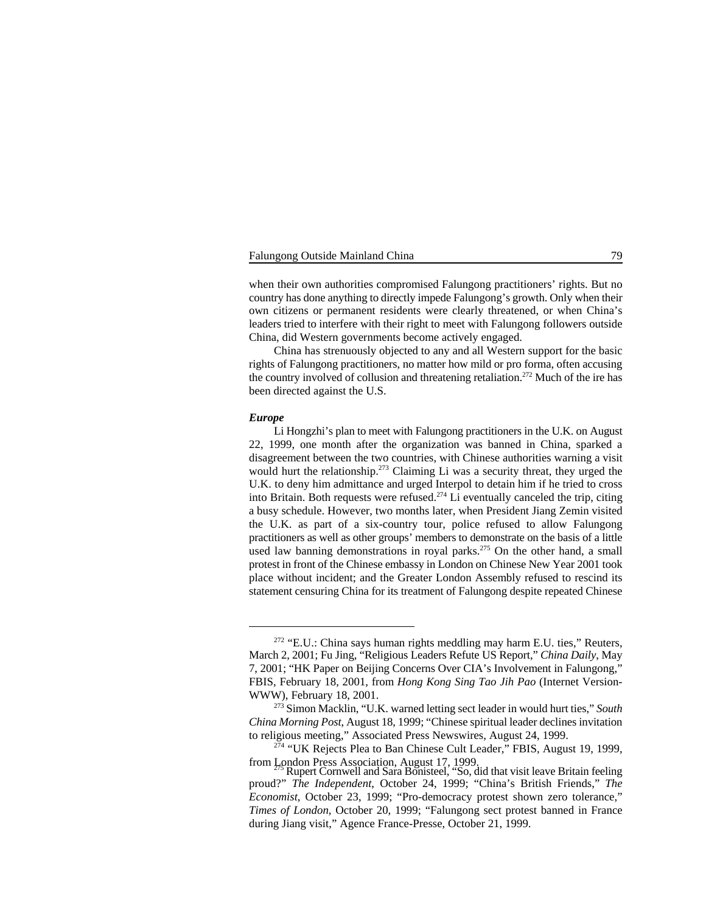when their own authorities compromised Falungong practitioners' rights. But no country has done anything to directly impede Falungong's growth. Only when their own citizens or permanent residents were clearly threatened, or when China's leaders tried to interfere with their right to meet with Falungong followers outside China, did Western governments become actively engaged.

China has strenuously objected to any and all Western support for the basic rights of Falungong practitioners, no matter how mild or pro forma, often accusing the country involved of collusion and threatening retaliation.[272] Much of the ire has been directed against the U.S.

***Europe***

Li Hongzhi's plan to meet with Falungong practitioners in the U.K. on August 22, 1999, one month after the organization was banned in China, sparked a disagreement between the two countries, with Chinese authorities warning a visit would hurt the relationship.[273] Claiming Li was a security threat, they urged the U.K. to deny him admittance and urged Interpol to detain him if he tried to cross into Britain. Both requests were refused.[274] Li eventually canceled the trip, citing a busy schedule. However, two months later, when President Jiang Zemin visited the U.K. as part of a six-country tour, police refused to allow Falungong practitioners as well as other groups' members to demonstrate on the basis of a little used law banning demonstrations in royal parks.[275] On the other hand, a small protest in front of the Chinese embassy in London on Chinese New Year 2001 took place without incident; and the Greater London Assembly refused to rescind its statement censuring China for its treatment of Falungong despite repeated Chinese

---

[272] "E.U.: China says human rights meddling may harm E.U. ties," Reuters, March 2, 2001; Fu Jing, "Religious Leaders Refute US Report," *China Daily*, May 7, 2001; "HK Paper on Beijing Concerns Over CIA's Involvement in Falungong," FBIS, February 18, 2001, from *Hong Kong Sing Tao Jih Pao* (Internet Version-WWW), February 18, 2001.

[273] Simon Macklin, "U.K. warned letting sect leader in would hurt ties," *South China Morning Post*, August 18, 1999; "Chinese spiritual leader declines invitation to religious meeting," Associated Press Newswires, August 24, 1999.

[274] "UK Rejects Plea to Ban Chinese Cult Leader," FBIS, August 19, 1999, from London Press Association, August 17, 1999.

[275] Rupert Cornwell and Sara Bonisteel, "So, did that visit leave Britain feeling proud?" *The Independent*, October 24, 1999; "China's British Friends," *The Economist*, October 23, 1999; "Pro-democracy protest shown zero tolerance," *Times of London*, October 20, 1999; "Falungong sect protest banned in France during Jiang visit," Agence France-Presse, October 21, 1999.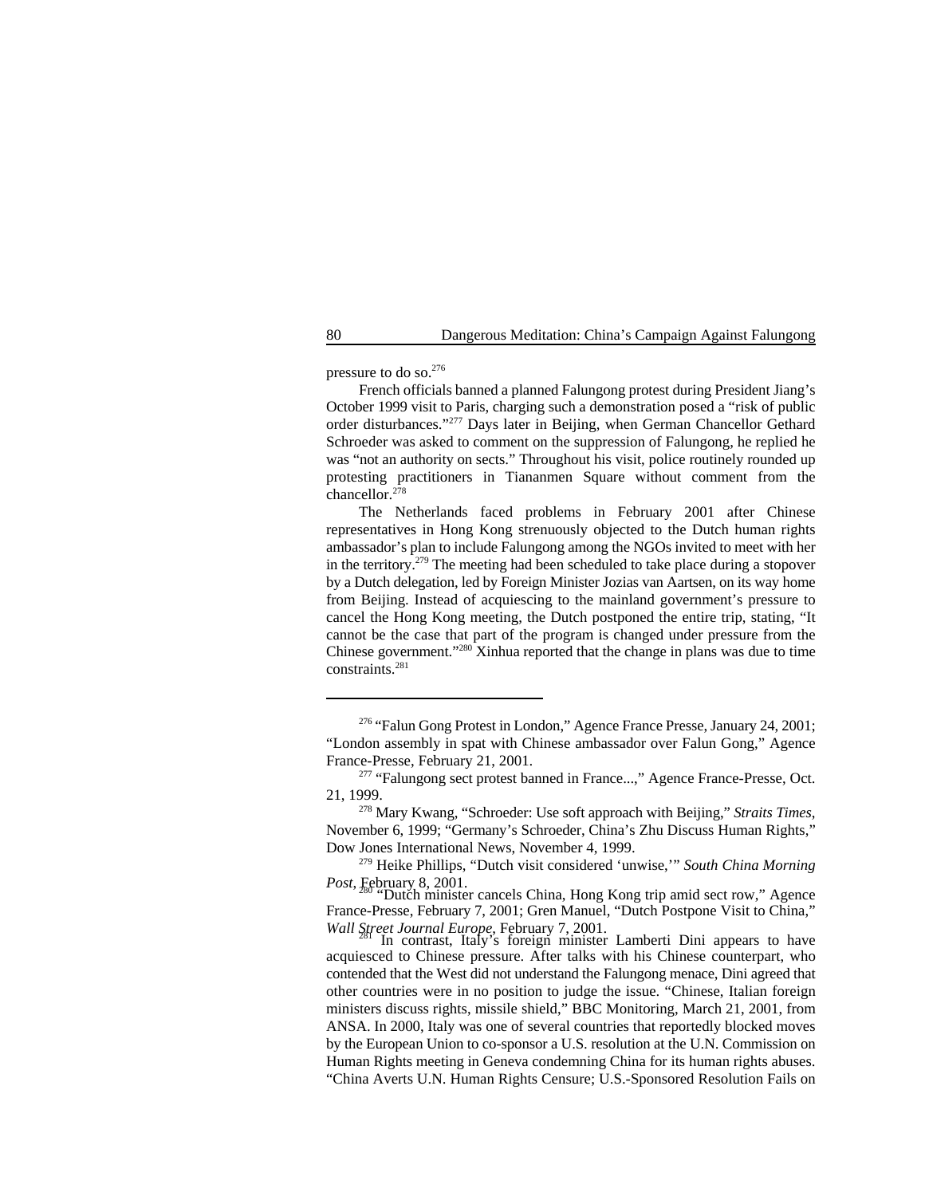pressure to do so.[276]

French officials banned a planned Falungong protest during President Jiang's October 1999 visit to Paris, charging such a demonstration posed a "risk of public order disturbances."[277] Days later in Beijing, when German Chancellor Gethard Schroeder was asked to comment on the suppression of Falungong, he replied he was "not an authority on sects." Throughout his visit, police routinely rounded up protesting practitioners in Tiananmen Square without comment from the chancellor.[278]

The Netherlands faced problems in February 2001 after Chinese representatives in Hong Kong strenuously objected to the Dutch human rights ambassador's plan to include Falungong among the NGOs invited to meet with her in the territory.[279] The meeting had been scheduled to take place during a stopover by a Dutch delegation, led by Foreign Minister Jozias van Aartsen, on its way home from Beijing. Instead of acquiescing to the mainland government's pressure to cancel the Hong Kong meeting, the Dutch postponed the entire trip, stating, "It cannot be the case that part of the program is changed under pressure from the Chinese government."[280] Xinhua reported that the change in plans was due to time constraints.[281]

---

[276] "Falun Gong Protest in London," Agence France Presse, January 24, 2001; "London assembly in spat with Chinese ambassador over Falun Gong," Agence France-Presse, February 21, 2001.

[277] "Falungong sect protest banned in France...," Agence France-Presse, Oct. 21, 1999.

[278] Mary Kwang, "Schroeder: Use soft approach with Beijing," *Straits Times*, November 6, 1999; "Germany's Schroeder, China's Zhu Discuss Human Rights," Dow Jones International News, November 4, 1999.

[279] Heike Phillips, "Dutch visit considered 'unwise,'" *South China Morning Post*, February 8, 2001.

[280] "Dutch minister cancels China, Hong Kong trip amid sect row," Agence France-Presse, February 7, 2001; Gren Manuel, "Dutch Postpone Visit to China," *Wall Street Journal Europe*, February 7, 2001.

[281] In contrast, Italy's foreign minister Lamberti Dini appears to have acquiesced to Chinese pressure. After talks with his Chinese counterpart, who contended that the West did not understand the Falungong menace, Dini agreed that other countries were in no position to judge the issue. "Chinese, Italian foreign ministers discuss rights, missile shield," BBC Monitoring, March 21, 2001, from ANSA. In 2000, Italy was one of several countries that reportedly blocked moves by the European Union to co-sponsor a U.S. resolution at the U.N. Commission on Human Rights meeting in Geneva condemning China for its human rights abuses. "China Averts U.N. Human Rights Censure; U.S.-Sponsored Resolution Fails on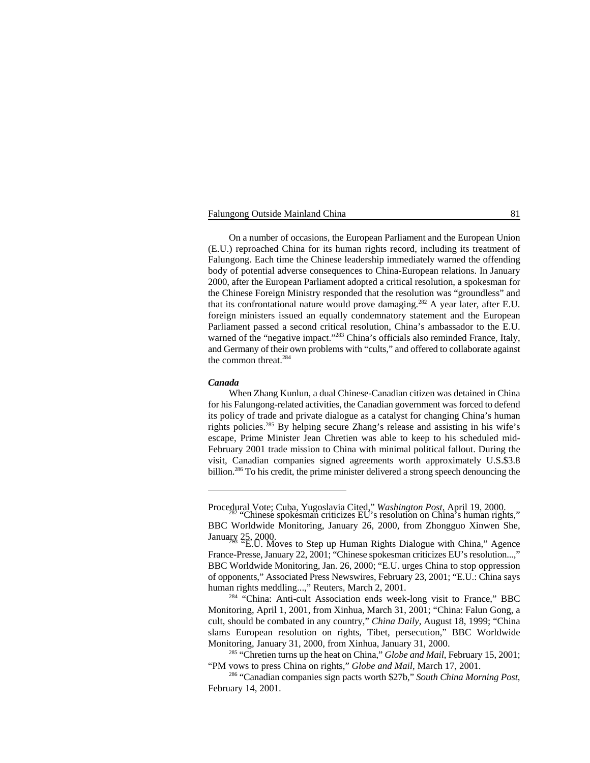On a number of occasions, the European Parliament and the European Union (E.U.) reproached China for its human rights record, including its treatment of Falungong. Each time the Chinese leadership immediately warned the offending body of potential adverse consequences to China-European relations. In January 2000, after the European Parliament adopted a critical resolution, a spokesman for the Chinese Foreign Ministry responded that the resolution was "groundless" and that its confrontational nature would prove damaging.[282] A year later, after E.U. foreign ministers issued an equally condemnatory statement and the European Parliament passed a second critical resolution, China's ambassador to the E.U. warned of the "negative impact."[283] China's officials also reminded France, Italy, and Germany of their own problems with "cults," and offered to collaborate against the common threat.[284]

***Canada***

When Zhang Kunlun, a dual Chinese-Canadian citizen was detained in China for his Falungong-related activities, the Canadian government was forced to defend its policy of trade and private dialogue as a catalyst for changing China's human rights policies.[285] By helping secure Zhang's release and assisting in his wife's escape, Prime Minister Jean Chretien was able to keep to his scheduled mid-February 2001 trade mission to China with minimal political fallout. During the visit, Canadian companies signed agreements worth approximately U.S.$3.8 billion.[286] To his credit, the prime minister delivered a strong speech denouncing the

---

Procedural Vote; Cuba, Yugoslavia Cited," *Washington Post*, April 19, 2000.

[282] "Chinese spokesman criticizes EU's resolution on China's human rights," BBC Worldwide Monitoring, January 26, 2000, from Zhongguo Xinwen She, January 25, 2000.

[283] "E.U. Moves to Step up Human Rights Dialogue with China," Agence France-Presse, January 22, 2001; "Chinese spokesman criticizes EU's resolution...," BBC Worldwide Monitoring, Jan. 26, 2000; "E.U. urges China to stop oppression of opponents," Associated Press Newswires, February 23, 2001; "E.U.: China says human rights meddling...," Reuters, March 2, 2001.

[284] "China: Anti-cult Association ends week-long visit to France," BBC Monitoring, April 1, 2001, from Xinhua, March 31, 2001; "China: Falun Gong, a cult, should be combated in any country," *China Daily*, August 18, 1999; "China slams European resolution on rights, Tibet, persecution," BBC Worldwide Monitoring, January 31, 2000, from Xinhua, January 31, 2000.

[285] "Chretien turns up the heat on China," *Globe and Mail*, February 15, 2001; "PM vows to press China on rights," *Globe and Mail*, March 17, 2001.

[286] "Canadian companies sign pacts worth $27b," *South China Morning Post*, February 14, 2001.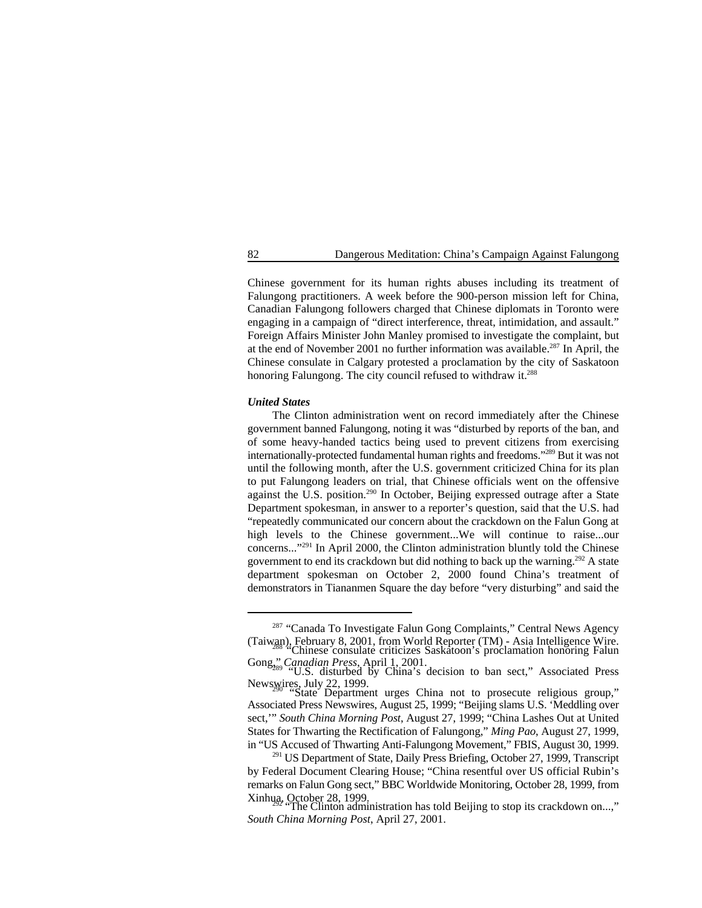Chinese government for its human rights abuses including its treatment of Falungong practitioners. A week before the 900-person mission left for China, Canadian Falungong followers charged that Chinese diplomats in Toronto were engaging in a campaign of "direct interference, threat, intimidation, and assault." Foreign Affairs Minister John Manley promised to investigate the complaint, but at the end of November 2001 no further information was available.[287] In April, the Chinese consulate in Calgary protested a proclamation by the city of Saskatoon honoring Falungong. The city council refused to withdraw it.[288]

***United States***

The Clinton administration went on record immediately after the Chinese government banned Falungong, noting it was "disturbed by reports of the ban, and of some heavy-handed tactics being used to prevent citizens from exercising internationally-protected fundamental human rights and freedoms."[289] But it was not until the following month, after the U.S. government criticized China for its plan to put Falungong leaders on trial, that Chinese officials went on the offensive against the U.S. position.[290] In October, Beijing expressed outrage after a State Department spokesman, in answer to a reporter's question, said that the U.S. had "repeatedly communicated our concern about the crackdown on the Falun Gong at high levels to the Chinese government...We will continue to raise...our concerns..."[291] In April 2000, the Clinton administration bluntly told the Chinese government to end its crackdown but did nothing to back up the warning.[292] A state department spokesman on October 2, 2000 found China's treatment of demonstrators in Tiananmen Square the day before "very disturbing" and said the

---

[287] "Canada To Investigate Falun Gong Complaints," Central News Agency (Taiwan), February 8, 2001, from World Reporter (TM) - Asia Intelligence Wire.

[288] "Chinese consulate criticizes Saskatoon's proclamation honoring Falun Gong," *Canadian Press*, April 1, 2001.

[289] "U.S. disturbed by China's decision to ban sect," Associated Press Newswires, July 22, 1999.

[290] "State Department urges China not to prosecute religious group," Associated Press Newswires, August 25, 1999; "Beijing slams U.S. 'Meddling over sect,'" *South China Morning Post*, August 27, 1999; "China Lashes Out at United States for Thwarting the Rectification of Falungong," *Ming Pao*, August 27, 1999, in "US Accused of Thwarting Anti-Falungong Movement," FBIS, August 30, 1999.

[291] US Department of State, Daily Press Briefing, October 27, 1999, Transcript by Federal Document Clearing House; "China resentful over US official Rubin's remarks on Falun Gong sect," BBC Worldwide Monitoring, October 28, 1999, from Xinhua, October 28, 1999.

[292] "The Clinton administration has told Beijing to stop its crackdown on...," *South China Morning Post*, April 27, 2001.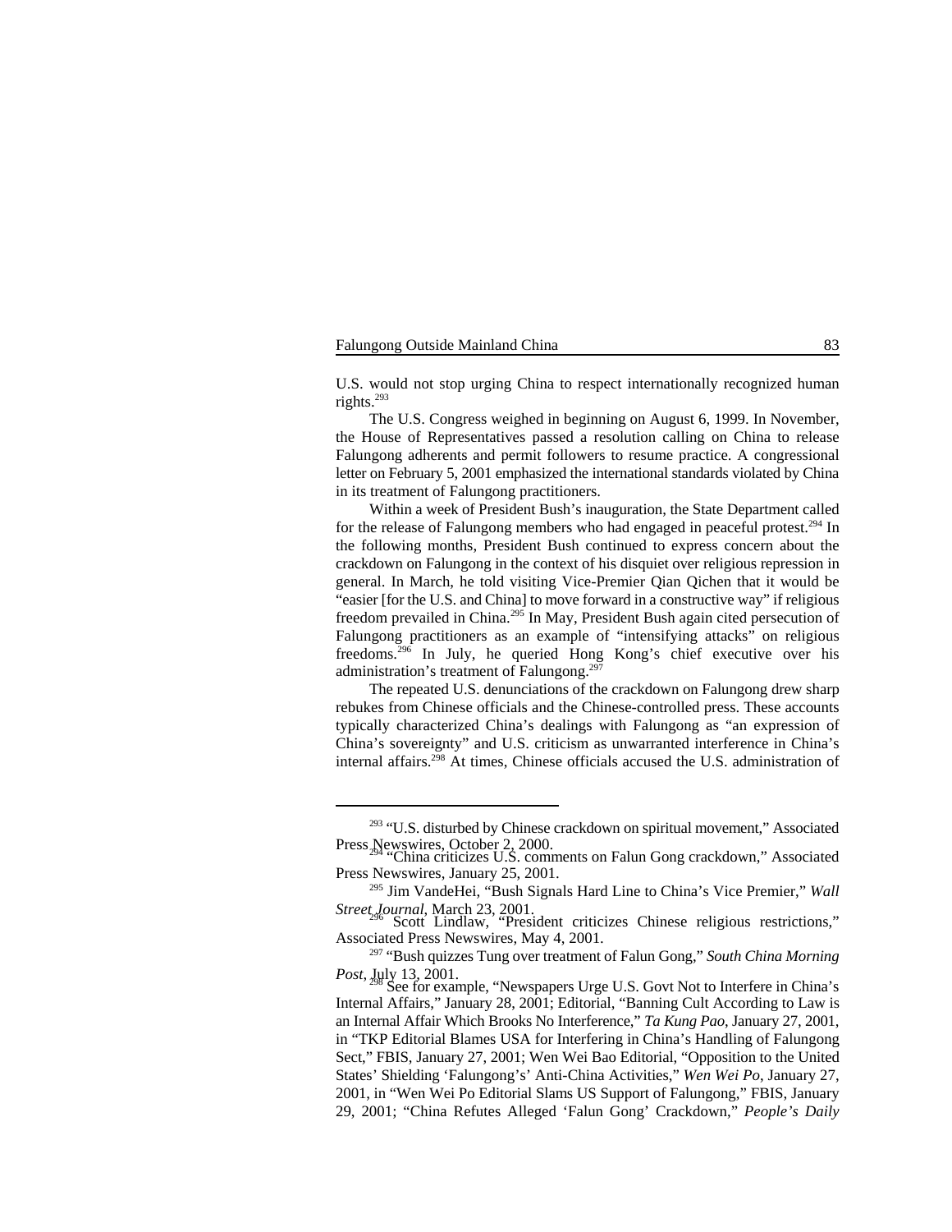U.S. would not stop urging China to respect internationally recognized human rights.[293]

The U.S. Congress weighed in beginning on August 6, 1999. In November, the House of Representatives passed a resolution calling on China to release Falungong adherents and permit followers to resume practice. A congressional letter on February 5, 2001 emphasized the international standards violated by China in its treatment of Falungong practitioners.

Within a week of President Bush's inauguration, the State Department called for the release of Falungong members who had engaged in peaceful protest.[294] In the following months, President Bush continued to express concern about the crackdown on Falungong in the context of his disquiet over religious repression in general. In March, he told visiting Vice-Premier Qian Qichen that it would be "easier [for the U.S. and China] to move forward in a constructive way" if religious freedom prevailed in China.[295] In May, President Bush again cited persecution of Falungong practitioners as an example of "intensifying attacks" on religious freedoms.[296] In July, he queried Hong Kong's chief executive over his administration's treatment of Falungong.[297]

The repeated U.S. denunciations of the crackdown on Falungong drew sharp rebukes from Chinese officials and the Chinese-controlled press. These accounts typically characterized China's dealings with Falungong as "an expression of China's sovereignty" and U.S. criticism as unwarranted interference in China's internal affairs.[298] At times, Chinese officials accused the U.S. administration of

---

[293] "U.S. disturbed by Chinese crackdown on spiritual movement," Associated Press Newswires, October 2, 2000.

[294] "China criticizes U.S. comments on Falun Gong crackdown," Associated Press Newswires, January 25, 2001.

[295] Jim VandeHei, "Bush Signals Hard Line to China's Vice Premier," *Wall Street Journal*, March 23, 2001.

[296] Scott Lindlaw, "President criticizes Chinese religious restrictions," Associated Press Newswires, May 4, 2001.

[297] "Bush quizzes Tung over treatment of Falun Gong," *South China Morning Post*, July 13, 2001.

[298] See for example, "Newspapers Urge U.S. Govt Not to Interfere in China's Internal Affairs," January 28, 2001; Editorial, "Banning Cult According to Law is an Internal Affair Which Brooks No Interference," *Ta Kung Pao*, January 27, 2001, in "TKP Editorial Blames USA for Interfering in China's Handling of Falungong Sect," FBIS, January 27, 2001; Wen Wei Bao Editorial, "Opposition to the United States' Shielding 'Falungong's' Anti-China Activities," *Wen Wei Po*, January 27, 2001, in "Wen Wei Po Editorial Slams US Support of Falungong," FBIS, January 29, 2001; "China Refutes Alleged 'Falun Gong' Crackdown," *People's Daily*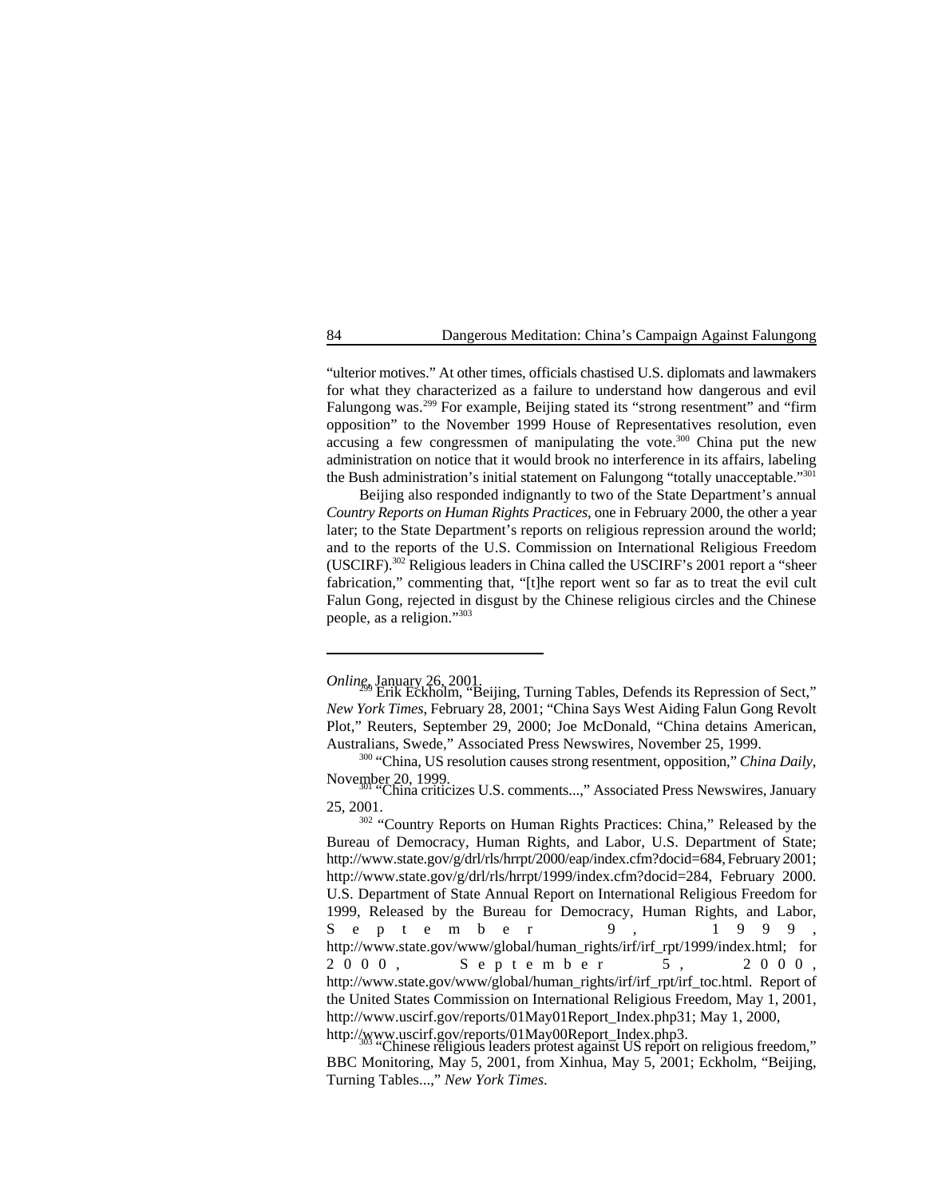"ulterior motives." At other times, officials chastised U.S. diplomats and lawmakers for what they characterized as a failure to understand how dangerous and evil Falungong was.[299] For example, Beijing stated its "strong resentment" and "firm opposition" to the November 1999 House of Representatives resolution, even accusing a few congressmen of manipulating the vote.[300] China put the new administration on notice that it would brook no interference in its affairs, labeling the Bush administration's initial statement on Falungong "totally unacceptable."[301]

Beijing also responded indignantly to two of the State Department's annual *Country Reports on Human Rights Practices*, one in February 2000, the other a year later; to the State Department's reports on religious repression around the world; and to the reports of the U.S. Commission on International Religious Freedom (USCIRF).[302] Religious leaders in China called the USCIRF's 2001 report a "sheer fabrication," commenting that, "[t]he report went so far as to treat the evil cult Falun Gong, rejected in disgust by the Chinese religious circles and the Chinese people, as a religion."[303]

---

*Online*, January 26, 2001.

[299] Erik Eckholm, "Beijing, Turning Tables, Defends its Repression of Sect," *New York Times*, February 28, 2001; "China Says West Aiding Falun Gong Revolt Plot," Reuters, September 29, 2000; Joe McDonald, "China detains American, Australians, Swede," Associated Press Newswires, November 25, 1999.

[300] "China, US resolution causes strong resentment, opposition," *China Daily*, November 20, 1999.

[301] "China criticizes U.S. comments...," Associated Press Newswires, January 25, 2001.

[302] "Country Reports on Human Rights Practices: China," Released by the Bureau of Democracy, Human Rights, and Labor, U.S. Department of State; http://www.state.gov/g/drl/rls/hrrpt/2000/eap/index.cfm?docid=684, February 2001; http://www.state.gov/g/drl/rls/hrrpt/1999/index.cfm?docid=284, February 2000. U.S. Department of State Annual Report on International Religious Freedom for 1999, Released by the Bureau for Democracy, Human Rights, and Labor, September 9, 1999, http://www.state.gov/www/global/human_rights/irf/irf_rpt/1999/index.html; for 2000, September 5, 2000, http://www.state.gov/www/global/human_rights/irf/irf_rpt/irf_toc.html. Report of the United States Commission on International Religious Freedom, May 1, 2001, http://www.uscirf.gov/reports/01May01Report_Index.php31; May 1, 2000, http://www.uscirf.gov/reports/01May00Report_Index.php3.

[303] "Chinese religious leaders protest against US report on religious freedom," BBC Monitoring, May 5, 2001, from Xinhua, May 5, 2001; Eckholm, "Beijing, Turning Tables...," *New York Times*.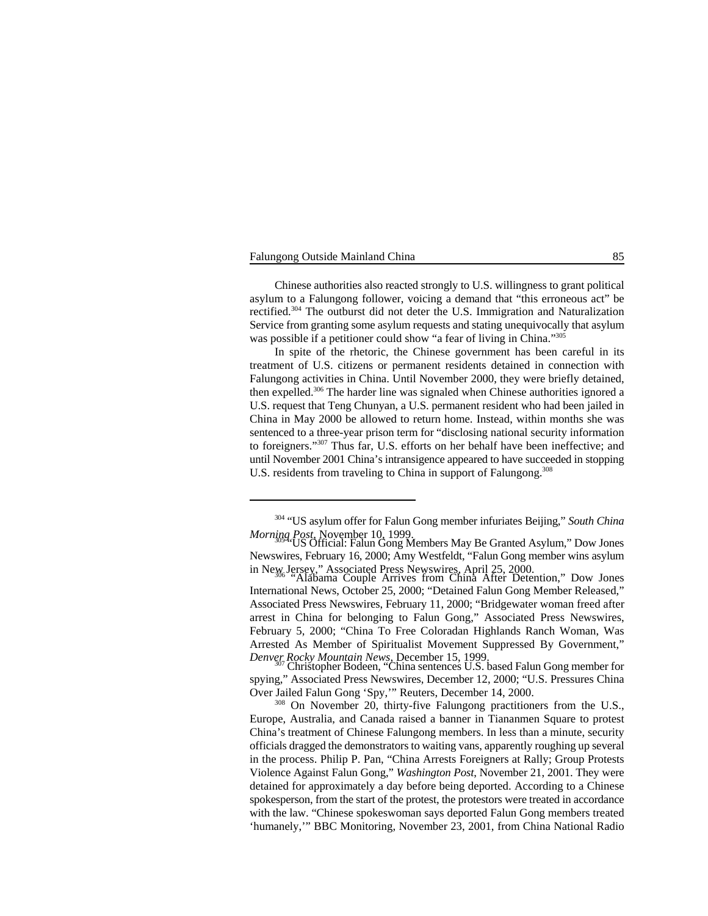Chinese authorities also reacted strongly to U.S. willingness to grant political asylum to a Falungong follower, voicing a demand that "this erroneous act" be rectified.[304] The outburst did not deter the U.S. Immigration and Naturalization Service from granting some asylum requests and stating unequivocally that asylum was possible if a petitioner could show "a fear of living in China."[305]

In spite of the rhetoric, the Chinese government has been careful in its treatment of U.S. citizens or permanent residents detained in connection with Falungong activities in China. Until November 2000, they were briefly detained, then expelled.[306] The harder line was signaled when Chinese authorities ignored a U.S. request that Teng Chunyan, a U.S. permanent resident who had been jailed in China in May 2000 be allowed to return home. Instead, within months she was sentenced to a three-year prison term for "disclosing national security information to foreigners."[307] Thus far, U.S. efforts on her behalf have been ineffective; and until November 2001 China's intransigence appeared to have succeeded in stopping U.S. residents from traveling to China in support of Falungong.[308]

---

[304] "US asylum offer for Falun Gong member infuriates Beijing," *South China Morning Post*, November 10, 1999.

[305] "US Official: Falun Gong Members May Be Granted Asylum," Dow Jones Newswires, February 16, 2000; Amy Westfeldt, "Falun Gong member wins asylum in New Jersey," Associated Press Newswires, April 25, 2000.

[306] "Alabama Couple Arrives from China After Detention," Dow Jones International News, October 25, 2000; "Detained Falun Gong Member Released," Associated Press Newswires, February 11, 2000; "Bridgewater woman freed after arrest in China for belonging to Falun Gong," Associated Press Newswires, February 5, 2000; "China To Free Coloradan Highlands Ranch Woman, Was Arrested As Member of Spiritualist Movement Suppressed By Government," *Denver Rocky Mountain News*, December 15, 1999.

[307] Christopher Bodeen, "China sentences U.S. based Falun Gong member for spying," Associated Press Newswires, December 12, 2000; "U.S. Pressures China Over Jailed Falun Gong 'Spy,'" Reuters, December 14, 2000.

[308] On November 20, thirty-five Falungong practitioners from the U.S., Europe, Australia, and Canada raised a banner in Tiananmen Square to protest China's treatment of Chinese Falungong members. In less than a minute, security officials dragged the demonstrators to waiting vans, apparently roughing up several in the process. Philip P. Pan, "China Arrests Foreigners at Rally; Group Protests Violence Against Falun Gong," *Washington Post*, November 21, 2001. They were detained for approximately a day before being deported. According to a Chinese spokesperson, from the start of the protest, the protestors were treated in accordance with the law. "Chinese spokeswoman says deported Falun Gong members treated 'humanely,'" BBC Monitoring, November 23, 2001, from China National Radio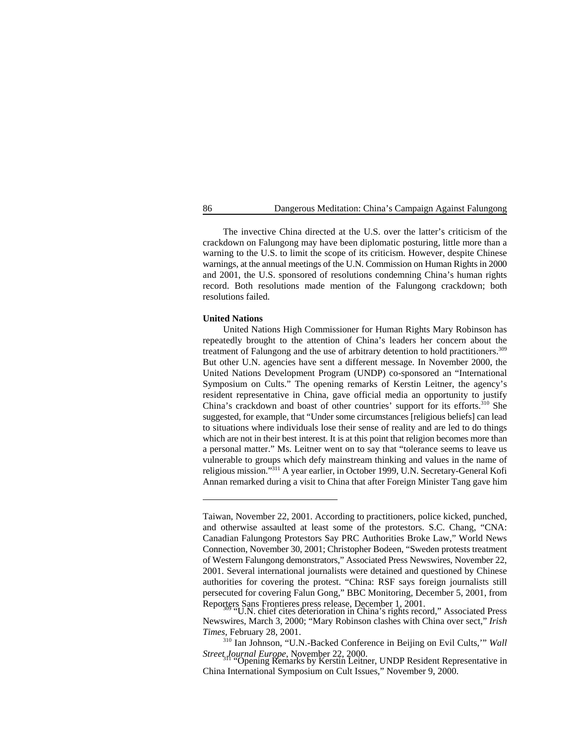The invective China directed at the U.S. over the latter's criticism of the crackdown on Falungong may have been diplomatic posturing, little more than a warning to the U.S. to limit the scope of its criticism. However, despite Chinese warnings, at the annual meetings of the U.N. Commission on Human Rights in 2000 and 2001, the U.S. sponsored of resolutions condemning China's human rights record. Both resolutions made mention of the Falungong crackdown; both resolutions failed.

**United Nations**

United Nations High Commissioner for Human Rights Mary Robinson has repeatedly brought to the attention of China's leaders her concern about the treatment of Falungong and the use of arbitrary detention to hold practitioners.[309] But other U.N. agencies have sent a different message. In November 2000, the United Nations Development Program (UNDP) co-sponsored an "International Symposium on Cults." The opening remarks of Kerstin Leitner, the agency's resident representative in China, gave official media an opportunity to justify China's crackdown and boast of other countries' support for its efforts.[310] She suggested, for example, that "Under some circumstances [religious beliefs] can lead to situations where individuals lose their sense of reality and are led to do things which are not in their best interest. It is at this point that religion becomes more than a personal matter." Ms. Leitner went on to say that "tolerance seems to leave us vulnerable to groups which defy mainstream thinking and values in the name of religious mission."[311] A year earlier, in October 1999, U.N. Secretary-General Kofi Annan remarked during a visit to China that after Foreign Minister Tang gave him

---

Taiwan, November 22, 2001. According to practitioners, police kicked, punched, and otherwise assaulted at least some of the protestors. S.C. Chang, "CNA: Canadian Falungong Protestors Say PRC Authorities Broke Law," World News Connection, November 30, 2001; Christopher Bodeen, "Sweden protests treatment of Western Falungong demonstrators," Associated Press Newswires, November 22, 2001. Several international journalists were detained and questioned by Chinese authorities for covering the protest. "China: RSF says foreign journalists still persecuted for covering Falun Gong," BBC Monitoring, December 5, 2001, from Reporters Sans Frontieres press release, December 1, 2001.

[309] "U.N. chief cites deterioration in China's rights record," Associated Press Newswires, March 3, 2000; "Mary Robinson clashes with China over sect," *Irish Times*, February 28, 2001.

[310] Ian Johnson, "U.N.-Backed Conference in Beijing on Evil Cults,'" *Wall Street Journal Europe*, November 22, 2000.

[311] "Opening Remarks by Kerstin Leitner, UNDP Resident Representative in China International Symposium on Cult Issues," November 9, 2000.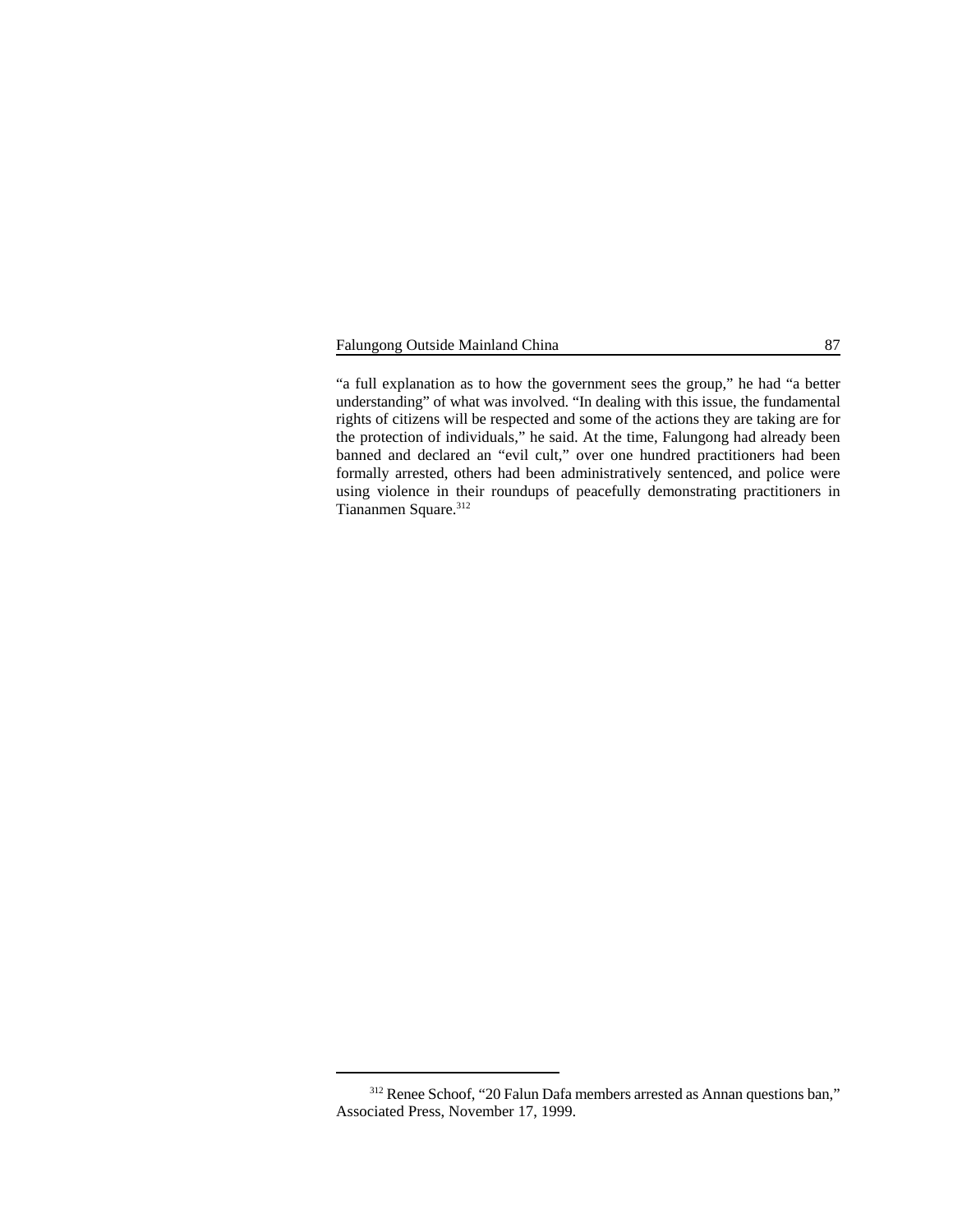"a full explanation as to how the government sees the group," he had "a better understanding" of what was involved. "In dealing with this issue, the fundamental rights of citizens will be respected and some of the actions they are taking are for the protection of individuals," he said. At the time, Falungong had already been banned and declared an "evil cult," over one hundred practitioners had been formally arrested, others had been administratively sentenced, and police were using violence in their roundups of peacefully demonstrating practitioners in Tiananmen Square.[312]

---

[312] Renee Schoof, "20 Falun Dafa members arrested as Annan questions ban," Associated Press, November 17, 1999.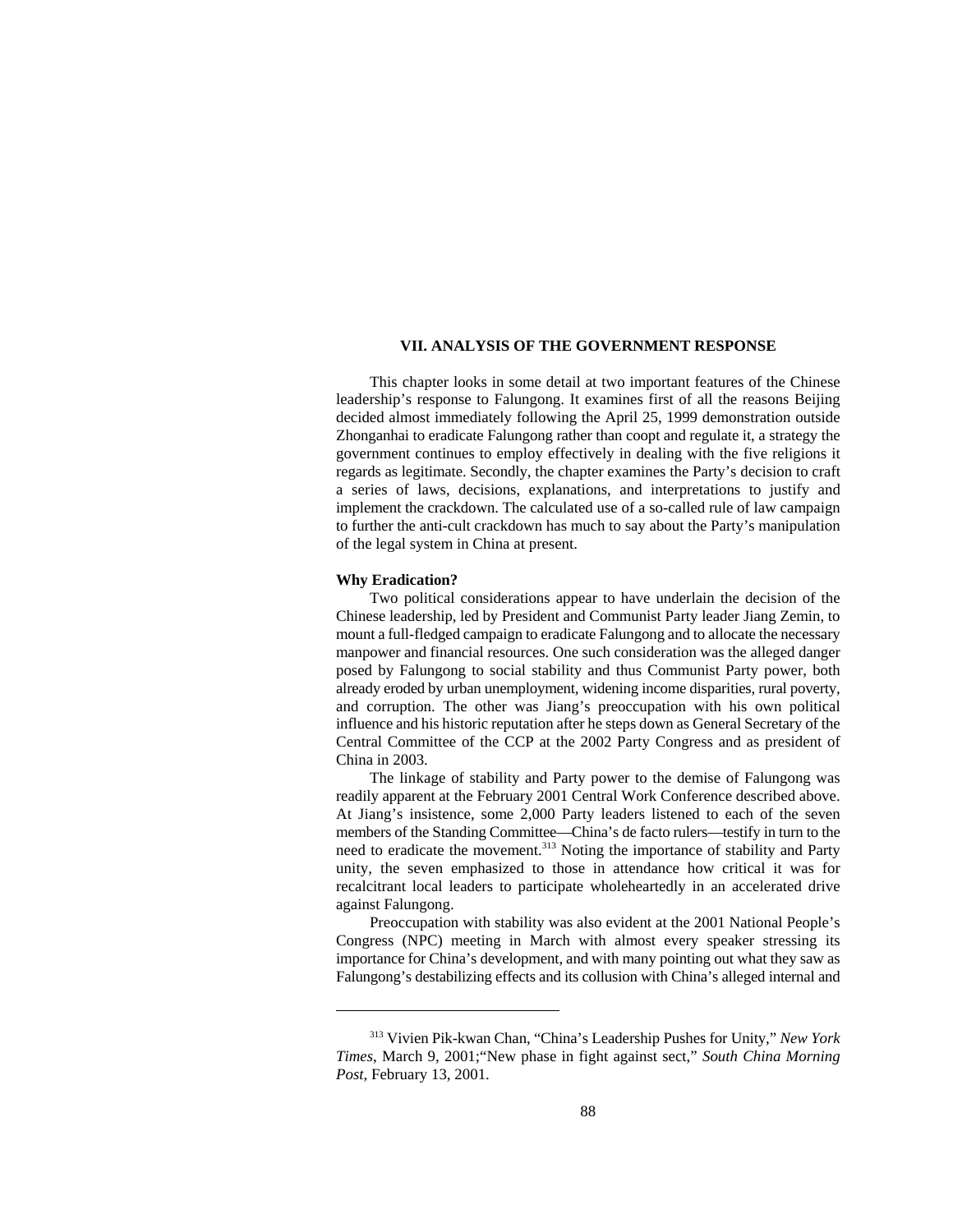## VII. ANALYSIS OF THE GOVERNMENT RESPONSE

This chapter looks in some detail at two important features of the Chinese leadership's response to Falungong. It examines first of all the reasons Beijing decided almost immediately following the April 25, 1999 demonstration outside Zhonganhai to eradicate Falungong rather than coopt and regulate it, a strategy the government continues to employ effectively in dealing with the five religions it regards as legitimate. Secondly, the chapter examines the Party's decision to craft a series of laws, decisions, explanations, and interpretations to justify and implement the crackdown. The calculated use of a so-called rule of law campaign to further the anti-cult crackdown has much to say about the Party's manipulation of the legal system in China at present.

### Why Eradication?

Two political considerations appear to have underlain the decision of the Chinese leadership, led by President and Communist Party leader Jiang Zemin, to mount a full-fledged campaign to eradicate Falungong and to allocate the necessary manpower and financial resources. One such consideration was the alleged danger posed by Falungong to social stability and thus Communist Party power, both already eroded by urban unemployment, widening income disparities, rural poverty, and corruption. The other was Jiang's preoccupation with his own political influence and his historic reputation after he steps down as General Secretary of the Central Committee of the CCP at the 2002 Party Congress and as president of China in 2003.

The linkage of stability and Party power to the demise of Falungong was readily apparent at the February 2001 Central Work Conference described above. At Jiang's insistence, some 2,000 Party leaders listened to each of the seven members of the Standing Committee—China's de facto rulers—testify in turn to the need to eradicate the movement.[313] Noting the importance of stability and Party unity, the seven emphasized to those in attendance how critical it was for recalcitrant local leaders to participate wholeheartedly in an accelerated drive against Falungong.

Preoccupation with stability was also evident at the 2001 National People's Congress (NPC) meeting in March with almost every speaker stressing its importance for China's development, and with many pointing out what they saw as Falungong's destabilizing effects and its collusion with China's alleged internal and

---

[313] Vivien Pik-kwan Chan, "China's Leadership Pushes for Unity," *New York Times*, March 9, 2001;"New phase in fight against sect," *South China Morning Post*, February 13, 2001.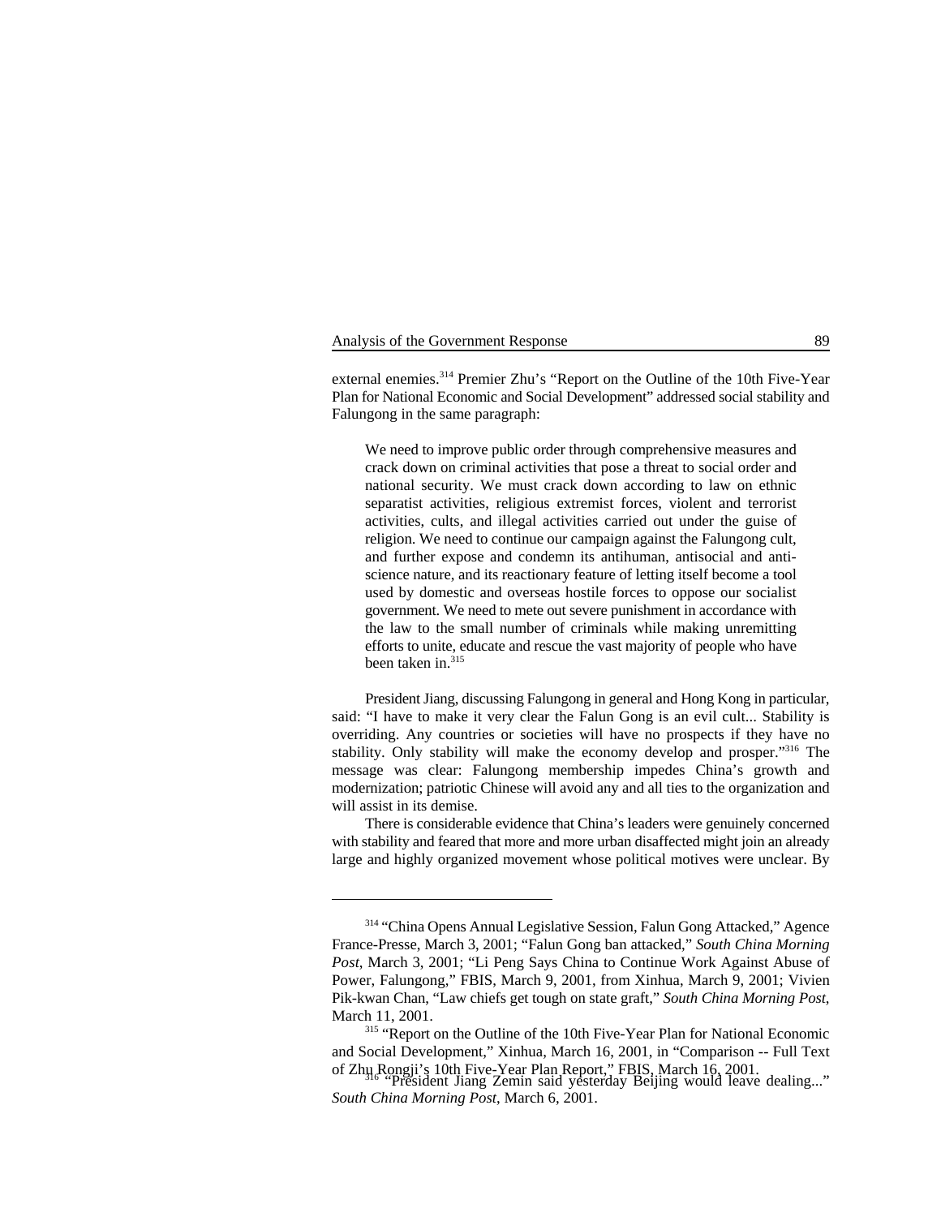external enemies.[314] Premier Zhu's "Report on the Outline of the 10th Five-Year Plan for National Economic and Social Development" addressed social stability and Falungong in the same paragraph:

> We need to improve public order through comprehensive measures and crack down on criminal activities that pose a threat to social order and national security. We must crack down according to law on ethnic separatist activities, religious extremist forces, violent and terrorist activities, cults, and illegal activities carried out under the guise of religion. We need to continue our campaign against the Falungong cult, and further expose and condemn its antihuman, antisocial and anti-science nature, and its reactionary feature of letting itself become a tool used by domestic and overseas hostile forces to oppose our socialist government. We need to mete out severe punishment in accordance with the law to the small number of criminals while making unremitting efforts to unite, educate and rescue the vast majority of people who have been taken in.[315]

President Jiang, discussing Falungong in general and Hong Kong in particular, said: "I have to make it very clear the Falun Gong is an evil cult... Stability is overriding. Any countries or societies will have no prospects if they have no stability. Only stability will make the economy develop and prosper."[316] The message was clear: Falungong membership impedes China's growth and modernization; patriotic Chinese will avoid any and all ties to the organization and will assist in its demise.

There is considerable evidence that China's leaders were genuinely concerned with stability and feared that more and more urban disaffected might join an already large and highly organized movement whose political motives were unclear. By

---

[314] "China Opens Annual Legislative Session, Falun Gong Attacked," Agence France-Presse, March 3, 2001; "Falun Gong ban attacked," *South China Morning Post*, March 3, 2001; "Li Peng Says China to Continue Work Against Abuse of Power, Falungong," FBIS, March 9, 2001, from Xinhua, March 9, 2001; Vivien Pik-kwan Chan, "Law chiefs get tough on state graft," *South China Morning Post*, March 11, 2001.

[315] "Report on the Outline of the 10th Five-Year Plan for National Economic and Social Development," Xinhua, March 16, 2001, in "Comparison -- Full Text of Zhu Rongji's 10th Five-Year Plan Report," FBIS, March 16, 2001.

[316] "President Jiang Zemin said yesterday Beijing would leave dealing..." *South China Morning Post*, March 6, 2001.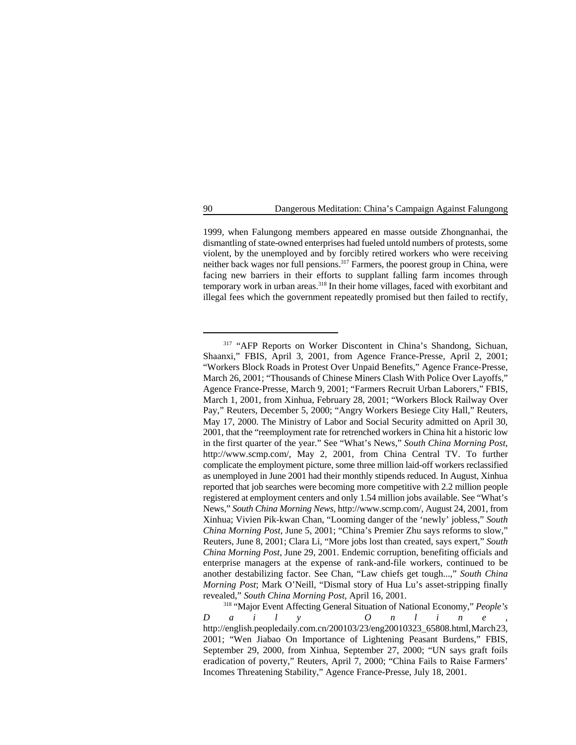1999, when Falungong members appeared en masse outside Zhongnanhai, the dismantling of state-owned enterprises had fueled untold numbers of protests, some violent, by the unemployed and by forcibly retired workers who were receiving neither back wages nor full pensions.[317] Farmers, the poorest group in China, were facing new barriers in their efforts to supplant falling farm incomes through temporary work in urban areas.[318] In their home villages, faced with exorbitant and illegal fees which the government repeatedly promised but then failed to rectify,

---

[317] "AFP Reports on Worker Discontent in China's Shandong, Sichuan, Shaanxi," FBIS, April 3, 2001, from Agence France-Presse, April 2, 2001; "Workers Block Roads in Protest Over Unpaid Benefits," Agence France-Presse, March 26, 2001; "Thousands of Chinese Miners Clash With Police Over Layoffs," Agence France-Presse, March 9, 2001; "Farmers Recruit Urban Laborers," FBIS, March 1, 2001, from Xinhua, February 28, 2001; "Workers Block Railway Over Pay," Reuters, December 5, 2000; "Angry Workers Besiege City Hall," Reuters, May 17, 2000. The Ministry of Labor and Social Security admitted on April 30, 2001, that the "reemployment rate for retrenched workers in China hit a historic low in the first quarter of the year." See "What's News," *South China Morning Post*, http://www.scmp.com/, May 2, 2001, from China Central TV. To further complicate the employment picture, some three million laid-off workers reclassified as unemployed in June 2001 had their monthly stipends reduced. In August, Xinhua reported that job searches were becoming more competitive with 2.2 million people registered at employment centers and only 1.54 million jobs available. See "What's News," *South China Morning News*, http://www.scmp.com/, August 24, 2001, from Xinhua; Vivien Pik-kwan Chan, "Looming danger of the 'newly' jobless," *South China Morning Post*, June 5, 2001; "China's Premier Zhu says reforms to slow," Reuters, June 8, 2001; Clara Li, "More jobs lost than created, says expert," *South China Morning Post*, June 29, 2001. Endemic corruption, benefiting officials and enterprise managers at the expense of rank-and-file workers, continued to be another destabilizing factor. See Chan, "Law chiefs get tough...," *South China Morning Post*; Mark O'Neill, "Dismal story of Hua Lu's asset-stripping finally revealed," *South China Morning Post*, April 16, 2001.

[318] "Major Event Affecting General Situation of National Economy," *People's Daily Online*, http://english.peopledaily.com.cn/200103/23/eng20010323_65808.html, March 23, 2001; "Wen Jiabao On Importance of Lightening Peasant Burdens," FBIS, September 29, 2000, from Xinhua, September 27, 2000; "UN says graft foils eradication of poverty," Reuters, April 7, 2000; "China Fails to Raise Farmers' Incomes Threatening Stability," Agence France-Presse, July 18, 2001.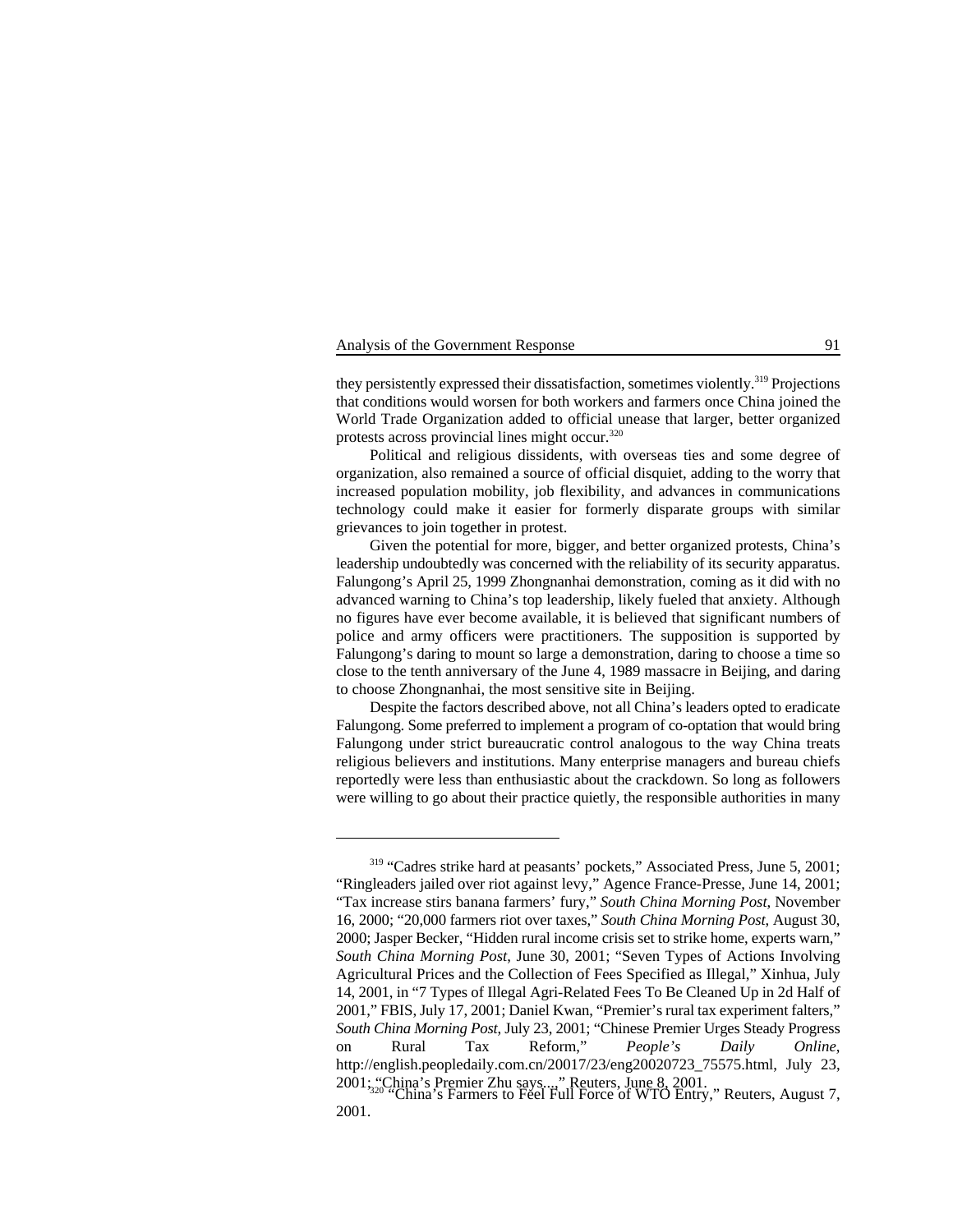they persistently expressed their dissatisfaction, sometimes violently.[319] Projections that conditions would worsen for both workers and farmers once China joined the World Trade Organization added to official unease that larger, better organized protests across provincial lines might occur.[320]

Political and religious dissidents, with overseas ties and some degree of organization, also remained a source of official disquiet, adding to the worry that increased population mobility, job flexibility, and advances in communications technology could make it easier for formerly disparate groups with similar grievances to join together in protest.

Given the potential for more, bigger, and better organized protests, China's leadership undoubtedly was concerned with the reliability of its security apparatus. Falungong's April 25, 1999 Zhongnanhai demonstration, coming as it did with no advanced warning to China's top leadership, likely fueled that anxiety. Although no figures have ever become available, it is believed that significant numbers of police and army officers were practitioners. The supposition is supported by Falungong's daring to mount so large a demonstration, daring to choose a time so close to the tenth anniversary of the June 4, 1989 massacre in Beijing, and daring to choose Zhongnanhai, the most sensitive site in Beijing.

Despite the factors described above, not all China's leaders opted to eradicate Falungong. Some preferred to implement a program of co-optation that would bring Falungong under strict bureaucratic control analogous to the way China treats religious believers and institutions. Many enterprise managers and bureau chiefs reportedly were less than enthusiastic about the crackdown. So long as followers were willing to go about their practice quietly, the responsible authorities in many

---

[319] "Cadres strike hard at peasants' pockets," Associated Press, June 5, 2001; "Ringleaders jailed over riot against levy," Agence France-Presse, June 14, 2001; "Tax increase stirs banana farmers' fury," *South China Morning Post*, November 16, 2000; "20,000 farmers riot over taxes," *South China Morning Post*, August 30, 2000; Jasper Becker, "Hidden rural income crisis set to strike home, experts warn," *South China Morning Post*, June 30, 2001; "Seven Types of Actions Involving Agricultural Prices and the Collection of Fees Specified as Illegal," Xinhua, July 14, 2001, in "7 Types of Illegal Agri-Related Fees To Be Cleaned Up in 2d Half of 2001," FBIS, July 17, 2001; Daniel Kwan, "Premier's rural tax experiment falters," *South China Morning Post*, July 23, 2001; "Chinese Premier Urges Steady Progress on Rural Tax Reform," *People's Daily Online*, http://english.peopledaily.com.cn/20017/23/eng20020723_75575.html, July 23, 2001; "China's Premier Zhu says...," Reuters, June 8, 2001.

[320] "China's Farmers to Feel Full Force of WTO Entry," Reuters, August 7, 2001.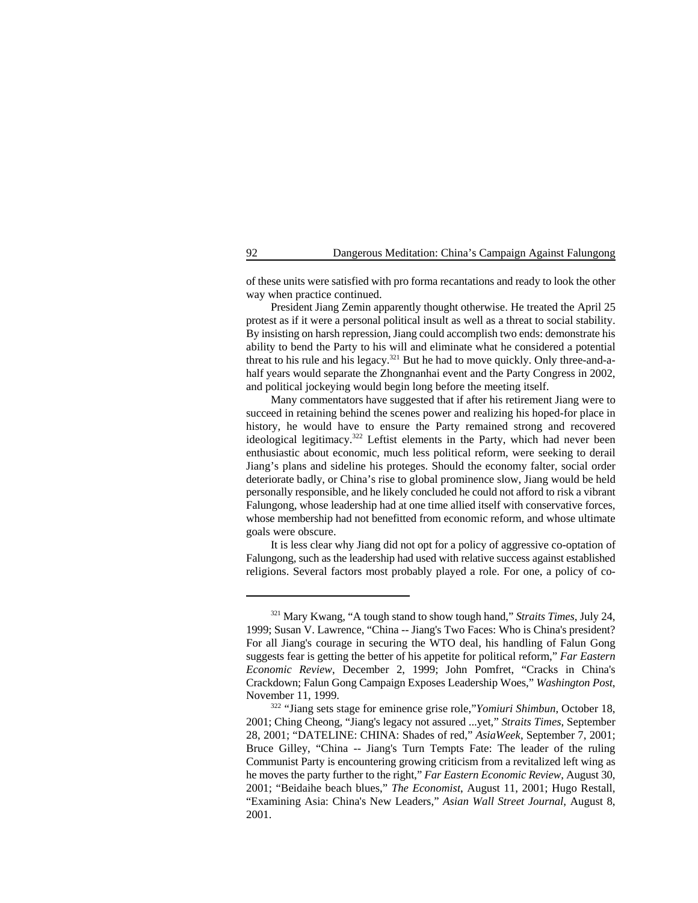of these units were satisfied with pro forma recantations and ready to look the other way when practice continued.

President Jiang Zemin apparently thought otherwise. He treated the April 25 protest as if it were a personal political insult as well as a threat to social stability. By insisting on harsh repression, Jiang could accomplish two ends: demonstrate his ability to bend the Party to his will and eliminate what he considered a potential threat to his rule and his legacy.[321] But he had to move quickly. Only three-and-a-half years would separate the Zhongnanhai event and the Party Congress in 2002, and political jockeying would begin long before the meeting itself.

Many commentators have suggested that if after his retirement Jiang were to succeed in retaining behind the scenes power and realizing his hoped-for place in history, he would have to ensure the Party remained strong and recovered ideological legitimacy.[322] Leftist elements in the Party, which had never been enthusiastic about economic, much less political reform, were seeking to derail Jiang's plans and sideline his proteges. Should the economy falter, social order deteriorate badly, or China's rise to global prominence slow, Jiang would be held personally responsible, and he likely concluded he could not afford to risk a vibrant Falungong, whose leadership had at one time allied itself with conservative forces, whose membership had not benefitted from economic reform, and whose ultimate goals were obscure.

It is less clear why Jiang did not opt for a policy of aggressive co-optation of Falungong, such as the leadership had used with relative success against established religions. Several factors most probably played a role. For one, a policy of co-

---

[321] Mary Kwang, "A tough stand to show tough hand," *Straits Times*, July 24, 1999; Susan V. Lawrence, "China -- Jiang's Two Faces: Who is China's president? For all Jiang's courage in securing the WTO deal, his handling of Falun Gong suggests fear is getting the better of his appetite for political reform," *Far Eastern Economic Review*, December 2, 1999; John Pomfret, "Cracks in China's Crackdown; Falun Gong Campaign Exposes Leadership Woes," *Washington Post*, November 11, 1999.

[322] "Jiang sets stage for eminence grise role,"*Yomiuri Shimbun*, October 18, 2001; Ching Cheong, "Jiang's legacy not assured ...yet," *Straits Times*, September 28, 2001; "DATELINE: CHINA: Shades of red," *AsiaWeek*, September 7, 2001; Bruce Gilley, "China -- Jiang's Turn Tempts Fate: The leader of the ruling Communist Party is encountering growing criticism from a revitalized left wing as he moves the party further to the right," *Far Eastern Economic Review*, August 30, 2001; "Beidaihe beach blues," *The Economist*, August 11, 2001; Hugo Restall, "Examining Asia: China's New Leaders," *Asian Wall Street Journal*, August 8, 2001.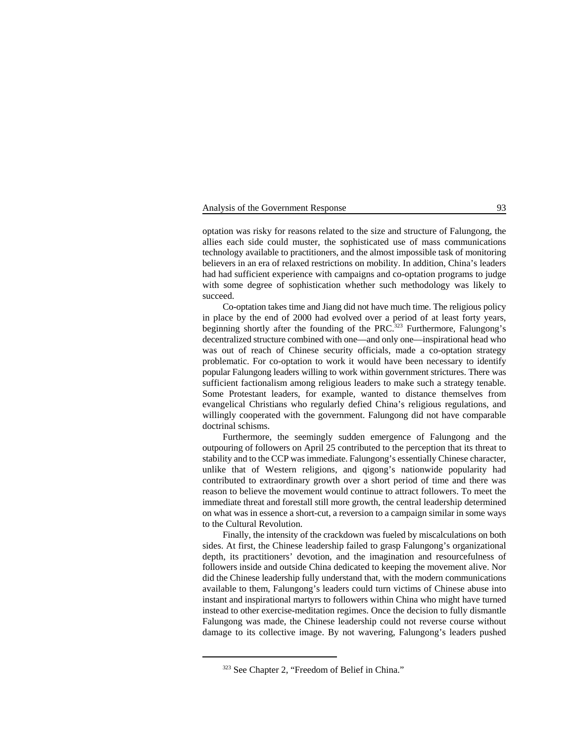optation was risky for reasons related to the size and structure of Falungong, the allies each side could muster, the sophisticated use of mass communications technology available to practitioners, and the almost impossible task of monitoring believers in an era of relaxed restrictions on mobility. In addition, China's leaders had had sufficient experience with campaigns and co-optation programs to judge with some degree of sophistication whether such methodology was likely to succeed.

Co-optation takes time and Jiang did not have much time. The religious policy in place by the end of 2000 had evolved over a period of at least forty years, beginning shortly after the founding of the PRC.[323] Furthermore, Falungong's decentralized structure combined with one—and only one—inspirational head who was out of reach of Chinese security officials, made a co-optation strategy problematic. For co-optation to work it would have been necessary to identify popular Falungong leaders willing to work within government strictures. There was sufficient factionalism among religious leaders to make such a strategy tenable. Some Protestant leaders, for example, wanted to distance themselves from evangelical Christians who regularly defied China's religious regulations, and willingly cooperated with the government. Falungong did not have comparable doctrinal schisms.

Furthermore, the seemingly sudden emergence of Falungong and the outpouring of followers on April 25 contributed to the perception that its threat to stability and to the CCP was immediate. Falungong's essentially Chinese character, unlike that of Western religions, and qigong's nationwide popularity had contributed to extraordinary growth over a short period of time and there was reason to believe the movement would continue to attract followers. To meet the immediate threat and forestall still more growth, the central leadership determined on what was in essence a short-cut, a reversion to a campaign similar in some ways to the Cultural Revolution.

Finally, the intensity of the crackdown was fueled by miscalculations on both sides. At first, the Chinese leadership failed to grasp Falungong's organizational depth, its practitioners' devotion, and the imagination and resourcefulness of followers inside and outside China dedicated to keeping the movement alive. Nor did the Chinese leadership fully understand that, with the modern communications available to them, Falungong's leaders could turn victims of Chinese abuse into instant and inspirational martyrs to followers within China who might have turned instead to other exercise-meditation regimes. Once the decision to fully dismantle Falungong was made, the Chinese leadership could not reverse course without damage to its collective image. By not wavering, Falungong's leaders pushed

---

[323] See Chapter 2, "Freedom of Belief in China."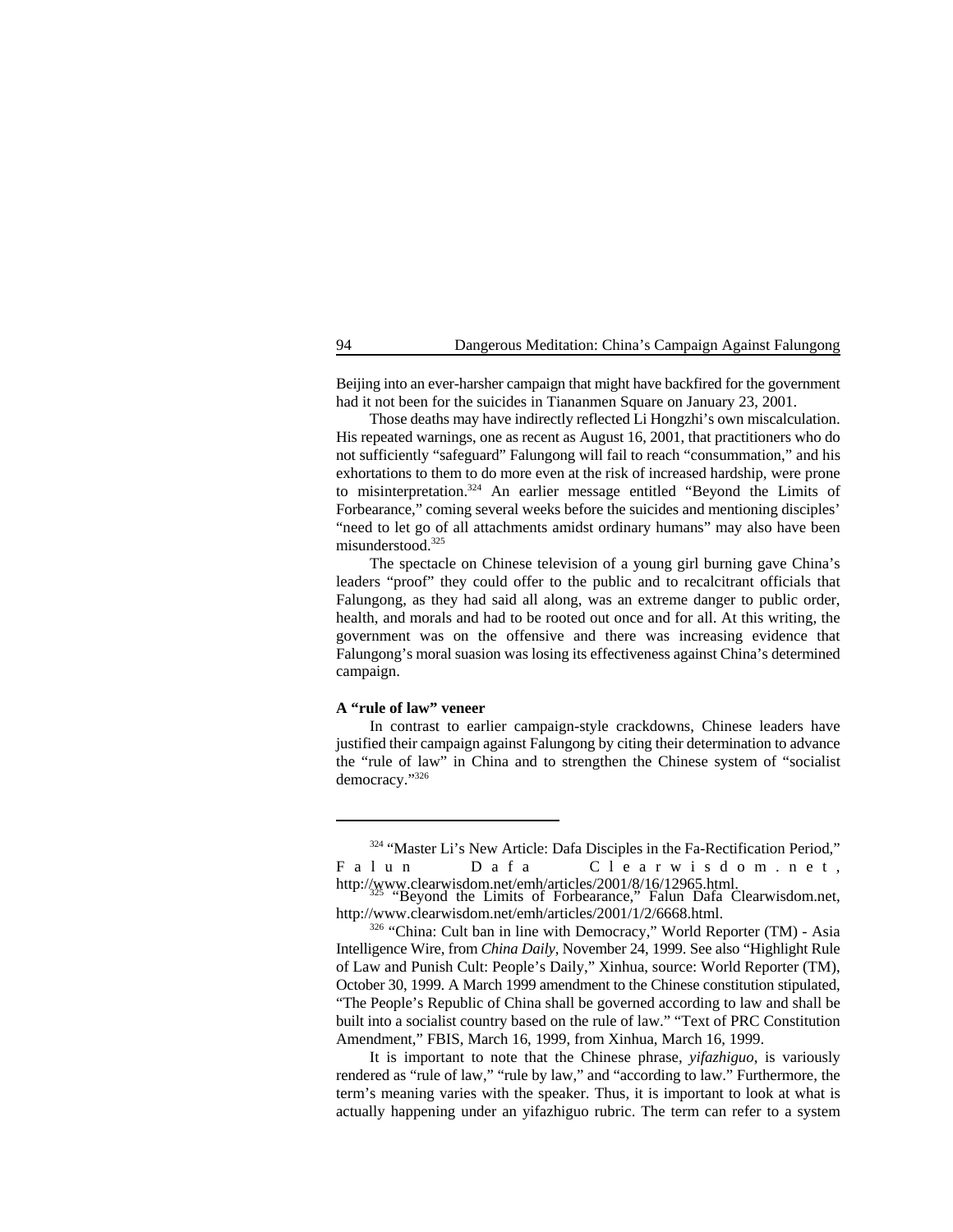Beijing into an ever-harsher campaign that might have backfired for the government had it not been for the suicides in Tiananmen Square on January 23, 2001.

Those deaths may have indirectly reflected Li Hongzhi's own miscalculation. His repeated warnings, one as recent as August 16, 2001, that practitioners who do not sufficiently "safeguard" Falungong will fail to reach "consummation," and his exhortations to them to do more even at the risk of increased hardship, were prone to misinterpretation.[324] An earlier message entitled "Beyond the Limits of Forbearance," coming several weeks before the suicides and mentioning disciples' "need to let go of all attachments amidst ordinary humans" may also have been misunderstood.[325]

The spectacle on Chinese television of a young girl burning gave China's leaders "proof" they could offer to the public and to recalcitrant officials that Falungong, as they had said all along, was an extreme danger to public order, health, and morals and had to be rooted out once and for all. At this writing, the government was on the offensive and there was increasing evidence that Falungong's moral suasion was losing its effectiveness against China's determined campaign.

**A "rule of law" veneer**

In contrast to earlier campaign-style crackdowns, Chinese leaders have justified their campaign against Falungong by citing their determination to advance the "rule of law" in China and to strengthen the Chinese system of "socialist democracy."[326]

---

[324] "Master Li's New Article: Dafa Disciples in the Fa-Rectification Period," Falun Dafa Clearwisdom.net, http://www.clearwisdom.net/emh/articles/2001/8/16/12965.html.

[325] "Beyond the Limits of Forbearance," Falun Dafa Clearwisdom.net, http://www.clearwisdom.net/emh/articles/2001/1/2/6668.html.

[326] "China: Cult ban in line with Democracy," World Reporter (TM) - Asia Intelligence Wire, from *China Daily*, November 24, 1999. See also "Highlight Rule of Law and Punish Cult: People's Daily," Xinhua, source: World Reporter (TM), October 30, 1999. A March 1999 amendment to the Chinese constitution stipulated, "The People's Republic of China shall be governed according to law and shall be built into a socialist country based on the rule of law." "Text of PRC Constitution Amendment," FBIS, March 16, 1999, from Xinhua, March 16, 1999.

It is important to note that the Chinese phrase, *yifazhiguo*, is variously rendered as "rule of law," "rule by law," and "according to law." Furthermore, the term's meaning varies with the speaker. Thus, it is important to look at what is actually happening under an yifazhiguo rubric. The term can refer to a system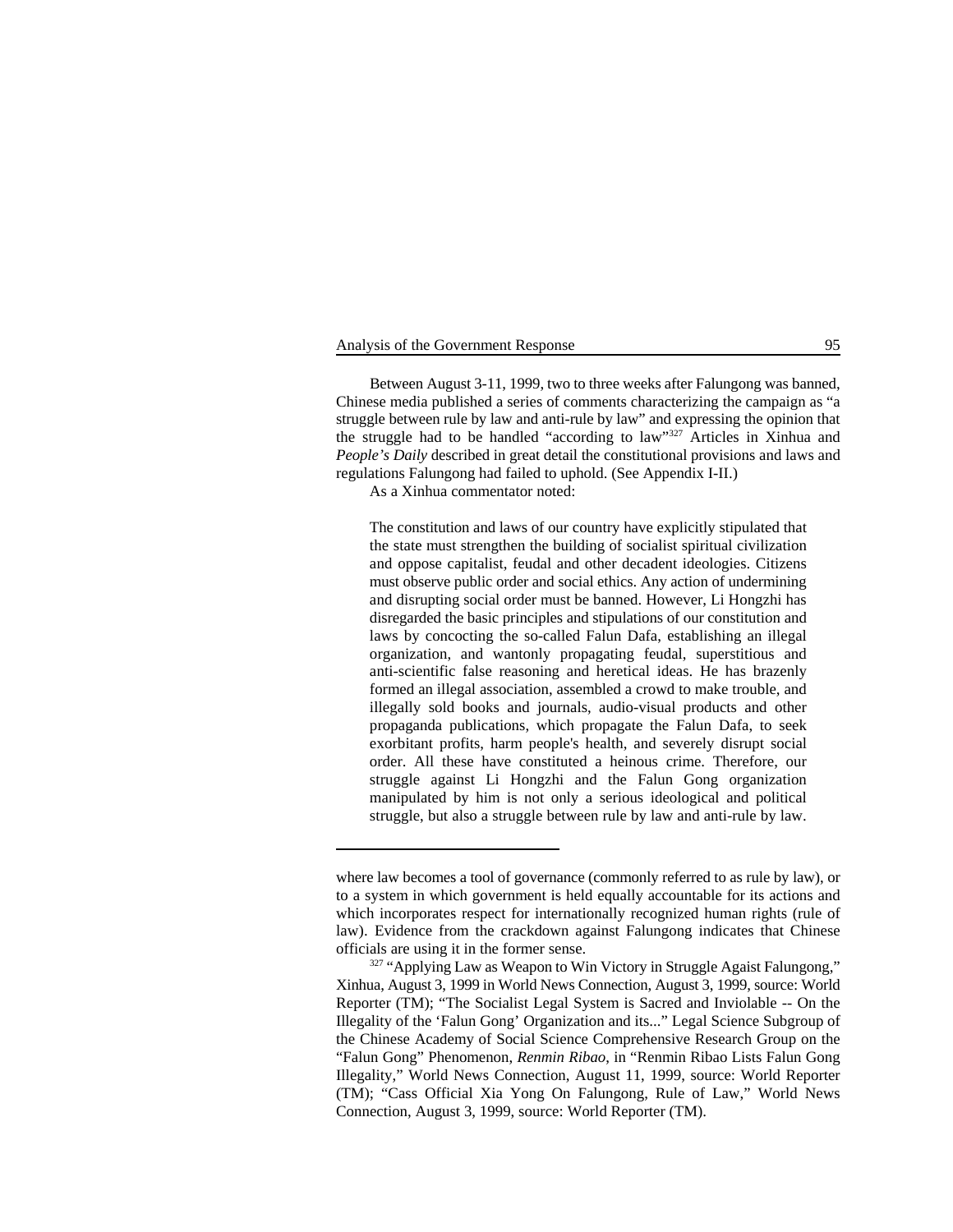Between August 3-11, 1999, two to three weeks after Falungong was banned, Chinese media published a series of comments characterizing the campaign as "a struggle between rule by law and anti-rule by law" and expressing the opinion that the struggle had to be handled "according to law"[327] Articles in Xinhua and *People's Daily* described in great detail the constitutional provisions and laws and regulations Falungong had failed to uphold. (See Appendix I-II.)

As a Xinhua commentator noted:

> The constitution and laws of our country have explicitly stipulated that the state must strengthen the building of socialist spiritual civilization and oppose capitalist, feudal and other decadent ideologies. Citizens must observe public order and social ethics. Any action of undermining and disrupting social order must be banned. However, Li Hongzhi has disregarded the basic principles and stipulations of our constitution and laws by concocting the so-called Falun Dafa, establishing an illegal organization, and wantonly propagating feudal, superstitious and anti-scientific false reasoning and heretical ideas. He has brazenly formed an illegal association, assembled a crowd to make trouble, and illegally sold books and journals, audio-visual products and other propaganda publications, which propagate the Falun Dafa, to seek exorbitant profits, harm people's health, and severely disrupt social order. All these have constituted a heinous crime. Therefore, our struggle against Li Hongzhi and the Falun Gong organization manipulated by him is not only a serious ideological and political struggle, but also a struggle between rule by law and anti-rule by law.

---

where law becomes a tool of governance (commonly referred to as rule by law), or to a system in which government is held equally accountable for its actions and which incorporates respect for internationally recognized human rights (rule of law). Evidence from the crackdown against Falungong indicates that Chinese officials are using it in the former sense.

[327] "Applying Law as Weapon to Win Victory in Struggle Agaist Falungong," Xinhua, August 3, 1999 in World News Connection, August 3, 1999, source: World Reporter (TM); "The Socialist Legal System is Sacred and Inviolable -- On the Illegality of the 'Falun Gong' Organization and its..." Legal Science Subgroup of the Chinese Academy of Social Science Comprehensive Research Group on the "Falun Gong" Phenomenon, *Renmin Ribao*, in "Renmin Ribao Lists Falun Gong Illegality," World News Connection, August 11, 1999, source: World Reporter (TM); "Cass Official Xia Yong On Falungong, Rule of Law," World News Connection, August 3, 1999, source: World Reporter (TM).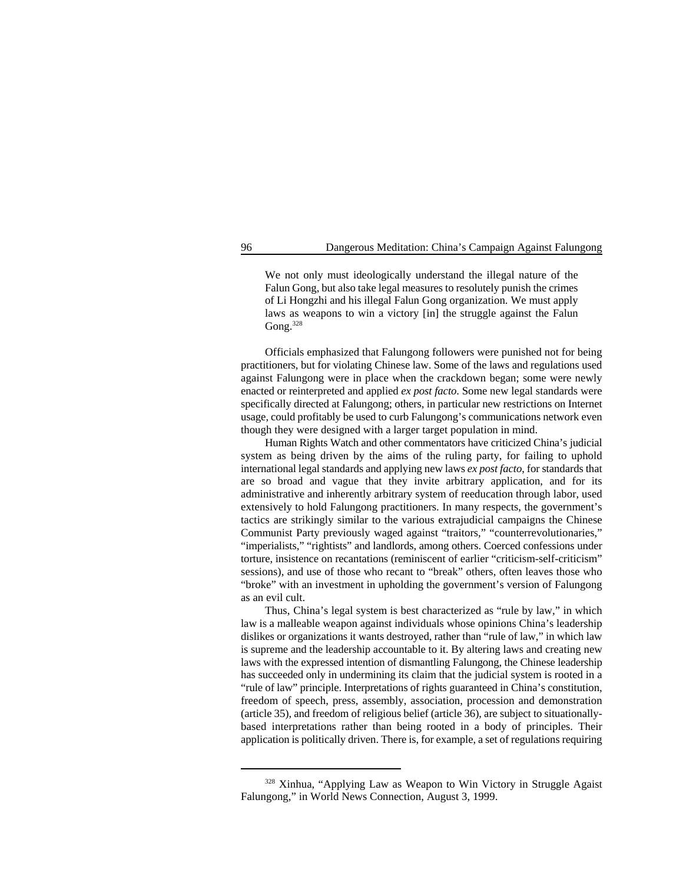> We not only must ideologically understand the illegal nature of the Falun Gong, but also take legal measures to resolutely punish the crimes of Li Hongzhi and his illegal Falun Gong organization. We must apply laws as weapons to win a victory [in] the struggle against the Falun Gong.[328]

Officials emphasized that Falungong followers were punished not for being practitioners, but for violating Chinese law. Some of the laws and regulations used against Falungong were in place when the crackdown began; some were newly enacted or reinterpreted and applied *ex post facto*. Some new legal standards were specifically directed at Falungong; others, in particular new restrictions on Internet usage, could profitably be used to curb Falungong's communications network even though they were designed with a larger target population in mind.

Human Rights Watch and other commentators have criticized China's judicial system as being driven by the aims of the ruling party, for failing to uphold international legal standards and applying new laws *ex post facto*, for standards that are so broad and vague that they invite arbitrary application, and for its administrative and inherently arbitrary system of reeducation through labor, used extensively to hold Falungong practitioners. In many respects, the government's tactics are strikingly similar to the various extrajudicial campaigns the Chinese Communist Party previously waged against "traitors," "counterrevolutionaries," "imperialists," "rightists" and landlords, among others. Coerced confessions under torture, insistence on recantations (reminiscent of earlier "criticism-self-criticism" sessions), and use of those who recant to "break" others, often leaves those who "broke" with an investment in upholding the government's version of Falungong as an evil cult.

Thus, China's legal system is best characterized as "rule by law," in which law is a malleable weapon against individuals whose opinions China's leadership dislikes or organizations it wants destroyed, rather than "rule of law," in which law is supreme and the leadership accountable to it. By altering laws and creating new laws with the expressed intention of dismantling Falungong, the Chinese leadership has succeeded only in undermining its claim that the judicial system is rooted in a "rule of law" principle. Interpretations of rights guaranteed in China's constitution, freedom of speech, press, assembly, association, procession and demonstration (article 35), and freedom of religious belief (article 36), are subject to situationally-based interpretations rather than being rooted in a body of principles. Their application is politically driven. There is, for example, a set of regulations requiring

---

[328] Xinhua, "Applying Law as Weapon to Win Victory in Struggle Agaist Falungong," in World News Connection, August 3, 1999.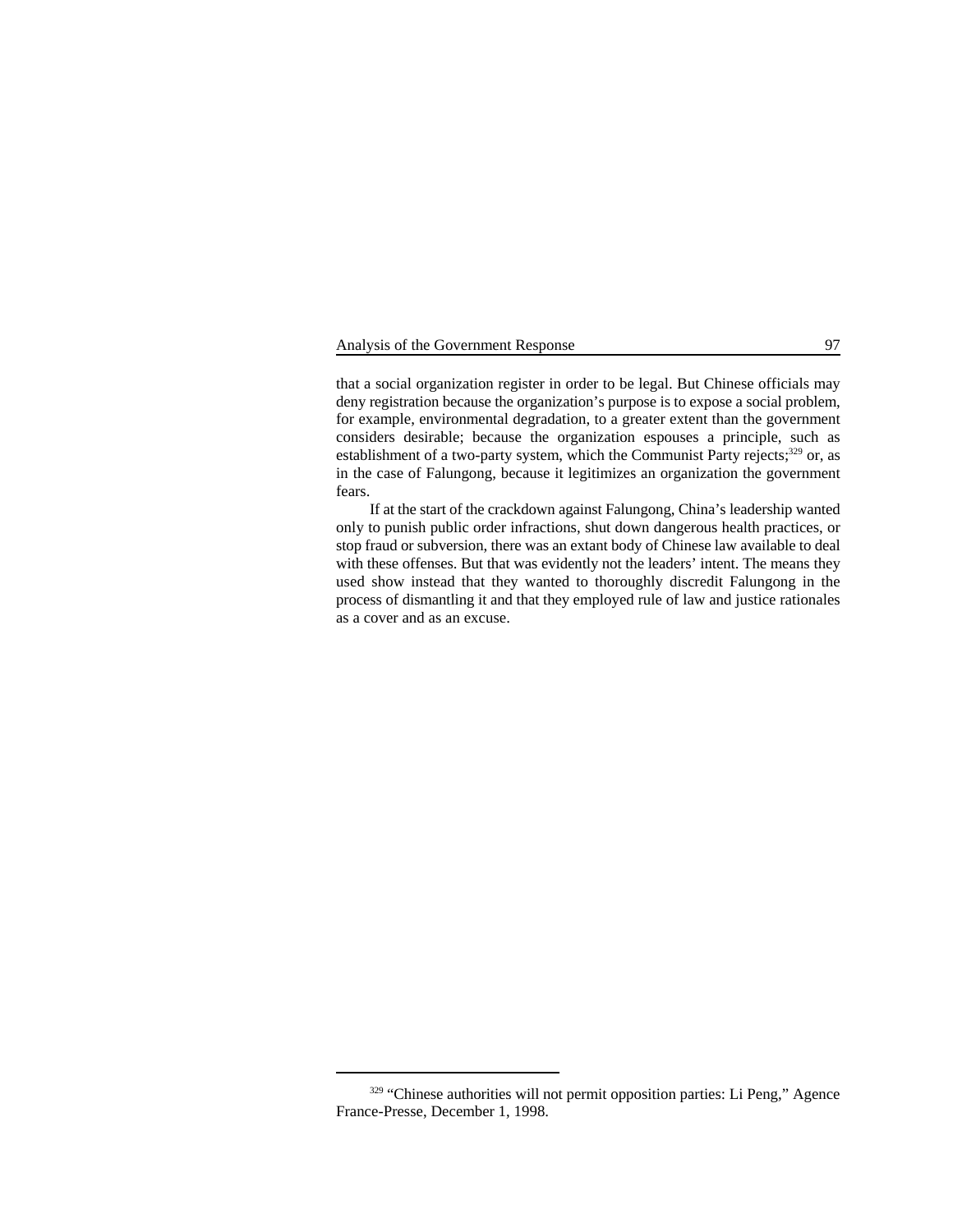that a social organization register in order to be legal. But Chinese officials may deny registration because the organization's purpose is to expose a social problem, for example, environmental degradation, to a greater extent than the government considers desirable; because the organization espouses a principle, such as establishment of a two-party system, which the Communist Party rejects;[329] or, as in the case of Falungong, because it legitimizes an organization the government fears.

If at the start of the crackdown against Falungong, China's leadership wanted only to punish public order infractions, shut down dangerous health practices, or stop fraud or subversion, there was an extant body of Chinese law available to deal with these offenses. But that was evidently not the leaders' intent. The means they used show instead that they wanted to thoroughly discredit Falungong in the process of dismantling it and that they employed rule of law and justice rationales as a cover and as an excuse.

---

[329] "Chinese authorities will not permit opposition parties: Li Peng," Agence France-Presse, December 1, 1998.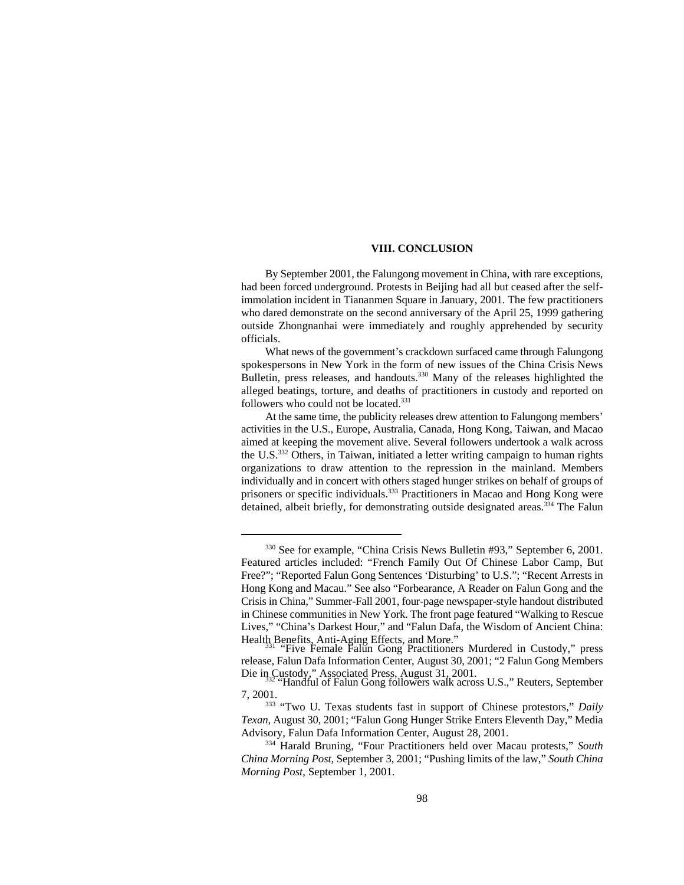## VIII. CONCLUSION

By September 2001, the Falungong movement in China, with rare exceptions, had been forced underground. Protests in Beijing had all but ceased after the self-immolation incident in Tiananmen Square in January, 2001. The few practitioners who dared demonstrate on the second anniversary of the April 25, 1999 gathering outside Zhongnanhai were immediately and roughly apprehended by security officials.

What news of the government's crackdown surfaced came through Falungong spokespersons in New York in the form of new issues of the China Crisis News Bulletin, press releases, and handouts.[330] Many of the releases highlighted the alleged beatings, torture, and deaths of practitioners in custody and reported on followers who could not be located.[331]

At the same time, the publicity releases drew attention to Falungong members' activities in the U.S., Europe, Australia, Canada, Hong Kong, Taiwan, and Macao aimed at keeping the movement alive. Several followers undertook a walk across the U.S.[332] Others, in Taiwan, initiated a letter writing campaign to human rights organizations to draw attention to the repression in the mainland. Members individually and in concert with others staged hunger strikes on behalf of groups of prisoners or specific individuals.[333] Practitioners in Macao and Hong Kong were detained, albeit briefly, for demonstrating outside designated areas.[334] The Falun

---

[330] See for example, "China Crisis News Bulletin #93," September 6, 2001. Featured articles included: "French Family Out Of Chinese Labor Camp, But Free?"; "Reported Falun Gong Sentences 'Disturbing' to U.S."; "Recent Arrests in Hong Kong and Macau." See also "Forbearance, A Reader on Falun Gong and the Crisis in China," Summer-Fall 2001, four-page newspaper-style handout distributed in Chinese communities in New York. The front page featured "Walking to Rescue Lives," "China's Darkest Hour," and "Falun Dafa, the Wisdom of Ancient China: Health Benefits, Anti-Aging Effects, and More."

[331] "Five Female Falun Gong Practitioners Murdered in Custody," press release, Falun Dafa Information Center, August 30, 2001; "2 Falun Gong Members Die in Custody," Associated Press, August 31, 2001.

[332] "Handful of Falun Gong followers walk across U.S.," Reuters, September 7, 2001.

[333] "Two U. Texas students fast in support of Chinese protestors," *Daily Texan*, August 30, 2001; "Falun Gong Hunger Strike Enters Eleventh Day," Media Advisory, Falun Dafa Information Center, August 28, 2001.

[334] Harald Bruning, "Four Practitioners held over Macau protests," *South China Morning Post*, September 3, 2001; "Pushing limits of the law," *South China Morning Post*, September 1, 2001.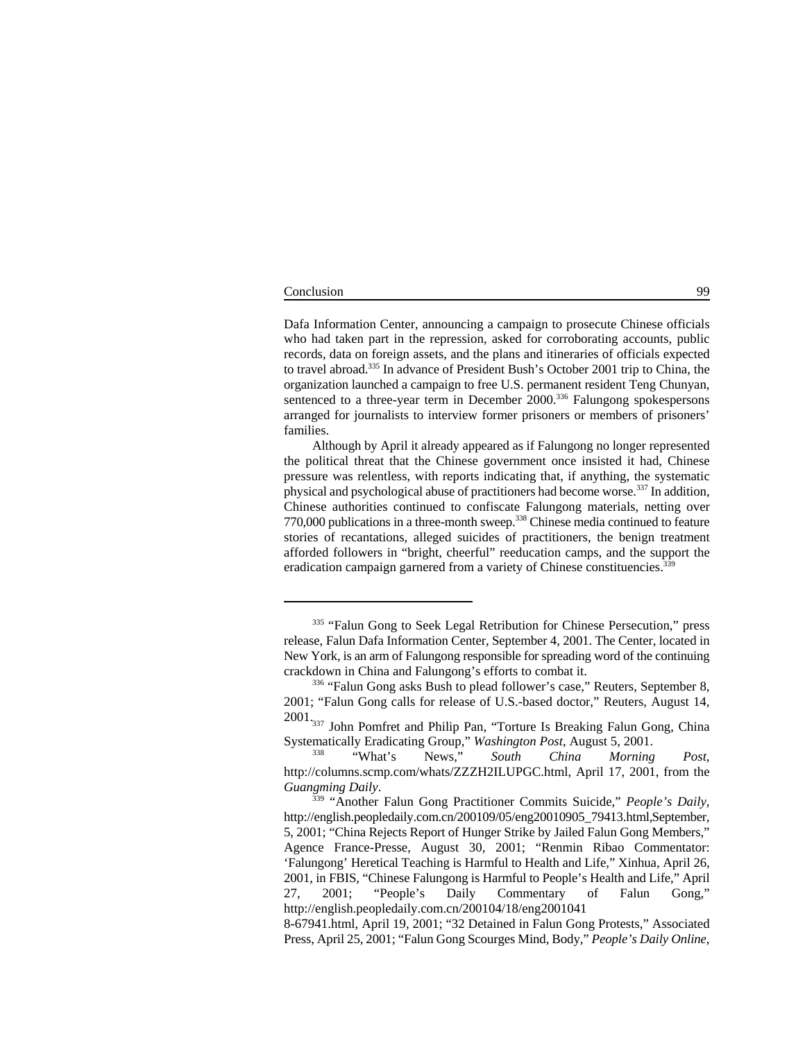Dafa Information Center, announcing a campaign to prosecute Chinese officials who had taken part in the repression, asked for corroborating accounts, public records, data on foreign assets, and the plans and itineraries of officials expected to travel abroad.[335] In advance of President Bush's October 2001 trip to China, the organization launched a campaign to free U.S. permanent resident Teng Chunyan, sentenced to a three-year term in December 2000.[336] Falungong spokespersons arranged for journalists to interview former prisoners or members of prisoners' families.

Although by April it already appeared as if Falungong no longer represented the political threat that the Chinese government once insisted it had, Chinese pressure was relentless, with reports indicating that, if anything, the systematic physical and psychological abuse of practitioners had become worse.[337] In addition, Chinese authorities continued to confiscate Falungong materials, netting over 770,000 publications in a three-month sweep.[338] Chinese media continued to feature stories of recantations, alleged suicides of practitioners, the benign treatment afforded followers in "bright, cheerful" reeducation camps, and the support the eradication campaign garnered from a variety of Chinese constituencies.[339]

---

[335] "Falun Gong to Seek Legal Retribution for Chinese Persecution," press release, Falun Dafa Information Center, September 4, 2001. The Center, located in New York, is an arm of Falungong responsible for spreading word of the continuing crackdown in China and Falungong's efforts to combat it.

[336] "Falun Gong asks Bush to plead follower's case," Reuters, September 8, 2001; "Falun Gong calls for release of U.S.-based doctor," Reuters, August 14, 2001.

[337] John Pomfret and Philip Pan, "Torture Is Breaking Falun Gong, China Systematically Eradicating Group," *Washington Post*, August 5, 2001.

[338] "What's News," *South China Morning Post*, http://columns.scmp.com/whats/ZZZH2ILUPGC.html, April 17, 2001, from the *Guangming Daily*.

[339] "Another Falun Gong Practitioner Commits Suicide," *People's Daily*, http://english.peopledaily.com.cn/200109/05/eng20010905_79413.html,September, 5, 2001; "China Rejects Report of Hunger Strike by Jailed Falun Gong Members," Agence France-Presse, August 30, 2001; "Renmin Ribao Commentator: 'Falungong' Heretical Teaching is Harmful to Health and Life," Xinhua, April 26, 2001, in FBIS, "Chinese Falungong is Harmful to People's Health and Life," April 27, 2001; "People's Daily Commentary of Falun Gong," http://english.peopledaily.com.cn/200104/18/eng2001041 8-67941.html, April 19, 2001; "32 Detained in Falun Gong Protests," Associated Press, April 25, 2001; "Falun Gong Scourges Mind, Body," *People's Daily Online*,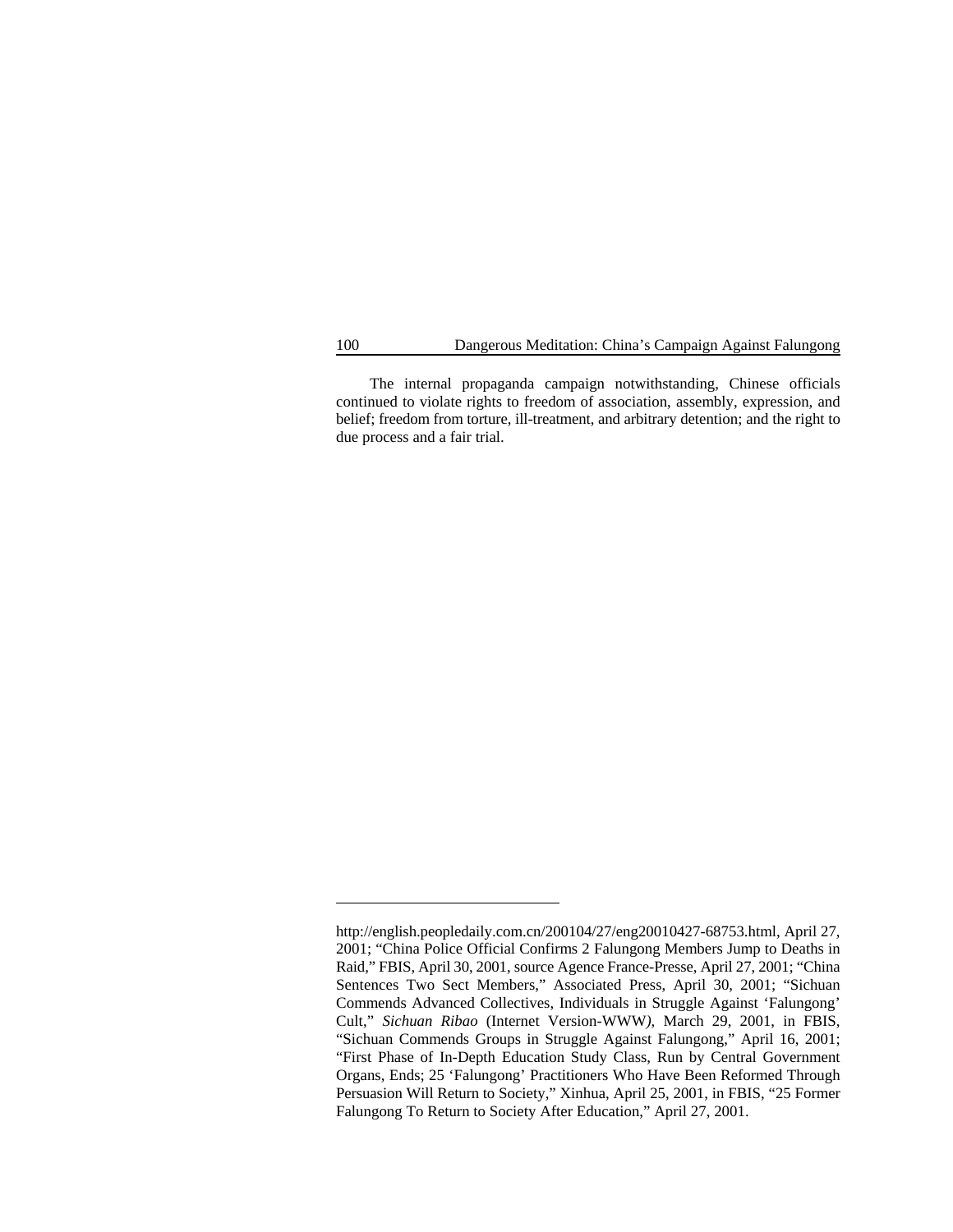The internal propaganda campaign notwithstanding, Chinese officials continued to violate rights to freedom of association, assembly, expression, and belief; freedom from torture, ill-treatment, and arbitrary detention; and the right to due process and a fair trial.

---

http://english.peopledaily.com.cn/200104/27/eng20010427-68753.html, April 27, 2001; "China Police Official Confirms 2 Falungong Members Jump to Deaths in Raid," FBIS, April 30, 2001, source Agence France-Presse, April 27, 2001; "China Sentences Two Sect Members," Associated Press, April 30, 2001; "Sichuan Commends Advanced Collectives, Individuals in Struggle Against 'Falungong' Cult," *Sichuan Ribao* (Internet Version-WWW), March 29, 2001, in FBIS, "Sichuan Commends Groups in Struggle Against Falungong," April 16, 2001; "First Phase of In-Depth Education Study Class, Run by Central Government Organs, Ends; 25 'Falungong' Practitioners Who Have Been Reformed Through Persuasion Will Return to Society," Xinhua, April 25, 2001, in FBIS, "25 Former Falungong To Return to Society After Education," April 27, 2001.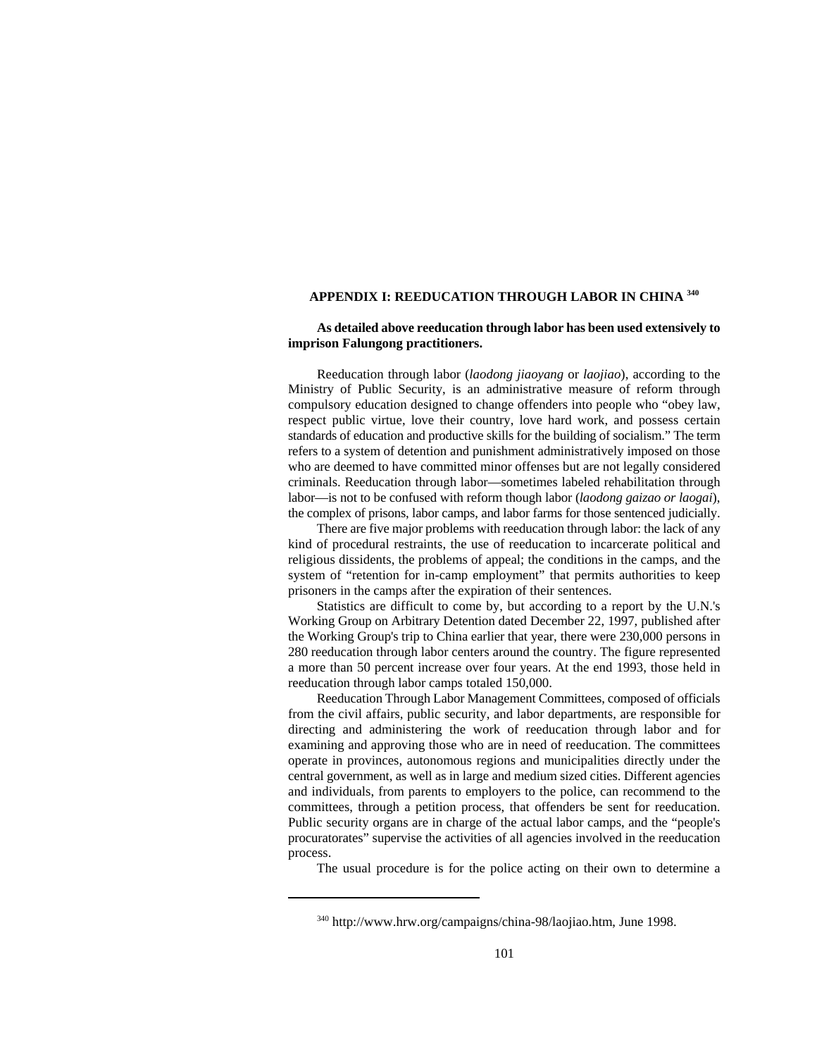## APPENDIX I: REEDUCATION THROUGH LABOR IN CHINA [340]

**As detailed above reeducation through labor has been used extensively to imprison Falungong practitioners.**

Reeducation through labor (*laodong jiaoyang* or *laojiao*), according to the Ministry of Public Security, is an administrative measure of reform through compulsory education designed to change offenders into people who "obey law, respect public virtue, love their country, love hard work, and possess certain standards of education and productive skills for the building of socialism." The term refers to a system of detention and punishment administratively imposed on those who are deemed to have committed minor offenses but are not legally considered criminals. Reeducation through labor—sometimes labeled rehabilitation through labor—is not to be confused with reform though labor (*laodong gaizao or laogai*), the complex of prisons, labor camps, and labor farms for those sentenced judicially.

There are five major problems with reeducation through labor: the lack of any kind of procedural restraints, the use of reeducation to incarcerate political and religious dissidents, the problems of appeal; the conditions in the camps, and the system of "retention for in-camp employment" that permits authorities to keep prisoners in the camps after the expiration of their sentences.

Statistics are difficult to come by, but according to a report by the U.N.'s Working Group on Arbitrary Detention dated December 22, 1997, published after the Working Group's trip to China earlier that year, there were 230,000 persons in 280 reeducation through labor centers around the country. The figure represented a more than 50 percent increase over four years. At the end 1993, those held in reeducation through labor camps totaled 150,000.

Reeducation Through Labor Management Committees, composed of officials from the civil affairs, public security, and labor departments, are responsible for directing and administering the work of reeducation through labor and for examining and approving those who are in need of reeducation. The committees operate in provinces, autonomous regions and municipalities directly under the central government, as well as in large and medium sized cities. Different agencies and individuals, from parents to employers to the police, can recommend to the committees, through a petition process, that offenders be sent for reeducation. Public security organs are in charge of the actual labor camps, and the "people's procuratorates" supervise the activities of all agencies involved in the reeducation process.

The usual procedure is for the police acting on their own to determine a

[340] http://www.hrw.org/campaigns/china-98/laojiao.htm, June 1998.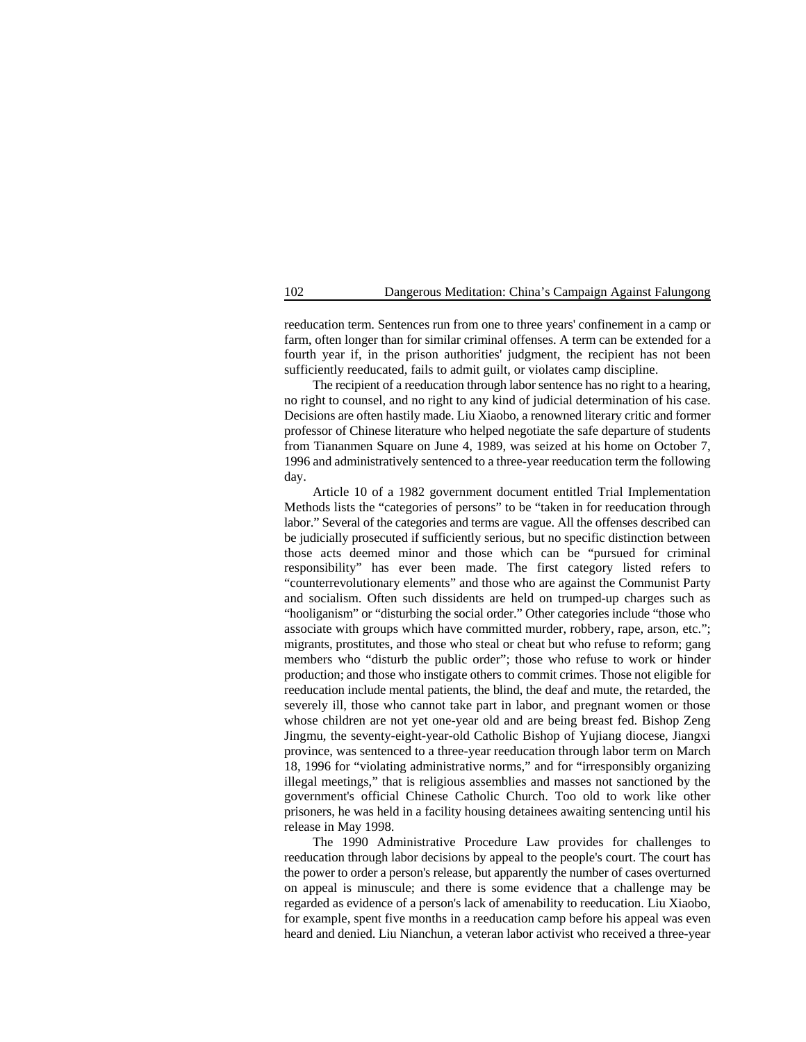reeducation term. Sentences run from one to three years' confinement in a camp or farm, often longer than for similar criminal offenses. A term can be extended for a fourth year if, in the prison authorities' judgment, the recipient has not been sufficiently reeducated, fails to admit guilt, or violates camp discipline.

The recipient of a reeducation through labor sentence has no right to a hearing, no right to counsel, and no right to any kind of judicial determination of his case. Decisions are often hastily made. Liu Xiaobo, a renowned literary critic and former professor of Chinese literature who helped negotiate the safe departure of students from Tiananmen Square on June 4, 1989, was seized at his home on October 7, 1996 and administratively sentenced to a three-year reeducation term the following day.

Article 10 of a 1982 government document entitled Trial Implementation Methods lists the "categories of persons" to be "taken in for reeducation through labor." Several of the categories and terms are vague. All the offenses described can be judicially prosecuted if sufficiently serious, but no specific distinction between those acts deemed minor and those which can be "pursued for criminal responsibility" has ever been made. The first category listed refers to "counterrevolutionary elements" and those who are against the Communist Party and socialism. Often such dissidents are held on trumped-up charges such as "hooliganism" or "disturbing the social order." Other categories include "those who associate with groups which have committed murder, robbery, rape, arson, etc."; migrants, prostitutes, and those who steal or cheat but who refuse to reform; gang members who "disturb the public order"; those who refuse to work or hinder production; and those who instigate others to commit crimes. Those not eligible for reeducation include mental patients, the blind, the deaf and mute, the retarded, the severely ill, those who cannot take part in labor, and pregnant women or those whose children are not yet one-year old and are being breast fed. Bishop Zeng Jingmu, the seventy-eight-year-old Catholic Bishop of Yujiang diocese, Jiangxi province, was sentenced to a three-year reeducation through labor term on March 18, 1996 for "violating administrative norms," and for "irresponsibly organizing illegal meetings," that is religious assemblies and masses not sanctioned by the government's official Chinese Catholic Church. Too old to work like other prisoners, he was held in a facility housing detainees awaiting sentencing until his release in May 1998.

The 1990 Administrative Procedure Law provides for challenges to reeducation through labor decisions by appeal to the people's court. The court has the power to order a person's release, but apparently the number of cases overturned on appeal is minuscule; and there is some evidence that a challenge may be regarded as evidence of a person's lack of amenability to reeducation. Liu Xiaobo, for example, spent five months in a reeducation camp before his appeal was even heard and denied. Liu Nianchun, a veteran labor activist who received a three-year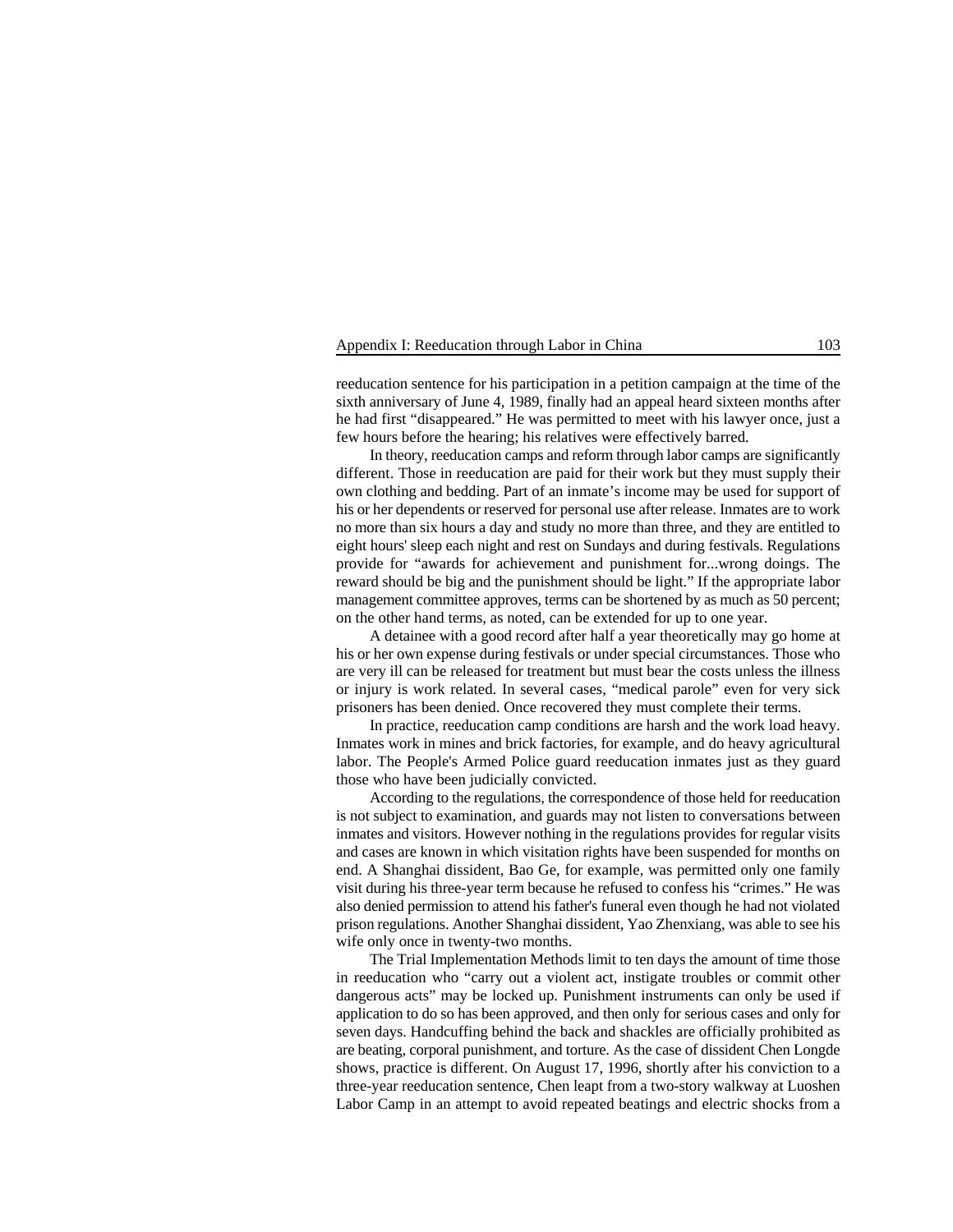reeducation sentence for his participation in a petition campaign at the time of the sixth anniversary of June 4, 1989, finally had an appeal heard sixteen months after he had first "disappeared." He was permitted to meet with his lawyer once, just a few hours before the hearing; his relatives were effectively barred.

In theory, reeducation camps and reform through labor camps are significantly different. Those in reeducation are paid for their work but they must supply their own clothing and bedding. Part of an inmate's income may be used for support of his or her dependents or reserved for personal use after release. Inmates are to work no more than six hours a day and study no more than three, and they are entitled to eight hours' sleep each night and rest on Sundays and during festivals. Regulations provide for "awards for achievement and punishment for...wrong doings. The reward should be big and the punishment should be light." If the appropriate labor management committee approves, terms can be shortened by as much as 50 percent; on the other hand terms, as noted, can be extended for up to one year.

A detainee with a good record after half a year theoretically may go home at his or her own expense during festivals or under special circumstances. Those who are very ill can be released for treatment but must bear the costs unless the illness or injury is work related. In several cases, "medical parole" even for very sick prisoners has been denied. Once recovered they must complete their terms.

In practice, reeducation camp conditions are harsh and the work load heavy. Inmates work in mines and brick factories, for example, and do heavy agricultural labor. The People's Armed Police guard reeducation inmates just as they guard those who have been judicially convicted.

According to the regulations, the correspondence of those held for reeducation is not subject to examination, and guards may not listen to conversations between inmates and visitors. However nothing in the regulations provides for regular visits and cases are known in which visitation rights have been suspended for months on end. A Shanghai dissident, Bao Ge, for example, was permitted only one family visit during his three-year term because he refused to confess his "crimes." He was also denied permission to attend his father's funeral even though he had not violated prison regulations. Another Shanghai dissident, Yao Zhenxiang, was able to see his wife only once in twenty-two months.

The Trial Implementation Methods limit to ten days the amount of time those in reeducation who "carry out a violent act, instigate troubles or commit other dangerous acts" may be locked up. Punishment instruments can only be used if application to do so has been approved, and then only for serious cases and only for seven days. Handcuffing behind the back and shackles are officially prohibited as are beating, corporal punishment, and torture. As the case of dissident Chen Longde shows, practice is different. On August 17, 1996, shortly after his conviction to a three-year reeducation sentence, Chen leapt from a two-story walkway at Luoshen Labor Camp in an attempt to avoid repeated beatings and electric shocks from a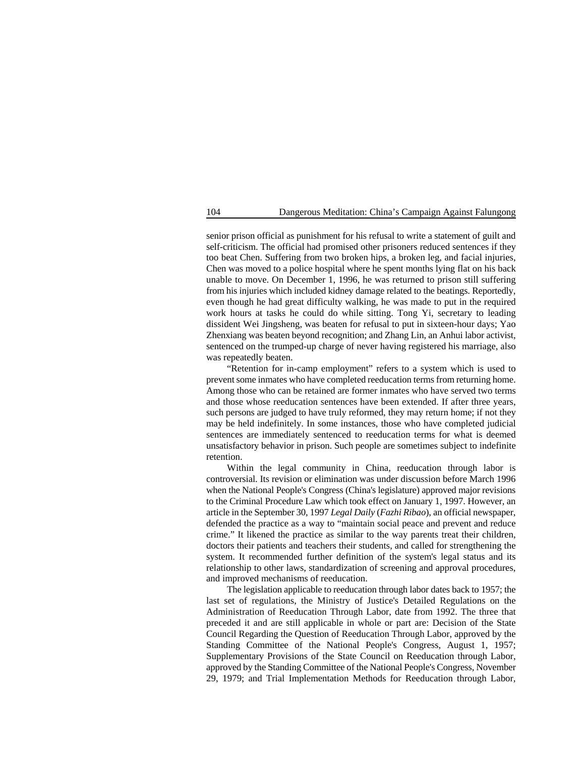senior prison official as punishment for his refusal to write a statement of guilt and self-criticism. The official had promised other prisoners reduced sentences if they too beat Chen. Suffering from two broken hips, a broken leg, and facial injuries, Chen was moved to a police hospital where he spent months lying flat on his back unable to move. On December 1, 1996, he was returned to prison still suffering from his injuries which included kidney damage related to the beatings. Reportedly, even though he had great difficulty walking, he was made to put in the required work hours at tasks he could do while sitting. Tong Yi, secretary to leading dissident Wei Jingsheng, was beaten for refusal to put in sixteen-hour days; Yao Zhenxiang was beaten beyond recognition; and Zhang Lin, an Anhui labor activist, sentenced on the trumped-up charge of never having registered his marriage, also was repeatedly beaten.

"Retention for in-camp employment" refers to a system which is used to prevent some inmates who have completed reeducation terms from returning home. Among those who can be retained are former inmates who have served two terms and those whose reeducation sentences have been extended. If after three years, such persons are judged to have truly reformed, they may return home; if not they may be held indefinitely. In some instances, those who have completed judicial sentences are immediately sentenced to reeducation terms for what is deemed unsatisfactory behavior in prison. Such people are sometimes subject to indefinite retention.

Within the legal community in China, reeducation through labor is controversial. Its revision or elimination was under discussion before March 1996 when the National People's Congress (China's legislature) approved major revisions to the Criminal Procedure Law which took effect on January 1, 1997. However, an article in the September 30, 1997 *Legal Daily* (*Fazhi Ribao*), an official newspaper, defended the practice as a way to "maintain social peace and prevent and reduce crime." It likened the practice as similar to the way parents treat their children, doctors their patients and teachers their students, and called for strengthening the system. It recommended further definition of the system's legal status and its relationship to other laws, standardization of screening and approval procedures, and improved mechanisms of reeducation.

The legislation applicable to reeducation through labor dates back to 1957; the last set of regulations, the Ministry of Justice's Detailed Regulations on the Administration of Reeducation Through Labor, date from 1992. The three that preceded it and are still applicable in whole or part are: Decision of the State Council Regarding the Question of Reeducation Through Labor, approved by the Standing Committee of the National People's Congress, August 1, 1957; Supplementary Provisions of the State Council on Reeducation through Labor, approved by the Standing Committee of the National People's Congress, November 29, 1979; and Trial Implementation Methods for Reeducation through Labor,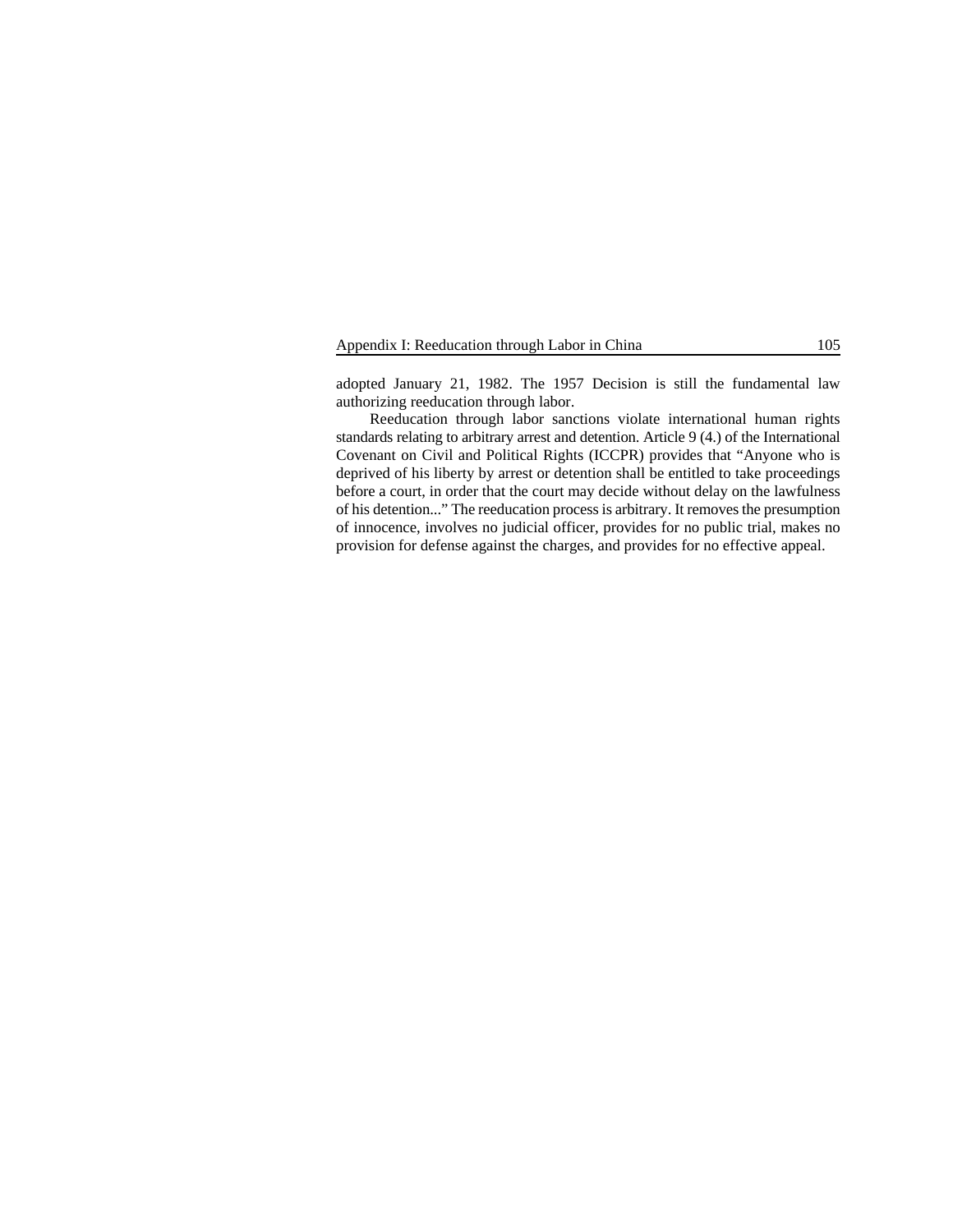adopted January 21, 1982. The 1957 Decision is still the fundamental law authorizing reeducation through labor.

Reeducation through labor sanctions violate international human rights standards relating to arbitrary arrest and detention. Article 9 (4.) of the International Covenant on Civil and Political Rights (ICCPR) provides that "Anyone who is deprived of his liberty by arrest or detention shall be entitled to take proceedings before a court, in order that the court may decide without delay on the lawfulness of his detention..." The reeducation process is arbitrary. It removes the presumption of innocence, involves no judicial officer, provides for no public trial, makes no provision for defense against the charges, and provides for no effective appeal.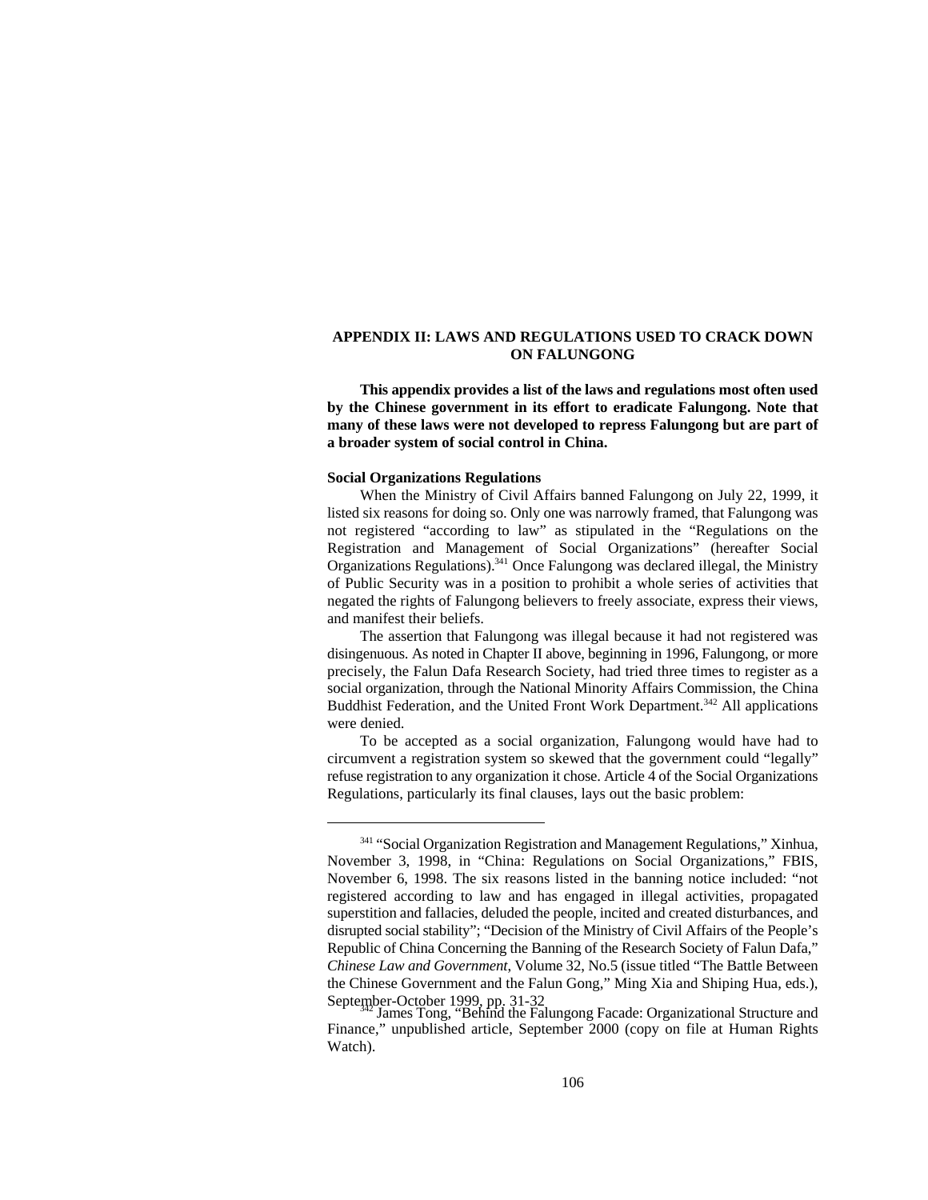# APPENDIX II: LAWS AND REGULATIONS USED TO CRACK DOWN ON FALUNGONG

**This appendix provides a list of the laws and regulations most often used by the Chinese government in its effort to eradicate Falungong. Note that many of these laws were not developed to repress Falungong but are part of a broader system of social control in China.**

### Social Organizations Regulations

When the Ministry of Civil Affairs banned Falungong on July 22, 1999, it listed six reasons for doing so. Only one was narrowly framed, that Falungong was not registered "according to law" as stipulated in the "Regulations on the Registration and Management of Social Organizations" (hereafter Social Organizations Regulations).[341] Once Falungong was declared illegal, the Ministry of Public Security was in a position to prohibit a whole series of activities that negated the rights of Falungong believers to freely associate, express their views, and manifest their beliefs.

The assertion that Falungong was illegal because it had not registered was disingenuous. As noted in Chapter II above, beginning in 1996, Falungong, or more precisely, the Falun Dafa Research Society, had tried three times to register as a social organization, through the National Minority Affairs Commission, the China Buddhist Federation, and the United Front Work Department.[342] All applications were denied.

To be accepted as a social organization, Falungong would have had to circumvent a registration system so skewed that the government could "legally" refuse registration to any organization it chose. Article 4 of the Social Organizations Regulations, particularly its final clauses, lays out the basic problem:

---

[341] "Social Organization Registration and Management Regulations," Xinhua, November 3, 1998, in "China: Regulations on Social Organizations," FBIS, November 6, 1998. The six reasons listed in the banning notice included: "not registered according to law and has engaged in illegal activities, propagated superstition and fallacies, deluded the people, incited and created disturbances, and disrupted social stability"; "Decision of the Ministry of Civil Affairs of the People's Republic of China Concerning the Banning of the Research Society of Falun Dafa," *Chinese Law and Government*, Volume 32, No.5 (issue titled "The Battle Between the Chinese Government and the Falun Gong," Ming Xia and Shiping Hua, eds.), September-October 1999, pp. 31-32

[342] James Tong, "Behind the Falungong Facade: Organizational Structure and Finance," unpublished article, September 2000 (copy on file at Human Rights Watch).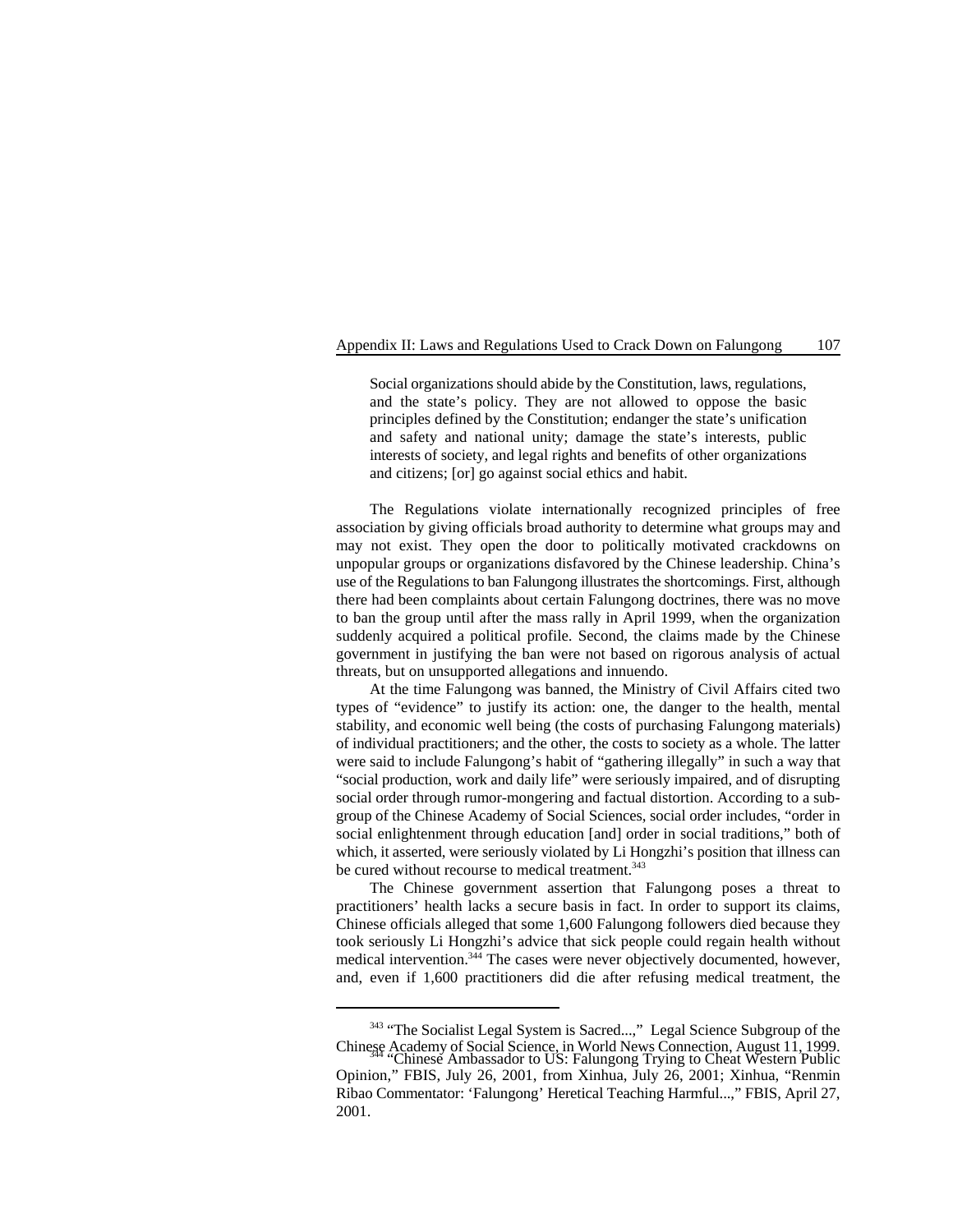> Social organizations should abide by the Constitution, laws, regulations, and the state's policy. They are not allowed to oppose the basic principles defined by the Constitution; endanger the state's unification and safety and national unity; damage the state's interests, public interests of society, and legal rights and benefits of other organizations and citizens; [or] go against social ethics and habit.

The Regulations violate internationally recognized principles of free association by giving officials broad authority to determine what groups may and may not exist. They open the door to politically motivated crackdowns on unpopular groups or organizations disfavored by the Chinese leadership. China's use of the Regulations to ban Falungong illustrates the shortcomings. First, although there had been complaints about certain Falungong doctrines, there was no move to ban the group until after the mass rally in April 1999, when the organization suddenly acquired a political profile. Second, the claims made by the Chinese government in justifying the ban were not based on rigorous analysis of actual threats, but on unsupported allegations and innuendo.

At the time Falungong was banned, the Ministry of Civil Affairs cited two types of "evidence" to justify its action: one, the danger to the health, mental stability, and economic well being (the costs of purchasing Falungong materials) of individual practitioners; and the other, the costs to society as a whole. The latter were said to include Falungong's habit of "gathering illegally" in such a way that "social production, work and daily life" were seriously impaired, and of disrupting social order through rumor-mongering and factual distortion. According to a sub-group of the Chinese Academy of Social Sciences, social order includes, "order in social enlightenment through education [and] order in social traditions," both of which, it asserted, were seriously violated by Li Hongzhi's position that illness can be cured without recourse to medical treatment.[343]

The Chinese government assertion that Falungong poses a threat to practitioners' health lacks a secure basis in fact. In order to support its claims, Chinese officials alleged that some 1,600 Falungong followers died because they took seriously Li Hongzhi's advice that sick people could regain health without medical intervention.[344] The cases were never objectively documented, however, and, even if 1,600 practitioners did die after refusing medical treatment, the

---

[343] "The Socialist Legal System is Sacred...," Legal Science Subgroup of the Chinese Academy of Social Science, in World News Connection, August 11, 1999.

[344] "Chinese Ambassador to US: Falungong Trying to Cheat Western Public Opinion," FBIS, July 26, 2001, from Xinhua, July 26, 2001; Xinhua, "Renmin Ribao Commentator: 'Falungong' Heretical Teaching Harmful...," FBIS, April 27, 2001.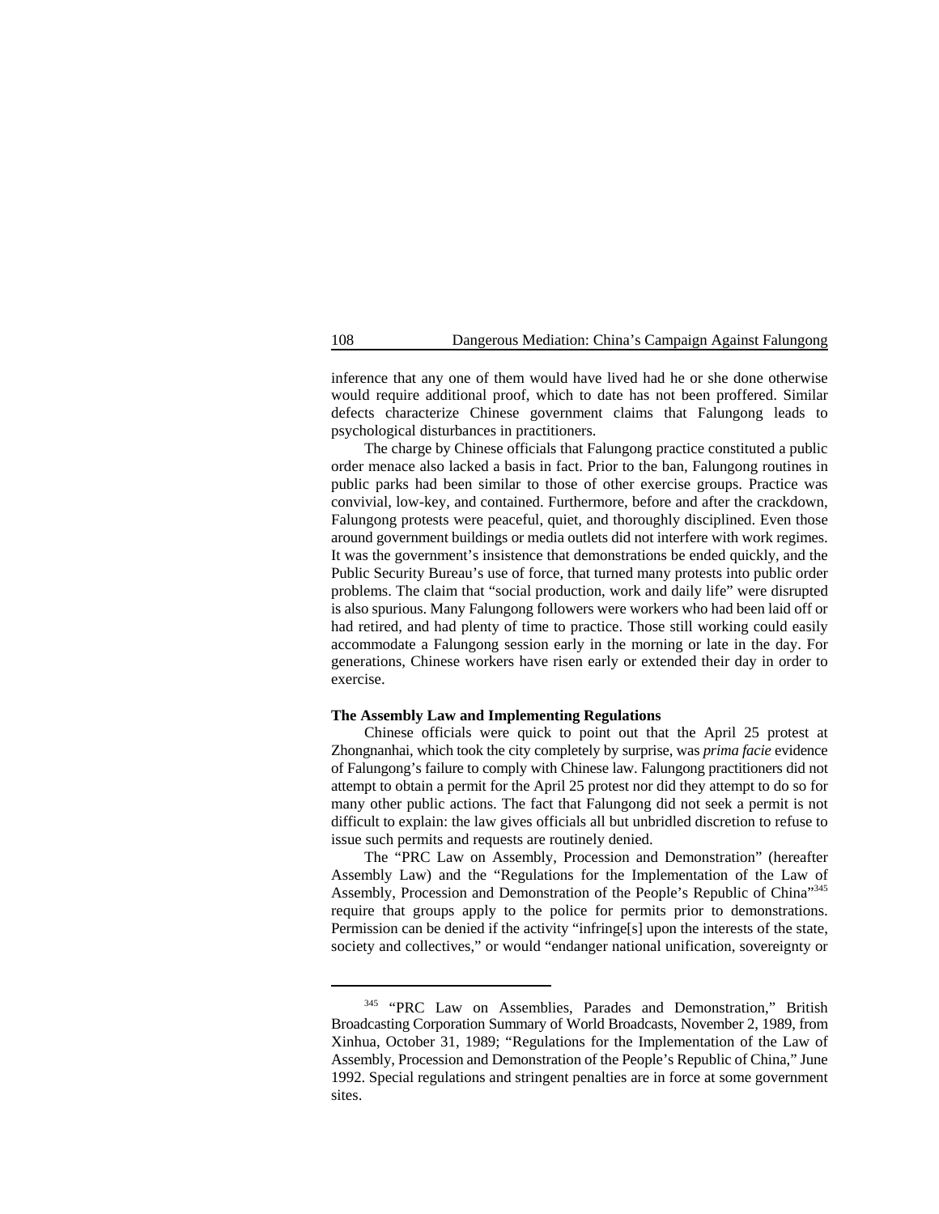inference that any one of them would have lived had he or she done otherwise would require additional proof, which to date has not been proffered. Similar defects characterize Chinese government claims that Falungong leads to psychological disturbances in practitioners.

The charge by Chinese officials that Falungong practice constituted a public order menace also lacked a basis in fact. Prior to the ban, Falungong routines in public parks had been similar to those of other exercise groups. Practice was convivial, low-key, and contained. Furthermore, before and after the crackdown, Falungong protests were peaceful, quiet, and thoroughly disciplined. Even those around government buildings or media outlets did not interfere with work regimes. It was the government's insistence that demonstrations be ended quickly, and the Public Security Bureau's use of force, that turned many protests into public order problems. The claim that "social production, work and daily life" were disrupted is also spurious. Many Falungong followers were workers who had been laid off or had retired, and had plenty of time to practice. Those still working could easily accommodate a Falungong session early in the morning or late in the day. For generations, Chinese workers have risen early or extended their day in order to exercise.

**The Assembly Law and Implementing Regulations**

Chinese officials were quick to point out that the April 25 protest at Zhongnanhai, which took the city completely by surprise, was *prima facie* evidence of Falungong's failure to comply with Chinese law. Falungong practitioners did not attempt to obtain a permit for the April 25 protest nor did they attempt to do so for many other public actions. The fact that Falungong did not seek a permit is not difficult to explain: the law gives officials all but unbridled discretion to refuse to issue such permits and requests are routinely denied.

The "PRC Law on Assembly, Procession and Demonstration" (hereafter Assembly Law) and the "Regulations for the Implementation of the Law of Assembly, Procession and Demonstration of the People's Republic of China"[345] require that groups apply to the police for permits prior to demonstrations. Permission can be denied if the activity "infringe[s] upon the interests of the state, society and collectives," or would "endanger national unification, sovereignty or

---

[345] "PRC Law on Assemblies, Parades and Demonstration," British Broadcasting Corporation Summary of World Broadcasts, November 2, 1989, from Xinhua, October 31, 1989; "Regulations for the Implementation of the Law of Assembly, Procession and Demonstration of the People's Republic of China," June 1992. Special regulations and stringent penalties are in force at some government sites.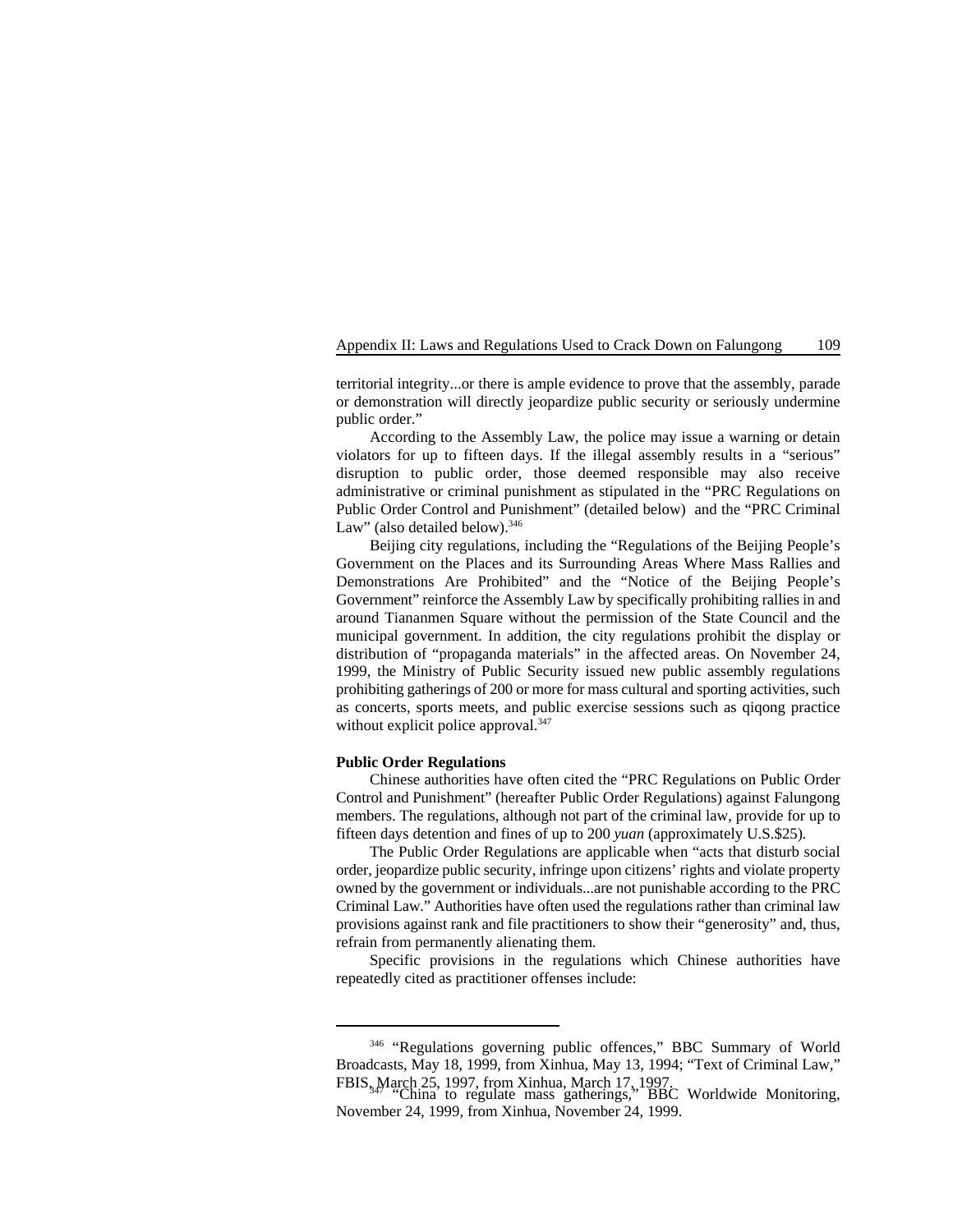territorial integrity...or there is ample evidence to prove that the assembly, parade or demonstration will directly jeopardize public security or seriously undermine public order."

According to the Assembly Law, the police may issue a warning or detain violators for up to fifteen days. If the illegal assembly results in a "serious" disruption to public order, those deemed responsible may also receive administrative or criminal punishment as stipulated in the "PRC Regulations on Public Order Control and Punishment" (detailed below) and the "PRC Criminal Law" (also detailed below).[346]

Beijing city regulations, including the "Regulations of the Beijing People's Government on the Places and its Surrounding Areas Where Mass Rallies and Demonstrations Are Prohibited" and the "Notice of the Beijing People's Government" reinforce the Assembly Law by specifically prohibiting rallies in and around Tiananmen Square without the permission of the State Council and the municipal government. In addition, the city regulations prohibit the display or distribution of "propaganda materials" in the affected areas. On November 24, 1999, the Ministry of Public Security issued new public assembly regulations prohibiting gatherings of 200 or more for mass cultural and sporting activities, such as concerts, sports meets, and public exercise sessions such as qiqong practice without explicit police approval.[347]

**Public Order Regulations**

Chinese authorities have often cited the "PRC Regulations on Public Order Control and Punishment" (hereafter Public Order Regulations) against Falungong members. The regulations, although not part of the criminal law, provide for up to fifteen days detention and fines of up to 200 *yuan* (approximately U.S.$25).

The Public Order Regulations are applicable when "acts that disturb social order, jeopardize public security, infringe upon citizens' rights and violate property owned by the government or individuals...are not punishable according to the PRC Criminal Law." Authorities have often used the regulations rather than criminal law provisions against rank and file practitioners to show their "generosity" and, thus, refrain from permanently alienating them.

Specific provisions in the regulations which Chinese authorities have repeatedly cited as practitioner offenses include:

---

[346] "Regulations governing public offences," BBC Summary of World Broadcasts, May 18, 1999, from Xinhua, May 13, 1994; "Text of Criminal Law," FBIS, March 25, 1997, from Xinhua, March 17, 1997.

[347] "China to regulate mass gatherings," BBC Worldwide Monitoring, November 24, 1999, from Xinhua, November 24, 1999.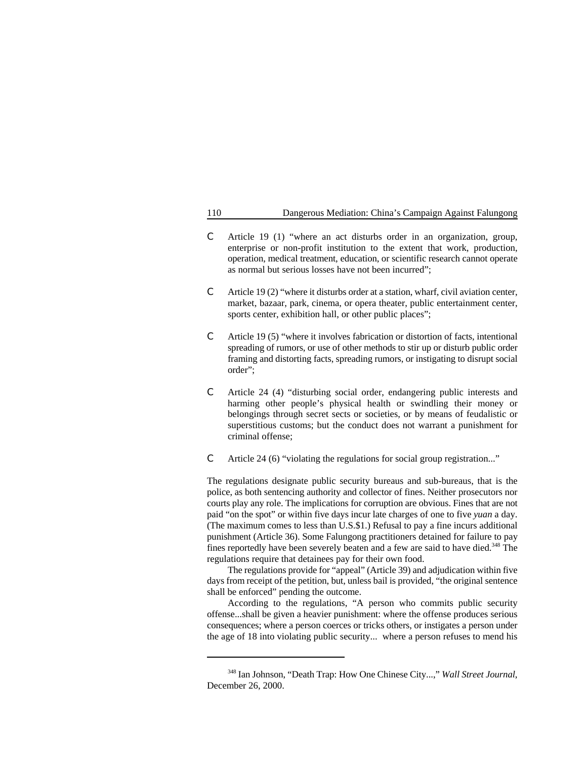- Article 19 (1) "where an act disturbs order in an organization, group, enterprise or non-profit institution to the extent that work, production, operation, medical treatment, education, or scientific research cannot operate as normal but serious losses have not been incurred";

- Article 19 (2) "where it disturbs order at a station, wharf, civil aviation center, market, bazaar, park, cinema, or opera theater, public entertainment center, sports center, exhibition hall, or other public places";

- Article 19 (5) "where it involves fabrication or distortion of facts, intentional spreading of rumors, or use of other methods to stir up or disturb public order framing and distorting facts, spreading rumors, or instigating to disrupt social order";

- Article 24 (4) "disturbing social order, endangering public interests and harming other people's physical health or swindling their money or belongings through secret sects or societies, or by means of feudalistic or superstitious customs; but the conduct does not warrant a punishment for criminal offense;

- Article 24 (6) "violating the regulations for social group registration..."

The regulations designate public security bureaus and sub-bureaus, that is the police, as both sentencing authority and collector of fines. Neither prosecutors nor courts play any role. The implications for corruption are obvious. Fines that are not paid "on the spot" or within five days incur late charges of one to five *yuan* a day. (The maximum comes to less than U.S.$1.) Refusal to pay a fine incurs additional punishment (Article 36). Some Falungong practitioners detained for failure to pay fines reportedly have been severely beaten and a few are said to have died.[348] The regulations require that detainees pay for their own food.

The regulations provide for "appeal" (Article 39) and adjudication within five days from receipt of the petition, but, unless bail is provided, "the original sentence shall be enforced" pending the outcome.

According to the regulations, "A person who commits public security offense...shall be given a heavier punishment: where the offense produces serious consequences; where a person coerces or tricks others, or instigates a person under the age of 18 into violating public security... where a person refuses to mend his

[348] Ian Johnson, "Death Trap: How One Chinese City...," *Wall Street Journal*, December 26, 2000.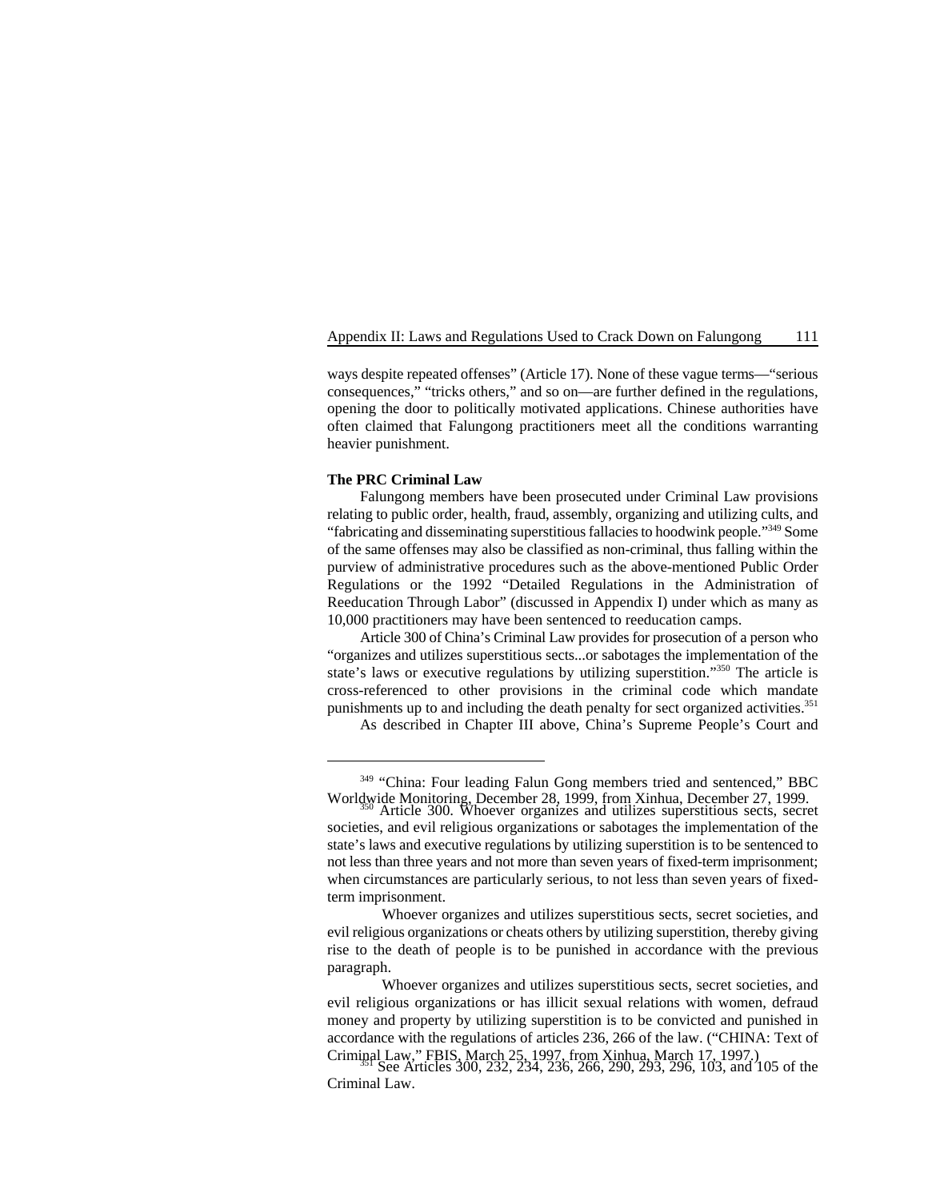ways despite repeated offenses" (Article 17). None of these vague terms—"serious consequences," "tricks others," and so on—are further defined in the regulations, opening the door to politically motivated applications. Chinese authorities have often claimed that Falungong practitioners meet all the conditions warranting heavier punishment.

**The PRC Criminal Law**

Falungong members have been prosecuted under Criminal Law provisions relating to public order, health, fraud, assembly, organizing and utilizing cults, and "fabricating and disseminating superstitious fallacies to hoodwink people."[349] Some of the same offenses may also be classified as non-criminal, thus falling within the purview of administrative procedures such as the above-mentioned Public Order Regulations or the 1992 "Detailed Regulations in the Administration of Reeducation Through Labor" (discussed in Appendix I) under which as many as 10,000 practitioners may have been sentenced to reeducation camps.

Article 300 of China's Criminal Law provides for prosecution of a person who "organizes and utilizes superstitious sects...or sabotages the implementation of the state's laws or executive regulations by utilizing superstition."[350] The article is cross-referenced to other provisions in the criminal code which mandate punishments up to and including the death penalty for sect organized activities.[351]

As described in Chapter III above, China's Supreme People's Court and

---

[349] "China: Four leading Falun Gong members tried and sentenced," BBC Worldwide Monitoring, December 28, 1999, from Xinhua, December 27, 1999.

[350] Article 300. Whoever organizes and utilizes superstitious sects, secret societies, and evil religious organizations or sabotages the implementation of the state's laws and executive regulations by utilizing superstition is to be sentenced to not less than three years and not more than seven years of fixed-term imprisonment; when circumstances are particularly serious, to not less than seven years of fixed-term imprisonment.

Whoever organizes and utilizes superstitious sects, secret societies, and evil religious organizations or cheats others by utilizing superstition, thereby giving rise to the death of people is to be punished in accordance with the previous paragraph.

Whoever organizes and utilizes superstitious sects, secret societies, and evil religious organizations or has illicit sexual relations with women, defraud money and property by utilizing superstition is to be convicted and punished in accordance with the regulations of articles 236, 266 of the law. ("CHINA: Text of Criminal Law," FBIS, March 25, 1997, from Xinhua, March 17, 1997.)

[351] See Articles 300, 232, 234, 236, 266, 290, 293, 296, 103, and 105 of the Criminal Law.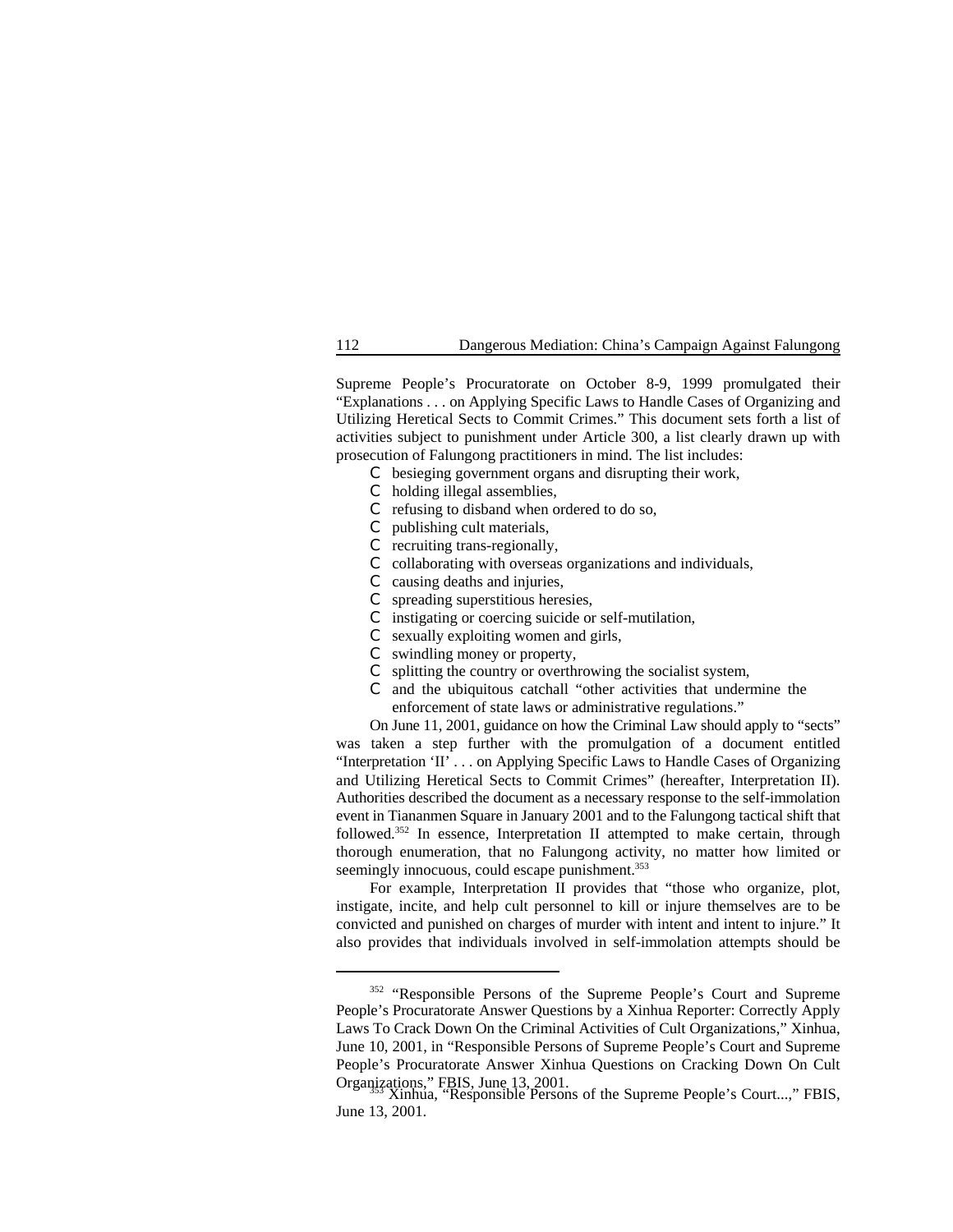Supreme People's Procuratorate on October 8-9, 1999 promulgated their "Explanations . . . on Applying Specific Laws to Handle Cases of Organizing and Utilizing Heretical Sects to Commit Crimes." This document sets forth a list of activities subject to punishment under Article 300, a list clearly drawn up with prosecution of Falungong practitioners in mind. The list includes:

- besieging government organs and disrupting their work,
- holding illegal assemblies,
- refusing to disband when ordered to do so,
- publishing cult materials,
- recruiting trans-regionally,
- collaborating with overseas organizations and individuals,
- causing deaths and injuries,
- spreading superstitious heresies,
- instigating or coercing suicide or self-mutilation,
- sexually exploiting women and girls,
- swindling money or property,
- splitting the country or overthrowing the socialist system,
- and the ubiquitous catchall "other activities that undermine the enforcement of state laws or administrative regulations."

On June 11, 2001, guidance on how the Criminal Law should apply to "sects" was taken a step further with the promulgation of a document entitled "Interpretation 'II' . . . on Applying Specific Laws to Handle Cases of Organizing and Utilizing Heretical Sects to Commit Crimes" (hereafter, Interpretation II). Authorities described the document as a necessary response to the self-immolation event in Tiananmen Square in January 2001 and to the Falungong tactical shift that followed.[352] In essence, Interpretation II attempted to make certain, through thorough enumeration, that no Falungong activity, no matter how limited or seemingly innocuous, could escape punishment.[353]

For example, Interpretation II provides that "those who organize, plot, instigate, incite, and help cult personnel to kill or injure themselves are to be convicted and punished on charges of murder with intent and intent to injure." It also provides that individuals involved in self-immolation attempts should be

---

[352] "Responsible Persons of the Supreme People's Court and Supreme People's Procuratorate Answer Questions by a Xinhua Reporter: Correctly Apply Laws To Crack Down On the Criminal Activities of Cult Organizations," Xinhua, June 10, 2001, in "Responsible Persons of Supreme People's Court and Supreme People's Procuratorate Answer Xinhua Questions on Cracking Down On Cult Organizations," FBIS, June 13, 2001.

[353] Xinhua, "Responsible Persons of the Supreme People's Court...," FBIS, June 13, 2001.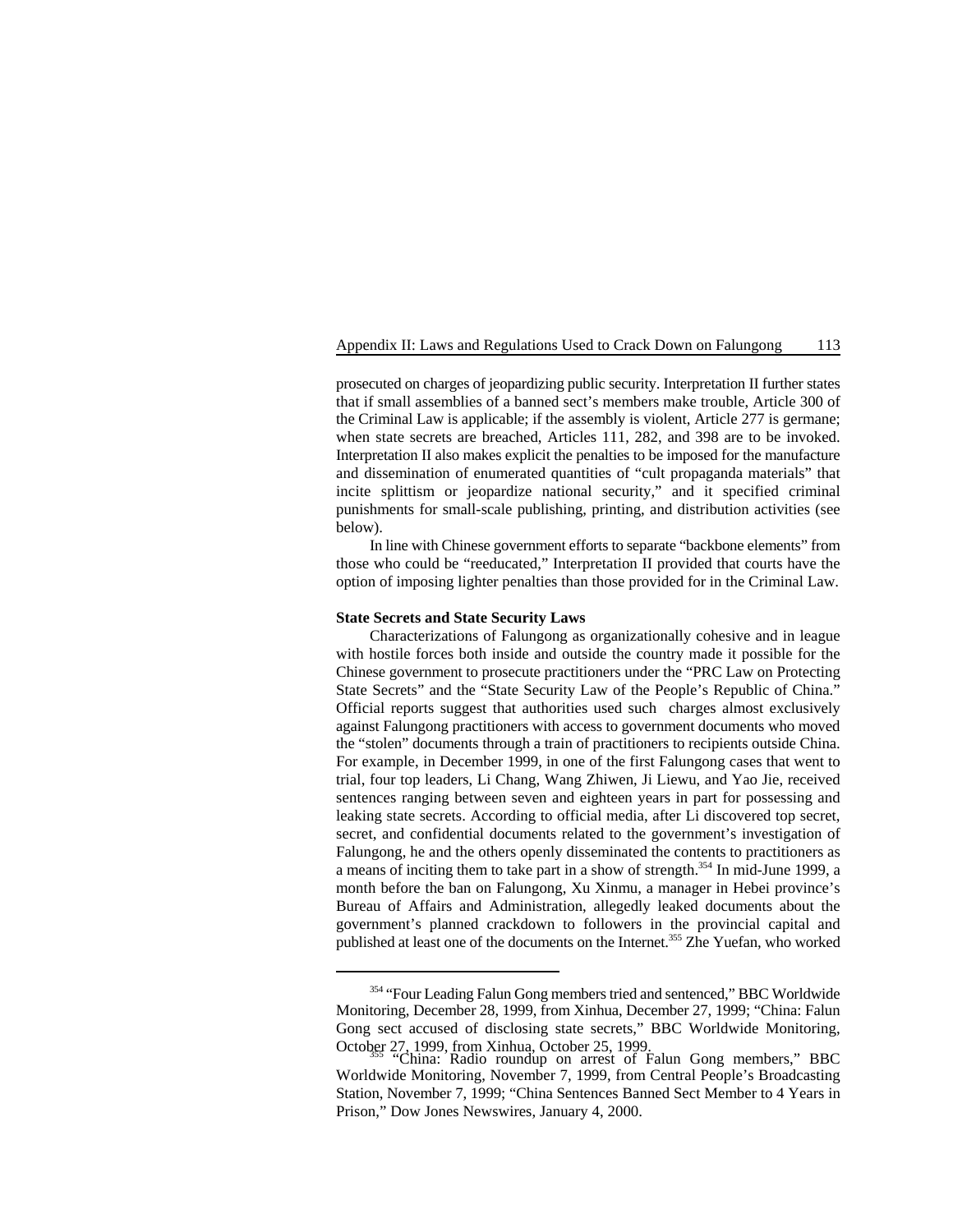prosecuted on charges of jeopardizing public security. Interpretation II further states that if small assemblies of a banned sect's members make trouble, Article 300 of the Criminal Law is applicable; if the assembly is violent, Article 277 is germane; when state secrets are breached, Articles 111, 282, and 398 are to be invoked. Interpretation II also makes explicit the penalties to be imposed for the manufacture and dissemination of enumerated quantities of "cult propaganda materials" that incite splittism or jeopardize national security," and it specified criminal punishments for small-scale publishing, printing, and distribution activities (see below).

In line with Chinese government efforts to separate "backbone elements" from those who could be "reeducated," Interpretation II provided that courts have the option of imposing lighter penalties than those provided for in the Criminal Law.

**State Secrets and State Security Laws**

Characterizations of Falungong as organizationally cohesive and in league with hostile forces both inside and outside the country made it possible for the Chinese government to prosecute practitioners under the "PRC Law on Protecting State Secrets" and the "State Security Law of the People's Republic of China." Official reports suggest that authorities used such charges almost exclusively against Falungong practitioners with access to government documents who moved the "stolen" documents through a train of practitioners to recipients outside China. For example, in December 1999, in one of the first Falungong cases that went to trial, four top leaders, Li Chang, Wang Zhiwen, Ji Liewu, and Yao Jie, received sentences ranging between seven and eighteen years in part for possessing and leaking state secrets. According to official media, after Li discovered top secret, secret, and confidential documents related to the government's investigation of Falungong, he and the others openly disseminated the contents to practitioners as a means of inciting them to take part in a show of strength.[354] In mid-June 1999, a month before the ban on Falungong, Xu Xinmu, a manager in Hebei province's Bureau of Affairs and Administration, allegedly leaked documents about the government's planned crackdown to followers in the provincial capital and published at least one of the documents on the Internet.[355] Zhe Yuefan, who worked

[354] "Four Leading Falun Gong members tried and sentenced," BBC Worldwide Monitoring, December 28, 1999, from Xinhua, December 27, 1999; "China: Falun Gong sect accused of disclosing state secrets," BBC Worldwide Monitoring, October 27, 1999, from Xinhua, October 25, 1999.

[355] "China: Radio roundup on arrest of Falun Gong members," BBC Worldwide Monitoring, November 7, 1999, from Central People's Broadcasting Station, November 7, 1999; "China Sentences Banned Sect Member to 4 Years in Prison," Dow Jones Newswires, January 4, 2000.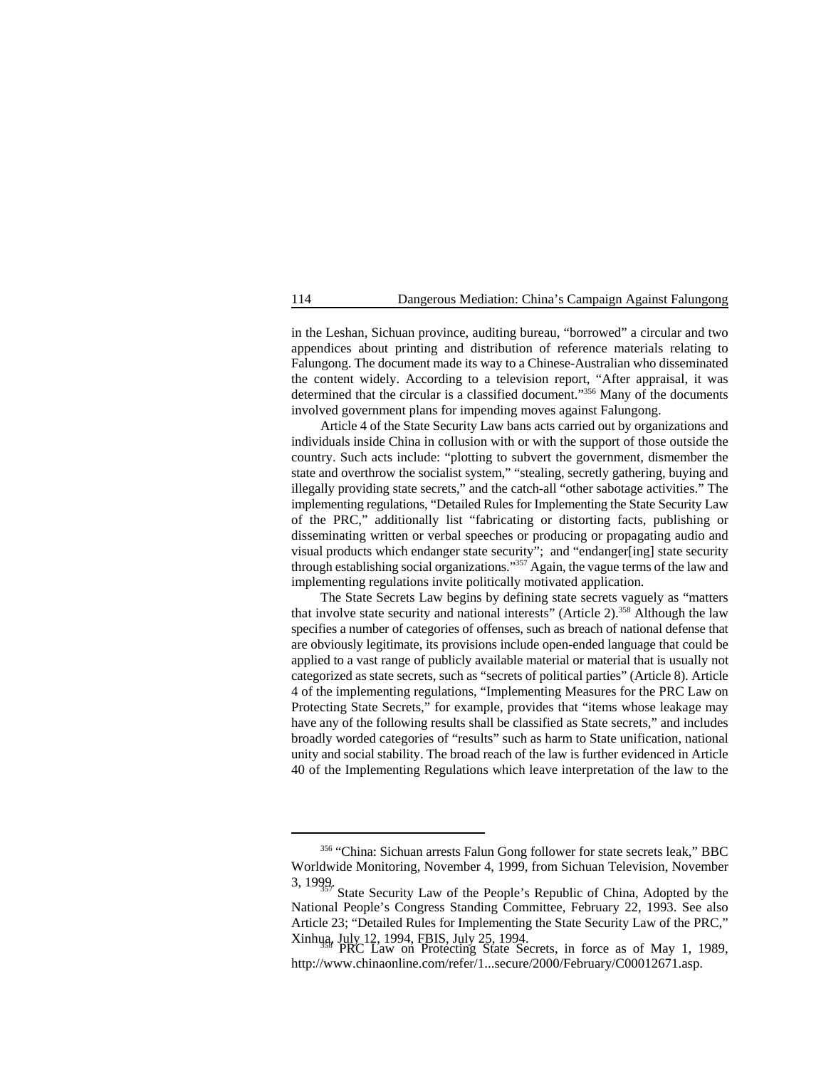in the Leshan, Sichuan province, auditing bureau, "borrowed" a circular and two appendices about printing and distribution of reference materials relating to Falungong. The document made its way to a Chinese-Australian who disseminated the content widely. According to a television report, "After appraisal, it was determined that the circular is a classified document."[356] Many of the documents involved government plans for impending moves against Falungong.

Article 4 of the State Security Law bans acts carried out by organizations and individuals inside China in collusion with or with the support of those outside the country. Such acts include: "plotting to subvert the government, dismember the state and overthrow the socialist system," "stealing, secretly gathering, buying and illegally providing state secrets," and the catch-all "other sabotage activities." The implementing regulations, "Detailed Rules for Implementing the State Security Law of the PRC," additionally list "fabricating or distorting facts, publishing or disseminating written or verbal speeches or producing or propagating audio and visual products which endanger state security"; and "endanger[ing] state security through establishing social organizations."[357] Again, the vague terms of the law and implementing regulations invite politically motivated application.

The State Secrets Law begins by defining state secrets vaguely as "matters that involve state security and national interests" (Article 2).[358] Although the law specifies a number of categories of offenses, such as breach of national defense that are obviously legitimate, its provisions include open-ended language that could be applied to a vast range of publicly available material or material that is usually not categorized as state secrets, such as "secrets of political parties" (Article 8). Article 4 of the implementing regulations, "Implementing Measures for the PRC Law on Protecting State Secrets," for example, provides that "items whose leakage may have any of the following results shall be classified as State secrets," and includes broadly worded categories of "results" such as harm to State unification, national unity and social stability. The broad reach of the law is further evidenced in Article 40 of the Implementing Regulations which leave interpretation of the law to the

---

[356] "China: Sichuan arrests Falun Gong follower for state secrets leak," BBC Worldwide Monitoring, November 4, 1999, from Sichuan Television, November 3, 1999.

[357] State Security Law of the People's Republic of China, Adopted by the National People's Congress Standing Committee, February 22, 1993. See also Article 23; "Detailed Rules for Implementing the State Security Law of the PRC," Xinhua, July 12, 1994, FBIS, July 25, 1994.

[358] PRC Law on Protecting State Secrets, in force as of May 1, 1989, http://www.chinaonline.com/refer/1...secure/2000/February/C00012671.asp.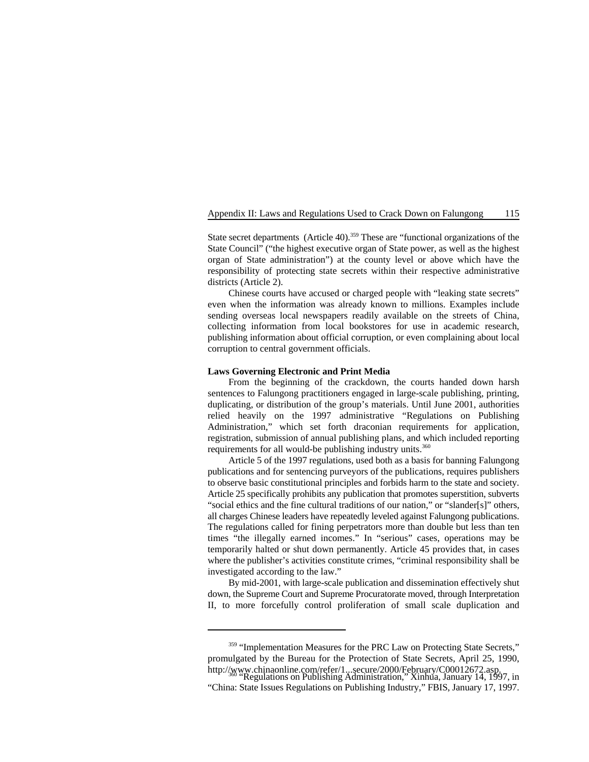State secret departments (Article 40).[359] These are "functional organizations of the State Council" ("the highest executive organ of State power, as well as the highest organ of State administration") at the county level or above which have the responsibility of protecting state secrets within their respective administrative districts (Article 2).

Chinese courts have accused or charged people with "leaking state secrets" even when the information was already known to millions. Examples include sending overseas local newspapers readily available on the streets of China, collecting information from local bookstores for use in academic research, publishing information about official corruption, or even complaining about local corruption to central government officials.

**Laws Governing Electronic and Print Media**

From the beginning of the crackdown, the courts handed down harsh sentences to Falungong practitioners engaged in large-scale publishing, printing, duplicating, or distribution of the group's materials. Until June 2001, authorities relied heavily on the 1997 administrative "Regulations on Publishing Administration," which set forth draconian requirements for application, registration, submission of annual publishing plans, and which included reporting requirements for all would-be publishing industry units.[360]

Article 5 of the 1997 regulations, used both as a basis for banning Falungong publications and for sentencing purveyors of the publications, requires publishers to observe basic constitutional principles and forbids harm to the state and society. Article 25 specifically prohibits any publication that promotes superstition, subverts "social ethics and the fine cultural traditions of our nation," or "slander[s]" others, all charges Chinese leaders have repeatedly leveled against Falungong publications. The regulations called for fining perpetrators more than double but less than ten times "the illegally earned incomes." In "serious" cases, operations may be temporarily halted or shut down permanently. Article 45 provides that, in cases where the publisher's activities constitute crimes, "criminal responsibility shall be investigated according to the law."

By mid-2001, with large-scale publication and dissemination effectively shut down, the Supreme Court and Supreme Procuratorate moved, through Interpretation II, to more forcefully control proliferation of small scale duplication and

---

[359] "Implementation Measures for the PRC Law on Protecting State Secrets," promulgated by the Bureau for the Protection of State Secrets, April 25, 1990, http://www.chinaonline.com/refer/1...secure/2000/February/C00012672.asp.

[360] "Regulations on Publishing Administration," Xinhua, January 14, 1997, in "China: State Issues Regulations on Publishing Industry," FBIS, January 17, 1997.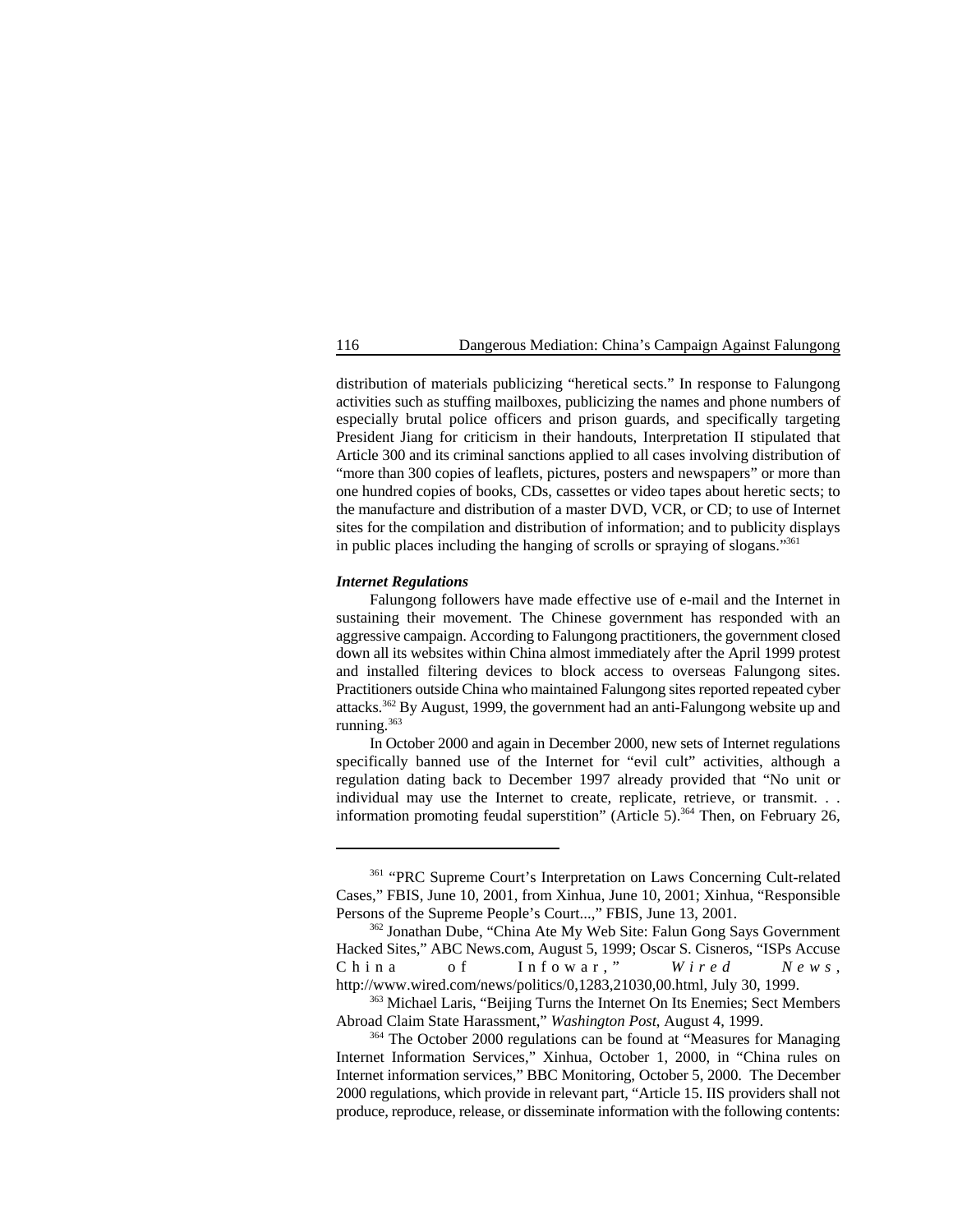distribution of materials publicizing "heretical sects." In response to Falungong activities such as stuffing mailboxes, publicizing the names and phone numbers of especially brutal police officers and prison guards, and specifically targeting President Jiang for criticism in their handouts, Interpretation II stipulated that Article 300 and its criminal sanctions applied to all cases involving distribution of "more than 300 copies of leaflets, pictures, posters and newspapers" or more than one hundred copies of books, CDs, cassettes or video tapes about heretic sects; to the manufacture and distribution of a master DVD, VCR, or CD; to use of Internet sites for the compilation and distribution of information; and to publicity displays in public places including the hanging of scrolls or spraying of slogans."[361]

***Internet Regulations***

Falungong followers have made effective use of e-mail and the Internet in sustaining their movement. The Chinese government has responded with an aggressive campaign. According to Falungong practitioners, the government closed down all its websites within China almost immediately after the April 1999 protest and installed filtering devices to block access to overseas Falungong sites. Practitioners outside China who maintained Falungong sites reported repeated cyber attacks.[362] By August, 1999, the government had an anti-Falungong website up and running.[363]

In October 2000 and again in December 2000, new sets of Internet regulations specifically banned use of the Internet for "evil cult" activities, although a regulation dating back to December 1997 already provided that "No unit or individual may use the Internet to create, replicate, retrieve, or transmit. . . information promoting feudal superstition" (Article 5).[364] Then, on February 26,

---

[361] "PRC Supreme Court's Interpretation on Laws Concerning Cult-related Cases," FBIS, June 10, 2001, from Xinhua, June 10, 2001; Xinhua, "Responsible Persons of the Supreme People's Court...," FBIS, June 13, 2001.

[362] Jonathan Dube, "China Ate My Web Site: Falun Gong Says Government Hacked Sites," ABC News.com, August 5, 1999; Oscar S. Cisneros, "ISPs Accuse China of Infowar," *Wired News*, http://www.wired.com/news/politics/0,1283,21030,00.html, July 30, 1999.

[363] Michael Laris, "Beijing Turns the Internet On Its Enemies; Sect Members Abroad Claim State Harassment," *Washington Post*, August 4, 1999.

[364] The October 2000 regulations can be found at "Measures for Managing Internet Information Services," Xinhua, October 1, 2000, in "China rules on Internet information services," BBC Monitoring, October 5, 2000. The December 2000 regulations, which provide in relevant part, "Article 15. IIS providers shall not produce, reproduce, release, or disseminate information with the following contents: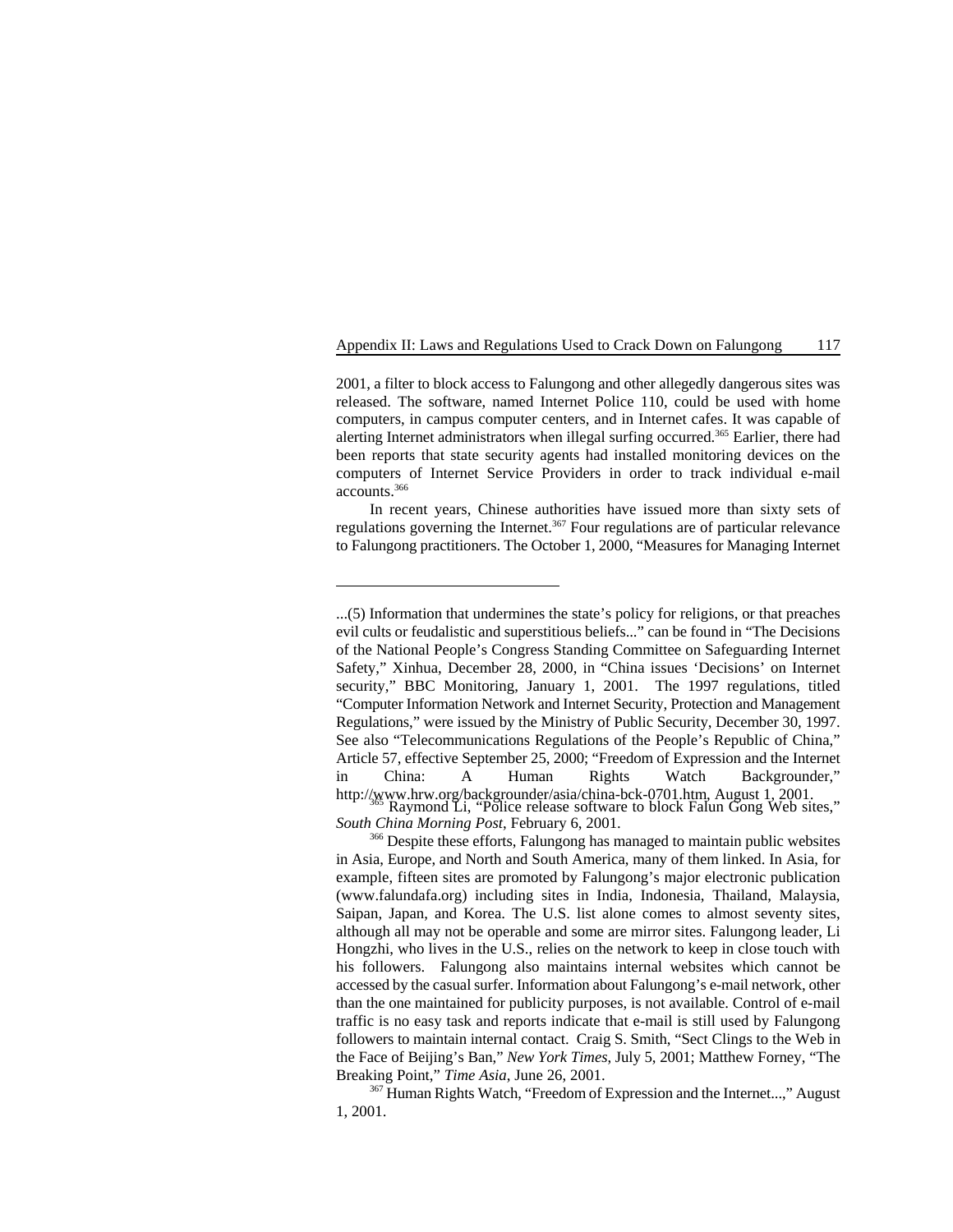2001, a filter to block access to Falungong and other allegedly dangerous sites was released. The software, named Internet Police 110, could be used with home computers, in campus computer centers, and in Internet cafes. It was capable of alerting Internet administrators when illegal surfing occurred.[365] Earlier, there had been reports that state security agents had installed monitoring devices on the computers of Internet Service Providers in order to track individual e-mail accounts.[366]

In recent years, Chinese authorities have issued more than sixty sets of regulations governing the Internet.[367] Four regulations are of particular relevance to Falungong practitioners. The October 1, 2000, "Measures for Managing Internet

---

...(5) Information that undermines the state's policy for religions, or that preaches evil cults or feudalistic and superstitious beliefs..." can be found in "The Decisions of the National People's Congress Standing Committee on Safeguarding Internet Safety," Xinhua, December 28, 2000, in "China issues 'Decisions' on Internet security," BBC Monitoring, January 1, 2001. The 1997 regulations, titled "Computer Information Network and Internet Security, Protection and Management Regulations," were issued by the Ministry of Public Security, December 30, 1997. See also "Telecommunications Regulations of the People's Republic of China," Article 57, effective September 25, 2000; "Freedom of Expression and the Internet in China: A Human Rights Watch Backgrounder," http://www.hrw.org/backgrounder/asia/china-bck-0701.htm, August 1, 2001.

[365] Raymond Li, "Police release software to block Falun Gong Web sites," *South China Morning Post*, February 6, 2001.

[366] Despite these efforts, Falungong has managed to maintain public websites in Asia, Europe, and North and South America, many of them linked. In Asia, for example, fifteen sites are promoted by Falungong's major electronic publication (www.falundafa.org) including sites in India, Indonesia, Thailand, Malaysia, Saipan, Japan, and Korea. The U.S. list alone comes to almost seventy sites, although all may not be operable and some are mirror sites. Falungong leader, Li Hongzhi, who lives in the U.S., relies on the network to keep in close touch with his followers. Falungong also maintains internal websites which cannot be accessed by the casual surfer. Information about Falungong's e-mail network, other than the one maintained for publicity purposes, is not available. Control of e-mail traffic is no easy task and reports indicate that e-mail is still used by Falungong followers to maintain internal contact. Craig S. Smith, "Sect Clings to the Web in the Face of Beijing's Ban," *New York Times*, July 5, 2001; Matthew Forney, "The Breaking Point," *Time Asia*, June 26, 2001.

[367] Human Rights Watch, "Freedom of Expression and the Internet...," August 1, 2001.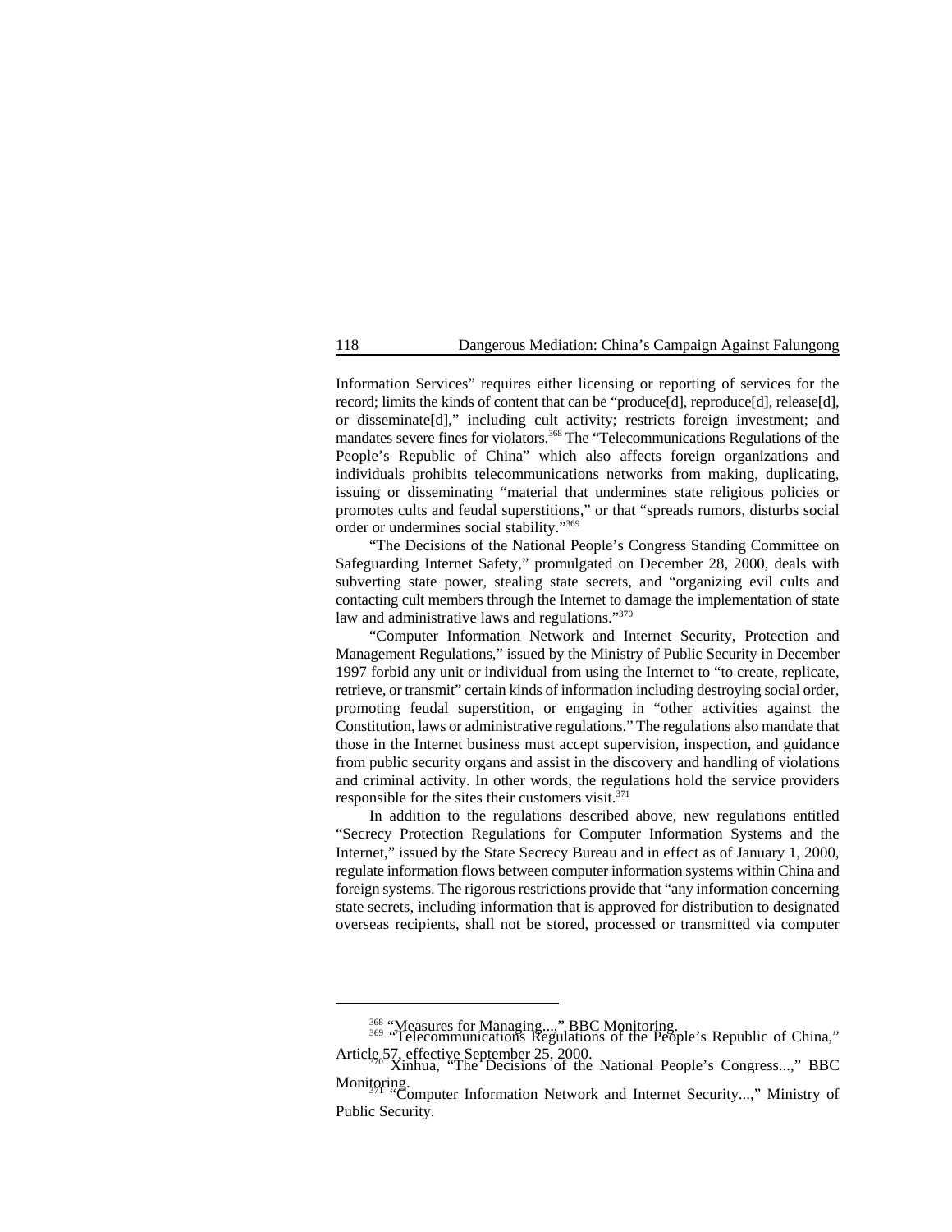Information Services" requires either licensing or reporting of services for the record; limits the kinds of content that can be "produce[d], reproduce[d], release[d], or disseminate[d]," including cult activity; restricts foreign investment; and mandates severe fines for violators.[368] The "Telecommunications Regulations of the People's Republic of China" which also affects foreign organizations and individuals prohibits telecommunications networks from making, duplicating, issuing or disseminating "material that undermines state religious policies or promotes cults and feudal superstitions," or that "spreads rumors, disturbs social order or undermines social stability."[369]

"The Decisions of the National People's Congress Standing Committee on Safeguarding Internet Safety," promulgated on December 28, 2000, deals with subverting state power, stealing state secrets, and "organizing evil cults and contacting cult members through the Internet to damage the implementation of state law and administrative laws and regulations."[370]

"Computer Information Network and Internet Security, Protection and Management Regulations," issued by the Ministry of Public Security in December 1997 forbid any unit or individual from using the Internet to "to create, replicate, retrieve, or transmit" certain kinds of information including destroying social order, promoting feudal superstition, or engaging in "other activities against the Constitution, laws or administrative regulations." The regulations also mandate that those in the Internet business must accept supervision, inspection, and guidance from public security organs and assist in the discovery and handling of violations and criminal activity. In other words, the regulations hold the service providers responsible for the sites their customers visit.[371]

In addition to the regulations described above, new regulations entitled "Secrecy Protection Regulations for Computer Information Systems and the Internet," issued by the State Secrecy Bureau and in effect as of January 1, 2000, regulate information flows between computer information systems within China and foreign systems. The rigorous restrictions provide that "any information concerning state secrets, including information that is approved for distribution to designated overseas recipients, shall not be stored, processed or transmitted via computer

---

[368] "Measures for Managing...," BBC Monitoring.

[369] "Telecommunications Regulations of the People's Republic of China," Article 57, effective September 25, 2000.

[370] Xinhua, "The Decisions of the National People's Congress...," BBC Monitoring.

[371] "Computer Information Network and Internet Security...," Ministry of Public Security.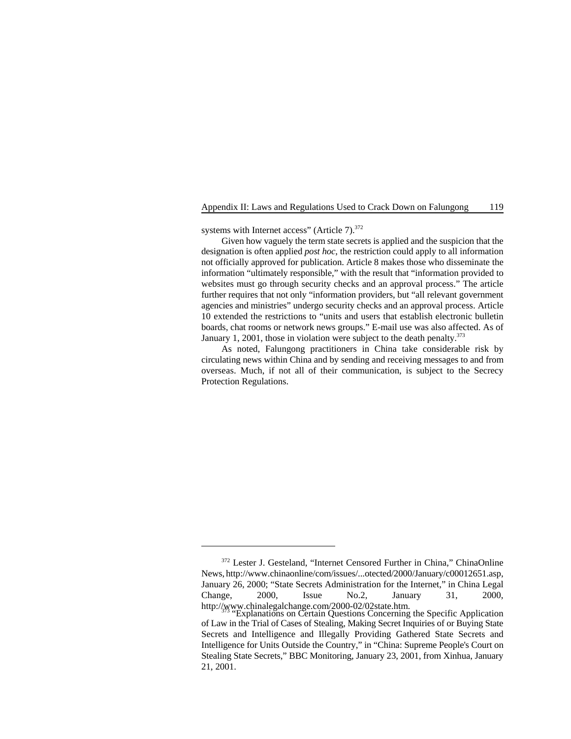systems with Internet access" (Article 7).[372]

Given how vaguely the term state secrets is applied and the suspicion that the designation is often applied *post hoc*, the restriction could apply to all information not officially approved for publication. Article 8 makes those who disseminate the information "ultimately responsible," with the result that "information provided to websites must go through security checks and an approval process." The article further requires that not only "information providers, but "all relevant government agencies and ministries" undergo security checks and an approval process. Article 10 extended the restrictions to "units and users that establish electronic bulletin boards, chat rooms or network news groups." E-mail use was also affected. As of January 1, 2001, those in violation were subject to the death penalty.[373]

As noted, Falungong practitioners in China take considerable risk by circulating news within China and by sending and receiving messages to and from overseas. Much, if not all of their communication, is subject to the Secrecy Protection Regulations.

---

[372] Lester J. Gesteland, "Internet Censored Further in China," ChinaOnline News, http://www.chinaonline/com/issues/...otected/2000/January/c00012651.asp, January 26, 2000; "State Secrets Administration for the Internet," in China Legal Change, 2000, Issue No.2, January 31, 2000, http://www.chinalegalchange.com/2000-02/02state.htm.

[373] "Explanations on Certain Questions Concerning the Specific Application of Law in the Trial of Cases of Stealing, Making Secret Inquiries of or Buying State Secrets and Intelligence and Illegally Providing Gathered State Secrets and Intelligence for Units Outside the Country," in "China: Supreme People's Court on Stealing State Secrets," BBC Monitoring, January 23, 2001, from Xinhua, January 21, 2001.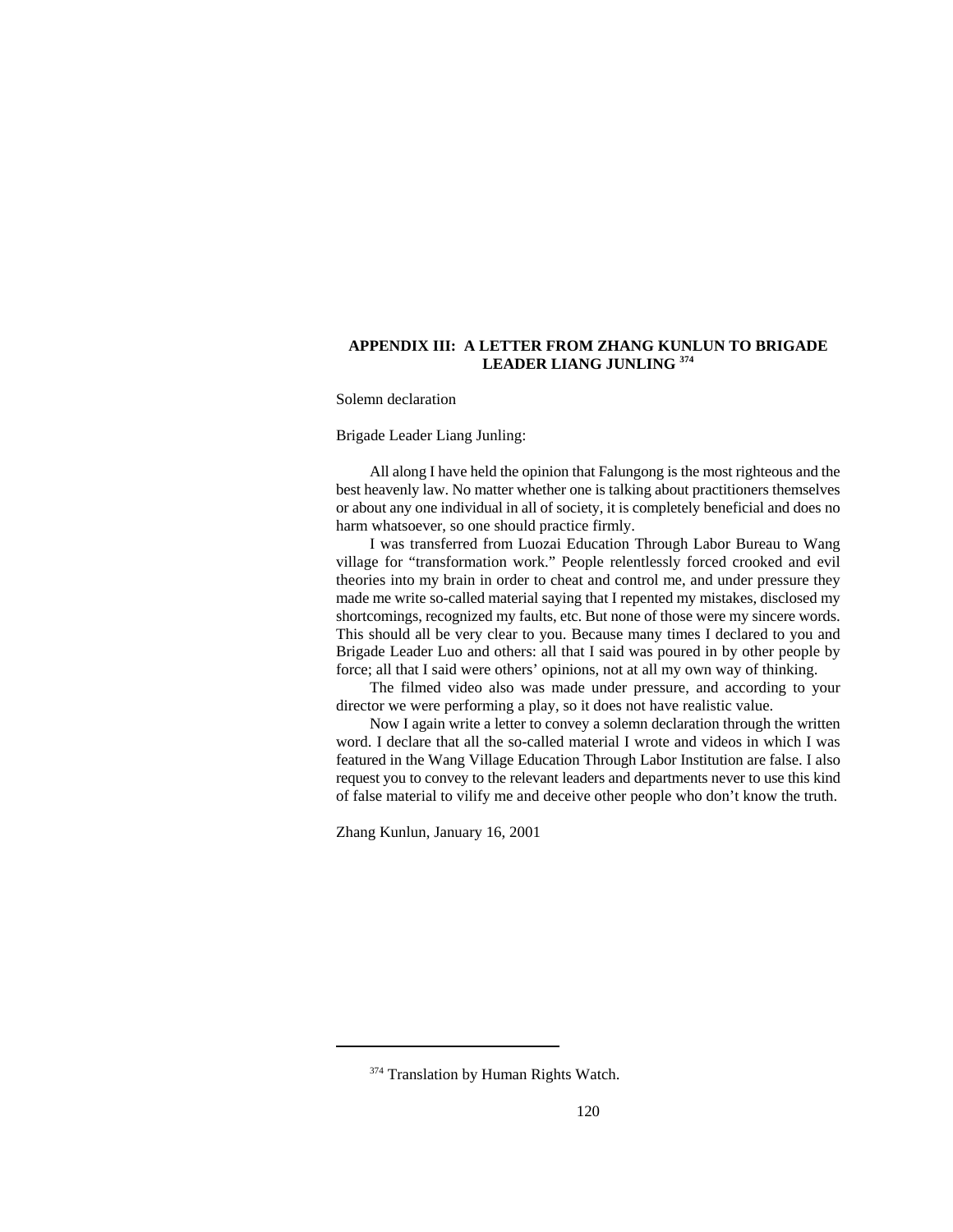## APPENDIX III: A LETTER FROM ZHANG KUNLUN TO BRIGADE LEADER LIANG JUNLING [374]

Solemn declaration

Brigade Leader Liang Junling:

All along I have held the opinion that Falungong is the most righteous and the best heavenly law. No matter whether one is talking about practitioners themselves or about any one individual in all of society, it is completely beneficial and does no harm whatsoever, so one should practice firmly.

I was transferred from Luozai Education Through Labor Bureau to Wang village for "transformation work." People relentlessly forced crooked and evil theories into my brain in order to cheat and control me, and under pressure they made me write so-called material saying that I repented my mistakes, disclosed my shortcomings, recognized my faults, etc. But none of those were my sincere words. This should all be very clear to you. Because many times I declared to you and Brigade Leader Luo and others: all that I said was poured in by other people by force; all that I said were others' opinions, not at all my own way of thinking.

The filmed video also was made under pressure, and according to your director we were performing a play, so it does not have realistic value.

Now I again write a letter to convey a solemn declaration through the written word. I declare that all the so-called material I wrote and videos in which I was featured in the Wang Village Education Through Labor Institution are false. I also request you to convey to the relevant leaders and departments never to use this kind of false material to vilify me and deceive other people who don't know the truth.

Zhang Kunlun, January 16, 2001

---

[374] Translation by Human Rights Watch.